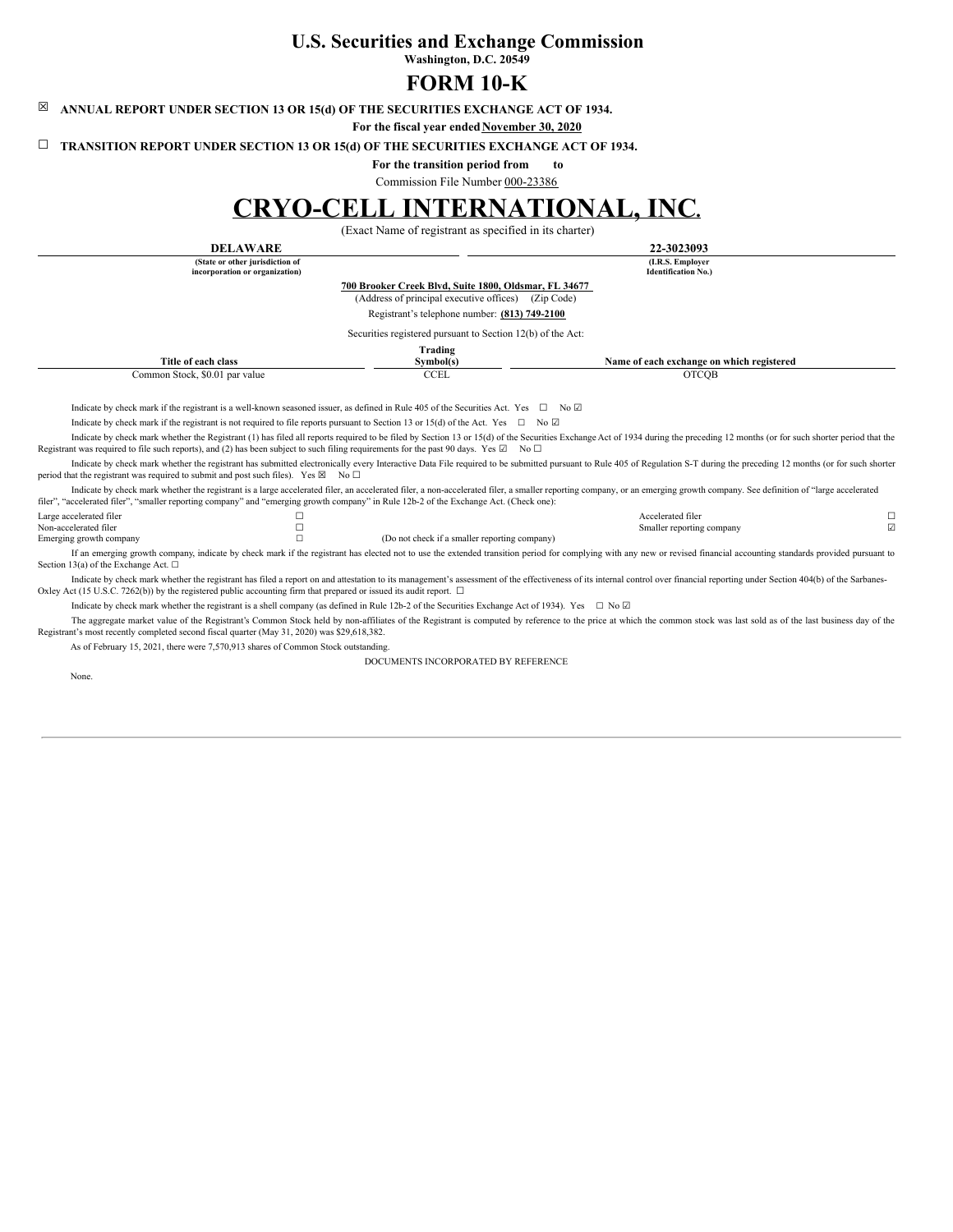# U.S. Securities and Exchange Commission

**Washington, D.C. 20549**

# FORM 10-K

☒ **ANNUAL REPORT UNDER SECTION 13 OR 15(d) OF THE SECURITIES EXCHANGE ACT OF 1934.**

**For the fiscal year ended November 30, 2020**

☐ **TRANSITION REPORT UNDER SECTION 13 OR 15(d) OF THE SECURITIES EXCHANGE ACT OF 1934.**

**For the transition period from to**

Commission File Number 000-23386

# CRYO-CELL INTERNATIONAL, INC.

(Exact Name of registrant as specified in its charter)

| **DELAWARE** | **22-3023093** |
|---|---|
| **(State or other jurisdiction of incorporation or organization)** | **(I.R.S. Employer Identification No.)** |

**700 Brooker Creek Blvd, Suite 1800, Oldsmar, FL 34677**

(Address of principal executive offices) (Zip Code)

Registrant's telephone number: **(813) 749-2100**

Securities registered pursuant to Section 12(b) of the Act:

| Title of each class | Trading Symbol(s) | Name of each exchange on which registered |
|---|---|---|
| Common Stock, $0.01 par value | CCEL | OTCQB |

Indicate by check mark if the registrant is a well-known seasoned issuer, as defined in Rule 405 of the Securities Act. Yes ☐ No ☑

Indicate by check mark if the registrant is not required to file reports pursuant to Section 13 or 15(d) of the Act. Yes ☐ No ☑

Indicate by check mark whether the Registrant (1) has filed all reports required to be filed by Section 13 or 15(d) of the Securities Exchange Act of 1934 during the preceding 12 months (or for such shorter period that the Registrant was required to file such reports), and (2) has been subject to such filing requirements for the past 90 days. Yes ☑ No ☐

Indicate by check mark whether the registrant has submitted electronically every Interactive Data File required to be submitted pursuant to Rule 405 of Regulation S-T during the preceding 12 months (or for such shorter period that the registrant was required to submit and post such files). Yes ☒ No ☐

Indicate by check mark whether the registrant is a large accelerated filer, an accelerated filer, a non-accelerated filer, a smaller reporting company, or an emerging growth company. See definition of "large accelerated filer", "accelerated filer", "smaller reporting company" and "emerging growth company" in Rule 12b-2 of the Exchange Act. (Check one):

| | | | |
|---|---|---|---|
| Large accelerated filer | ☐ | Accelerated filer | ☐ |
| Non-accelerated filer | ☐ | Smaller reporting company | ☑ |
| Emerging growth company | ☐ | (Do not check if a smaller reporting company) | |

If an emerging growth company, indicate by check mark if the registrant has elected not to use the extended transition period for complying with any new or revised financial accounting standards provided pursuant to Section 13(a) of the Exchange Act. ☐

Indicate by check mark whether the registrant has filed a report on and attestation to its management's assessment of the effectiveness of its internal control over financial reporting under Section 404(b) of the Sarbanes-Oxley Act (15 U.S.C. 7262(b)) by the registered public accounting firm that prepared or issued its audit report. ☐

Indicate by check mark whether the registrant is a shell company (as defined in Rule 12b-2 of the Securities Exchange Act of 1934). Yes ☐ No ☑

The aggregate market value of the Registrant's Common Stock held by non-affiliates of the Registrant is computed by reference to the price at which the common stock was last sold as of the last business day of the Registrant's most recently completed second fiscal quarter (May 31, 2020) was $29,618,382.

As of February 15, 2021, there were 7,570,913 shares of Common Stock outstanding.

DOCUMENTS INCORPORATED BY REFERENCE

None.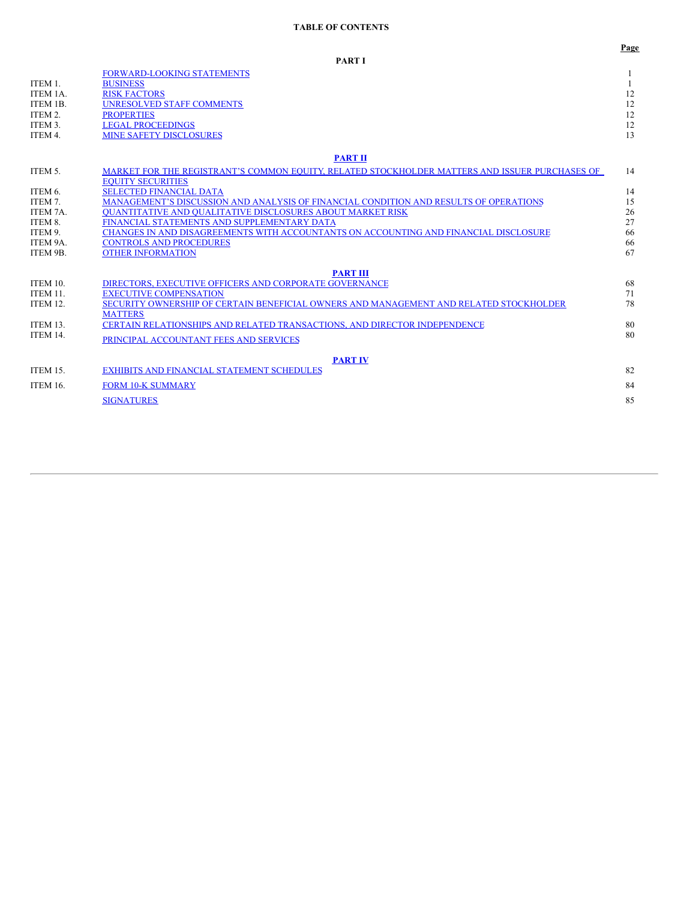# TABLE OF CONTENTS

| | | Page |
|---|---|---|
| | **PART I** | |
| | FORWARD-LOOKING STATEMENTS | 1 |
| ITEM 1. | BUSINESS | 1 |
| ITEM 1A. | RISK FACTORS | 12 |
| ITEM 1B. | UNRESOLVED STAFF COMMENTS | 12 |
| ITEM 2. | PROPERTIES | 12 |
| ITEM 3. | LEGAL PROCEEDINGS | 12 |
| ITEM 4. | MINE SAFETY DISCLOSURES | 13 |
| | **PART II** | |
| ITEM 5. | MARKET FOR THE REGISTRANT'S COMMON EQUITY, RELATED STOCKHOLDER MATTERS AND ISSUER PURCHASES OF EQUITY SECURITIES | 14 |
| ITEM 6. | SELECTED FINANCIAL DATA | 14 |
| ITEM 7. | MANAGEMENT'S DISCUSSION AND ANALYSIS OF FINANCIAL CONDITION AND RESULTS OF OPERATIONS | 15 |
| ITEM 7A. | QUANTITATIVE AND QUALITATIVE DISCLOSURES ABOUT MARKET RISK | 26 |
| ITEM 8. | FINANCIAL STATEMENTS AND SUPPLEMENTARY DATA | 27 |
| ITEM 9. | CHANGES IN AND DISAGREEMENTS WITH ACCOUNTANTS ON ACCOUNTING AND FINANCIAL DISCLOSURE | 66 |
| ITEM 9A. | CONTROLS AND PROCEDURES | 66 |
| ITEM 9B. | OTHER INFORMATION | 67 |
| | **PART III** | |
| ITEM 10. | DIRECTORS, EXECUTIVE OFFICERS AND CORPORATE GOVERNANCE | 68 |
| ITEM 11. | EXECUTIVE COMPENSATION | 71 |
| ITEM 12. | SECURITY OWNERSHIP OF CERTAIN BENEFICIAL OWNERS AND MANAGEMENT AND RELATED STOCKHOLDER MATTERS | 78 |
| ITEM 13. | CERTAIN RELATIONSHIPS AND RELATED TRANSACTIONS, AND DIRECTOR INDEPENDENCE | 80 |
| ITEM 14. | PRINCIPAL ACCOUNTANT FEES AND SERVICES | 80 |
| | **PART IV** | |
| ITEM 15. | EXHIBITS AND FINANCIAL STATEMENT SCHEDULES | 82 |
| ITEM 16. | FORM 10-K SUMMARY | 84 |
| | SIGNATURES | 85 |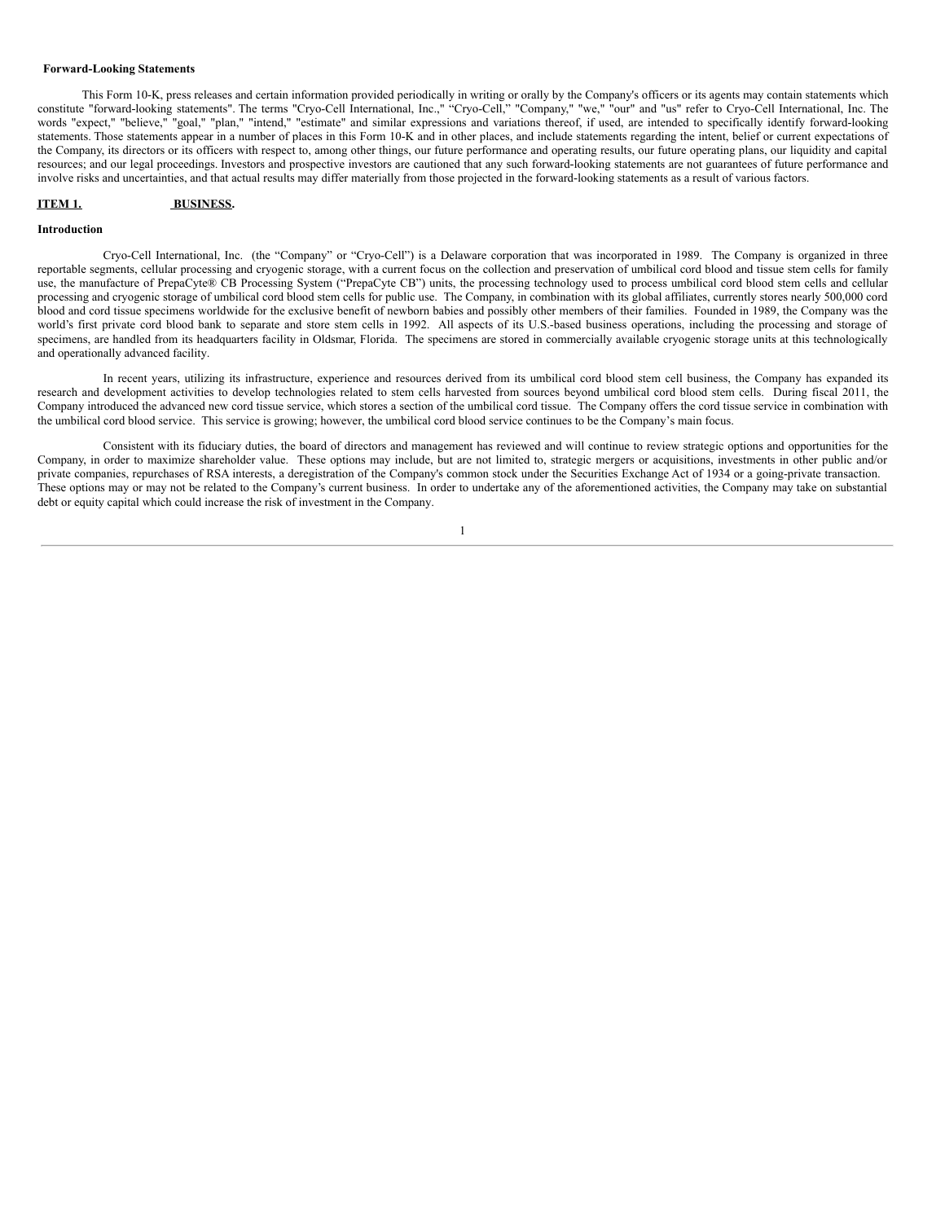**Forward-Looking Statements**

This Form 10-K, press releases and certain information provided periodically in writing or orally by the Company's officers or its agents may contain statements which constitute "forward-looking statements". The terms "Cryo-Cell International, Inc.," "Cryo-Cell," "Company," "we," "our" and "us" refer to Cryo-Cell International, Inc. The words "expect," "believe," "goal," "plan," "intend," "estimate" and similar expressions and variations thereof, if used, are intended to specifically identify forward-looking statements. Those statements appear in a number of places in this Form 10-K and in other places, and include statements regarding the intent, belief or current expectations of the Company, its directors or its officers with respect to, among other things, our future performance and operating results, our future operating plans, our liquidity and capital resources; and our legal proceedings. Investors and prospective investors are cautioned that any such forward-looking statements are not guarantees of future performance and involve risks and uncertainties, and that actual results may differ materially from those projected in the forward-looking statements as a result of various factors.

## ITEM 1. BUSINESS.

**Introduction**

Cryo-Cell International, Inc. (the "Company" or "Cryo-Cell") is a Delaware corporation that was incorporated in 1989. The Company is organized in three reportable segments, cellular processing and cryogenic storage, with a current focus on the collection and preservation of umbilical cord blood and tissue stem cells for family use, the manufacture of PrepaCyte® CB Processing System ("PrepaCyte CB") units, the processing technology used to process umbilical cord blood stem cells and cellular processing and cryogenic storage of umbilical cord blood stem cells for public use. The Company, in combination with its global affiliates, currently stores nearly 500,000 cord blood and cord tissue specimens worldwide for the exclusive benefit of newborn babies and possibly other members of their families. Founded in 1989, the Company was the world's first private cord blood bank to separate and store stem cells in 1992. All aspects of its U.S.-based business operations, including the processing and storage of specimens, are handled from its headquarters facility in Oldsmar, Florida. The specimens are stored in commercially available cryogenic storage units at this technologically and operationally advanced facility.

In recent years, utilizing its infrastructure, experience and resources derived from its umbilical cord blood stem cell business, the Company has expanded its research and development activities to develop technologies related to stem cells harvested from sources beyond umbilical cord blood stem cells. During fiscal 2011, the Company introduced the advanced new cord tissue service, which stores a section of the umbilical cord tissue. The Company offers the cord tissue service in combination with the umbilical cord blood service. This service is growing; however, the umbilical cord blood service continues to be the Company's main focus.

Consistent with its fiduciary duties, the board of directors and management has reviewed and will continue to review strategic options and opportunities for the Company, in order to maximize shareholder value. These options may include, but are not limited to, strategic mergers or acquisitions, investments in other public and/or private companies, repurchases of RSA interests, a deregistration of the Company's common stock under the Securities Exchange Act of 1934 or a going-private transaction. These options may or may not be related to the Company's current business. In order to undertake any of the aforementioned activities, the Company may take on substantial debt or equity capital which could increase the risk of investment in the Company.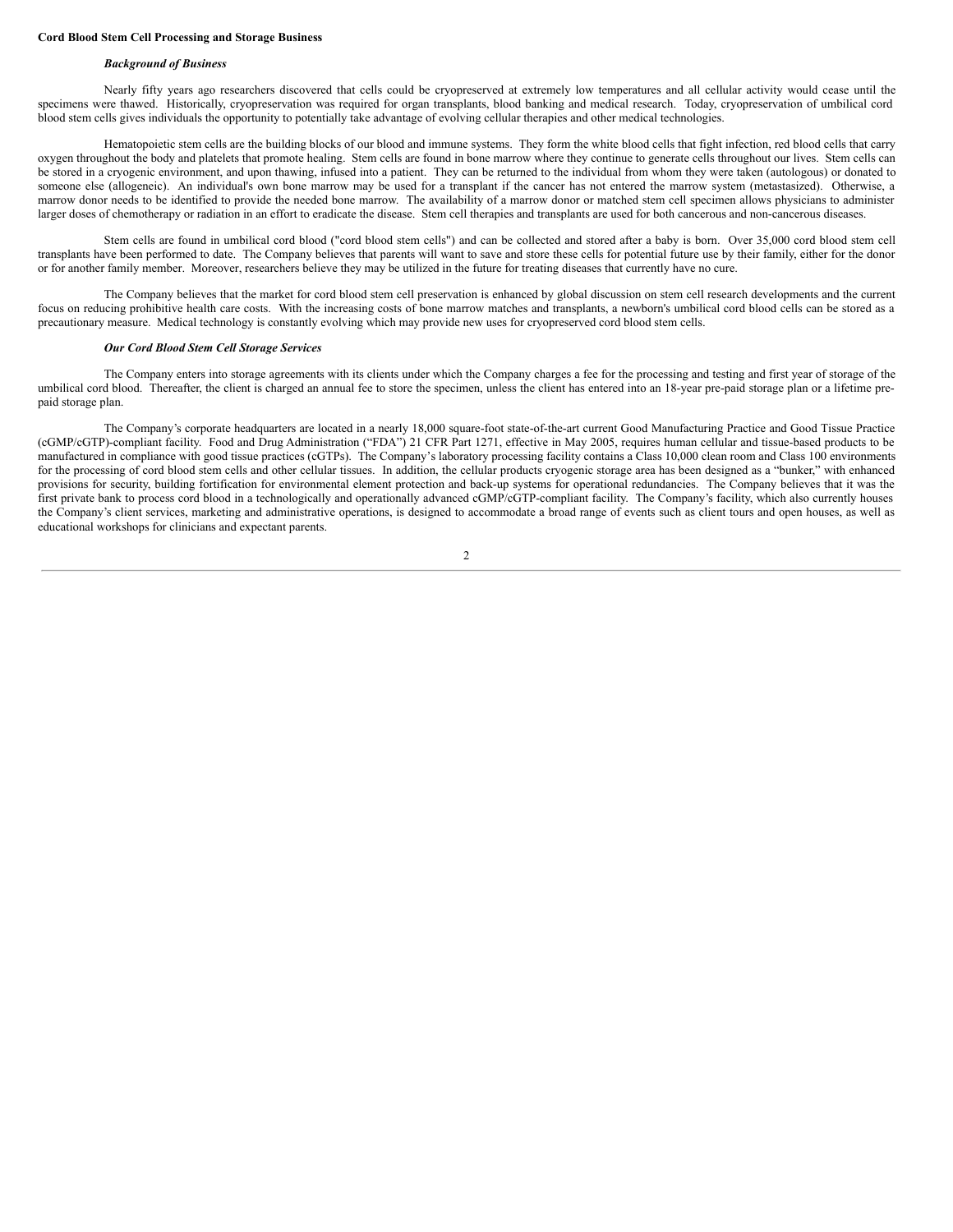**Cord Blood Stem Cell Processing and Storage Business**

***Background of Business***

Nearly fifty years ago researchers discovered that cells could be cryopreserved at extremely low temperatures and all cellular activity would cease until the specimens were thawed. Historically, cryopreservation was required for organ transplants, blood banking and medical research. Today, cryopreservation of umbilical cord blood stem cells gives individuals the opportunity to potentially take advantage of evolving cellular therapies and other medical technologies.

Hematopoietic stem cells are the building blocks of our blood and immune systems. They form the white blood cells that fight infection, red blood cells that carry oxygen throughout the body and platelets that promote healing. Stem cells are found in bone marrow where they continue to generate cells throughout our lives. Stem cells can be stored in a cryogenic environment, and upon thawing, infused into a patient. They can be returned to the individual from whom they were taken (autologous) or donated to someone else (allogeneic). An individual's own bone marrow may be used for a transplant if the cancer has not entered the marrow system (metastasized). Otherwise, a marrow donor needs to be identified to provide the needed bone marrow. The availability of a marrow donor or matched stem cell specimen allows physicians to administer larger doses of chemotherapy or radiation in an effort to eradicate the disease. Stem cell therapies and transplants are used for both cancerous and non-cancerous diseases.

Stem cells are found in umbilical cord blood ("cord blood stem cells") and can be collected and stored after a baby is born. Over 35,000 cord blood stem cell transplants have been performed to date. The Company believes that parents will want to save and store these cells for potential future use by their family, either for the donor or for another family member. Moreover, researchers believe they may be utilized in the future for treating diseases that currently have no cure.

The Company believes that the market for cord blood stem cell preservation is enhanced by global discussion on stem cell research developments and the current focus on reducing prohibitive health care costs. With the increasing costs of bone marrow matches and transplants, a newborn's umbilical cord blood cells can be stored as a precautionary measure. Medical technology is constantly evolving which may provide new uses for cryopreserved cord blood stem cells.

***Our Cord Blood Stem Cell Storage Services***

The Company enters into storage agreements with its clients under which the Company charges a fee for the processing and testing and first year of storage of the umbilical cord blood. Thereafter, the client is charged an annual fee to store the specimen, unless the client has entered into an 18-year pre-paid storage plan or a lifetime pre-paid storage plan.

The Company's corporate headquarters are located in a nearly 18,000 square-foot state-of-the-art current Good Manufacturing Practice and Good Tissue Practice (cGMP/cGTP)-compliant facility. Food and Drug Administration ("FDA") 21 CFR Part 1271, effective in May 2005, requires human cellular and tissue-based products to be manufactured in compliance with good tissue practices (cGTPs). The Company's laboratory processing facility contains a Class 10,000 clean room and Class 100 environments for the processing of cord blood stem cells and other cellular tissues. In addition, the cellular products cryogenic storage area has been designed as a "bunker," with enhanced provisions for security, building fortification for environmental element protection and back-up systems for operational redundancies. The Company believes that it was the first private bank to process cord blood in a technologically and operationally advanced cGMP/cGTP-compliant facility. The Company's facility, which also currently houses the Company's client services, marketing and administrative operations, is designed to accommodate a broad range of events such as client tours and open houses, as well as educational workshops for clinicians and expectant parents.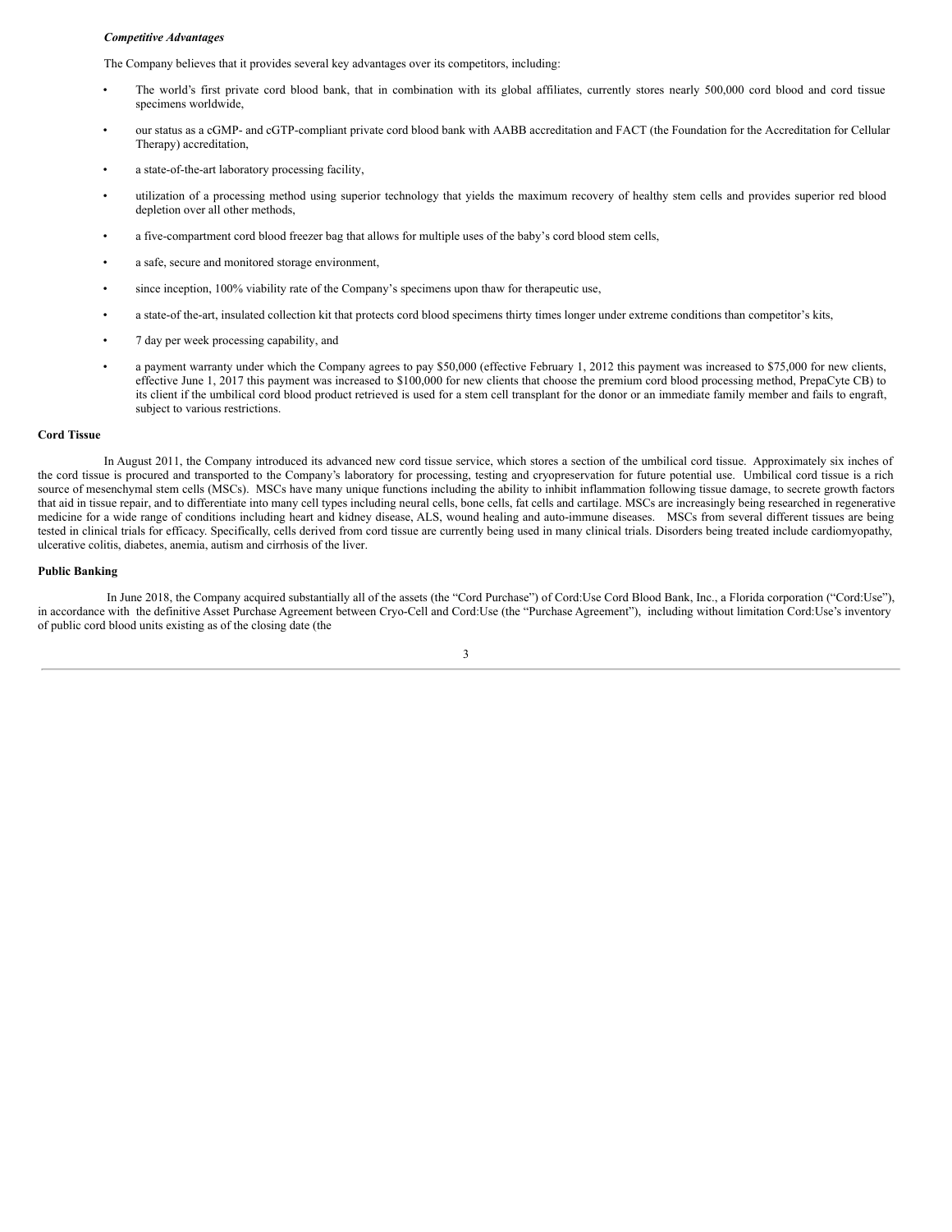***Competitive Advantages***

The Company believes that it provides several key advantages over its competitors, including:

- The world's first private cord blood bank, that in combination with its global affiliates, currently stores nearly 500,000 cord blood and cord tissue specimens worldwide,
- our status as a cGMP- and cGTP-compliant private cord blood bank with AABB accreditation and FACT (the Foundation for the Accreditation for Cellular Therapy) accreditation,
- a state-of-the-art laboratory processing facility,
- utilization of a processing method using superior technology that yields the maximum recovery of healthy stem cells and provides superior red blood depletion over all other methods,
- a five-compartment cord blood freezer bag that allows for multiple uses of the baby's cord blood stem cells,
- a safe, secure and monitored storage environment,
- since inception, 100% viability rate of the Company's specimens upon thaw for therapeutic use,
- a state-of the-art, insulated collection kit that protects cord blood specimens thirty times longer under extreme conditions than competitor's kits,
- 7 day per week processing capability, and
- a payment warranty under which the Company agrees to pay $50,000 (effective February 1, 2012 this payment was increased to $75,000 for new clients, effective June 1, 2017 this payment was increased to $100,000 for new clients that choose the premium cord blood processing method, PrepaCyte CB) to its client if the umbilical cord blood product retrieved is used for a stem cell transplant for the donor or an immediate family member and fails to engraft, subject to various restrictions.

**Cord Tissue**

In August 2011, the Company introduced its advanced new cord tissue service, which stores a section of the umbilical cord tissue. Approximately six inches of the cord tissue is procured and transported to the Company's laboratory for processing, testing and cryopreservation for future potential use. Umbilical cord tissue is a rich source of mesenchymal stem cells (MSCs). MSCs have many unique functions including the ability to inhibit inflammation following tissue damage, to secrete growth factors that aid in tissue repair, and to differentiate into many cell types including neural cells, bone cells, fat cells and cartilage. MSCs are increasingly being researched in regenerative medicine for a wide range of conditions including heart and kidney disease, ALS, wound healing and auto-immune diseases. MSCs from several different tissues are being tested in clinical trials for efficacy. Specifically, cells derived from cord tissue are currently being used in many clinical trials. Disorders being treated include cardiomyopathy, ulcerative colitis, diabetes, anemia, autism and cirrhosis of the liver.

**Public Banking**

In June 2018, the Company acquired substantially all of the assets (the "Cord Purchase") of Cord:Use Cord Blood Bank, Inc., a Florida corporation ("Cord:Use"), in accordance with the definitive Asset Purchase Agreement between Cryo-Cell and Cord:Use (the "Purchase Agreement"), including without limitation Cord:Use's inventory of public cord blood units existing as of the closing date (the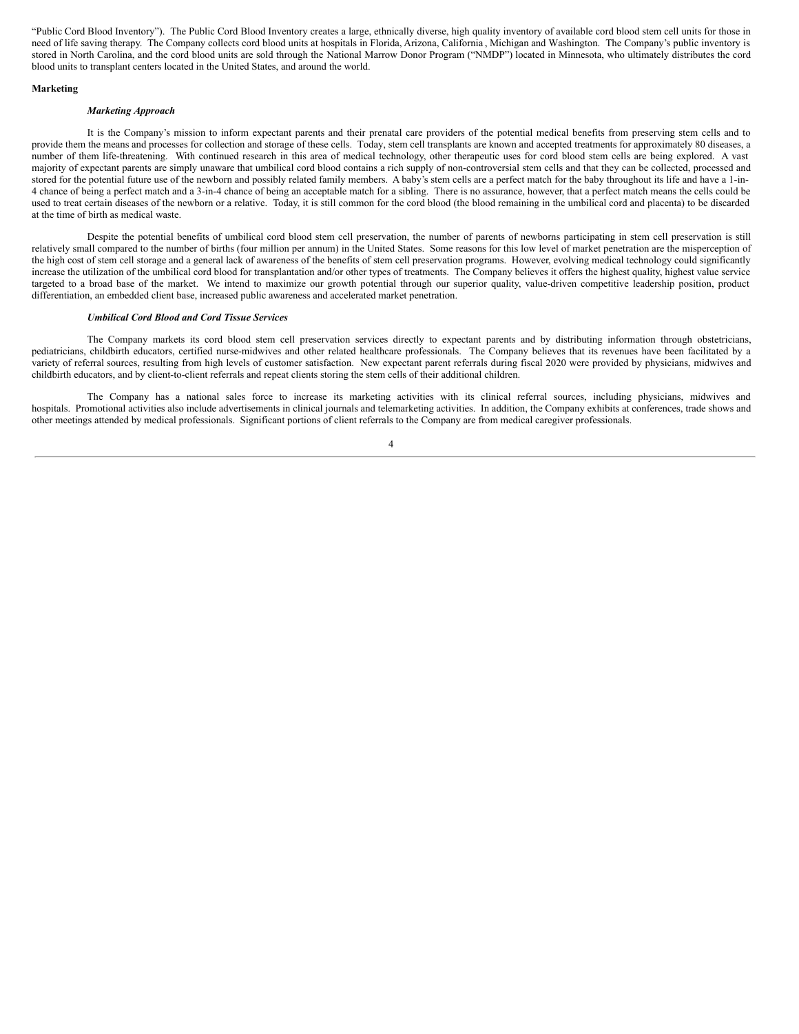"Public Cord Blood Inventory"). The Public Cord Blood Inventory creates a large, ethnically diverse, high quality inventory of available cord blood stem cell units for those in need of life saving therapy. The Company collects cord blood units at hospitals in Florida, Arizona, California , Michigan and Washington. The Company's public inventory is stored in North Carolina, and the cord blood units are sold through the National Marrow Donor Program ("NMDP") located in Minnesota, who ultimately distributes the cord blood units to transplant centers located in the United States, and around the world.

**Marketing**

***Marketing Approach***

It is the Company's mission to inform expectant parents and their prenatal care providers of the potential medical benefits from preserving stem cells and to provide them the means and processes for collection and storage of these cells. Today, stem cell transplants are known and accepted treatments for approximately 80 diseases, a number of them life-threatening. With continued research in this area of medical technology, other therapeutic uses for cord blood stem cells are being explored. A vast majority of expectant parents are simply unaware that umbilical cord blood contains a rich supply of non-controversial stem cells and that they can be collected, processed and stored for the potential future use of the newborn and possibly related family members. A baby's stem cells are a perfect match for the baby throughout its life and have a 1-in-4 chance of being a perfect match and a 3-in-4 chance of being an acceptable match for a sibling. There is no assurance, however, that a perfect match means the cells could be used to treat certain diseases of the newborn or a relative. Today, it is still common for the cord blood (the blood remaining in the umbilical cord and placenta) to be discarded at the time of birth as medical waste.

Despite the potential benefits of umbilical cord blood stem cell preservation, the number of parents of newborns participating in stem cell preservation is still relatively small compared to the number of births (four million per annum) in the United States. Some reasons for this low level of market penetration are the misperception of the high cost of stem cell storage and a general lack of awareness of the benefits of stem cell preservation programs. However, evolving medical technology could significantly increase the utilization of the umbilical cord blood for transplantation and/or other types of treatments. The Company believes it offers the highest quality, highest value service targeted to a broad base of the market. We intend to maximize our growth potential through our superior quality, value-driven competitive leadership position, product differentiation, an embedded client base, increased public awareness and accelerated market penetration.

***Umbilical Cord Blood and Cord Tissue Services***

The Company markets its cord blood stem cell preservation services directly to expectant parents and by distributing information through obstetricians, pediatricians, childbirth educators, certified nurse-midwives and other related healthcare professionals. The Company believes that its revenues have been facilitated by a variety of referral sources, resulting from high levels of customer satisfaction. New expectant parent referrals during fiscal 2020 were provided by physicians, midwives and childbirth educators, and by client-to-client referrals and repeat clients storing the stem cells of their additional children.

The Company has a national sales force to increase its marketing activities with its clinical referral sources, including physicians, midwives and hospitals. Promotional activities also include advertisements in clinical journals and telemarketing activities. In addition, the Company exhibits at conferences, trade shows and other meetings attended by medical professionals. Significant portions of client referrals to the Company are from medical caregiver professionals.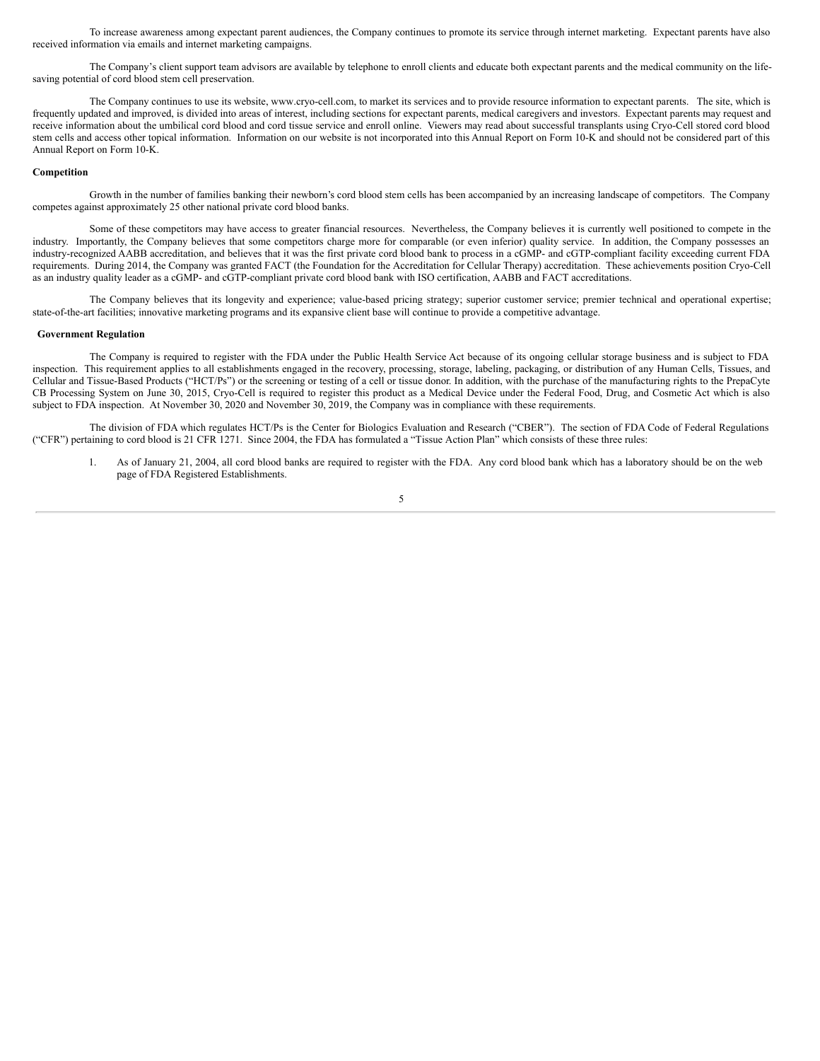To increase awareness among expectant parent audiences, the Company continues to promote its service through internet marketing. Expectant parents have also received information via emails and internet marketing campaigns.

The Company's client support team advisors are available by telephone to enroll clients and educate both expectant parents and the medical community on the life-saving potential of cord blood stem cell preservation.

The Company continues to use its website, www.cryo-cell.com, to market its services and to provide resource information to expectant parents. The site, which is frequently updated and improved, is divided into areas of interest, including sections for expectant parents, medical caregivers and investors. Expectant parents may request and receive information about the umbilical cord blood and cord tissue service and enroll online. Viewers may read about successful transplants using Cryo-Cell stored cord blood stem cells and access other topical information. Information on our website is not incorporated into this Annual Report on Form 10-K and should not be considered part of this Annual Report on Form 10-K.

**Competition**

Growth in the number of families banking their newborn's cord blood stem cells has been accompanied by an increasing landscape of competitors. The Company competes against approximately 25 other national private cord blood banks.

Some of these competitors may have access to greater financial resources. Nevertheless, the Company believes it is currently well positioned to compete in the industry. Importantly, the Company believes that some competitors charge more for comparable (or even inferior) quality service. In addition, the Company possesses an industry-recognized AABB accreditation, and believes that it was the first private cord blood bank to process in a cGMP- and cGTP-compliant facility exceeding current FDA requirements. During 2014, the Company was granted FACT (the Foundation for the Accreditation for Cellular Therapy) accreditation. These achievements position Cryo-Cell as an industry quality leader as a cGMP- and cGTP-compliant private cord blood bank with ISO certification, AABB and FACT accreditations.

The Company believes that its longevity and experience; value-based pricing strategy; superior customer service; premier technical and operational expertise; state-of-the-art facilities; innovative marketing programs and its expansive client base will continue to provide a competitive advantage.

**Government Regulation**

The Company is required to register with the FDA under the Public Health Service Act because of its ongoing cellular storage business and is subject to FDA inspection. This requirement applies to all establishments engaged in the recovery, processing, storage, labeling, packaging, or distribution of any Human Cells, Tissues, and Cellular and Tissue-Based Products ("HCT/Ps") or the screening or testing of a cell or tissue donor. In addition, with the purchase of the manufacturing rights to the PrepaCyte CB Processing System on June 30, 2015, Cryo-Cell is required to register this product as a Medical Device under the Federal Food, Drug, and Cosmetic Act which is also subject to FDA inspection. At November 30, 2020 and November 30, 2019, the Company was in compliance with these requirements.

The division of FDA which regulates HCT/Ps is the Center for Biologics Evaluation and Research ("CBER"). The section of FDA Code of Federal Regulations ("CFR") pertaining to cord blood is 21 CFR 1271. Since 2004, the FDA has formulated a "Tissue Action Plan" which consists of these three rules:

1. As of January 21, 2004, all cord blood banks are required to register with the FDA. Any cord blood bank which has a laboratory should be on the web page of FDA Registered Establishments.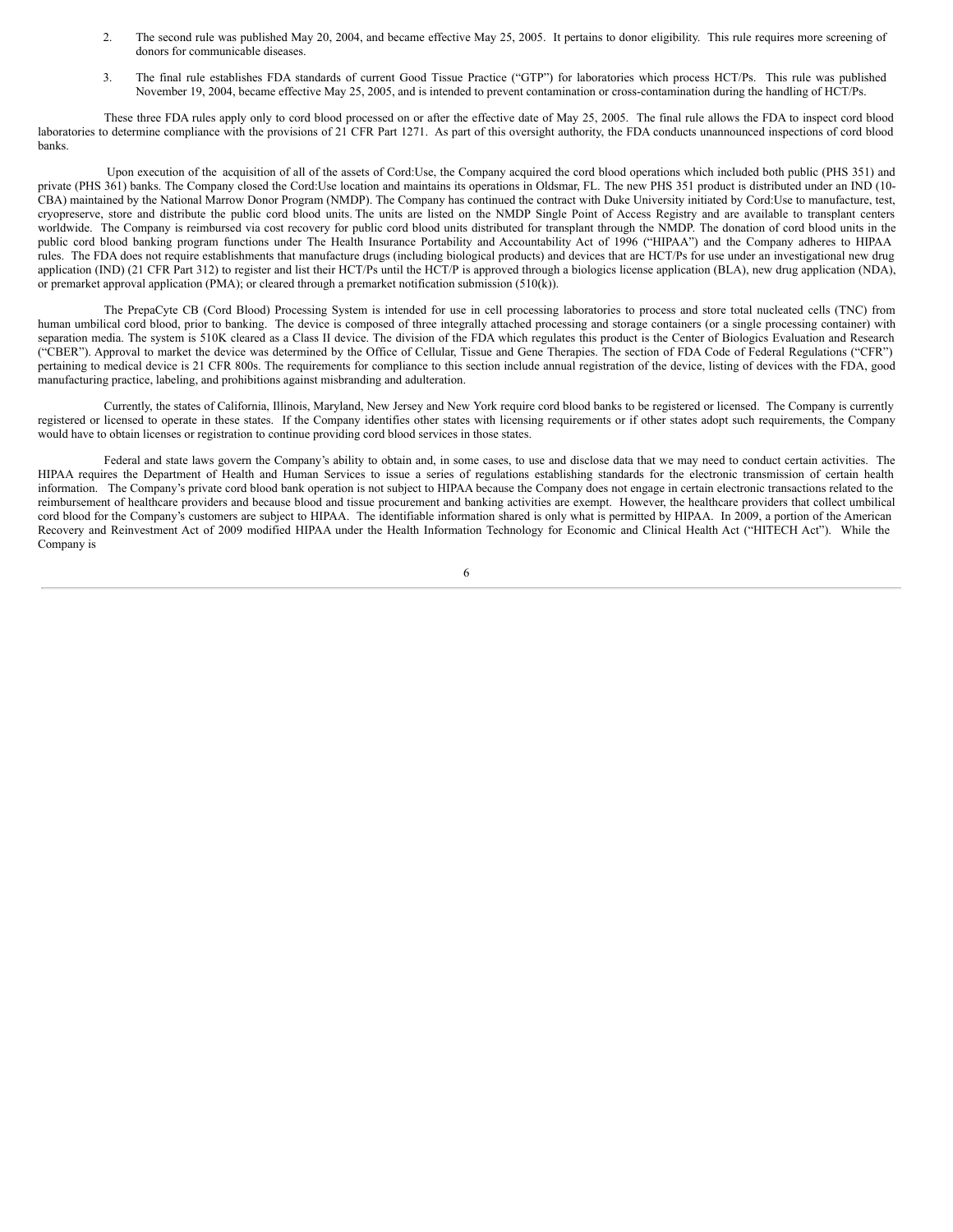2. The second rule was published May 20, 2004, and became effective May 25, 2005. It pertains to donor eligibility. This rule requires more screening of donors for communicable diseases.

3. The final rule establishes FDA standards of current Good Tissue Practice ("GTP") for laboratories which process HCT/Ps. This rule was published November 19, 2004, became effective May 25, 2005, and is intended to prevent contamination or cross-contamination during the handling of HCT/Ps.

These three FDA rules apply only to cord blood processed on or after the effective date of May 25, 2005. The final rule allows the FDA to inspect cord blood laboratories to determine compliance with the provisions of 21 CFR Part 1271. As part of this oversight authority, the FDA conducts unannounced inspections of cord blood banks.

Upon execution of the acquisition of all of the assets of Cord:Use, the Company acquired the cord blood operations which included both public (PHS 351) and private (PHS 361) banks. The Company closed the Cord:Use location and maintains its operations in Oldsmar, FL. The new PHS 351 product is distributed under an IND (10-CBA) maintained by the National Marrow Donor Program (NMDP). The Company has continued the contract with Duke University initiated by Cord:Use to manufacture, test, cryopreserve, store and distribute the public cord blood units. The units are listed on the NMDP Single Point of Access Registry and are available to transplant centers worldwide. The Company is reimbursed via cost recovery for public cord blood units distributed for transplant through the NMDP. The donation of cord blood units in the public cord blood banking program functions under The Health Insurance Portability and Accountability Act of 1996 ("HIPAA") and the Company adheres to HIPAA rules. The FDA does not require establishments that manufacture drugs (including biological products) and devices that are HCT/Ps for use under an investigational new drug application (IND) (21 CFR Part 312) to register and list their HCT/Ps until the HCT/P is approved through a biologics license application (BLA), new drug application (NDA), or premarket approval application (PMA); or cleared through a premarket notification submission (510(k)).

The PrepaCyte CB (Cord Blood) Processing System is intended for use in cell processing laboratories to process and store total nucleated cells (TNC) from human umbilical cord blood, prior to banking. The device is composed of three integrally attached processing and storage containers (or a single processing container) with separation media. The system is 510K cleared as a Class II device. The division of the FDA which regulates this product is the Center of Biologics Evaluation and Research ("CBER"). Approval to market the device was determined by the Office of Cellular, Tissue and Gene Therapies. The section of FDA Code of Federal Regulations ("CFR") pertaining to medical device is 21 CFR 800s. The requirements for compliance to this section include annual registration of the device, listing of devices with the FDA, good manufacturing practice, labeling, and prohibitions against misbranding and adulteration.

Currently, the states of California, Illinois, Maryland, New Jersey and New York require cord blood banks to be registered or licensed. The Company is currently registered or licensed to operate in these states. If the Company identifies other states with licensing requirements or if other states adopt such requirements, the Company would have to obtain licenses or registration to continue providing cord blood services in those states.

Federal and state laws govern the Company's ability to obtain and, in some cases, to use and disclose data that we may need to conduct certain activities. The HIPAA requires the Department of Health and Human Services to issue a series of regulations establishing standards for the electronic transmission of certain health information. The Company's private cord blood bank operation is not subject to HIPAA because the Company does not engage in certain electronic transactions related to the reimbursement of healthcare providers and because blood and tissue procurement and banking activities are exempt. However, the healthcare providers that collect umbilical cord blood for the Company's customers are subject to HIPAA. The identifiable information shared is only what is permitted by HIPAA. In 2009, a portion of the American Recovery and Reinvestment Act of 2009 modified HIPAA under the Health Information Technology for Economic and Clinical Health Act ("HITECH Act"). While the Company is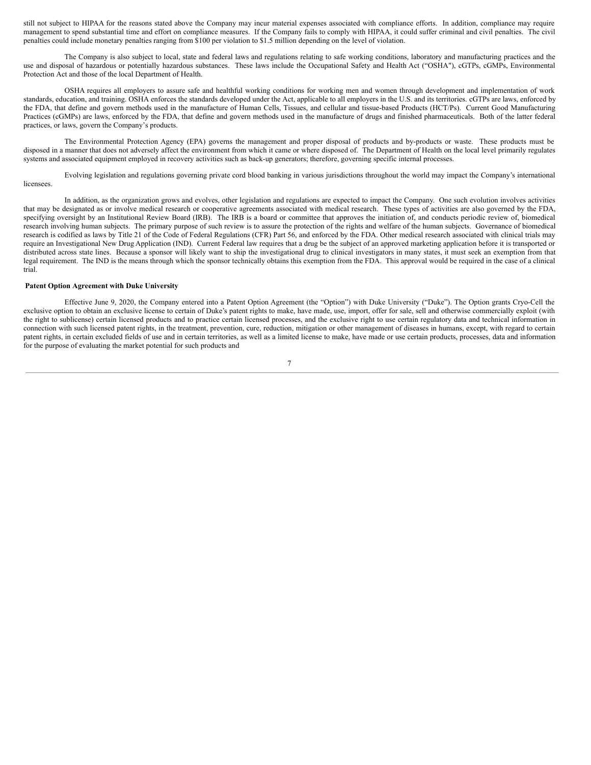still not subject to HIPAA for the reasons stated above the Company may incur material expenses associated with compliance efforts. In addition, compliance may require management to spend substantial time and effort on compliance measures. If the Company fails to comply with HIPAA, it could suffer criminal and civil penalties. The civil penalties could include monetary penalties ranging from $100 per violation to $1.5 million depending on the level of violation.

The Company is also subject to local, state and federal laws and regulations relating to safe working conditions, laboratory and manufacturing practices and the use and disposal of hazardous or potentially hazardous substances. These laws include the Occupational Safety and Health Act ("OSHA"), cGTPs, cGMPs, Environmental Protection Act and those of the local Department of Health.

OSHA requires all employers to assure safe and healthful working conditions for working men and women through development and implementation of work standards, education, and training. OSHA enforces the standards developed under the Act, applicable to all employers in the U.S. and its territories. cGTPs are laws, enforced by the FDA, that define and govern methods used in the manufacture of Human Cells, Tissues, and cellular and tissue-based Products (HCT/Ps). Current Good Manufacturing Practices (cGMPs) are laws, enforced by the FDA, that define and govern methods used in the manufacture of drugs and finished pharmaceuticals. Both of the latter federal practices, or laws, govern the Company's products.

The Environmental Protection Agency (EPA) governs the management and proper disposal of products and by-products or waste. These products must be disposed in a manner that does not adversely affect the environment from which it came or where disposed of. The Department of Health on the local level primarily regulates systems and associated equipment employed in recovery activities such as back-up generators; therefore, governing specific internal processes.

Evolving legislation and regulations governing private cord blood banking in various jurisdictions throughout the world may impact the Company's international licensees.

In addition, as the organization grows and evolves, other legislation and regulations are expected to impact the Company. One such evolution involves activities that may be designated as or involve medical research or cooperative agreements associated with medical research. These types of activities are also governed by the FDA, specifying oversight by an Institutional Review Board (IRB). The IRB is a board or committee that approves the initiation of, and conducts periodic review of, biomedical research involving human subjects. The primary purpose of such review is to assure the protection of the rights and welfare of the human subjects. Governance of biomedical research is codified as laws by Title 21 of the Code of Federal Regulations (CFR) Part 56, and enforced by the FDA. Other medical research associated with clinical trials may require an Investigational New Drug Application (IND). Current Federal law requires that a drug be the subject of an approved marketing application before it is transported or distributed across state lines. Because a sponsor will likely want to ship the investigational drug to clinical investigators in many states, it must seek an exemption from that legal requirement. The IND is the means through which the sponsor technically obtains this exemption from the FDA. This approval would be required in the case of a clinical trial.

**Patent Option Agreement with Duke University**

Effective June 9, 2020, the Company entered into a Patent Option Agreement (the "Option") with Duke University ("Duke"). The Option grants Cryo-Cell the exclusive option to obtain an exclusive license to certain of Duke's patent rights to make, have made, use, import, offer for sale, sell and otherwise commercially exploit (with the right to sublicense) certain licensed products and to practice certain licensed processes, and the exclusive right to use certain regulatory data and technical information in connection with such licensed patent rights, in the treatment, prevention, cure, reduction, mitigation or other management of diseases in humans, except, with regard to certain patent rights, in certain excluded fields of use and in certain territories, as well as a limited license to make, have made or use certain products, processes, data and information for the purpose of evaluating the market potential for such products and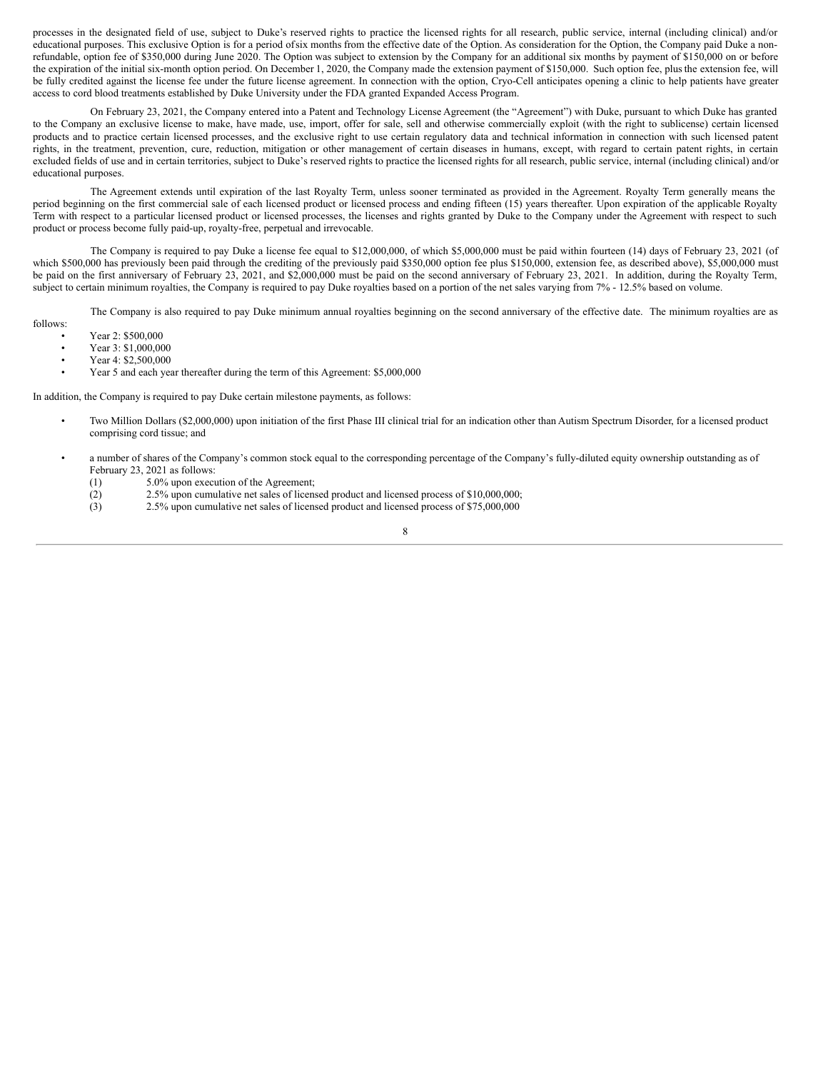processes in the designated field of use, subject to Duke's reserved rights to practice the licensed rights for all research, public service, internal (including clinical) and/or educational purposes. This exclusive Option is for a period of six months from the effective date of the Option. As consideration for the Option, the Company paid Duke a non-refundable, option fee of $350,000 during June 2020. The Option was subject to extension by the Company for an additional six months by payment of $150,000 on or before the expiration of the initial six-month option period. On December 1, 2020, the Company made the extension payment of $150,000. Such option fee, plus the extension fee, will be fully credited against the license fee under the future license agreement. In connection with the option, Cryo-Cell anticipates opening a clinic to help patients have greater access to cord blood treatments established by Duke University under the FDA granted Expanded Access Program.

On February 23, 2021, the Company entered into a Patent and Technology License Agreement (the "Agreement") with Duke, pursuant to which Duke has granted to the Company an exclusive license to make, have made, use, import, offer for sale, sell and otherwise commercially exploit (with the right to sublicense) certain licensed products and to practice certain licensed processes, and the exclusive right to use certain regulatory data and technical information in connection with such licensed patent rights, in the treatment, prevention, cure, reduction, mitigation or other management of certain diseases in humans, except, with regard to certain patent rights, in certain excluded fields of use and in certain territories, subject to Duke's reserved rights to practice the licensed rights for all research, public service, internal (including clinical) and/or educational purposes.

The Agreement extends until expiration of the last Royalty Term, unless sooner terminated as provided in the Agreement. Royalty Term generally means the period beginning on the first commercial sale of each licensed product or licensed process and ending fifteen (15) years thereafter. Upon expiration of the applicable Royalty Term with respect to a particular licensed product or licensed processes, the licenses and rights granted by Duke to the Company under the Agreement with respect to such product or process become fully paid-up, royalty-free, perpetual and irrevocable.

The Company is required to pay Duke a license fee equal to $12,000,000, of which $5,000,000 must be paid within fourteen (14) days of February 23, 2021 (of which $500,000 has previously been paid through the crediting of the previously paid $350,000 option fee plus $150,000, extension fee, as described above), $5,000,000 must be paid on the first anniversary of February 23, 2021, and $2,000,000 must be paid on the second anniversary of February 23, 2021. In addition, during the Royalty Term, subject to certain minimum royalties, the Company is required to pay Duke royalties based on a portion of the net sales varying from 7% - 12.5% based on volume.

The Company is also required to pay Duke minimum annual royalties beginning on the second anniversary of the effective date. The minimum royalties are as follows:

- Year 2: $500,000
- Year 3: $1,000,000
- Year 4: $2,500,000
- Year 5 and each year thereafter during the term of this Agreement: $5,000,000

In addition, the Company is required to pay Duke certain milestone payments, as follows:

- Two Million Dollars ($2,000,000) upon initiation of the first Phase III clinical trial for an indication other than Autism Spectrum Disorder, for a licensed product comprising cord tissue; and
- a number of shares of the Company's common stock equal to the corresponding percentage of the Company's fully-diluted equity ownership outstanding as of February 23, 2021 as follows:
  (1) 5.0% upon execution of the Agreement;
  (2) 2.5% upon cumulative net sales of licensed product and licensed process of $10,000,000;
  (3) 2.5% upon cumulative net sales of licensed product and licensed process of $75,000,000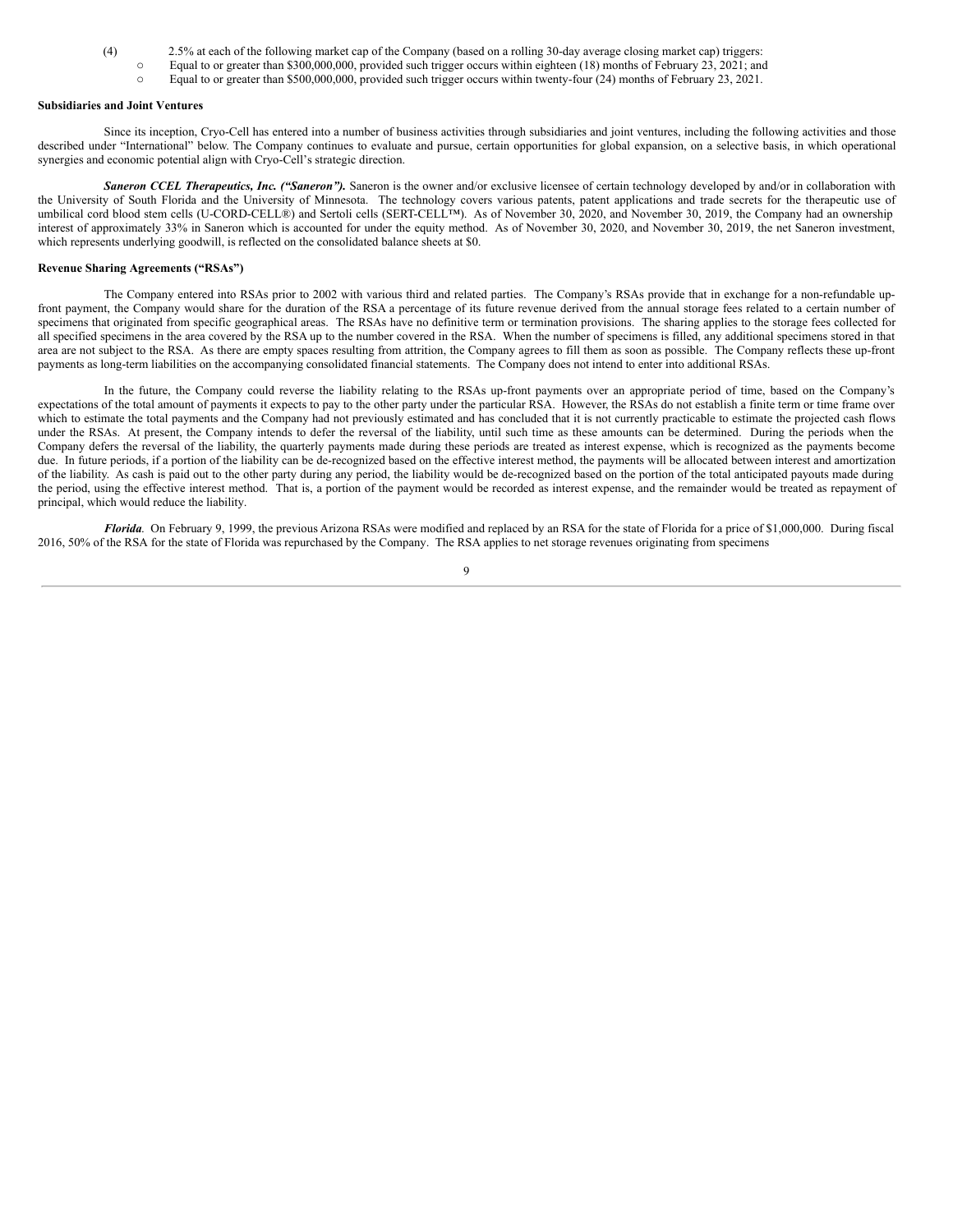(4) 2.5% at each of the following market cap of the Company (based on a rolling 30-day average closing market cap) triggers:

- Equal to or greater than $300,000,000, provided such trigger occurs within eighteen (18) months of February 23, 2021; and
- Equal to or greater than $500,000,000, provided such trigger occurs within twenty-four (24) months of February 23, 2021.

**Subsidiaries and Joint Ventures**

Since its inception, Cryo-Cell has entered into a number of business activities through subsidiaries and joint ventures, including the following activities and those described under "International" below. The Company continues to evaluate and pursue, certain opportunities for global expansion, on a selective basis, in which operational synergies and economic potential align with Cryo-Cell's strategic direction.

***Saneron CCEL Therapeutics, Inc. ("Saneron").*** Saneron is the owner and/or exclusive licensee of certain technology developed by and/or in collaboration with the University of South Florida and the University of Minnesota. The technology covers various patents, patent applications and trade secrets for the therapeutic use of umbilical cord blood stem cells (U-CORD-CELL®) and Sertoli cells (SERT-CELL™). As of November 30, 2020, and November 30, 2019, the Company had an ownership interest of approximately 33% in Saneron which is accounted for under the equity method. As of November 30, 2020, and November 30, 2019, the net Saneron investment, which represents underlying goodwill, is reflected on the consolidated balance sheets at $0.

**Revenue Sharing Agreements ("RSAs")**

The Company entered into RSAs prior to 2002 with various third and related parties. The Company's RSAs provide that in exchange for a non-refundable up-front payment, the Company would share for the duration of the RSA a percentage of its future revenue derived from the annual storage fees related to a certain number of specimens that originated from specific geographical areas. The RSAs have no definitive term or termination provisions. The sharing applies to the storage fees collected for all specified specimens in the area covered by the RSA up to the number covered in the RSA. When the number of specimens is filled, any additional specimens stored in that area are not subject to the RSA. As there are empty spaces resulting from attrition, the Company agrees to fill them as soon as possible. The Company reflects these up-front payments as long-term liabilities on the accompanying consolidated financial statements. The Company does not intend to enter into additional RSAs.

In the future, the Company could reverse the liability relating to the RSAs up-front payments over an appropriate period of time, based on the Company's expectations of the total amount of payments it expects to pay to the other party under the particular RSA. However, the RSAs do not establish a finite term or time frame over which to estimate the total payments and the Company had not previously estimated and has concluded that it is not currently practicable to estimate the projected cash flows under the RSAs. At present, the Company intends to defer the reversal of the liability, until such time as these amounts can be determined. During the periods when the Company defers the reversal of the liability, the quarterly payments made during these periods are treated as interest expense, which is recognized as the payments become due. In future periods, if a portion of the liability can be de-recognized based on the effective interest method, the payments will be allocated between interest and amortization of the liability. As cash is paid out to the other party during any period, the liability would be de-recognized based on the portion of the total anticipated payouts made during the period, using the effective interest method. That is, a portion of the payment would be recorded as interest expense, and the remainder would be treated as repayment of principal, which would reduce the liability.

***Florida.*** On February 9, 1999, the previous Arizona RSAs were modified and replaced by an RSA for the state of Florida for a price of $1,000,000. During fiscal 2016, 50% of the RSA for the state of Florida was repurchased by the Company. The RSA applies to net storage revenues originating from specimens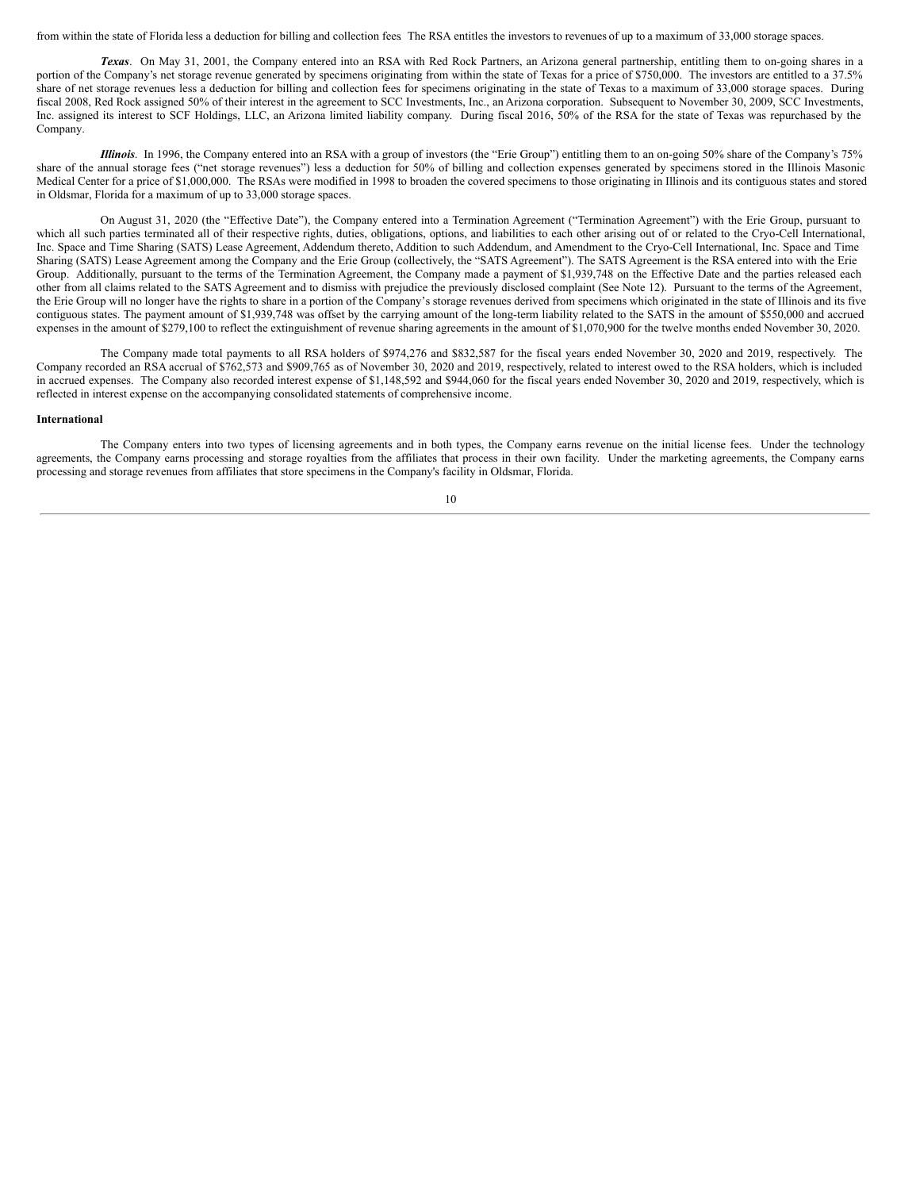from within the state of Florida less a deduction for billing and collection fees The RSA entitles the investors to revenues of up to a maximum of 33,000 storage spaces.

***Texas***. On May 31, 2001, the Company entered into an RSA with Red Rock Partners, an Arizona general partnership, entitling them to on-going shares in a portion of the Company's net storage revenue generated by specimens originating from within the state of Texas for a price of $750,000. The investors are entitled to a 37.5% share of net storage revenues less a deduction for billing and collection fees for specimens originating in the state of Texas to a maximum of 33,000 storage spaces. During fiscal 2008, Red Rock assigned 50% of their interest in the agreement to SCC Investments, Inc., an Arizona corporation. Subsequent to November 30, 2009, SCC Investments, Inc. assigned its interest to SCF Holdings, LLC, an Arizona limited liability company. During fiscal 2016, 50% of the RSA for the state of Texas was repurchased by the Company.

***Illinois***. In 1996, the Company entered into an RSA with a group of investors (the "Erie Group") entitling them to an on-going 50% share of the Company's 75% share of the annual storage fees ("net storage revenues") less a deduction for 50% of billing and collection expenses generated by specimens stored in the Illinois Masonic Medical Center for a price of $1,000,000. The RSAs were modified in 1998 to broaden the covered specimens to those originating in Illinois and its contiguous states and stored in Oldsmar, Florida for a maximum of up to 33,000 storage spaces.

On August 31, 2020 (the "Effective Date"), the Company entered into a Termination Agreement ("Termination Agreement") with the Erie Group, pursuant to which all such parties terminated all of their respective rights, duties, obligations, options, and liabilities to each other arising out of or related to the Cryo-Cell International, Inc. Space and Time Sharing (SATS) Lease Agreement, Addendum thereto, Addition to such Addendum, and Amendment to the Cryo-Cell International, Inc. Space and Time Sharing (SATS) Lease Agreement among the Company and the Erie Group (collectively, the "SATS Agreement"). The SATS Agreement is the RSA entered into with the Erie Group. Additionally, pursuant to the terms of the Termination Agreement, the Company made a payment of $1,939,748 on the Effective Date and the parties released each other from all claims related to the SATS Agreement and to dismiss with prejudice the previously disclosed complaint (See Note 12). Pursuant to the terms of the Agreement, the Erie Group will no longer have the rights to share in a portion of the Company's storage revenues derived from specimens which originated in the state of Illinois and its five contiguous states. The payment amount of $1,939,748 was offset by the carrying amount of the long-term liability related to the SATS in the amount of $550,000 and accrued expenses in the amount of $279,100 to reflect the extinguishment of revenue sharing agreements in the amount of $1,070,900 for the twelve months ended November 30, 2020.

The Company made total payments to all RSA holders of $974,276 and $832,587 for the fiscal years ended November 30, 2020 and 2019, respectively. The Company recorded an RSA accrual of $762,573 and $909,765 as of November 30, 2020 and 2019, respectively, related to interest owed to the RSA holders, which is included in accrued expenses. The Company also recorded interest expense of $1,148,592 and $944,060 for the fiscal years ended November 30, 2020 and 2019, respectively, which is reflected in interest expense on the accompanying consolidated statements of comprehensive income.

**International**

The Company enters into two types of licensing agreements and in both types, the Company earns revenue on the initial license fees. Under the technology agreements, the Company earns processing and storage royalties from the affiliates that process in their own facility. Under the marketing agreements, the Company earns processing and storage revenues from affiliates that store specimens in the Company's facility in Oldsmar, Florida.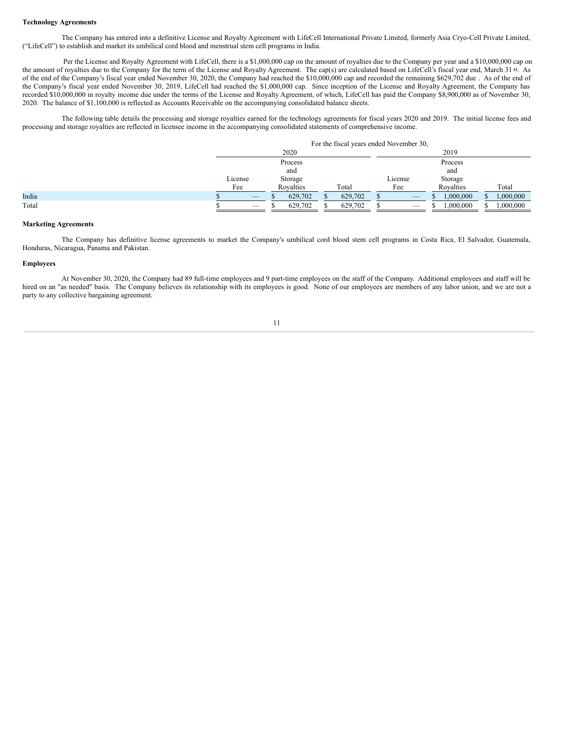**Technology Agreements**

The Company has entered into a definitive License and Royalty Agreement with LifeCell International Private Limited, formerly Asia Cryo-Cell Private Limited, ("LifeCell") to establish and market its umbilical cord blood and menstrual stem cell programs in India.

Per the License and Royalty Agreement with LifeCell, there is a $1,000,000 cap on the amount of royalties due to the Company per year and a $10,000,000 cap on the amount of royalties due to the Company for the term of the License and Royalty Agreement. The cap(s) are calculated based on LifeCell's fiscal year end, March 31st. As of the end of the Company's fiscal year ended November 30, 2020, the Company had reached the $10,000,000 cap and recorded the remaining $629,702 due . As of the end of the Company's fiscal year ended November 30, 2019, LifeCell had reached the $1,000,000 cap. Since inception of the License and Royalty Agreement, the Company has recorded $10,000,000 in royalty income due under the terms of the License and Royalty Agreement, of which, LifeCell has paid the Company $8,900,000 as of November 30, 2020. The balance of $1,100,000 is reflected as Accounts Receivable on the accompanying consolidated balance sheets.

The following table details the processing and storage royalties earned for the technology agreements for fiscal years 2020 and 2019. The initial license fees and processing and storage royalties are reflected in licensee income in the accompanying consolidated statements of comprehensive income.

| | For the fiscal years ended November 30, | | | | | |
|---|---|---|---|---|---|---|
| | 2020 | | | 2019 | | |
| | License Fee | Process and Storage Royalties | Total | License Fee | Process and Storage Royalties | Total |
| India | $ — | $ 629,702 | $ 629,702 | $ — | $ 1,000,000 | $ 1,000,000 |
| Total | $ — | $ 629,702 | $ 629,702 | $ — | $ 1,000,000 | $ 1,000,000 |

**Marketing Agreements**

The Company has definitive license agreements to market the Company's umbilical cord blood stem cell programs in Costa Rica, El Salvador, Guatemala, Honduras, Nicaragua, Panama and Pakistan.

**Employees**

At November 30, 2020, the Company had 89 full-time employees and 9 part-time employees on the staff of the Company. Additional employees and staff will be hired on an "as needed" basis. The Company believes its relationship with its employees is good. None of our employees are members of any labor union, and we are not a party to any collective bargaining agreement.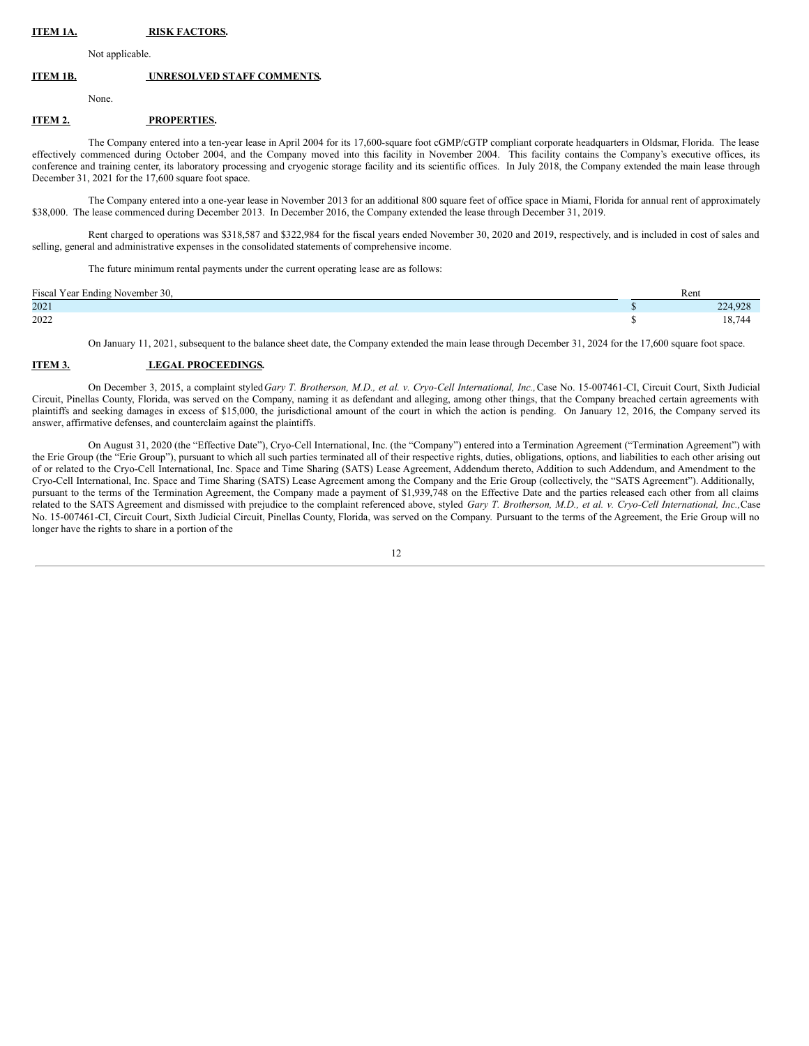**ITEM 1A. RISK FACTORS.**

Not applicable.

**ITEM 1B. UNRESOLVED STAFF COMMENTS.**

None.

**ITEM 2. PROPERTIES.**

The Company entered into a ten-year lease in April 2004 for its 17,600-square foot cGMP/cGTP compliant corporate headquarters in Oldsmar, Florida. The lease effectively commenced during October 2004, and the Company moved into this facility in November 2004. This facility contains the Company's executive offices, its conference and training center, its laboratory processing and cryogenic storage facility and its scientific offices. In July 2018, the Company extended the main lease through December 31, 2021 for the 17,600 square foot space.

The Company entered into a one-year lease in November 2013 for an additional 800 square feet of office space in Miami, Florida for annual rent of approximately $38,000. The lease commenced during December 2013. In December 2016, the Company extended the lease through December 31, 2019.

Rent charged to operations was $318,587 and $322,984 for the fiscal years ended November 30, 2020 and 2019, respectively, and is included in cost of sales and selling, general and administrative expenses in the consolidated statements of comprehensive income.

The future minimum rental payments under the current operating lease are as follows:

| Fiscal Year Ending November 30, | Rent |
|---|---|
| 2021 | $ 224,928 |
| 2022 | $ 18,744 |

On January 11, 2021, subsequent to the balance sheet date, the Company extended the main lease through December 31, 2024 for the 17,600 square foot space.

**ITEM 3. LEGAL PROCEEDINGS.**

On December 3, 2015, a complaint styled *Gary T. Brotherson, M.D., et al. v. Cryo-Cell International, Inc.,* Case No. 15-007461-CI, Circuit Court, Sixth Judicial Circuit, Pinellas County, Florida, was served on the Company, naming it as defendant and alleging, among other things, that the Company breached certain agreements with plaintiffs and seeking damages in excess of $15,000, the jurisdictional amount of the court in which the action is pending. On January 12, 2016, the Company served its answer, affirmative defenses, and counterclaim against the plaintiffs.

On August 31, 2020 (the "Effective Date"), Cryo-Cell International, Inc. (the "Company") entered into a Termination Agreement ("Termination Agreement") with the Erie Group (the "Erie Group"), pursuant to which all such parties terminated all of their respective rights, duties, obligations, options, and liabilities to each other arising out of or related to the Cryo-Cell International, Inc. Space and Time Sharing (SATS) Lease Agreement, Addendum thereto, Addition to such Addendum, and Amendment to the Cryo-Cell International, Inc. Space and Time Sharing (SATS) Lease Agreement among the Company and the Erie Group (collectively, the "SATS Agreement"). Additionally, pursuant to the terms of the Termination Agreement, the Company made a payment of $1,939,748 on the Effective Date and the parties released each other from all claims related to the SATS Agreement and dismissed with prejudice to the complaint referenced above, styled *Gary T. Brotherson, M.D., et al. v. Cryo-Cell International, Inc.,* Case No. 15-007461-CI, Circuit Court, Sixth Judicial Circuit, Pinellas County, Florida, was served on the Company. Pursuant to the terms of the Agreement, the Erie Group will no longer have the rights to share in a portion of the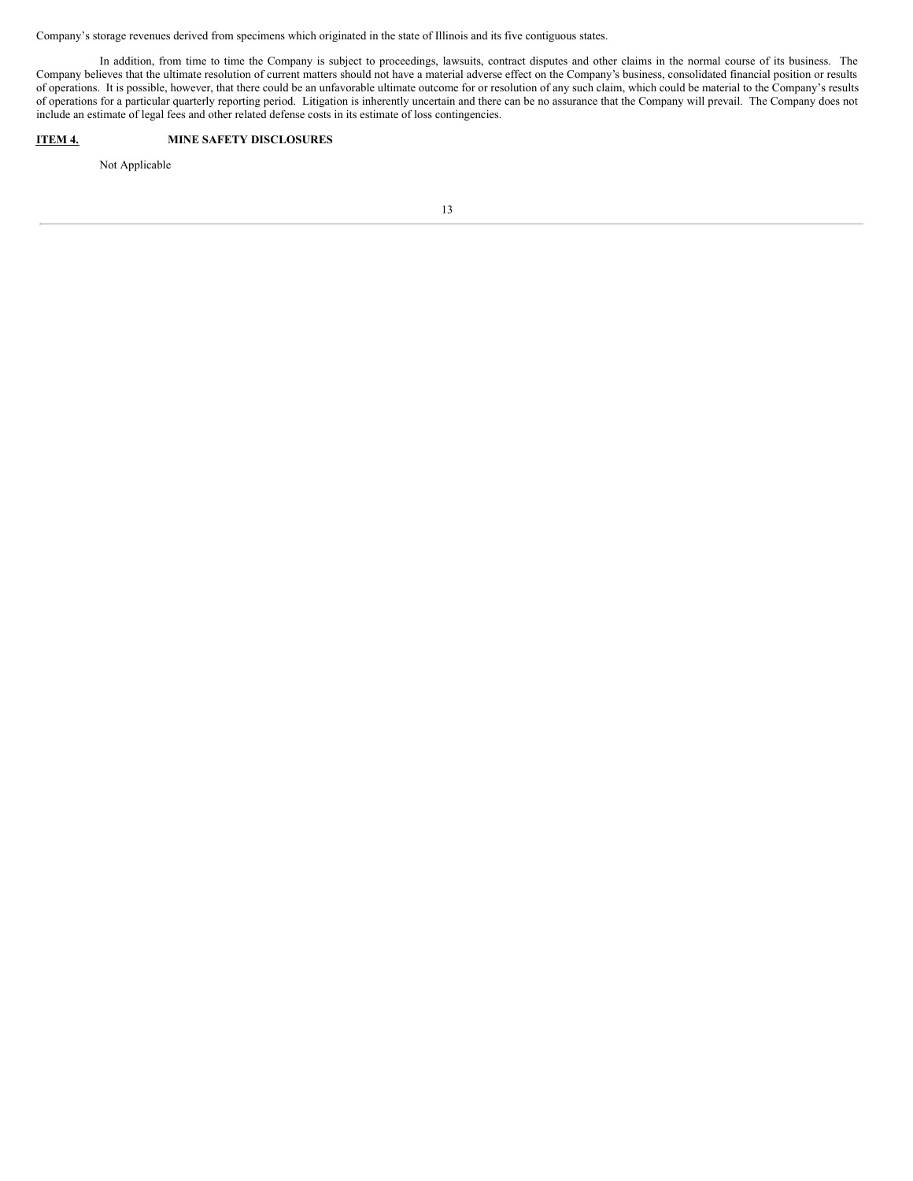Company's storage revenues derived from specimens which originated in the state of Illinois and its five contiguous states.

In addition, from time to time the Company is subject to proceedings, lawsuits, contract disputes and other claims in the normal course of its business. The Company believes that the ultimate resolution of current matters should not have a material adverse effect on the Company's business, consolidated financial position or results of operations. It is possible, however, that there could be an unfavorable ultimate outcome for or resolution of any such claim, which could be material to the Company's results of operations for a particular quarterly reporting period. Litigation is inherently uncertain and there can be no assurance that the Company will prevail. The Company does not include an estimate of legal fees and other related defense costs in its estimate of loss contingencies.

## ITEM 4. MINE SAFETY DISCLOSURES

Not Applicable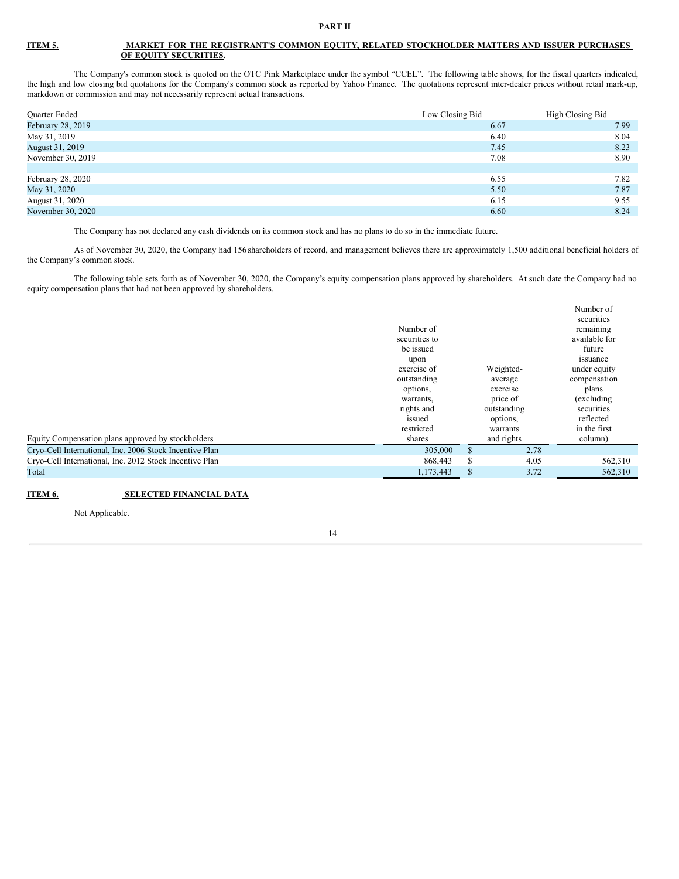# PART II

## ITEM 5. MARKET FOR THE REGISTRANT'S COMMON EQUITY, RELATED STOCKHOLDER MATTERS AND ISSUER PURCHASES OF EQUITY SECURITIES.

The Company's common stock is quoted on the OTC Pink Marketplace under the symbol "CCEL". The following table shows, for the fiscal quarters indicated, the high and low closing bid quotations for the Company's common stock as reported by Yahoo Finance. The quotations represent inter-dealer prices without retail mark-up, markdown or commission and may not necessarily represent actual transactions.

| Quarter Ended | Low Closing Bid | High Closing Bid |
|---|---|---|
| February 28, 2019 | 6.67 | 7.99 |
| May 31, 2019 | 6.40 | 8.04 |
| August 31, 2019 | 7.45 | 8.23 |
| November 30, 2019 | 7.08 | 8.90 |
| | | |
| February 28, 2020 | 6.55 | 7.82 |
| May 31, 2020 | 5.50 | 7.87 |
| August 31, 2020 | 6.15 | 9.55 |
| November 30, 2020 | 6.60 | 8.24 |

The Company has not declared any cash dividends on its common stock and has no plans to do so in the immediate future.

As of November 30, 2020, the Company had 156 shareholders of record, and management believes there are approximately 1,500 additional beneficial holders of the Company's common stock.

The following table sets forth as of November 30, 2020, the Company's equity compensation plans approved by shareholders. At such date the Company had no equity compensation plans that had not been approved by shareholders.

| Equity Compensation plans approved by stockholders | Number of securities to be issued upon exercise of outstanding options, warrants, rights and issued restricted shares | Weighted-average exercise price of outstanding options, warrants and rights | Number of securities remaining available for future issuance under equity compensation plans (excluding securities reflected in the first column) |
|---|---|---|---|
| Cryo-Cell International, Inc. 2006 Stock Incentive Plan | 305,000 | $ 2.78 | — |
| Cryo-Cell International, Inc. 2012 Stock Incentive Plan | 868,443 | $ 4.05 | 562,310 |
| Total | 1,173,443 | $ 3.72 | 562,310 |

## ITEM 6. SELECTED FINANCIAL DATA

Not Applicable.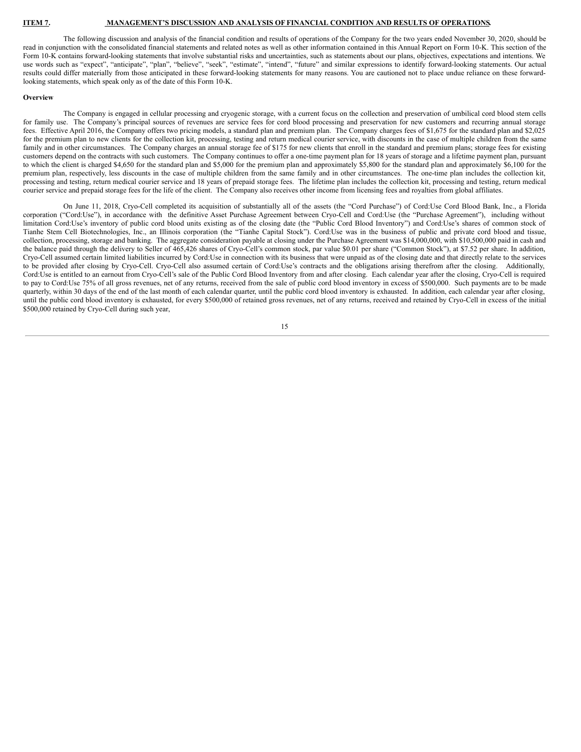**ITEM 7. MANAGEMENT'S DISCUSSION AND ANALYSIS OF FINANCIAL CONDITION AND RESULTS OF OPERATIONS.**

The following discussion and analysis of the financial condition and results of operations of the Company for the two years ended November 30, 2020, should be read in conjunction with the consolidated financial statements and related notes as well as other information contained in this Annual Report on Form 10-K. This section of the Form 10-K contains forward-looking statements that involve substantial risks and uncertainties, such as statements about our plans, objectives, expectations and intentions. We use words such as "expect", "anticipate", "plan", "believe", "seek", "estimate", "intend", "future" and similar expressions to identify forward-looking statements. Our actual results could differ materially from those anticipated in these forward-looking statements for many reasons. You are cautioned not to place undue reliance on these forward-looking statements, which speak only as of the date of this Form 10-K.

**Overview**

The Company is engaged in cellular processing and cryogenic storage, with a current focus on the collection and preservation of umbilical cord blood stem cells for family use. The Company's principal sources of revenues are service fees for cord blood processing and preservation for new customers and recurring annual storage fees. Effective April 2016, the Company offers two pricing models, a standard plan and premium plan. The Company charges fees of $1,675 for the standard plan and $2,025 for the premium plan to new clients for the collection kit, processing, testing and return medical courier service, with discounts in the case of multiple children from the same family and in other circumstances. The Company charges an annual storage fee of $175 for new clients that enroll in the standard and premium plans; storage fees for existing customers depend on the contracts with such customers. The Company continues to offer a one-time payment plan for 18 years of storage and a lifetime payment plan, pursuant to which the client is charged $4,650 for the standard plan and $5,000 for the premium plan and approximately $5,800 for the standard plan and approximately $6,100 for the premium plan, respectively, less discounts in the case of multiple children from the same family and in other circumstances. The one-time plan includes the collection kit, processing and testing, return medical courier service and 18 years of prepaid storage fees. The lifetime plan includes the collection kit, processing and testing, return medical courier service and prepaid storage fees for the life of the client. The Company also receives other income from licensing fees and royalties from global affiliates.

On June 11, 2018, Cryo-Cell completed its acquisition of substantially all of the assets (the "Cord Purchase") of Cord:Use Cord Blood Bank, Inc., a Florida corporation ("Cord:Use"), in accordance with the definitive Asset Purchase Agreement between Cryo-Cell and Cord:Use (the "Purchase Agreement"), including without limitation Cord:Use's inventory of public cord blood units existing as of the closing date (the "Public Cord Blood Inventory") and Cord:Use's shares of common stock of Tianhe Stem Cell Biotechnologies, Inc., an Illinois corporation (the "Tianhe Capital Stock"). Cord:Use was in the business of public and private cord blood and tissue, collection, processing, storage and banking. The aggregate consideration payable at closing under the Purchase Agreement was $14,000,000, with $10,500,000 paid in cash and the balance paid through the delivery to Seller of 465,426 shares of Cryo-Cell's common stock, par value $0.01 per share ("Common Stock"), at $7.52 per share. In addition, Cryo-Cell assumed certain limited liabilities incurred by Cord:Use in connection with its business that were unpaid as of the closing date and that directly relate to the services to be provided after closing by Cryo-Cell. Cryo-Cell also assumed certain of Cord:Use's contracts and the obligations arising therefrom after the closing. Additionally, Cord:Use is entitled to an earnout from Cryo-Cell's sale of the Public Cord Blood Inventory from and after closing. Each calendar year after the closing, Cryo-Cell is required to pay to Cord:Use 75% of all gross revenues, net of any returns, received from the sale of public cord blood inventory in excess of $500,000. Such payments are to be made quarterly, within 30 days of the end of the last month of each calendar quarter, until the public cord blood inventory is exhausted. In addition, each calendar year after closing, until the public cord blood inventory is exhausted, for every $500,000 of retained gross revenues, net of any returns, received and retained by Cryo-Cell in excess of the initial $500,000 retained by Cryo-Cell during such year,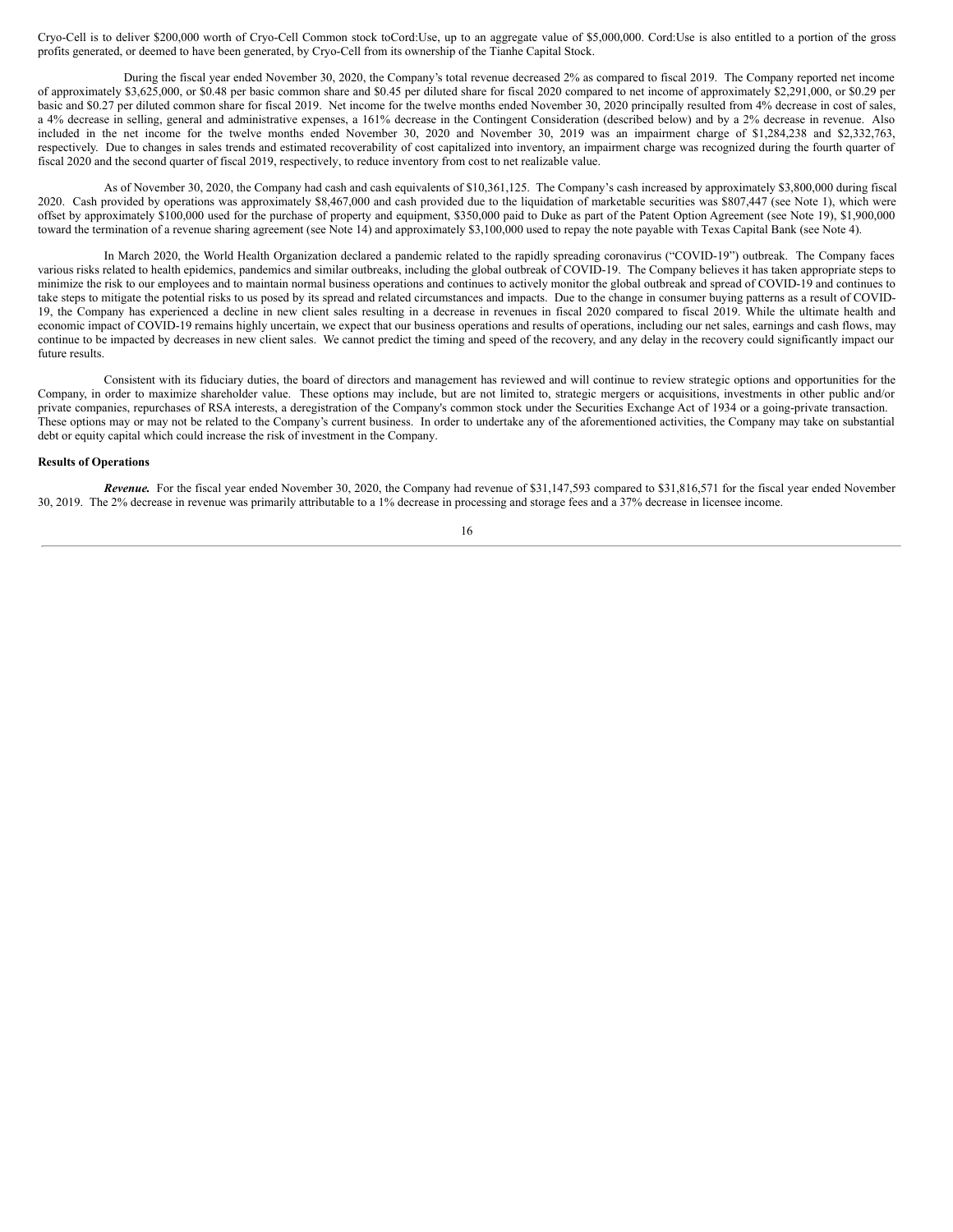Cryo-Cell is to deliver $200,000 worth of Cryo-Cell Common stock toCord:Use, up to an aggregate value of $5,000,000. Cord:Use is also entitled to a portion of the gross profits generated, or deemed to have been generated, by Cryo-Cell from its ownership of the Tianhe Capital Stock.

During the fiscal year ended November 30, 2020, the Company's total revenue decreased 2% as compared to fiscal 2019. The Company reported net income of approximately $3,625,000, or $0.48 per basic common share and $0.45 per diluted share for fiscal 2020 compared to net income of approximately $2,291,000, or $0.29 per basic and $0.27 per diluted common share for fiscal 2019. Net income for the twelve months ended November 30, 2020 principally resulted from 4% decrease in cost of sales, a 4% decrease in selling, general and administrative expenses, a 161% decrease in the Contingent Consideration (described below) and by a 2% decrease in revenue. Also included in the net income for the twelve months ended November 30, 2020 and November 30, 2019 was an impairment charge of $1,284,238 and $2,332,763, respectively. Due to changes in sales trends and estimated recoverability of cost capitalized into inventory, an impairment charge was recognized during the fourth quarter of fiscal 2020 and the second quarter of fiscal 2019, respectively, to reduce inventory from cost to net realizable value.

As of November 30, 2020, the Company had cash and cash equivalents of $10,361,125. The Company's cash increased by approximately $3,800,000 during fiscal 2020. Cash provided by operations was approximately $8,467,000 and cash provided due to the liquidation of marketable securities was $807,447 (see Note 1), which were offset by approximately $100,000 used for the purchase of property and equipment, $350,000 paid to Duke as part of the Patent Option Agreement (see Note 19), $1,900,000 toward the termination of a revenue sharing agreement (see Note 14) and approximately $3,100,000 used to repay the note payable with Texas Capital Bank (see Note 4).

In March 2020, the World Health Organization declared a pandemic related to the rapidly spreading coronavirus ("COVID-19") outbreak. The Company faces various risks related to health epidemics, pandemics and similar outbreaks, including the global outbreak of COVID-19. The Company believes it has taken appropriate steps to minimize the risk to our employees and to maintain normal business operations and continues to actively monitor the global outbreak and spread of COVID-19 and continues to take steps to mitigate the potential risks to us posed by its spread and related circumstances and impacts. Due to the change in consumer buying patterns as a result of COVID-19, the Company has experienced a decline in new client sales resulting in a decrease in revenues in fiscal 2020 compared to fiscal 2019. While the ultimate health and economic impact of COVID-19 remains highly uncertain, we expect that our business operations and results of operations, including our net sales, earnings and cash flows, may continue to be impacted by decreases in new client sales. We cannot predict the timing and speed of the recovery, and any delay in the recovery could significantly impact our future results.

Consistent with its fiduciary duties, the board of directors and management has reviewed and will continue to review strategic options and opportunities for the Company, in order to maximize shareholder value. These options may include, but are not limited to, strategic mergers or acquisitions, investments in other public and/or private companies, repurchases of RSA interests, a deregistration of the Company's common stock under the Securities Exchange Act of 1934 or a going-private transaction. These options may or may not be related to the Company's current business. In order to undertake any of the aforementioned activities, the Company may take on substantial debt or equity capital which could increase the risk of investment in the Company.

**Results of Operations**

***Revenue.*** For the fiscal year ended November 30, 2020, the Company had revenue of $31,147,593 compared to $31,816,571 for the fiscal year ended November 30, 2019. The 2% decrease in revenue was primarily attributable to a 1% decrease in processing and storage fees and a 37% decrease in licensee income.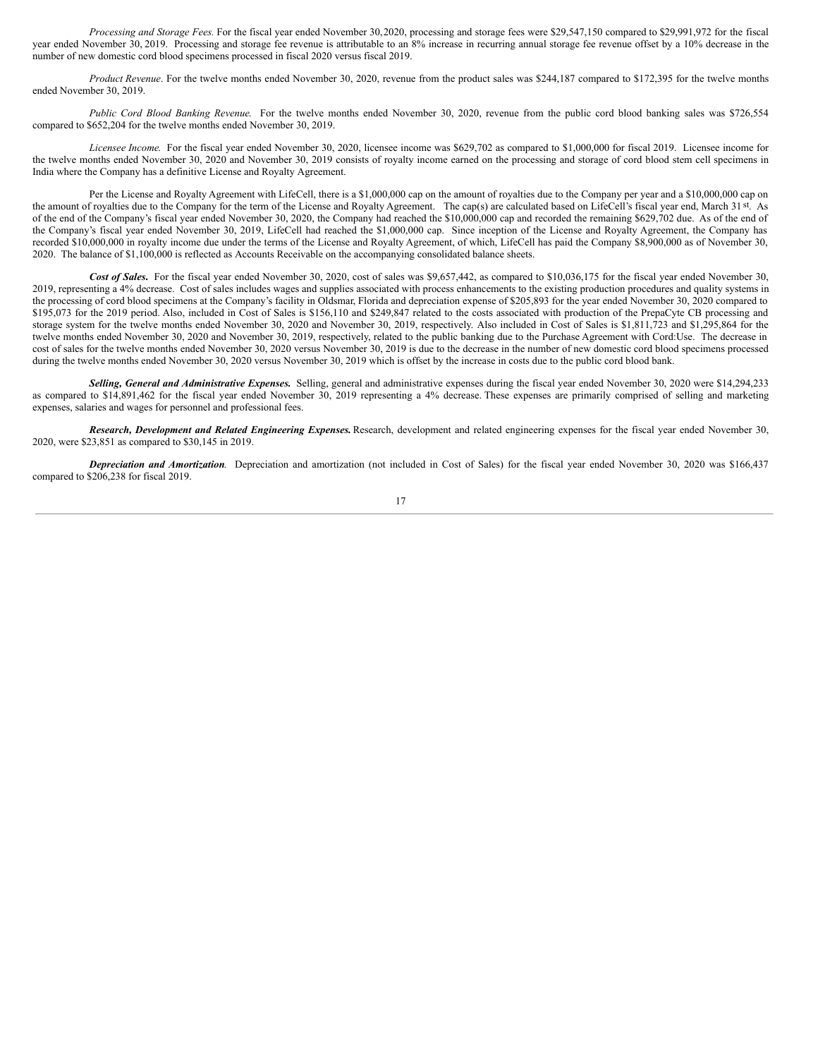*Processing and Storage Fees.* For the fiscal year ended November 30, 2020, processing and storage fees were $29,547,150 compared to $29,991,972 for the fiscal year ended November 30, 2019. Processing and storage fee revenue is attributable to an 8% increase in recurring annual storage fee revenue offset by a 10% decrease in the number of new domestic cord blood specimens processed in fiscal 2020 versus fiscal 2019.

*Product Revenue*. For the twelve months ended November 30, 2020, revenue from the product sales was $244,187 compared to $172,395 for the twelve months ended November 30, 2019.

*Public Cord Blood Banking Revenue.* For the twelve months ended November 30, 2020, revenue from the public cord blood banking sales was $726,554 compared to $652,204 for the twelve months ended November 30, 2019.

*Licensee Income.* For the fiscal year ended November 30, 2020, licensee income was $629,702 as compared to $1,000,000 for fiscal 2019. Licensee income for the twelve months ended November 30, 2020 and November 30, 2019 consists of royalty income earned on the processing and storage of cord blood stem cell specimens in India where the Company has a definitive License and Royalty Agreement.

Per the License and Royalty Agreement with LifeCell, there is a $1,000,000 cap on the amount of royalties due to the Company per year and a $10,000,000 cap on the amount of royalties due to the Company for the term of the License and Royalty Agreement. The cap(s) are calculated based on LifeCell's fiscal year end, March 31st. As of the end of the Company's fiscal year ended November 30, 2020, the Company had reached the $10,000,000 cap and recorded the remaining $629,702 due. As of the end of the Company's fiscal year ended November 30, 2019, LifeCell had reached the $1,000,000 cap. Since inception of the License and Royalty Agreement, the Company has recorded $10,000,000 in royalty income due under the terms of the License and Royalty Agreement, of which, LifeCell has paid the Company $8,900,000 as of November 30, 2020. The balance of $1,100,000 is reflected as Accounts Receivable on the accompanying consolidated balance sheets.

***Cost of Sales.*** For the fiscal year ended November 30, 2020, cost of sales was $9,657,442, as compared to $10,036,175 for the fiscal year ended November 30, 2019, representing a 4% decrease. Cost of sales includes wages and supplies associated with process enhancements to the existing production procedures and quality systems in the processing of cord blood specimens at the Company's facility in Oldsmar, Florida and depreciation expense of $205,893 for the year ended November 30, 2020 compared to $195,073 for the 2019 period. Also, included in Cost of Sales is $156,110 and $249,847 related to the costs associated with production of the PrepaCyte CB processing and storage system for the twelve months ended November 30, 2020 and November 30, 2019, respectively. Also included in Cost of Sales is $1,811,723 and $1,295,864 for the twelve months ended November 30, 2020 and November 30, 2019, respectively, related to the public banking due to the Purchase Agreement with Cord:Use. The decrease in cost of sales for the twelve months ended November 30, 2020 versus November 30, 2019 is due to the decrease in the number of new domestic cord blood specimens processed during the twelve months ended November 30, 2020 versus November 30, 2019 which is offset by the increase in costs due to the public cord blood bank.

***Selling, General and Administrative Expenses.*** Selling, general and administrative expenses during the fiscal year ended November 30, 2020 were $14,294,233 as compared to $14,891,462 for the fiscal year ended November 30, 2019 representing a 4% decrease. These expenses are primarily comprised of selling and marketing expenses, salaries and wages for personnel and professional fees.

***Research, Development and Related Engineering Expenses.*** Research, development and related engineering expenses for the fiscal year ended November 30, 2020, were $23,851 as compared to $30,145 in 2019.

***Depreciation and Amortization***. Depreciation and amortization (not included in Cost of Sales) for the fiscal year ended November 30, 2020 was $166,437 compared to $206,238 for fiscal 2019.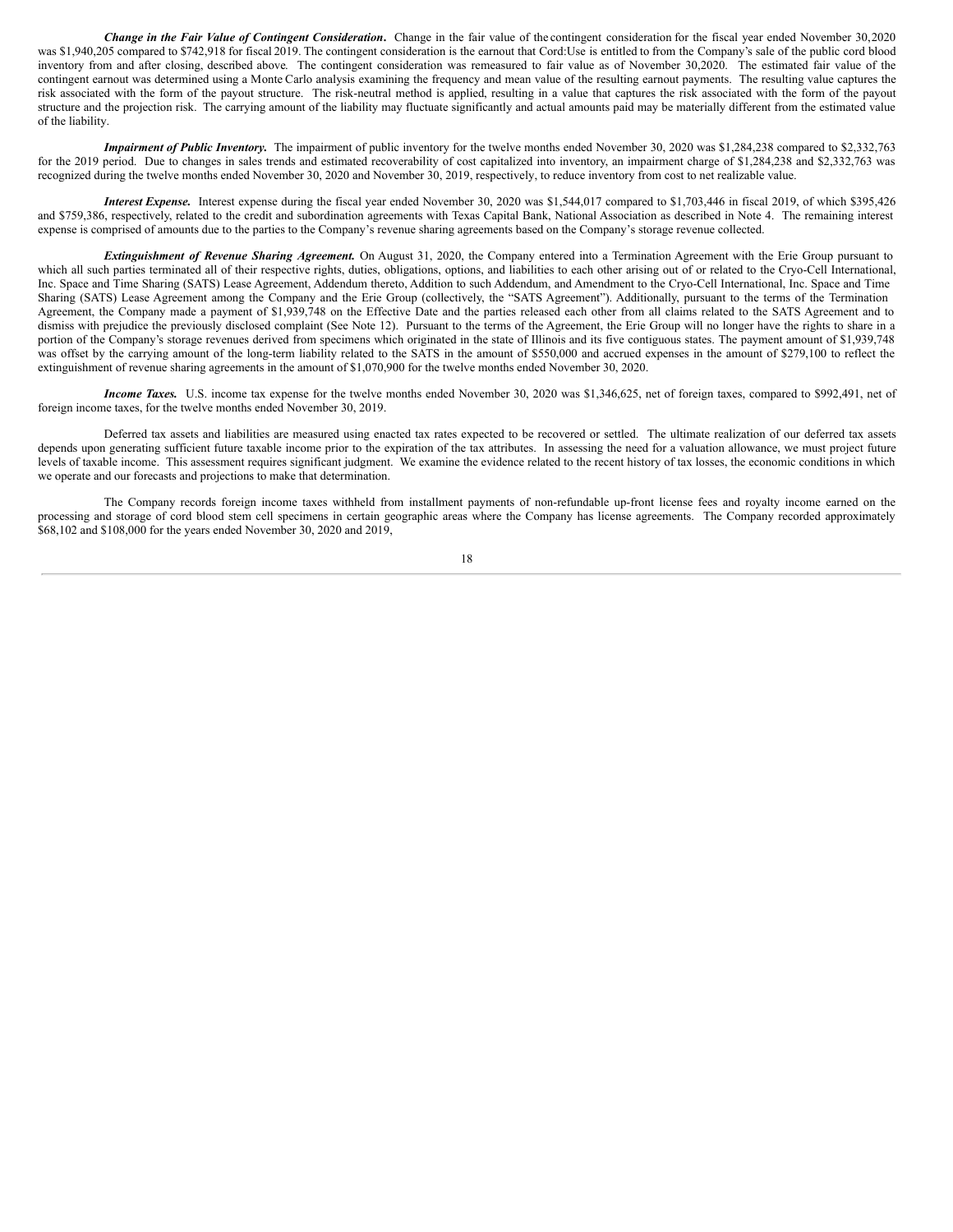***Change in the Fair Value of Contingent Consideration***. Change in the fair value of the contingent consideration for the fiscal year ended November 30,2020 was $1,940,205 compared to $742,918 for fiscal 2019. The contingent consideration is the earnout that Cord:Use is entitled to from the Company's sale of the public cord blood inventory from and after closing, described above. The contingent consideration was remeasured to fair value as of November 30,2020. The estimated fair value of the contingent earnout was determined using a Monte Carlo analysis examining the frequency and mean value of the resulting earnout payments. The resulting value captures the risk associated with the form of the payout structure. The risk-neutral method is applied, resulting in a value that captures the risk associated with the form of the payout structure and the projection risk. The carrying amount of the liability may fluctuate significantly and actual amounts paid may be materially different from the estimated value of the liability.

***Impairment of Public Inventory.*** The impairment of public inventory for the twelve months ended November 30, 2020 was $1,284,238 compared to $2,332,763 for the 2019 period. Due to changes in sales trends and estimated recoverability of cost capitalized into inventory, an impairment charge of $1,284,238 and $2,332,763 was recognized during the twelve months ended November 30, 2020 and November 30, 2019, respectively, to reduce inventory from cost to net realizable value.

***Interest Expense.*** Interest expense during the fiscal year ended November 30, 2020 was $1,544,017 compared to $1,703,446 in fiscal 2019, of which $395,426 and $759,386, respectively, related to the credit and subordination agreements with Texas Capital Bank, National Association as described in Note 4. The remaining interest expense is comprised of amounts due to the parties to the Company's revenue sharing agreements based on the Company's storage revenue collected.

***Extinguishment of Revenue Sharing Agreement.*** On August 31, 2020, the Company entered into a Termination Agreement with the Erie Group pursuant to which all such parties terminated all of their respective rights, duties, obligations, options, and liabilities to each other arising out of or related to the Cryo-Cell International, Inc. Space and Time Sharing (SATS) Lease Agreement, Addendum thereto, Addition to such Addendum, and Amendment to the Cryo-Cell International, Inc. Space and Time Sharing (SATS) Lease Agreement among the Company and the Erie Group (collectively, the "SATS Agreement"). Additionally, pursuant to the terms of the Termination Agreement, the Company made a payment of $1,939,748 on the Effective Date and the parties released each other from all claims related to the SATS Agreement and to dismiss with prejudice the previously disclosed complaint (See Note 12). Pursuant to the terms of the Agreement, the Erie Group will no longer have the rights to share in a portion of the Company's storage revenues derived from specimens which originated in the state of Illinois and its five contiguous states. The payment amount of $1,939,748 was offset by the carrying amount of the long-term liability related to the SATS in the amount of $550,000 and accrued expenses in the amount of $279,100 to reflect the extinguishment of revenue sharing agreements in the amount of $1,070,900 for the twelve months ended November 30, 2020.

***Income Taxes.*** U.S. income tax expense for the twelve months ended November 30, 2020 was $1,346,625, net of foreign taxes, compared to $992,491, net of foreign income taxes, for the twelve months ended November 30, 2019.

Deferred tax assets and liabilities are measured using enacted tax rates expected to be recovered or settled. The ultimate realization of our deferred tax assets depends upon generating sufficient future taxable income prior to the expiration of the tax attributes. In assessing the need for a valuation allowance, we must project future levels of taxable income. This assessment requires significant judgment. We examine the evidence related to the recent history of tax losses, the economic conditions in which we operate and our forecasts and projections to make that determination.

The Company records foreign income taxes withheld from installment payments of non-refundable up-front license fees and royalty income earned on the processing and storage of cord blood stem cell specimens in certain geographic areas where the Company has license agreements. The Company recorded approximately $68,102 and $108,000 for the years ended November 30, 2020 and 2019,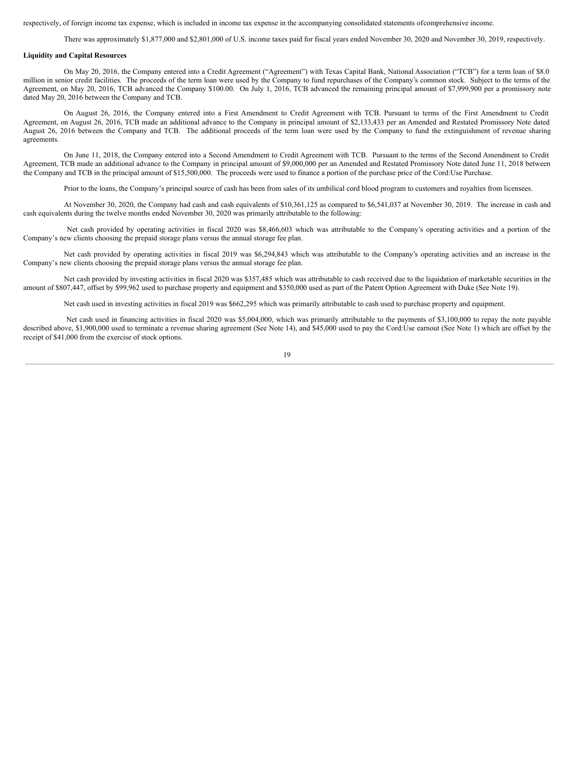respectively, of foreign income tax expense, which is included in income tax expense in the accompanying consolidated statements ofcomprehensive income.

There was approximately $1,877,000 and $2,801,000 of U.S. income taxes paid for fiscal years ended November 30, 2020 and November 30, 2019, respectively.

**Liquidity and Capital Resources**

On May 20, 2016, the Company entered into a Credit Agreement ("Agreement") with Texas Capital Bank, National Association ("TCB") for a term loan of $8.0 million in senior credit facilities. The proceeds of the term loan were used by the Company to fund repurchases of the Company's common stock. Subject to the terms of the Agreement, on May 20, 2016, TCB advanced the Company $100.00. On July 1, 2016, TCB advanced the remaining principal amount of $7,999,900 per a promissory note dated May 20, 2016 between the Company and TCB.

On August 26, 2016, the Company entered into a First Amendment to Credit Agreement with TCB. Pursuant to terms of the First Amendment to Credit Agreement, on August 26, 2016, TCB made an additional advance to the Company in principal amount of $2,133,433 per an Amended and Restated Promissory Note dated August 26, 2016 between the Company and TCB. The additional proceeds of the term loan were used by the Company to fund the extinguishment of revenue sharing agreements.

On June 11, 2018, the Company entered into a Second Amendment to Credit Agreement with TCB. Pursuant to the terms of the Second Amendment to Credit Agreement, TCB made an additional advance to the Company in principal amount of $9,000,000 per an Amended and Restated Promissory Note dated June 11, 2018 between the Company and TCB in the principal amount of $15,500,000. The proceeds were used to finance a portion of the purchase price of the Cord:Use Purchase.

Prior to the loans, the Company's principal source of cash has been from sales of its umbilical cord blood program to customers and royalties from licensees.

At November 30, 2020, the Company had cash and cash equivalents of $10,361,125 as compared to $6,541,037 at November 30, 2019. The increase in cash and cash equivalents during the twelve months ended November 30, 2020 was primarily attributable to the following:

Net cash provided by operating activities in fiscal 2020 was $8,466,603 which was attributable to the Company's operating activities and a portion of the Company's new clients choosing the prepaid storage plans versus the annual storage fee plan.

Net cash provided by operating activities in fiscal 2019 was $6,294,843 which was attributable to the Company's operating activities and an increase in the Company's new clients choosing the prepaid storage plans versus the annual storage fee plan.

Net cash provided by investing activities in fiscal 2020 was $357,485 which was attributable to cash received due to the liquidation of marketable securities in the amount of $807,447, offset by $99,962 used to purchase property and equipment and $350,000 used as part of the Patent Option Agreement with Duke (See Note 19).

Net cash used in investing activities in fiscal 2019 was $662,295 which was primarily attributable to cash used to purchase property and equipment.

Net cash used in financing activities in fiscal 2020 was $5,004,000, which was primarily attributable to the payments of $3,100,000 to repay the note payable described above, $1,900,000 used to terminate a revenue sharing agreement (See Note 14), and $45,000 used to pay the Cord:Use earnout (See Note 1) which are offset by the receipt of $41,000 from the exercise of stock options.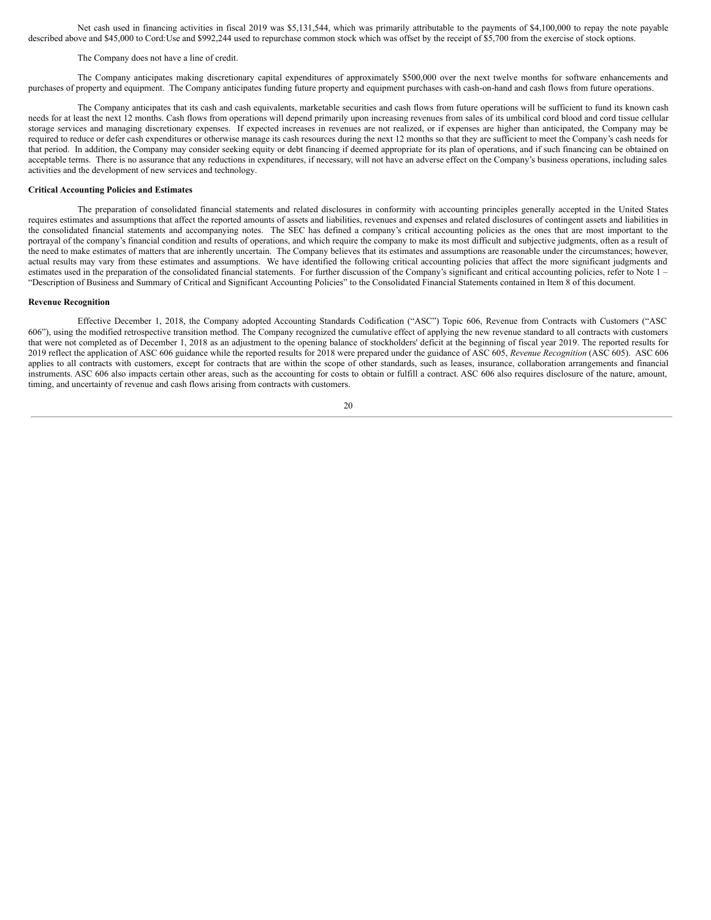Net cash used in financing activities in fiscal 2019 was $5,131,544, which was primarily attributable to the payments of $4,100,000 to repay the note payable described above and $45,000 to Cord:Use and $992,244 used to repurchase common stock which was offset by the receipt of $5,700 from the exercise of stock options.

The Company does not have a line of credit.

The Company anticipates making discretionary capital expenditures of approximately $500,000 over the next twelve months for software enhancements and purchases of property and equipment. The Company anticipates funding future property and equipment purchases with cash-on-hand and cash flows from future operations.

The Company anticipates that its cash and cash equivalents, marketable securities and cash flows from future operations will be sufficient to fund its known cash needs for at least the next 12 months. Cash flows from operations will depend primarily upon increasing revenues from sales of its umbilical cord blood and cord tissue cellular storage services and managing discretionary expenses. If expected increases in revenues are not realized, or if expenses are higher than anticipated, the Company may be required to reduce or defer cash expenditures or otherwise manage its cash resources during the next 12 months so that they are sufficient to meet the Company's cash needs for that period. In addition, the Company may consider seeking equity or debt financing if deemed appropriate for its plan of operations, and if such financing can be obtained on acceptable terms. There is no assurance that any reductions in expenditures, if necessary, will not have an adverse effect on the Company's business operations, including sales activities and the development of new services and technology.

**Critical Accounting Policies and Estimates**

The preparation of consolidated financial statements and related disclosures in conformity with accounting principles generally accepted in the United States requires estimates and assumptions that affect the reported amounts of assets and liabilities, revenues and expenses and related disclosures of contingent assets and liabilities in the consolidated financial statements and accompanying notes. The SEC has defined a company's critical accounting policies as the ones that are most important to the portrayal of the company's financial condition and results of operations, and which require the company to make its most difficult and subjective judgments, often as a result of the need to make estimates of matters that are inherently uncertain. The Company believes that its estimates and assumptions are reasonable under the circumstances; however, actual results may vary from these estimates and assumptions. We have identified the following critical accounting policies that affect the more significant judgments and estimates used in the preparation of the consolidated financial statements. For further discussion of the Company's significant and critical accounting policies, refer to Note 1 – "Description of Business and Summary of Critical and Significant Accounting Policies" to the Consolidated Financial Statements contained in Item 8 of this document.

**Revenue Recognition**

Effective December 1, 2018, the Company adopted Accounting Standards Codification ("ASC") Topic 606, Revenue from Contracts with Customers ("ASC 606"), using the modified retrospective transition method. The Company recognized the cumulative effect of applying the new revenue standard to all contracts with customers that were not completed as of December 1, 2018 as an adjustment to the opening balance of stockholders' deficit at the beginning of fiscal year 2019. The reported results for 2019 reflect the application of ASC 606 guidance while the reported results for 2018 were prepared under the guidance of ASC 605, *Revenue Recognition* (ASC 605). ASC 606 applies to all contracts with customers, except for contracts that are within the scope of other standards, such as leases, insurance, collaboration arrangements and financial instruments. ASC 606 also impacts certain other areas, such as the accounting for costs to obtain or fulfill a contract. ASC 606 also requires disclosure of the nature, amount, timing, and uncertainty of revenue and cash flows arising from contracts with customers.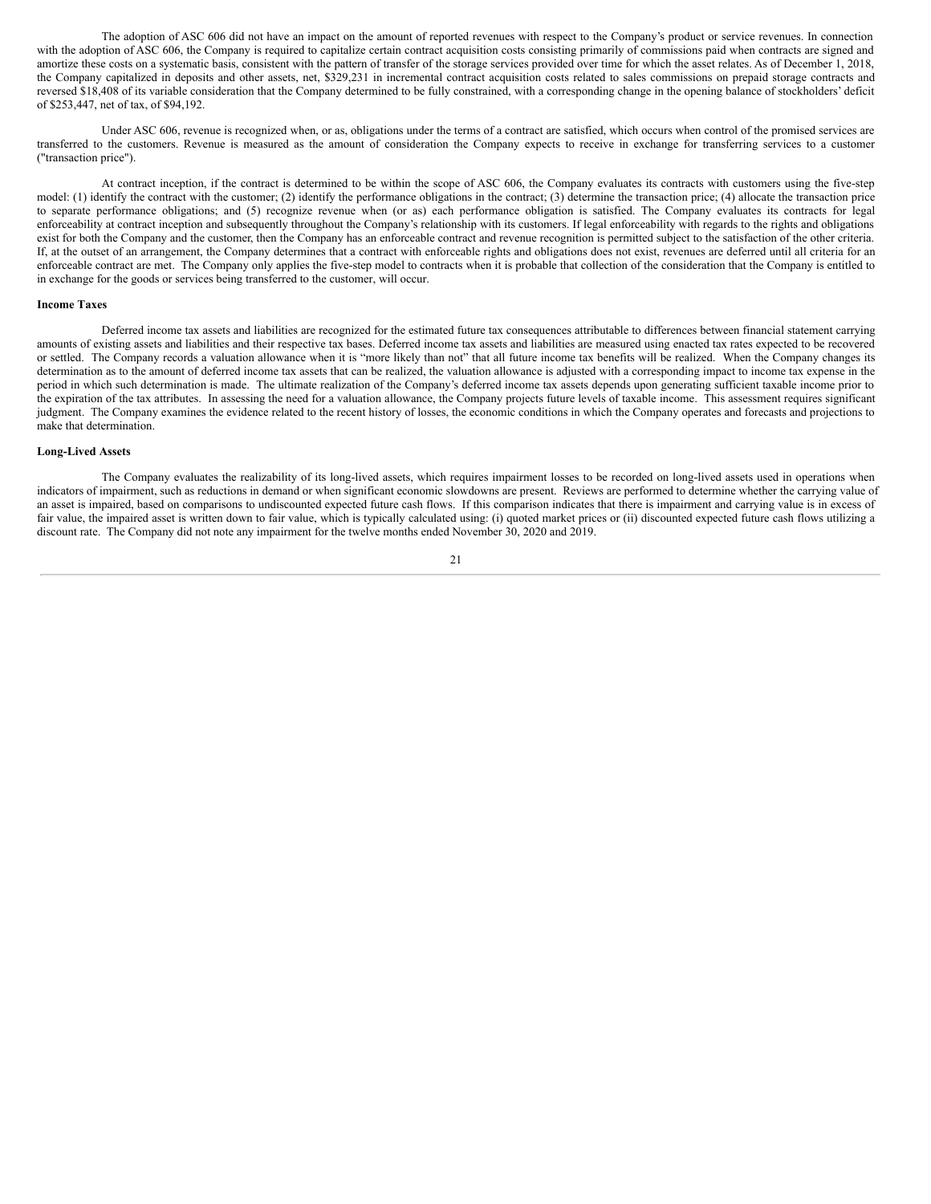The adoption of ASC 606 did not have an impact on the amount of reported revenues with respect to the Company's product or service revenues. In connection with the adoption of ASC 606, the Company is required to capitalize certain contract acquisition costs consisting primarily of commissions paid when contracts are signed and amortize these costs on a systematic basis, consistent with the pattern of transfer of the storage services provided over time for which the asset relates. As of December 1, 2018, the Company capitalized in deposits and other assets, net, $329,231 in incremental contract acquisition costs related to sales commissions on prepaid storage contracts and reversed $18,408 of its variable consideration that the Company determined to be fully constrained, with a corresponding change in the opening balance of stockholders' deficit of $253,447, net of tax, of $94,192.

Under ASC 606, revenue is recognized when, or as, obligations under the terms of a contract are satisfied, which occurs when control of the promised services are transferred to the customers. Revenue is measured as the amount of consideration the Company expects to receive in exchange for transferring services to a customer ("transaction price").

At contract inception, if the contract is determined to be within the scope of ASC 606, the Company evaluates its contracts with customers using the five-step model: (1) identify the contract with the customer; (2) identify the performance obligations in the contract; (3) determine the transaction price; (4) allocate the transaction price to separate performance obligations; and (5) recognize revenue when (or as) each performance obligation is satisfied. The Company evaluates its contracts for legal enforceability at contract inception and subsequently throughout the Company's relationship with its customers. If legal enforceability with regards to the rights and obligations exist for both the Company and the customer, then the Company has an enforceable contract and revenue recognition is permitted subject to the satisfaction of the other criteria. If, at the outset of an arrangement, the Company determines that a contract with enforceable rights and obligations does not exist, revenues are deferred until all criteria for an enforceable contract are met. The Company only applies the five-step model to contracts when it is probable that collection of the consideration that the Company is entitled to in exchange for the goods or services being transferred to the customer, will occur.

**Income Taxes**

Deferred income tax assets and liabilities are recognized for the estimated future tax consequences attributable to differences between financial statement carrying amounts of existing assets and liabilities and their respective tax bases. Deferred income tax assets and liabilities are measured using enacted tax rates expected to be recovered or settled. The Company records a valuation allowance when it is "more likely than not" that all future income tax benefits will be realized. When the Company changes its determination as to the amount of deferred income tax assets that can be realized, the valuation allowance is adjusted with a corresponding impact to income tax expense in the period in which such determination is made. The ultimate realization of the Company's deferred income tax assets depends upon generating sufficient taxable income prior to the expiration of the tax attributes. In assessing the need for a valuation allowance, the Company projects future levels of taxable income. This assessment requires significant judgment. The Company examines the evidence related to the recent history of losses, the economic conditions in which the Company operates and forecasts and projections to make that determination.

**Long-Lived Assets**

The Company evaluates the realizability of its long-lived assets, which requires impairment losses to be recorded on long-lived assets used in operations when indicators of impairment, such as reductions in demand or when significant economic slowdowns are present. Reviews are performed to determine whether the carrying value of an asset is impaired, based on comparisons to undiscounted expected future cash flows. If this comparison indicates that there is impairment and carrying value is in excess of fair value, the impaired asset is written down to fair value, which is typically calculated using: (i) quoted market prices or (ii) discounted expected future cash flows utilizing a discount rate. The Company did not note any impairment for the twelve months ended November 30, 2020 and 2019.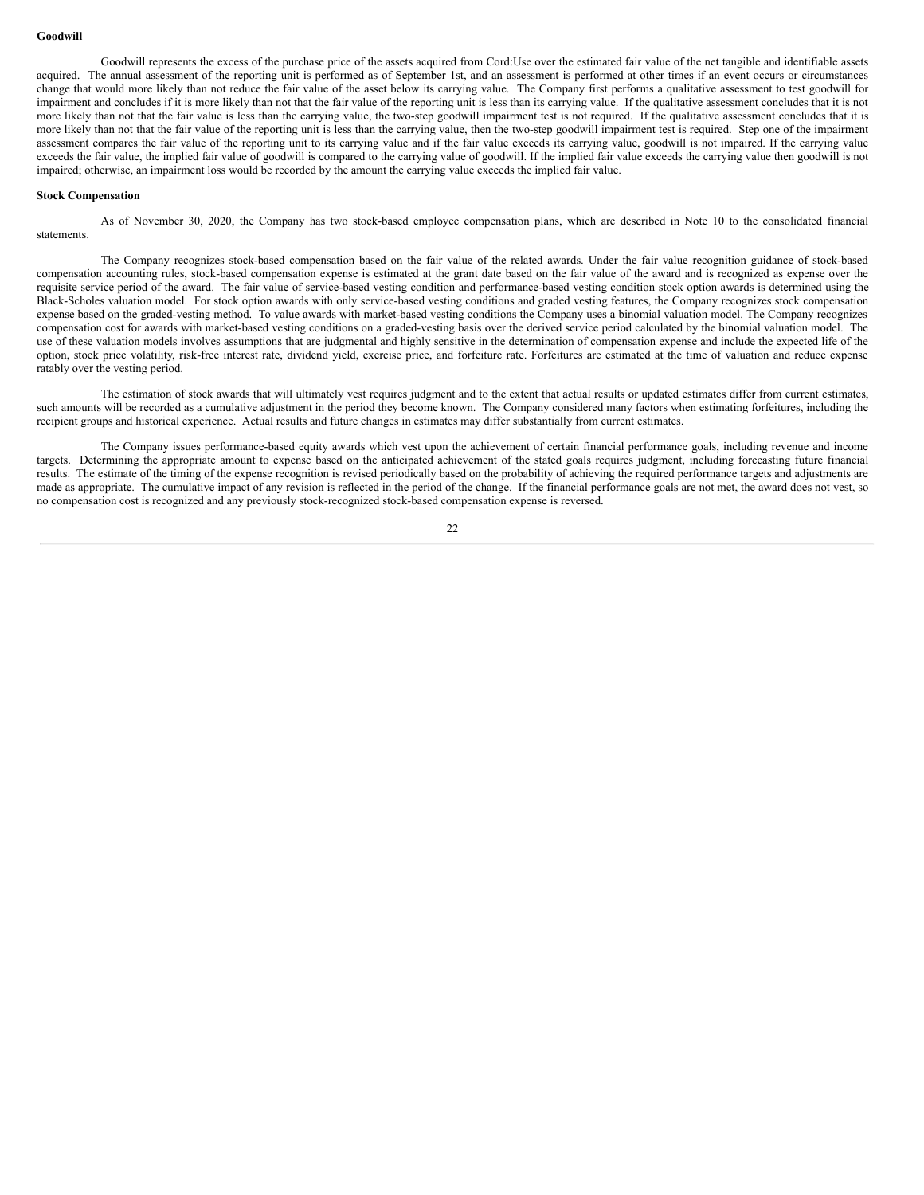**Goodwill**

Goodwill represents the excess of the purchase price of the assets acquired from Cord:Use over the estimated fair value of the net tangible and identifiable assets acquired. The annual assessment of the reporting unit is performed as of September 1st, and an assessment is performed at other times if an event occurs or circumstances change that would more likely than not reduce the fair value of the asset below its carrying value. The Company first performs a qualitative assessment to test goodwill for impairment and concludes if it is more likely than not that the fair value of the reporting unit is less than its carrying value. If the qualitative assessment concludes that it is not more likely than not that the fair value is less than the carrying value, the two-step goodwill impairment test is not required. If the qualitative assessment concludes that it is more likely than not that the fair value of the reporting unit is less than the carrying value, then the two-step goodwill impairment test is required. Step one of the impairment assessment compares the fair value of the reporting unit to its carrying value and if the fair value exceeds its carrying value, goodwill is not impaired. If the carrying value exceeds the fair value, the implied fair value of goodwill is compared to the carrying value of goodwill. If the implied fair value exceeds the carrying value then goodwill is not impaired; otherwise, an impairment loss would be recorded by the amount the carrying value exceeds the implied fair value.

**Stock Compensation**

As of November 30, 2020, the Company has two stock-based employee compensation plans, which are described in Note 10 to the consolidated financial statements.

The Company recognizes stock-based compensation based on the fair value of the related awards. Under the fair value recognition guidance of stock-based compensation accounting rules, stock-based compensation expense is estimated at the grant date based on the fair value of the award and is recognized as expense over the requisite service period of the award. The fair value of service-based vesting condition and performance-based vesting condition stock option awards is determined using the Black-Scholes valuation model. For stock option awards with only service-based vesting conditions and graded vesting features, the Company recognizes stock compensation expense based on the graded-vesting method. To value awards with market-based vesting conditions the Company uses a binomial valuation model. The Company recognizes compensation cost for awards with market-based vesting conditions on a graded-vesting basis over the derived service period calculated by the binomial valuation model. The use of these valuation models involves assumptions that are judgmental and highly sensitive in the determination of compensation expense and include the expected life of the option, stock price volatility, risk-free interest rate, dividend yield, exercise price, and forfeiture rate. Forfeitures are estimated at the time of valuation and reduce expense ratably over the vesting period.

The estimation of stock awards that will ultimately vest requires judgment and to the extent that actual results or updated estimates differ from current estimates, such amounts will be recorded as a cumulative adjustment in the period they become known. The Company considered many factors when estimating forfeitures, including the recipient groups and historical experience. Actual results and future changes in estimates may differ substantially from current estimates.

The Company issues performance-based equity awards which vest upon the achievement of certain financial performance goals, including revenue and income targets. Determining the appropriate amount to expense based on the anticipated achievement of the stated goals requires judgment, including forecasting future financial results. The estimate of the timing of the expense recognition is revised periodically based on the probability of achieving the required performance targets and adjustments are made as appropriate. The cumulative impact of any revision is reflected in the period of the change. If the financial performance goals are not met, the award does not vest, so no compensation cost is recognized and any previously stock-recognized stock-based compensation expense is reversed.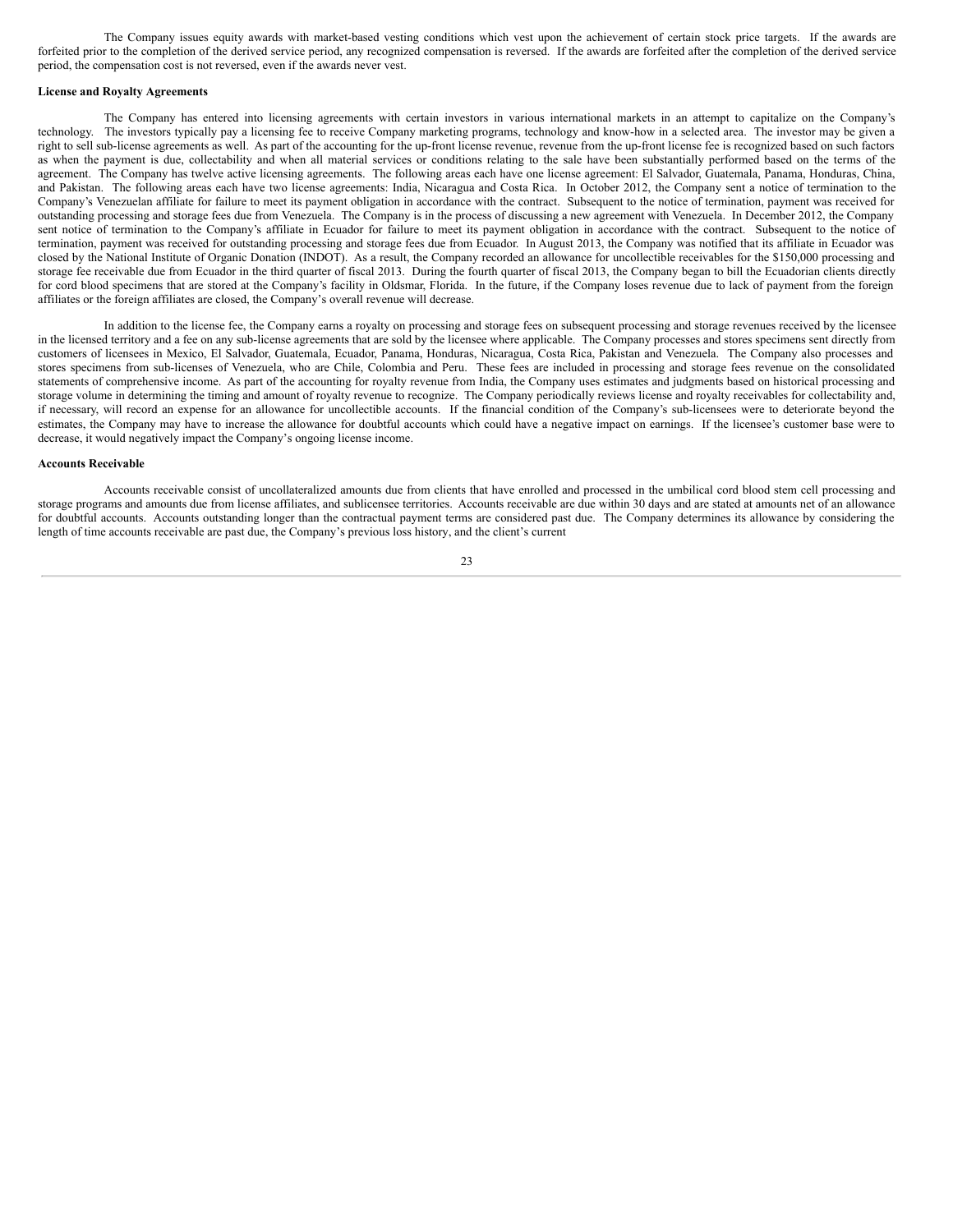The Company issues equity awards with market-based vesting conditions which vest upon the achievement of certain stock price targets. If the awards are forfeited prior to the completion of the derived service period, any recognized compensation is reversed. If the awards are forfeited after the completion of the derived service period, the compensation cost is not reversed, even if the awards never vest.

**License and Royalty Agreements**

The Company has entered into licensing agreements with certain investors in various international markets in an attempt to capitalize on the Company's technology. The investors typically pay a licensing fee to receive Company marketing programs, technology and know-how in a selected area. The investor may be given a right to sell sub-license agreements as well. As part of the accounting for the up-front license revenue, revenue from the up-front license fee is recognized based on such factors as when the payment is due, collectability and when all material services or conditions relating to the sale have been substantially performed based on the terms of the agreement. The Company has twelve active licensing agreements. The following areas each have one license agreement: El Salvador, Guatemala, Panama, Honduras, China, and Pakistan. The following areas each have two license agreements: India, Nicaragua and Costa Rica. In October 2012, the Company sent a notice of termination to the Company's Venezuelan affiliate for failure to meet its payment obligation in accordance with the contract. Subsequent to the notice of termination, payment was received for outstanding processing and storage fees due from Venezuela. The Company is in the process of discussing a new agreement with Venezuela. In December 2012, the Company sent notice of termination to the Company's affiliate in Ecuador for failure to meet its payment obligation in accordance with the contract. Subsequent to the notice of termination, payment was received for outstanding processing and storage fees due from Ecuador. In August 2013, the Company was notified that its affiliate in Ecuador was closed by the National Institute of Organic Donation (INDOT). As a result, the Company recorded an allowance for uncollectible receivables for the $150,000 processing and storage fee receivable due from Ecuador in the third quarter of fiscal 2013. During the fourth quarter of fiscal 2013, the Company began to bill the Ecuadorian clients directly for cord blood specimens that are stored at the Company's facility in Oldsmar, Florida. In the future, if the Company loses revenue due to lack of payment from the foreign affiliates or the foreign affiliates are closed, the Company's overall revenue will decrease.

In addition to the license fee, the Company earns a royalty on processing and storage fees on subsequent processing and storage revenues received by the licensee in the licensed territory and a fee on any sub-license agreements that are sold by the licensee where applicable. The Company processes and stores specimens sent directly from customers of licensees in Mexico, El Salvador, Guatemala, Ecuador, Panama, Honduras, Nicaragua, Costa Rica, Pakistan and Venezuela. The Company also processes and stores specimens from sub-licenses of Venezuela, who are Chile, Colombia and Peru. These fees are included in processing and storage fees revenue on the consolidated statements of comprehensive income. As part of the accounting for royalty revenue from India, the Company uses estimates and judgments based on historical processing and storage volume in determining the timing and amount of royalty revenue to recognize. The Company periodically reviews license and royalty receivables for collectability and, if necessary, will record an expense for an allowance for uncollectible accounts. If the financial condition of the Company's sub-licensees were to deteriorate beyond the estimates, the Company may have to increase the allowance for doubtful accounts which could have a negative impact on earnings. If the licensee's customer base were to decrease, it would negatively impact the Company's ongoing license income.

**Accounts Receivable**

Accounts receivable consist of uncollateralized amounts due from clients that have enrolled and processed in the umbilical cord blood stem cell processing and storage programs and amounts due from license affiliates, and sublicensee territories. Accounts receivable are due within 30 days and are stated at amounts net of an allowance for doubtful accounts. Accounts outstanding longer than the contractual payment terms are considered past due. The Company determines its allowance by considering the length of time accounts receivable are past due, the Company's previous loss history, and the client's current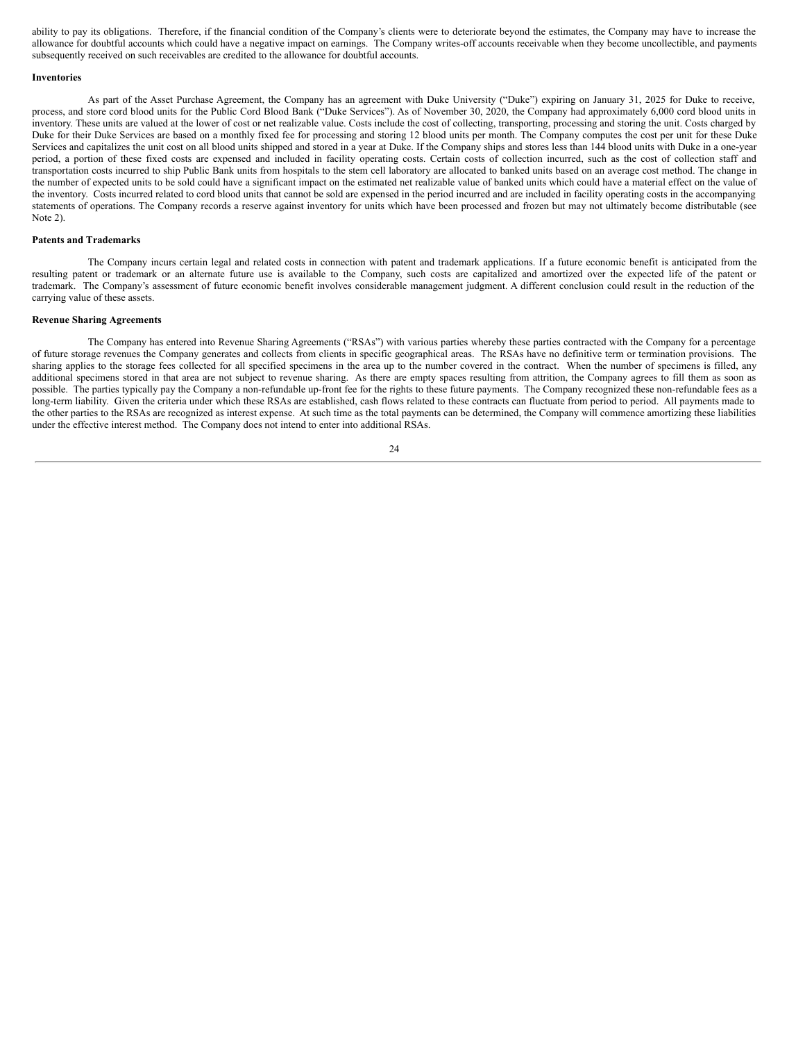ability to pay its obligations. Therefore, if the financial condition of the Company's clients were to deteriorate beyond the estimates, the Company may have to increase the allowance for doubtful accounts which could have a negative impact on earnings. The Company writes-off accounts receivable when they become uncollectible, and payments subsequently received on such receivables are credited to the allowance for doubtful accounts.

**Inventories**

As part of the Asset Purchase Agreement, the Company has an agreement with Duke University ("Duke") expiring on January 31, 2025 for Duke to receive, process, and store cord blood units for the Public Cord Blood Bank ("Duke Services"). As of November 30, 2020, the Company had approximately 6,000 cord blood units in inventory. These units are valued at the lower of cost or net realizable value. Costs include the cost of collecting, transporting, processing and storing the unit. Costs charged by Duke for their Duke Services are based on a monthly fixed fee for processing and storing 12 blood units per month. The Company computes the cost per unit for these Duke Services and capitalizes the unit cost on all blood units shipped and stored in a year at Duke. If the Company ships and stores less than 144 blood units with Duke in a one-year period, a portion of these fixed costs are expensed and included in facility operating costs. Certain costs of collection incurred, such as the cost of collection staff and transportation costs incurred to ship Public Bank units from hospitals to the stem cell laboratory are allocated to banked units based on an average cost method. The change in the number of expected units to be sold could have a significant impact on the estimated net realizable value of banked units which could have a material effect on the value of the inventory. Costs incurred related to cord blood units that cannot be sold are expensed in the period incurred and are included in facility operating costs in the accompanying statements of operations. The Company records a reserve against inventory for units which have been processed and frozen but may not ultimately become distributable (see Note 2).

**Patents and Trademarks**

The Company incurs certain legal and related costs in connection with patent and trademark applications. If a future economic benefit is anticipated from the resulting patent or trademark or an alternate future use is available to the Company, such costs are capitalized and amortized over the expected life of the patent or trademark. The Company's assessment of future economic benefit involves considerable management judgment. A different conclusion could result in the reduction of the carrying value of these assets.

**Revenue Sharing Agreements**

The Company has entered into Revenue Sharing Agreements ("RSAs") with various parties whereby these parties contracted with the Company for a percentage of future storage revenues the Company generates and collects from clients in specific geographical areas. The RSAs have no definitive term or termination provisions. The sharing applies to the storage fees collected for all specified specimens in the area up to the number covered in the contract. When the number of specimens is filled, any additional specimens stored in that area are not subject to revenue sharing. As there are empty spaces resulting from attrition, the Company agrees to fill them as soon as possible. The parties typically pay the Company a non-refundable up-front fee for the rights to these future payments. The Company recognized these non-refundable fees as a long-term liability. Given the criteria under which these RSAs are established, cash flows related to these contracts can fluctuate from period to period. All payments made to the other parties to the RSAs are recognized as interest expense. At such time as the total payments can be determined, the Company will commence amortizing these liabilities under the effective interest method. The Company does not intend to enter into additional RSAs.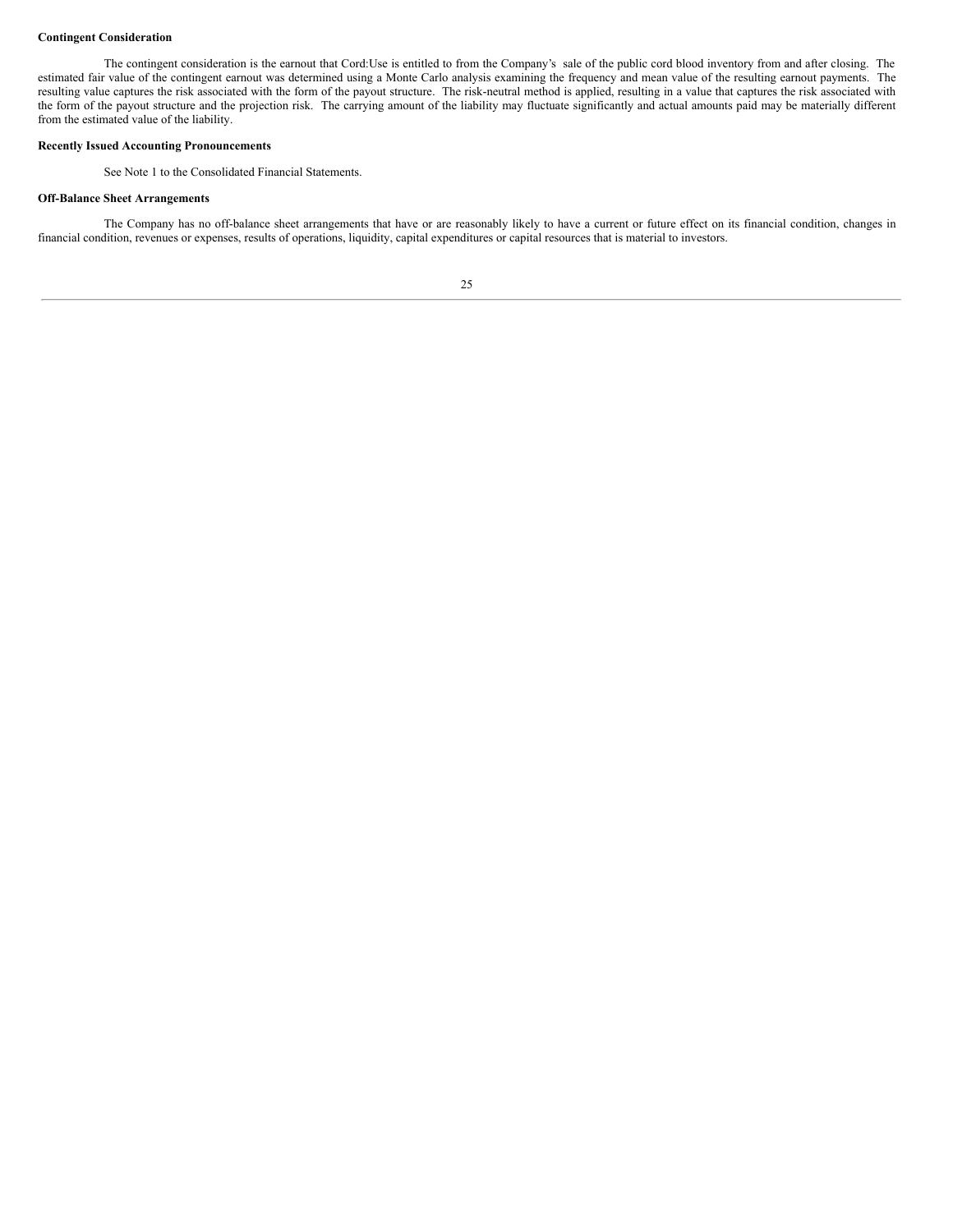**Contingent Consideration**

The contingent consideration is the earnout that Cord:Use is entitled to from the Company's sale of the public cord blood inventory from and after closing. The estimated fair value of the contingent earnout was determined using a Monte Carlo analysis examining the frequency and mean value of the resulting earnout payments. The resulting value captures the risk associated with the form of the payout structure. The risk-neutral method is applied, resulting in a value that captures the risk associated with the form of the payout structure and the projection risk. The carrying amount of the liability may fluctuate significantly and actual amounts paid may be materially different from the estimated value of the liability.

**Recently Issued Accounting Pronouncements**

See Note 1 to the Consolidated Financial Statements.

**Off-Balance Sheet Arrangements**

The Company has no off-balance sheet arrangements that have or are reasonably likely to have a current or future effect on its financial condition, changes in financial condition, revenues or expenses, results of operations, liquidity, capital expenditures or capital resources that is material to investors.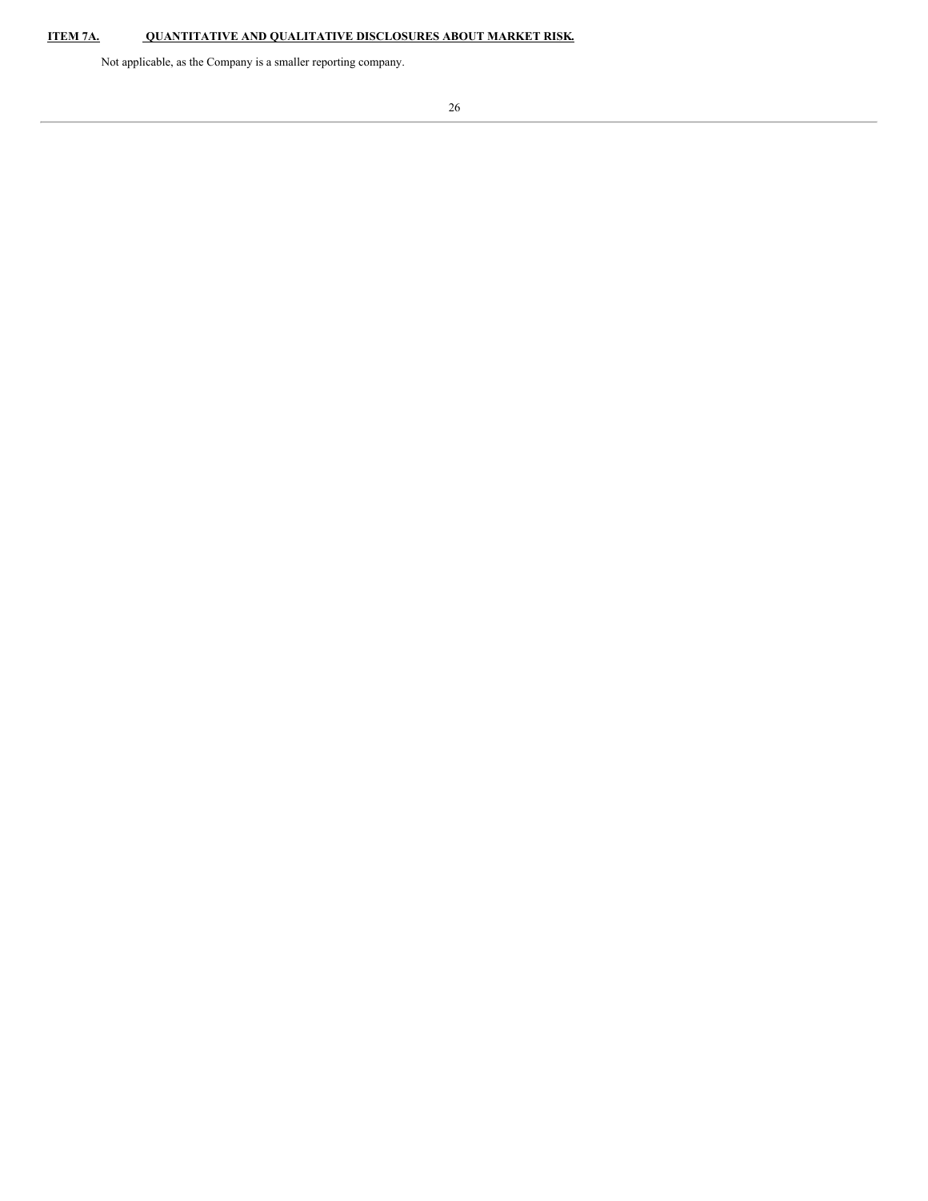## ITEM 7A. QUANTITATIVE AND QUALITATIVE DISCLOSURES ABOUT MARKET RISK.

Not applicable, as the Company is a smaller reporting company.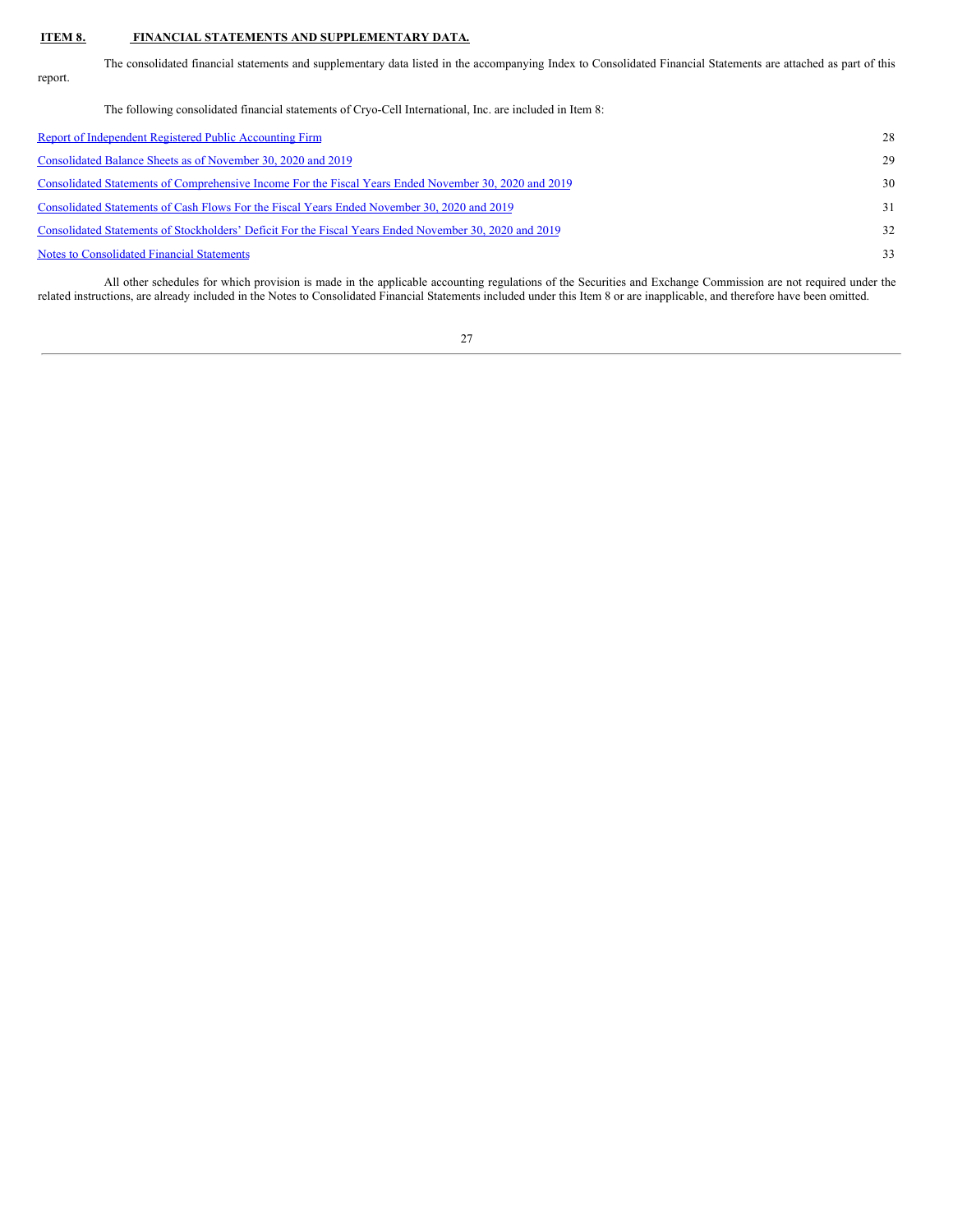## ITEM 8. FINANCIAL STATEMENTS AND SUPPLEMENTARY DATA.

The consolidated financial statements and supplementary data listed in the accompanying Index to Consolidated Financial Statements are attached as part of this report.

The following consolidated financial statements of Cryo-Cell International, Inc. are included in Item 8:

| | |
|---|---|
| Report of Independent Registered Public Accounting Firm | 28 |
| Consolidated Balance Sheets as of November 30, 2020 and 2019 | 29 |
| Consolidated Statements of Comprehensive Income For the Fiscal Years Ended November 30, 2020 and 2019 | 30 |
| Consolidated Statements of Cash Flows For the Fiscal Years Ended November 30, 2020 and 2019 | 31 |
| Consolidated Statements of Stockholders' Deficit For the Fiscal Years Ended November 30, 2020 and 2019 | 32 |
| Notes to Consolidated Financial Statements | 33 |

All other schedules for which provision is made in the applicable accounting regulations of the Securities and Exchange Commission are not required under the related instructions, are already included in the Notes to Consolidated Financial Statements included under this Item 8 or are inapplicable, and therefore have been omitted.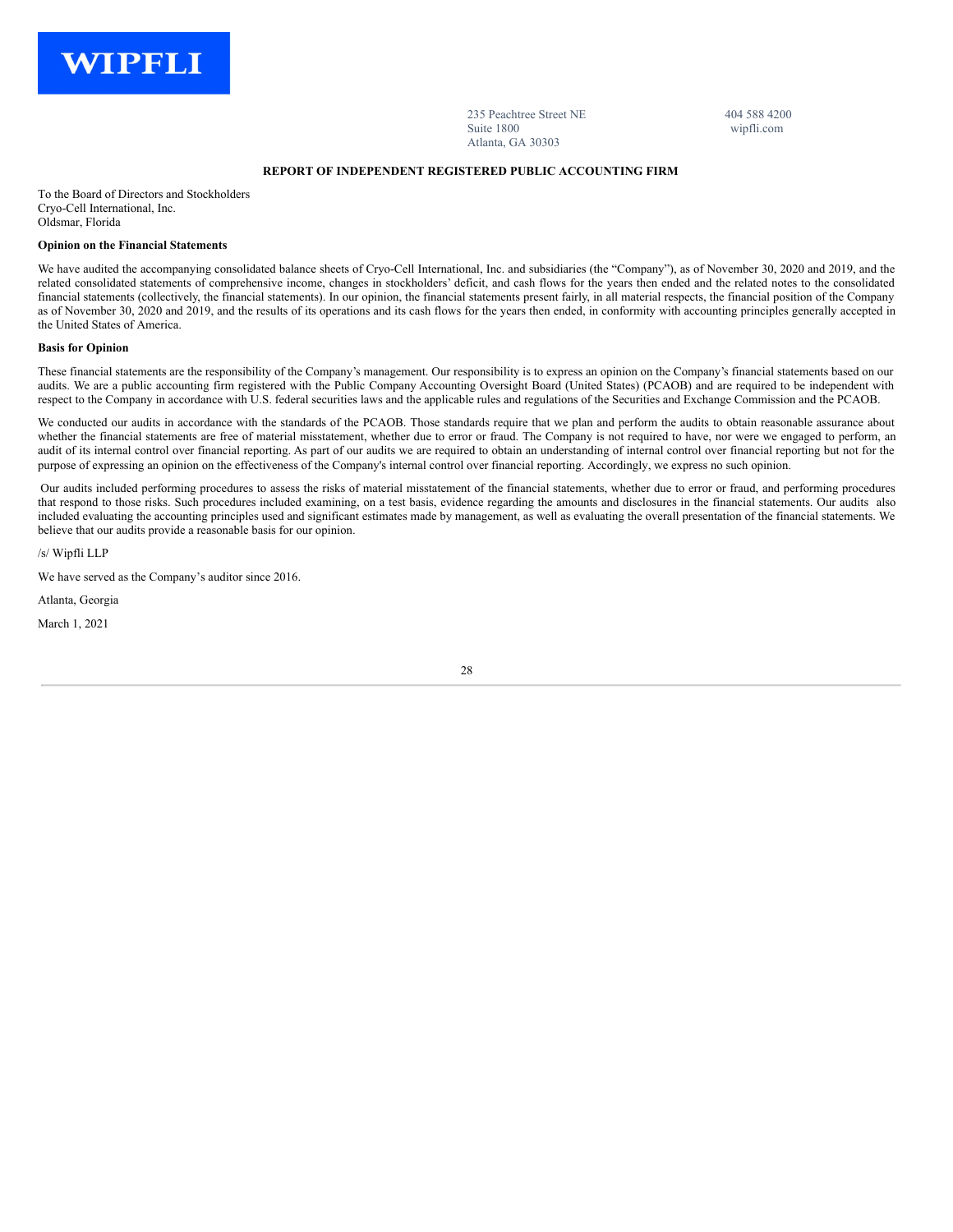WIPFLI

235 Peachtree Street NE
Suite 1800
Atlanta, GA 30303

404 588 4200
wipfli.com

## REPORT OF INDEPENDENT REGISTERED PUBLIC ACCOUNTING FIRM

To the Board of Directors and Stockholders
Cryo-Cell International, Inc.
Oldsmar, Florida

**Opinion on the Financial Statements**

We have audited the accompanying consolidated balance sheets of Cryo-Cell International, Inc. and subsidiaries (the "Company"), as of November 30, 2020 and 2019, and the related consolidated statements of comprehensive income, changes in stockholders' deficit, and cash flows for the years then ended and the related notes to the consolidated financial statements (collectively, the financial statements). In our opinion, the financial statements present fairly, in all material respects, the financial position of the Company as of November 30, 2020 and 2019, and the results of its operations and its cash flows for the years then ended, in conformity with accounting principles generally accepted in the United States of America.

**Basis for Opinion**

These financial statements are the responsibility of the Company's management. Our responsibility is to express an opinion on the Company's financial statements based on our audits. We are a public accounting firm registered with the Public Company Accounting Oversight Board (United States) (PCAOB) and are required to be independent with respect to the Company in accordance with U.S. federal securities laws and the applicable rules and regulations of the Securities and Exchange Commission and the PCAOB.

We conducted our audits in accordance with the standards of the PCAOB. Those standards require that we plan and perform the audits to obtain reasonable assurance about whether the financial statements are free of material misstatement, whether due to error or fraud. The Company is not required to have, nor were we engaged to perform, an audit of its internal control over financial reporting. As part of our audits we are required to obtain an understanding of internal control over financial reporting but not for the purpose of expressing an opinion on the effectiveness of the Company's internal control over financial reporting. Accordingly, we express no such opinion.

Our audits included performing procedures to assess the risks of material misstatement of the financial statements, whether due to error or fraud, and performing procedures that respond to those risks. Such procedures included examining, on a test basis, evidence regarding the amounts and disclosures in the financial statements. Our audits also included evaluating the accounting principles used and significant estimates made by management, as well as evaluating the overall presentation of the financial statements. We believe that our audits provide a reasonable basis for our opinion.

/s/ Wipfli LLP

We have served as the Company's auditor since 2016.

Atlanta, Georgia

March 1, 2021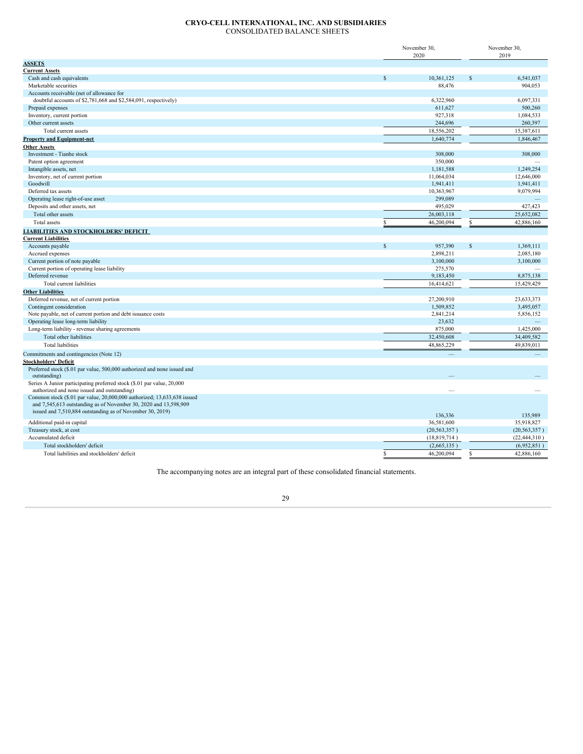# CRYO-CELL INTERNATIONAL, INC. AND SUBSIDIARIES

## CONSOLIDATED BALANCE SHEETS

| | November 30, 2020 | November 30, 2019 |
|---|---|---|
| **ASSETS** | | |
| **Current Assets** | | |
| Cash and cash equivalents | $ 10,361,125 | $ 6,541,037 |
| Marketable securities | 88,476 | 904,053 |
| Accounts receivable (net of allowance for doubtful accounts of $2,781,668 and $2,584,091, respectively) | 6,322,960 | 6,097,331 |
| Prepaid expenses | 611,627 | 500,260 |
| Inventory, current portion | 927,318 | 1,084,533 |
| Other current assets | 244,696 | 260,397 |
| Total current assets | 18,556,202 | 15,387,611 |
| **Property and Equipment-net** | 1,640,774 | 1,846,467 |
| **Other Assets** | | |
| Investment - Tianhe stock | 308,000 | 308,000 |
| Patent option agreement | 350,000 | — |
| Intangible assets, net | 1,181,588 | 1,249,254 |
| Inventory, net of current portion | 11,064,034 | 12,646,000 |
| Goodwill | 1,941,411 | 1,941,411 |
| Deferred tax assets | 10,363,967 | 9,079,994 |
| Operating lease right-of-use asset | 299,089 | — |
| Deposits and other assets, net | 495,029 | 427,423 |
| Total other assets | 26,003,118 | 25,652,082 |
| Total assets | $ 46,200,094 | $ 42,886,160 |
| **LIABILITIES AND STOCKHOLDERS' DEFICIT** | | |
| **Current Liabilities** | | |
| Accounts payable | $ 957,390 | $ 1,369,111 |
| Accrued expenses | 2,898,211 | 2,085,180 |
| Current portion of note payable | 3,100,000 | 3,100,000 |
| Current portion of operating lease liability | 275,570 | — |
| Deferred revenue | 9,183,450 | 8,875,138 |
| Total current liabilities | 16,414,621 | 15,429,429 |
| **Other Liabilities** | | |
| Deferred revenue, net of current portion | 27,200,910 | 23,633,373 |
| Contingent consideration | 1,509,852 | 3,495,057 |
| Note payable, net of current portion and debt issuance costs | 2,841,214 | 5,856,152 |
| Operating lease long-term liability | 23,632 | — |
| Long-term liability - revenue sharing agreements | 875,000 | 1,425,000 |
| Total other liabilities | 32,450,608 | 34,409,582 |
| Total liabilities | 48,865,229 | 49,839,011 |
| Commitments and contingencies (Note 12) | — | — |
| **Stockholders' Deficit** | | |
| Preferred stock ($.01 par value, 500,000 authorized and none issued and outstanding) | — | — |
| Series A Junior participating preferred stock ($.01 par value, 20,000 authorized and none issued and outstanding) | — | — |
| Common stock ($.01 par value, 20,000,000 authorized; 13,633,638 issued and 7,545,613 outstanding as of November 30, 2020 and 13,598,909 issued and 7,510,884 outstanding as of November 30, 2019) | 136,336 | 135,989 |
| Additional paid-in capital | 36,581,600 | 35,918,827 |
| Treasury stock, at cost | (20,563,357 ) | (20,563,357 ) |
| Accumulated deficit | (18,819,714 ) | (22,444,310 ) |
| Total stockholders' deficit | (2,665,135 ) | (6,952,851 ) |
| Total liabilities and stockholders' deficit | $ 46,200,094 | $ 42,886,160 |

The accompanying notes are an integral part of these consolidated financial statements.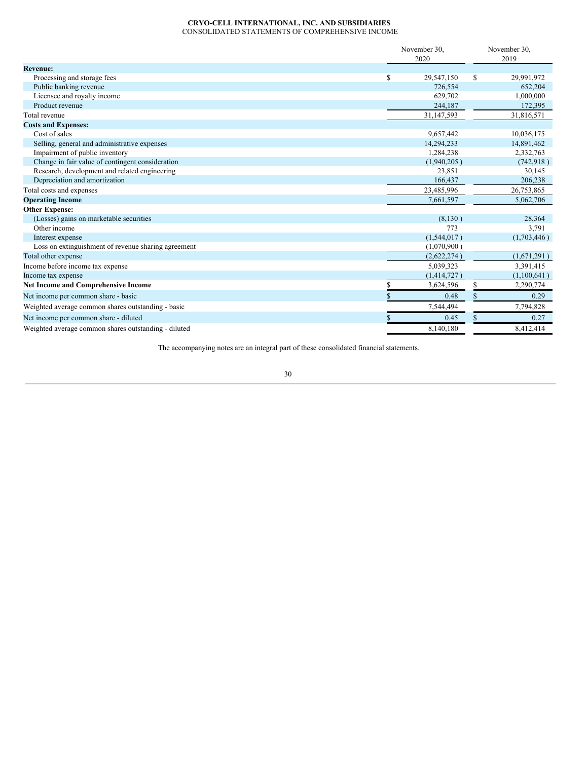**CRYO-CELL INTERNATIONAL, INC. AND SUBSIDIARIES**
CONSOLIDATED STATEMENTS OF COMPREHENSIVE INCOME

| | November 30, 2020 | November 30, 2019 |
|---|---|---|
| **Revenue:** | | |
| Processing and storage fees | $ 29,547,150 | $ 29,991,972 |
| Public banking revenue | 726,554 | 652,204 |
| Licensee and royalty income | 629,702 | 1,000,000 |
| Product revenue | 244,187 | 172,395 |
| Total revenue | 31,147,593 | 31,816,571 |
| **Costs and Expenses:** | | |
| Cost of sales | 9,657,442 | 10,036,175 |
| Selling, general and administrative expenses | 14,294,233 | 14,891,462 |
| Impairment of public inventory | 1,284,238 | 2,332,763 |
| Change in fair value of contingent consideration | (1,940,205) | (742,918) |
| Research, development and related engineering | 23,851 | 30,145 |
| Depreciation and amortization | 166,437 | 206,238 |
| Total costs and expenses | 23,485,996 | 26,753,865 |
| **Operating Income** | 7,661,597 | 5,062,706 |
| **Other Expense:** | | |
| (Losses) gains on marketable securities | (8,130) | 28,364 |
| Other income | 773 | 3,791 |
| Interest expense | (1,544,017) | (1,703,446) |
| Loss on extinguishment of revenue sharing agreement | (1,070,900) | — |
| Total other expense | (2,622,274) | (1,671,291) |
| Income before income tax expense | 5,039,323 | 3,391,415 |
| Income tax expense | (1,414,727) | (1,100,641) |
| **Net Income and Comprehensive Income** | $ 3,624,596 | $ 2,290,774 |
| Net income per common share - basic | $ 0.48 | $ 0.29 |
| Weighted average common shares outstanding - basic | 7,544,494 | 7,794,828 |
| Net income per common share - diluted | $ 0.45 | $ 0.27 |
| Weighted average common shares outstanding - diluted | 8,140,180 | 8,412,414 |

The accompanying notes are an integral part of these consolidated financial statements.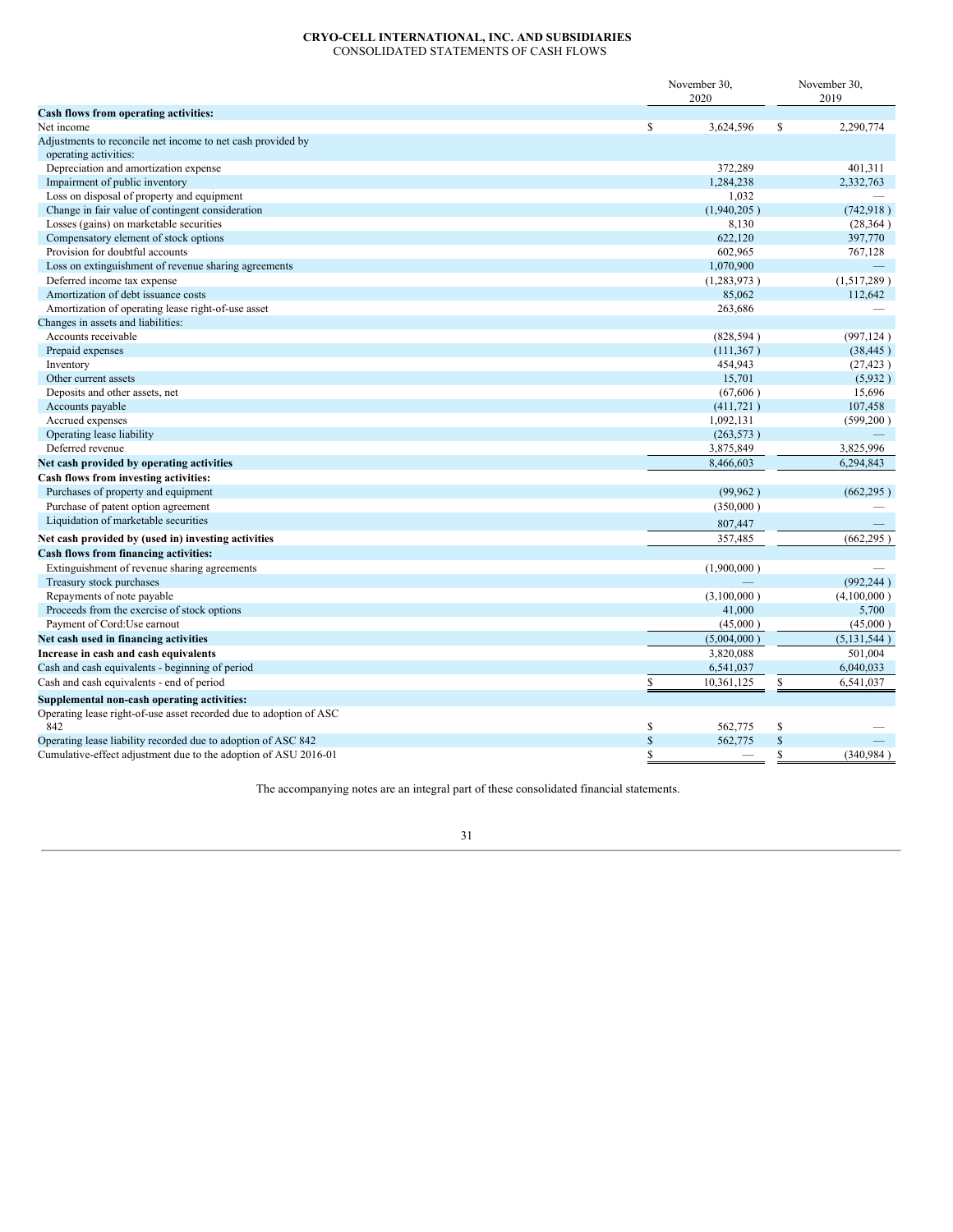# CRYO-CELL INTERNATIONAL, INC. AND SUBSIDIARIES

CONSOLIDATED STATEMENTS OF CASH FLOWS

| | November 30, 2020 | November 30, 2019 |
|---|---|---|
| **Cash flows from operating activities:** | | |
| Net income | $ 3,624,596 | $ 2,290,774 |
| Adjustments to reconcile net income to net cash provided by operating activities: | | |
| Depreciation and amortization expense | 372,289 | 401,311 |
| Impairment of public inventory | 1,284,238 | 2,332,763 |
| Loss on disposal of property and equipment | 1,032 | — |
| Change in fair value of contingent consideration | (1,940,205 ) | (742,918 ) |
| Losses (gains) on marketable securities | 8,130 | (28,364 ) |
| Compensatory element of stock options | 622,120 | 397,770 |
| Provision for doubtful accounts | 602,965 | 767,128 |
| Loss on extinguishment of revenue sharing agreements | 1,070,900 | — |
| Deferred income tax expense | (1,283,973 ) | (1,517,289 ) |
| Amortization of debt issuance costs | 85,062 | 112,642 |
| Amortization of operating lease right-of-use asset | 263,686 | — |
| Changes in assets and liabilities: | | |
| Accounts receivable | (828,594 ) | (997,124 ) |
| Prepaid expenses | (111,367 ) | (38,445 ) |
| Inventory | 454,943 | (27,423 ) |
| Other current assets | 15,701 | (5,932 ) |
| Deposits and other assets, net | (67,606 ) | 15,696 |
| Accounts payable | (411,721 ) | 107,458 |
| Accrued expenses | 1,092,131 | (599,200 ) |
| Operating lease liability | (263,573 ) | — |
| Deferred revenue | 3,875,849 | 3,825,996 |
| **Net cash provided by operating activities** | 8,466,603 | 6,294,843 |
| **Cash flows from investing activities:** | | |
| Purchases of property and equipment | (99,962 ) | (662,295 ) |
| Purchase of patent option agreement | (350,000 ) | — |
| Liquidation of marketable securities | 807,447 | — |
| **Net cash provided by (used in) investing activities** | 357,485 | (662,295 ) |
| **Cash flows from financing activities:** | | |
| Extinguishment of revenue sharing agreements | (1,900,000 ) | — |
| Treasury stock purchases | — | (992,244 ) |
| Repayments of note payable | (3,100,000 ) | (4,100,000 ) |
| Proceeds from the exercise of stock options | 41,000 | 5,700 |
| Payment of Cord:Use earnout | (45,000 ) | (45,000 ) |
| **Net cash used in financing activities** | (5,004,000 ) | (5,131,544 ) |
| **Increase in cash and cash equivalents** | 3,820,088 | 501,004 |
| Cash and cash equivalents - beginning of period | 6,541,037 | 6,040,033 |
| Cash and cash equivalents - end of period | $ 10,361,125 | $ 6,541,037 |
| **Supplemental non-cash operating activities:** | | |
| Operating lease right-of-use asset recorded due to adoption of ASC 842 | $ 562,775 | $ — |
| Operating lease liability recorded due to adoption of ASC 842 | $ 562,775 | $ — |
| Cumulative-effect adjustment due to the adoption of ASU 2016-01 | $ — | $ (340,984 ) |

The accompanying notes are an integral part of these consolidated financial statements.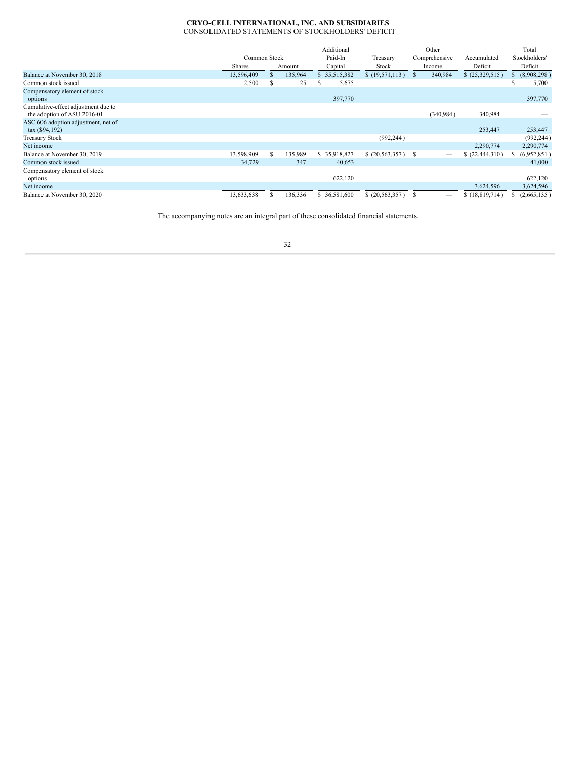**CRYO-CELL INTERNATIONAL, INC. AND SUBSIDIARIES**
CONSOLIDATED STATEMENTS OF STOCKHOLDERS' DEFICIT

| | Common Stock | | Additional Paid-In | Treasury | Other Comprehensive | Accumulated | Total Stockholders' |
|---|---|---|---|---|---|---|---|
| | Shares | Amount | Capital | Stock | Income | Deficit | Deficit |
| Balance at November 30, 2018 | 13,596,409 | $ 135,964 | $ 35,515,382 | $ (19,571,113 ) | $ 340,984 | $ (25,329,515 ) | $ (8,908,298 ) |
| Common stock issued | 2,500 | $ 25 | $ 5,675 | | | | $ 5,700 |
| Compensatory element of stock options | | | 397,770 | | | | 397,770 |
| Cumulative-effect adjustment due to the adoption of ASU 2016-01 | | | | | (340,984 ) | 340,984 | — |
| ASC 606 adoption adjustment, net of tax ($94,192) | | | | | | 253,447 | 253,447 |
| Treasury Stock | | | | (992,244 ) | | | (992,244 ) |
| Net income | | | | | | 2,290,774 | 2,290,774 |
| Balance at November 30, 2019 | 13,598,909 | $ 135,989 | $ 35,918,827 | $ (20,563,357 ) | $ — | $ (22,444,310 ) | $ (6,952,851 ) |
| Common stock issued | 34,729 | 347 | 40,653 | | | | 41,000 |
| Compensatory element of stock options | | | 622,120 | | | | 622,120 |
| Net income | | | | | | 3,624,596 | 3,624,596 |
| Balance at November 30, 2020 | 13,633,638 | $ 136,336 | $ 36,581,600 | $ (20,563,357 ) | $ — | $ (18,819,714 ) | $ (2,665,135 ) |

The accompanying notes are an integral part of these consolidated financial statements.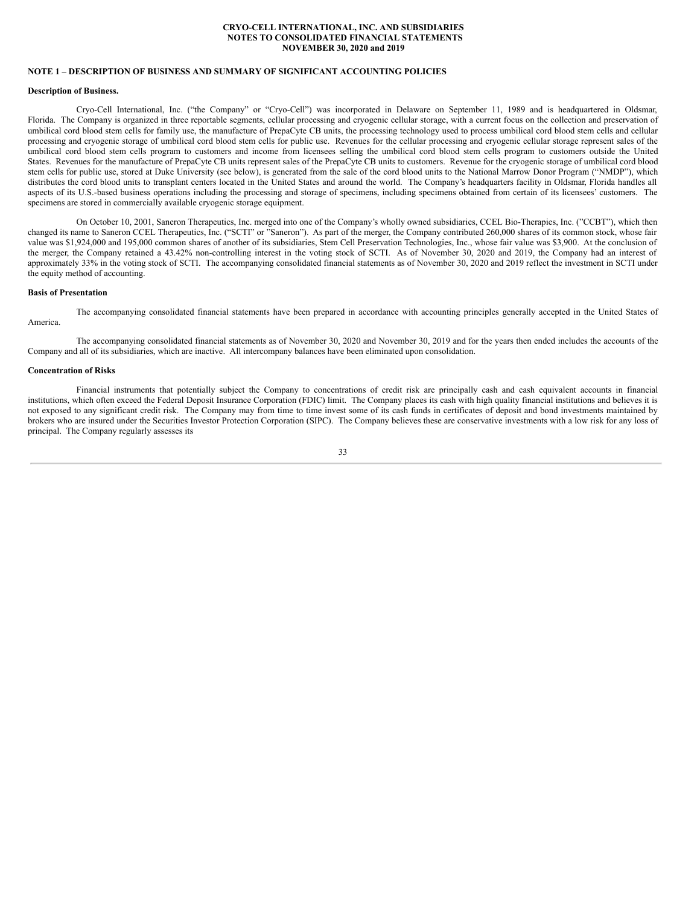**CRYO-CELL INTERNATIONAL, INC. AND SUBSIDIARIES**
**NOTES TO CONSOLIDATED FINANCIAL STATEMENTS**
**NOVEMBER 30, 2020 and 2019**

## NOTE 1 – DESCRIPTION OF BUSINESS AND SUMMARY OF SIGNIFICANT ACCOUNTING POLICIES

**Description of Business.**

Cryo-Cell International, Inc. ("the Company" or "Cryo-Cell") was incorporated in Delaware on September 11, 1989 and is headquartered in Oldsmar, Florida. The Company is organized in three reportable segments, cellular processing and cryogenic cellular storage, with a current focus on the collection and preservation of umbilical cord blood stem cells for family use, the manufacture of PrepaCyte CB units, the processing technology used to process umbilical cord blood stem cells and cellular processing and cryogenic storage of umbilical cord blood stem cells for public use. Revenues for the cellular processing and cryogenic cellular storage represent sales of the umbilical cord blood stem cells program to customers and income from licensees selling the umbilical cord blood stem cells program to customers outside the United States. Revenues for the manufacture of PrepaCyte CB units represent sales of the PrepaCyte CB units to customers. Revenue for the cryogenic storage of umbilical cord blood stem cells for public use, stored at Duke University (see below), is generated from the sale of the cord blood units to the National Marrow Donor Program ("NMDP"), which distributes the cord blood units to transplant centers located in the United States and around the world. The Company's headquarters facility in Oldsmar, Florida handles all aspects of its U.S.-based business operations including the processing and storage of specimens, including specimens obtained from certain of its licensees' customers. The specimens are stored in commercially available cryogenic storage equipment.

On October 10, 2001, Saneron Therapeutics, Inc. merged into one of the Company's wholly owned subsidiaries, CCEL Bio-Therapies, Inc. ("CCBT"), which then changed its name to Saneron CCEL Therapeutics, Inc. ("SCTI" or "Saneron"). As part of the merger, the Company contributed 260,000 shares of its common stock, whose fair value was $1,924,000 and 195,000 common shares of another of its subsidiaries, Stem Cell Preservation Technologies, Inc., whose fair value was $3,900. At the conclusion of the merger, the Company retained a 43.42% non-controlling interest in the voting stock of SCTI. As of November 30, 2020 and 2019, the Company had an interest of approximately 33% in the voting stock of SCTI. The accompanying consolidated financial statements as of November 30, 2020 and 2019 reflect the investment in SCTI under the equity method of accounting.

**Basis of Presentation**

The accompanying consolidated financial statements have been prepared in accordance with accounting principles generally accepted in the United States of America.

The accompanying consolidated financial statements as of November 30, 2020 and November 30, 2019 and for the years then ended includes the accounts of the Company and all of its subsidiaries, which are inactive. All intercompany balances have been eliminated upon consolidation.

**Concentration of Risks**

Financial instruments that potentially subject the Company to concentrations of credit risk are principally cash and cash equivalent accounts in financial institutions, which often exceed the Federal Deposit Insurance Corporation (FDIC) limit. The Company places its cash with high quality financial institutions and believes it is not exposed to any significant credit risk. The Company may from time to time invest some of its cash funds in certificates of deposit and bond investments maintained by brokers who are insured under the Securities Investor Protection Corporation (SIPC). The Company believes these are conservative investments with a low risk for any loss of principal. The Company regularly assesses its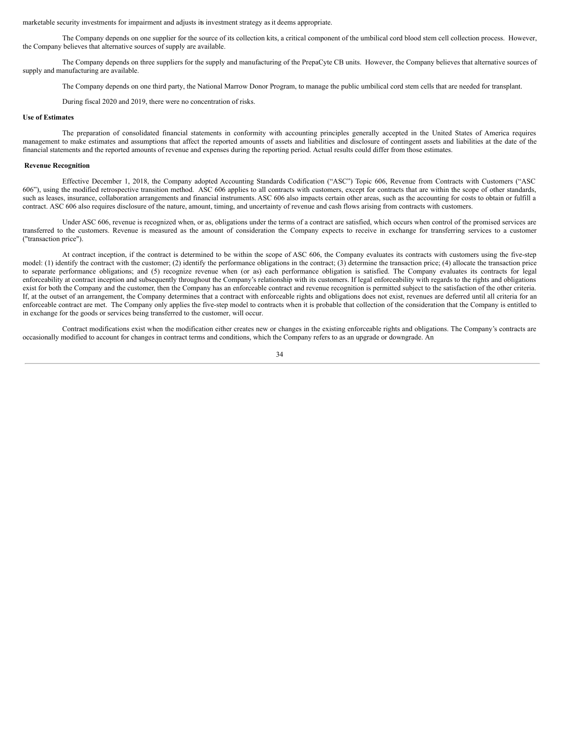marketable security investments for impairment and adjusts its investment strategy as it deems appropriate.

The Company depends on one supplier for the source of its collection kits, a critical component of the umbilical cord blood stem cell collection process. However, the Company believes that alternative sources of supply are available.

The Company depends on three suppliers for the supply and manufacturing of the PrepaCyte CB units. However, the Company believes that alternative sources of supply and manufacturing are available.

The Company depends on one third party, the National Marrow Donor Program, to manage the public umbilical cord stem cells that are needed for transplant.

During fiscal 2020 and 2019, there were no concentration of risks.

**Use of Estimates**

The preparation of consolidated financial statements in conformity with accounting principles generally accepted in the United States of America requires management to make estimates and assumptions that affect the reported amounts of assets and liabilities and disclosure of contingent assets and liabilities at the date of the financial statements and the reported amounts of revenue and expenses during the reporting period. Actual results could differ from those estimates.

**Revenue Recognition**

Effective December 1, 2018, the Company adopted Accounting Standards Codification ("ASC") Topic 606, Revenue from Contracts with Customers ("ASC 606"), using the modified retrospective transition method. ASC 606 applies to all contracts with customers, except for contracts that are within the scope of other standards, such as leases, insurance, collaboration arrangements and financial instruments. ASC 606 also impacts certain other areas, such as the accounting for costs to obtain or fulfill a contract. ASC 606 also requires disclosure of the nature, amount, timing, and uncertainty of revenue and cash flows arising from contracts with customers.

Under ASC 606, revenue is recognized when, or as, obligations under the terms of a contract are satisfied, which occurs when control of the promised services are transferred to the customers. Revenue is measured as the amount of consideration the Company expects to receive in exchange for transferring services to a customer ("transaction price").

At contract inception, if the contract is determined to be within the scope of ASC 606, the Company evaluates its contracts with customers using the five-step model: (1) identify the contract with the customer; (2) identify the performance obligations in the contract; (3) determine the transaction price; (4) allocate the transaction price to separate performance obligations; and (5) recognize revenue when (or as) each performance obligation is satisfied. The Company evaluates its contracts for legal enforceability at contract inception and subsequently throughout the Company's relationship with its customers. If legal enforceability with regards to the rights and obligations exist for both the Company and the customer, then the Company has an enforceable contract and revenue recognition is permitted subject to the satisfaction of the other criteria. If, at the outset of an arrangement, the Company determines that a contract with enforceable rights and obligations does not exist, revenues are deferred until all criteria for an enforceable contract are met. The Company only applies the five-step model to contracts when it is probable that collection of the consideration that the Company is entitled to in exchange for the goods or services being transferred to the customer, will occur.

Contract modifications exist when the modification either creates new or changes in the existing enforceable rights and obligations. The Company's contracts are occasionally modified to account for changes in contract terms and conditions, which the Company refers to as an upgrade or downgrade. An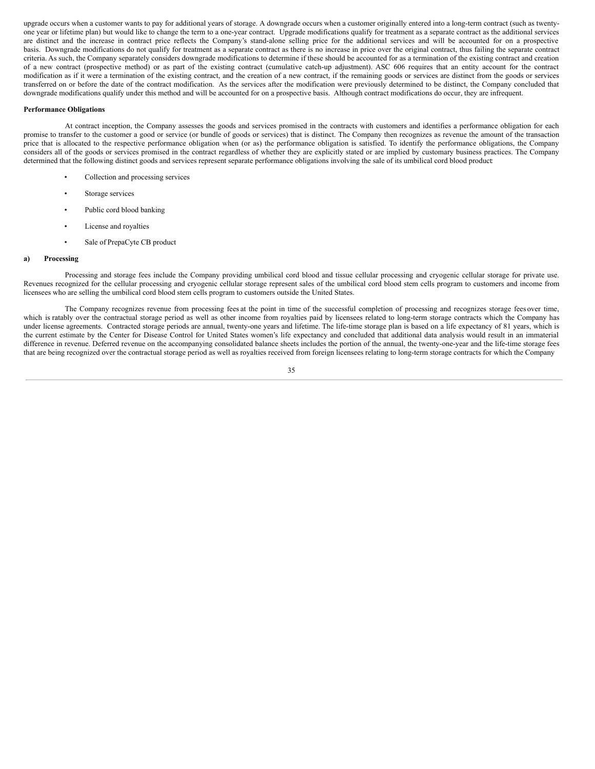upgrade occurs when a customer wants to pay for additional years of storage. A downgrade occurs when a customer originally entered into a long-term contract (such as twenty-one year or lifetime plan) but would like to change the term to a one-year contract. Upgrade modifications qualify for treatment as a separate contract as the additional services are distinct and the increase in contract price reflects the Company's stand-alone selling price for the additional services and will be accounted for on a prospective basis. Downgrade modifications do not qualify for treatment as a separate contract as there is no increase in price over the original contract, thus failing the separate contract criteria. As such, the Company separately considers downgrade modifications to determine if these should be accounted for as a termination of the existing contract and creation of a new contract (prospective method) or as part of the existing contract (cumulative catch-up adjustment). ASC 606 requires that an entity account for the contract modification as if it were a termination of the existing contract, and the creation of a new contract, if the remaining goods or services are distinct from the goods or services transferred on or before the date of the contract modification. As the services after the modification were previously determined to be distinct, the Company concluded that downgrade modifications qualify under this method and will be accounted for on a prospective basis. Although contract modifications do occur, they are infrequent.

**Performance Obligations**

At contract inception, the Company assesses the goods and services promised in the contracts with customers and identifies a performance obligation for each promise to transfer to the customer a good or service (or bundle of goods or services) that is distinct. The Company then recognizes as revenue the amount of the transaction price that is allocated to the respective performance obligation when (or as) the performance obligation is satisfied. To identify the performance obligations, the Company considers all of the goods or services promised in the contract regardless of whether they are explicitly stated or are implied by customary business practices. The Company determined that the following distinct goods and services represent separate performance obligations involving the sale of its umbilical cord blood product:

- Collection and processing services
- Storage services
- Public cord blood banking
- License and royalties
- Sale of PrepaCyte CB product

**a) Processing**

Processing and storage fees include the Company providing umbilical cord blood and tissue cellular processing and cryogenic cellular storage for private use. Revenues recognized for the cellular processing and cryogenic cellular storage represent sales of the umbilical cord blood stem cells program to customers and income from licensees who are selling the umbilical cord blood stem cells program to customers outside the United States.

The Company recognizes revenue from processing fees at the point in time of the successful completion of processing and recognizes storage fees over time, which is ratably over the contractual storage period as well as other income from royalties paid by licensees related to long-term storage contracts which the Company has under license agreements. Contracted storage periods are annual, twenty-one years and lifetime. The life-time storage plan is based on a life expectancy of 81 years, which is the current estimate by the Center for Disease Control for United States women's life expectancy and concluded that additional data analysis would result in an immaterial difference in revenue. Deferred revenue on the accompanying consolidated balance sheets includes the portion of the annual, the twenty-one-year and the life-time storage fees that are being recognized over the contractual storage period as well as royalties received from foreign licensees relating to long-term storage contracts for which the Company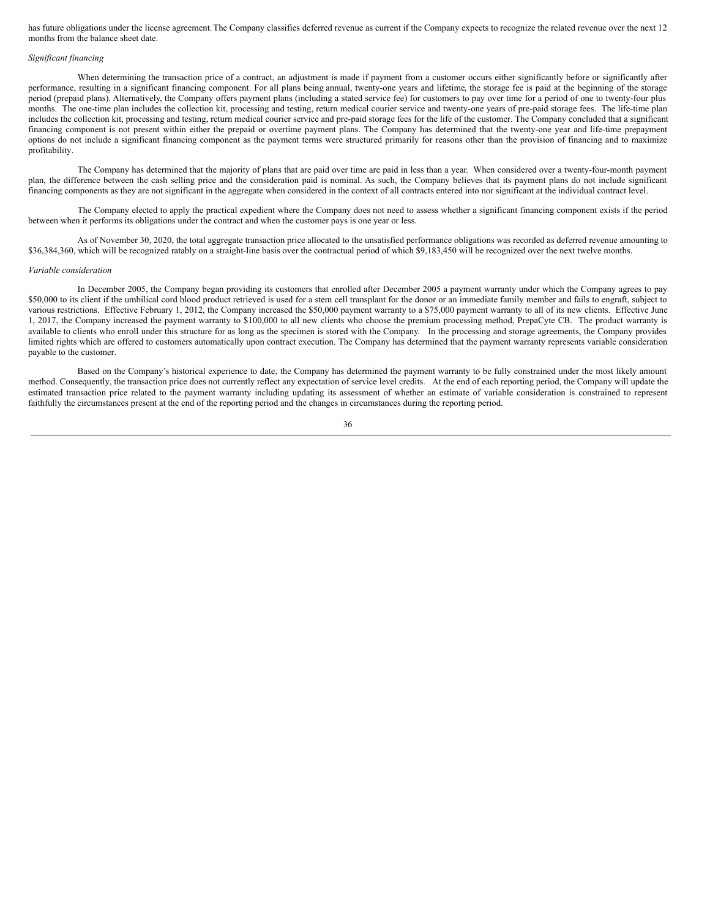has future obligations under the license agreement. The Company classifies deferred revenue as current if the Company expects to recognize the related revenue over the next 12 months from the balance sheet date.

*Significant financing*

When determining the transaction price of a contract, an adjustment is made if payment from a customer occurs either significantly before or significantly after performance, resulting in a significant financing component. For all plans being annual, twenty-one years and lifetime, the storage fee is paid at the beginning of the storage period (prepaid plans). Alternatively, the Company offers payment plans (including a stated service fee) for customers to pay over time for a period of one to twenty-four plus months. The one-time plan includes the collection kit, processing and testing, return medical courier service and twenty-one years of pre-paid storage fees. The life-time plan includes the collection kit, processing and testing, return medical courier service and pre-paid storage fees for the life of the customer. The Company concluded that a significant financing component is not present within either the prepaid or overtime payment plans. The Company has determined that the twenty-one year and life-time prepayment options do not include a significant financing component as the payment terms were structured primarily for reasons other than the provision of financing and to maximize profitability.

The Company has determined that the majority of plans that are paid over time are paid in less than a year. When considered over a twenty-four-month payment plan, the difference between the cash selling price and the consideration paid is nominal. As such, the Company believes that its payment plans do not include significant financing components as they are not significant in the aggregate when considered in the context of all contracts entered into nor significant at the individual contract level.

The Company elected to apply the practical expedient where the Company does not need to assess whether a significant financing component exists if the period between when it performs its obligations under the contract and when the customer pays is one year or less.

As of November 30, 2020, the total aggregate transaction price allocated to the unsatisfied performance obligations was recorded as deferred revenue amounting to $36,384,360, which will be recognized ratably on a straight-line basis over the contractual period of which $9,183,450 will be recognized over the next twelve months.

*Variable consideration*

In December 2005, the Company began providing its customers that enrolled after December 2005 a payment warranty under which the Company agrees to pay $50,000 to its client if the umbilical cord blood product retrieved is used for a stem cell transplant for the donor or an immediate family member and fails to engraft, subject to various restrictions. Effective February 1, 2012, the Company increased the $50,000 payment warranty to a $75,000 payment warranty to all of its new clients. Effective June 1, 2017, the Company increased the payment warranty to $100,000 to all new clients who choose the premium processing method, PrepaCyte CB. The product warranty is available to clients who enroll under this structure for as long as the specimen is stored with the Company. In the processing and storage agreements, the Company provides limited rights which are offered to customers automatically upon contract execution. The Company has determined that the payment warranty represents variable consideration payable to the customer.

Based on the Company's historical experience to date, the Company has determined the payment warranty to be fully constrained under the most likely amount method. Consequently, the transaction price does not currently reflect any expectation of service level credits. At the end of each reporting period, the Company will update the estimated transaction price related to the payment warranty including updating its assessment of whether an estimate of variable consideration is constrained to represent faithfully the circumstances present at the end of the reporting period and the changes in circumstances during the reporting period.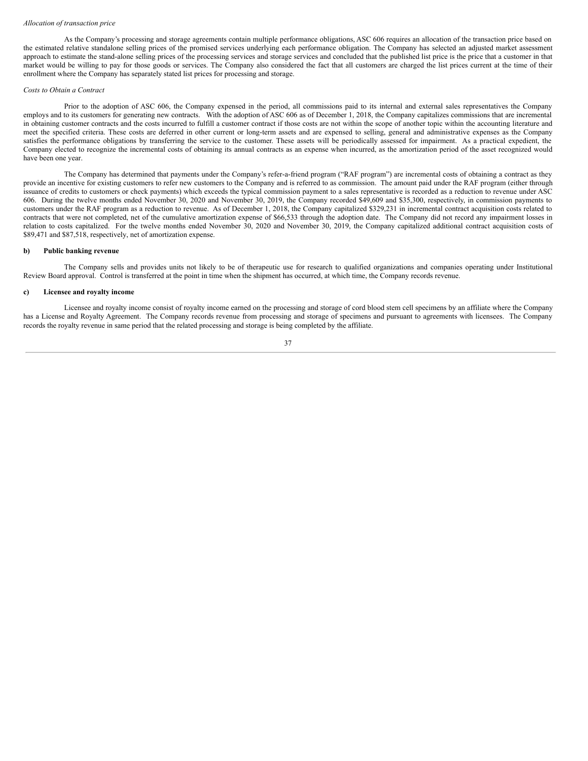*Allocation of transaction price*

As the Company's processing and storage agreements contain multiple performance obligations, ASC 606 requires an allocation of the transaction price based on the estimated relative standalone selling prices of the promised services underlying each performance obligation. The Company has selected an adjusted market assessment approach to estimate the stand-alone selling prices of the processing services and storage services and concluded that the published list price is the price that a customer in that market would be willing to pay for those goods or services. The Company also considered the fact that all customers are charged the list prices current at the time of their enrollment where the Company has separately stated list prices for processing and storage.

*Costs to Obtain a Contract*

Prior to the adoption of ASC 606, the Company expensed in the period, all commissions paid to its internal and external sales representatives the Company employs and to its customers for generating new contracts. With the adoption of ASC 606 as of December 1, 2018, the Company capitalizes commissions that are incremental in obtaining customer contracts and the costs incurred to fulfill a customer contract if those costs are not within the scope of another topic within the accounting literature and meet the specified criteria. These costs are deferred in other current or long-term assets and are expensed to selling, general and administrative expenses as the Company satisfies the performance obligations by transferring the service to the customer. These assets will be periodically assessed for impairment. As a practical expedient, the Company elected to recognize the incremental costs of obtaining its annual contracts as an expense when incurred, as the amortization period of the asset recognized would have been one year.

The Company has determined that payments under the Company's refer-a-friend program ("RAF program") are incremental costs of obtaining a contract as they provide an incentive for existing customers to refer new customers to the Company and is referred to as commission. The amount paid under the RAF program (either through issuance of credits to customers or check payments) which exceeds the typical commission payment to a sales representative is recorded as a reduction to revenue under ASC 606. During the twelve months ended November 30, 2020 and November 30, 2019, the Company recorded $49,609 and $35,300, respectively, in commission payments to customers under the RAF program as a reduction to revenue. As of December 1, 2018, the Company capitalized $329,231 in incremental contract acquisition costs related to contracts that were not completed, net of the cumulative amortization expense of $66,533 through the adoption date. The Company did not record any impairment losses in relation to costs capitalized. For the twelve months ended November 30, 2020 and November 30, 2019, the Company capitalized additional contract acquisition costs of $89,471 and $87,518, respectively, net of amortization expense.

**b) Public banking revenue**

The Company sells and provides units not likely to be of therapeutic use for research to qualified organizations and companies operating under Institutional Review Board approval. Control is transferred at the point in time when the shipment has occurred, at which time, the Company records revenue.

**c) Licensee and royalty income**

Licensee and royalty income consist of royalty income earned on the processing and storage of cord blood stem cell specimens by an affiliate where the Company has a License and Royalty Agreement. The Company records revenue from processing and storage of specimens and pursuant to agreements with licensees. The Company records the royalty revenue in same period that the related processing and storage is being completed by the affiliate.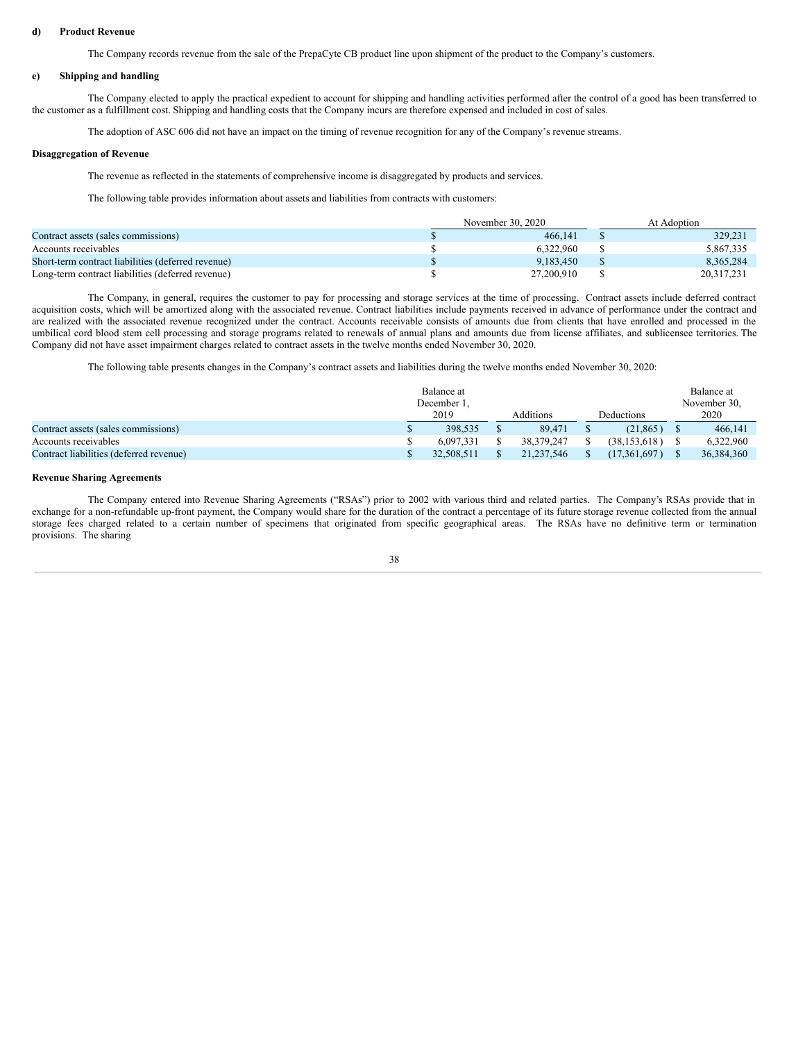**d) Product Revenue**

The Company records revenue from the sale of the PrepaCyte CB product line upon shipment of the product to the Company's customers.

**e) Shipping and handling**

The Company elected to apply the practical expedient to account for shipping and handling activities performed after the control of a good has been transferred to the customer as a fulfillment cost. Shipping and handling costs that the Company incurs are therefore expensed and included in cost of sales.

The adoption of ASC 606 did not have an impact on the timing of revenue recognition for any of the Company's revenue streams.

**Disaggregation of Revenue**

The revenue as reflected in the statements of comprehensive income is disaggregated by products and services.

The following table provides information about assets and liabilities from contracts with customers:

| | November 30, 2020 | At Adoption |
|---|---|---|
| Contract assets (sales commissions) | $ 466,141 | $ 329,231 |
| Accounts receivables | $ 6,322,960 | $ 5,867,335 |
| Short-term contract liabilities (deferred revenue) | $ 9,183,450 | $ 8,365,284 |
| Long-term contract liabilities (deferred revenue) | $ 27,200,910 | $ 20,317,231 |

The Company, in general, requires the customer to pay for processing and storage services at the time of processing. Contract assets include deferred contract acquisition costs, which will be amortized along with the associated revenue. Contract liabilities include payments received in advance of performance under the contract and are realized with the associated revenue recognized under the contract. Accounts receivable consists of amounts due from clients that have enrolled and processed in the umbilical cord blood stem cell processing and storage programs related to renewals of annual plans and amounts due from license affiliates, and sublicensee territories. The Company did not have asset impairment charges related to contract assets in the twelve months ended November 30, 2020.

The following table presents changes in the Company's contract assets and liabilities during the twelve months ended November 30, 2020:

| | Balance at December 1, 2019 | Additions | Deductions | Balance at November 30, 2020 |
|---|---|---|---|---|
| Contract assets (sales commissions) | $ 398,535 | $ 89,471 | $ (21,865) | $ 466,141 |
| Accounts receivables | $ 6,097,331 | $ 38,379,247 | $ (38,153,618) | $ 6,322,960 |
| Contract liabilities (deferred revenue) | $ 32,508,511 | $ 21,237,546 | $ (17,361,697) | $ 36,384,360 |

**Revenue Sharing Agreements**

The Company entered into Revenue Sharing Agreements ("RSAs") prior to 2002 with various third and related parties. The Company's RSAs provide that in exchange for a non-refundable up-front payment, the Company would share for the duration of the contract a percentage of its future storage revenue collected from the annual storage fees charged related to a certain number of specimens that originated from specific geographical areas. The RSAs have no definitive term or termination provisions. The sharing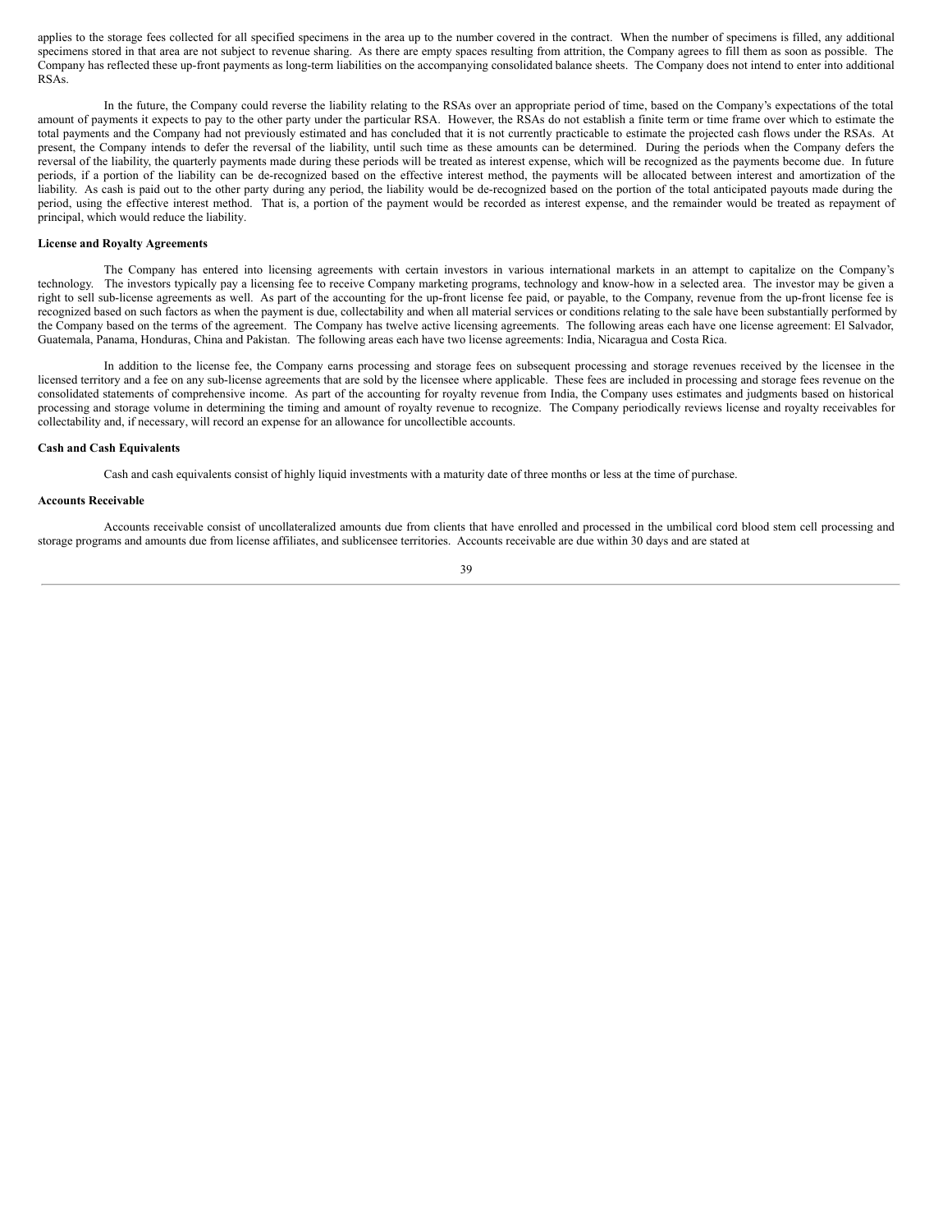applies to the storage fees collected for all specified specimens in the area up to the number covered in the contract. When the number of specimens is filled, any additional specimens stored in that area are not subject to revenue sharing. As there are empty spaces resulting from attrition, the Company agrees to fill them as soon as possible. The Company has reflected these up-front payments as long-term liabilities on the accompanying consolidated balance sheets. The Company does not intend to enter into additional RSAs.

In the future, the Company could reverse the liability relating to the RSAs over an appropriate period of time, based on the Company's expectations of the total amount of payments it expects to pay to the other party under the particular RSA. However, the RSAs do not establish a finite term or time frame over which to estimate the total payments and the Company had not previously estimated and has concluded that it is not currently practicable to estimate the projected cash flows under the RSAs. At present, the Company intends to defer the reversal of the liability, until such time as these amounts can be determined. During the periods when the Company defers the reversal of the liability, the quarterly payments made during these periods will be treated as interest expense, which will be recognized as the payments become due. In future periods, if a portion of the liability can be de-recognized based on the effective interest method, the payments will be allocated between interest and amortization of the liability. As cash is paid out to the other party during any period, the liability would be de-recognized based on the portion of the total anticipated payouts made during the period, using the effective interest method. That is, a portion of the payment would be recorded as interest expense, and the remainder would be treated as repayment of principal, which would reduce the liability.

**License and Royalty Agreements**

The Company has entered into licensing agreements with certain investors in various international markets in an attempt to capitalize on the Company's technology. The investors typically pay a licensing fee to receive Company marketing programs, technology and know-how in a selected area. The investor may be given a right to sell sub-license agreements as well. As part of the accounting for the up-front license fee paid, or payable, to the Company, revenue from the up-front license fee is recognized based on such factors as when the payment is due, collectability and when all material services or conditions relating to the sale have been substantially performed by the Company based on the terms of the agreement. The Company has twelve active licensing agreements. The following areas each have one license agreement: El Salvador, Guatemala, Panama, Honduras, China and Pakistan. The following areas each have two license agreements: India, Nicaragua and Costa Rica.

In addition to the license fee, the Company earns processing and storage fees on subsequent processing and storage revenues received by the licensee in the licensed territory and a fee on any sub-license agreements that are sold by the licensee where applicable. These fees are included in processing and storage fees revenue on the consolidated statements of comprehensive income. As part of the accounting for royalty revenue from India, the Company uses estimates and judgments based on historical processing and storage volume in determining the timing and amount of royalty revenue to recognize. The Company periodically reviews license and royalty receivables for collectability and, if necessary, will record an expense for an allowance for uncollectible accounts.

**Cash and Cash Equivalents**

Cash and cash equivalents consist of highly liquid investments with a maturity date of three months or less at the time of purchase.

**Accounts Receivable**

Accounts receivable consist of uncollateralized amounts due from clients that have enrolled and processed in the umbilical cord blood stem cell processing and storage programs and amounts due from license affiliates, and sublicensee territories. Accounts receivable are due within 30 days and are stated at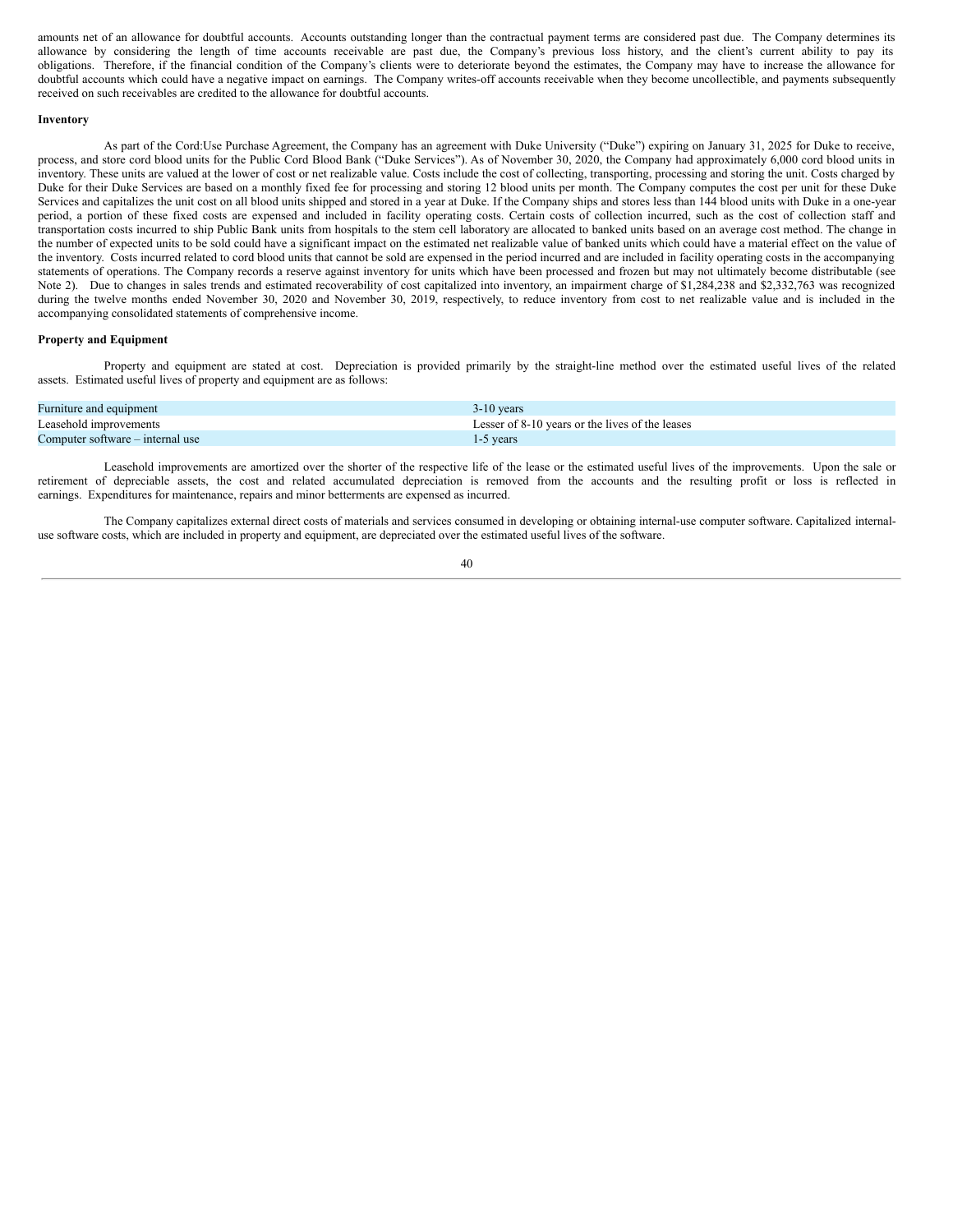amounts net of an allowance for doubtful accounts. Accounts outstanding longer than the contractual payment terms are considered past due. The Company determines its allowance by considering the length of time accounts receivable are past due, the Company's previous loss history, and the client's current ability to pay its obligations. Therefore, if the financial condition of the Company's clients were to deteriorate beyond the estimates, the Company may have to increase the allowance for doubtful accounts which could have a negative impact on earnings. The Company writes-off accounts receivable when they become uncollectible, and payments subsequently received on such receivables are credited to the allowance for doubtful accounts.

**Inventory**

As part of the Cord:Use Purchase Agreement, the Company has an agreement with Duke University ("Duke") expiring on January 31, 2025 for Duke to receive, process, and store cord blood units for the Public Cord Blood Bank ("Duke Services"). As of November 30, 2020, the Company had approximately 6,000 cord blood units in inventory. These units are valued at the lower of cost or net realizable value. Costs include the cost of collecting, transporting, processing and storing the unit. Costs charged by Duke for their Duke Services are based on a monthly fixed fee for processing and storing 12 blood units per month. The Company computes the cost per unit for these Duke Services and capitalizes the unit cost on all blood units shipped and stored in a year at Duke. If the Company ships and stores less than 144 blood units with Duke in a one-year period, a portion of these fixed costs are expensed and included in facility operating costs. Certain costs of collection incurred, such as the cost of collection staff and transportation costs incurred to ship Public Bank units from hospitals to the stem cell laboratory are allocated to banked units based on an average cost method. The change in the number of expected units to be sold could have a significant impact on the estimated net realizable value of banked units which could have a material effect on the value of the inventory. Costs incurred related to cord blood units that cannot be sold are expensed in the period incurred and are included in facility operating costs in the accompanying statements of operations. The Company records a reserve against inventory for units which have been processed and frozen but may not ultimately become distributable (see Note 2). Due to changes in sales trends and estimated recoverability of cost capitalized into inventory, an impairment charge of $1,284,238 and $2,332,763 was recognized during the twelve months ended November 30, 2020 and November 30, 2019, respectively, to reduce inventory from cost to net realizable value and is included in the accompanying consolidated statements of comprehensive income.

**Property and Equipment**

Property and equipment are stated at cost. Depreciation is provided primarily by the straight-line method over the estimated useful lives of the related assets. Estimated useful lives of property and equipment are as follows:

| | |
|---|---|
| Furniture and equipment | 3-10 years |
| Leasehold improvements | Lesser of 8-10 years or the lives of the leases |
| Computer software – internal use | 1-5 years |

Leasehold improvements are amortized over the shorter of the respective life of the lease or the estimated useful lives of the improvements. Upon the sale or retirement of depreciable assets, the cost and related accumulated depreciation is removed from the accounts and the resulting profit or loss is reflected in earnings. Expenditures for maintenance, repairs and minor betterments are expensed as incurred.

The Company capitalizes external direct costs of materials and services consumed in developing or obtaining internal-use computer software. Capitalized internal-use software costs, which are included in property and equipment, are depreciated over the estimated useful lives of the software.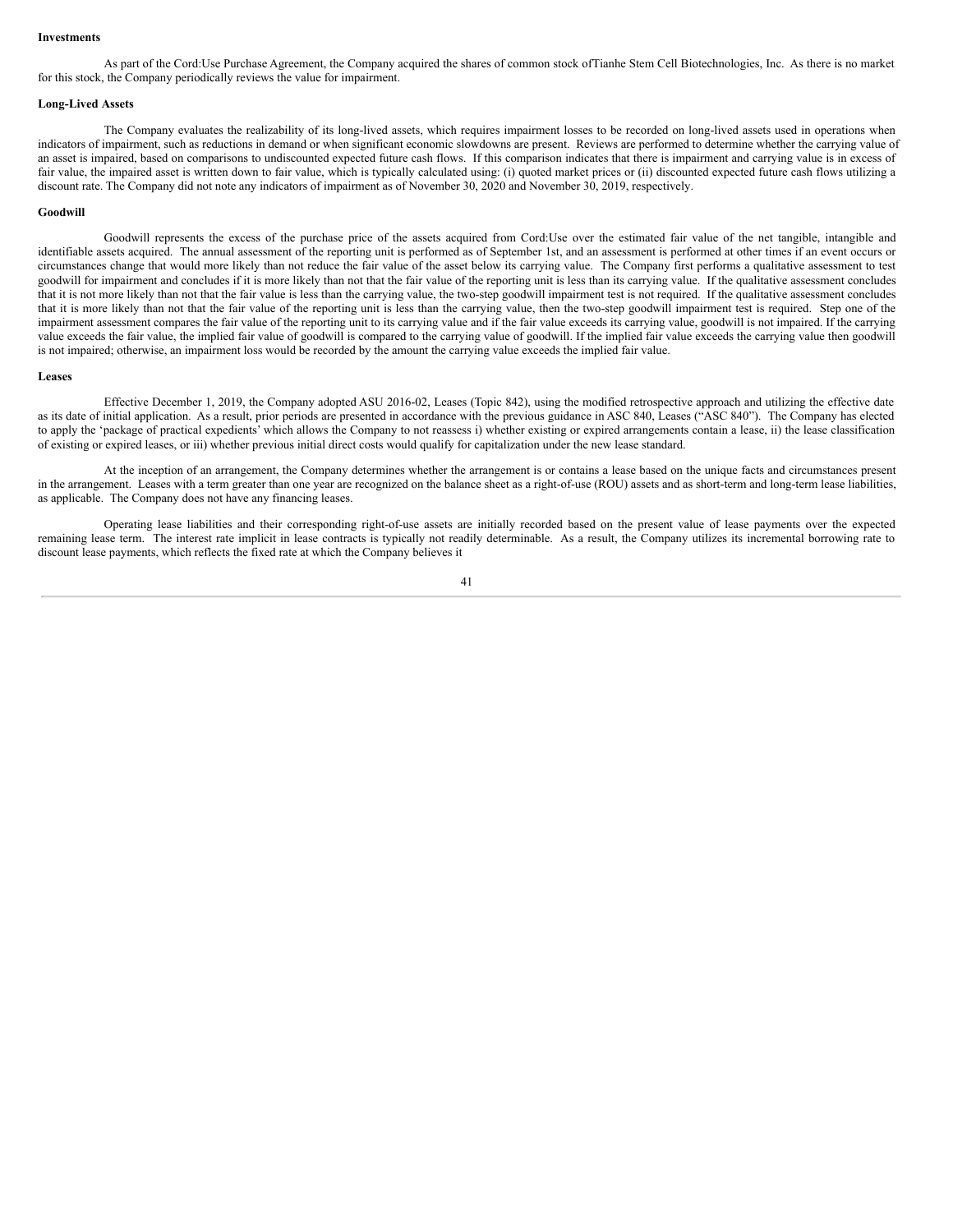**Investments**

As part of the Cord:Use Purchase Agreement, the Company acquired the shares of common stock ofTianhe Stem Cell Biotechnologies, Inc. As there is no market for this stock, the Company periodically reviews the value for impairment.

**Long-Lived Assets**

The Company evaluates the realizability of its long-lived assets, which requires impairment losses to be recorded on long-lived assets used in operations when indicators of impairment, such as reductions in demand or when significant economic slowdowns are present. Reviews are performed to determine whether the carrying value of an asset is impaired, based on comparisons to undiscounted expected future cash flows. If this comparison indicates that there is impairment and carrying value is in excess of fair value, the impaired asset is written down to fair value, which is typically calculated using: (i) quoted market prices or (ii) discounted expected future cash flows utilizing a discount rate. The Company did not note any indicators of impairment as of November 30, 2020 and November 30, 2019, respectively.

**Goodwill**

Goodwill represents the excess of the purchase price of the assets acquired from Cord:Use over the estimated fair value of the net tangible, intangible and identifiable assets acquired. The annual assessment of the reporting unit is performed as of September 1st, and an assessment is performed at other times if an event occurs or circumstances change that would more likely than not reduce the fair value of the asset below its carrying value. The Company first performs a qualitative assessment to test goodwill for impairment and concludes if it is more likely than not that the fair value of the reporting unit is less than its carrying value. If the qualitative assessment concludes that it is not more likely than not that the fair value is less than the carrying value, the two-step goodwill impairment test is not required. If the qualitative assessment concludes that it is more likely than not that the fair value of the reporting unit is less than the carrying value, then the two-step goodwill impairment test is required. Step one of the impairment assessment compares the fair value of the reporting unit to its carrying value and if the fair value exceeds its carrying value, goodwill is not impaired. If the carrying value exceeds the fair value, the implied fair value of goodwill is compared to the carrying value of goodwill. If the implied fair value exceeds the carrying value then goodwill is not impaired; otherwise, an impairment loss would be recorded by the amount the carrying value exceeds the implied fair value.

**Leases**

Effective December 1, 2019, the Company adopted ASU 2016-02, Leases (Topic 842), using the modified retrospective approach and utilizing the effective date as its date of initial application. As a result, prior periods are presented in accordance with the previous guidance in ASC 840, Leases ("ASC 840"). The Company has elected to apply the 'package of practical expedients' which allows the Company to not reassess i) whether existing or expired arrangements contain a lease, ii) the lease classification of existing or expired leases, or iii) whether previous initial direct costs would qualify for capitalization under the new lease standard.

At the inception of an arrangement, the Company determines whether the arrangement is or contains a lease based on the unique facts and circumstances present in the arrangement. Leases with a term greater than one year are recognized on the balance sheet as a right-of-use (ROU) assets and as short-term and long-term lease liabilities, as applicable. The Company does not have any financing leases.

Operating lease liabilities and their corresponding right-of-use assets are initially recorded based on the present value of lease payments over the expected remaining lease term. The interest rate implicit in lease contracts is typically not readily determinable. As a result, the Company utilizes its incremental borrowing rate to discount lease payments, which reflects the fixed rate at which the Company believes it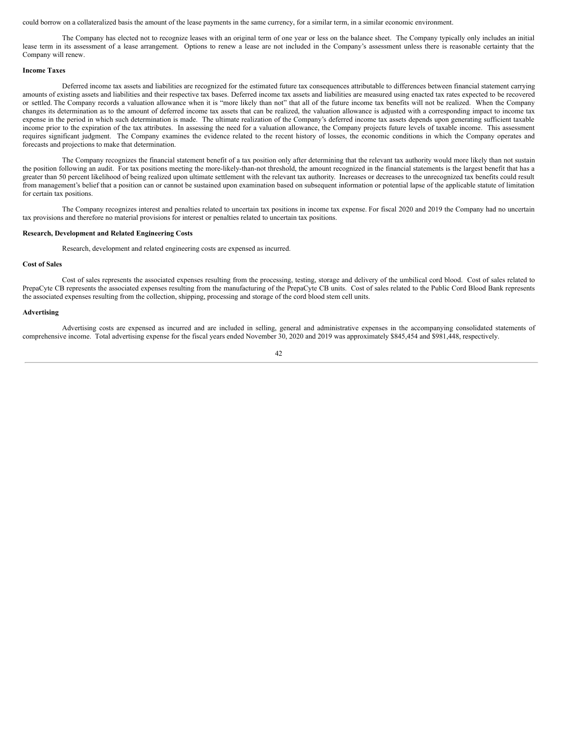could borrow on a collateralized basis the amount of the lease payments in the same currency, for a similar term, in a similar economic environment.

The Company has elected not to recognize leases with an original term of one year or less on the balance sheet. The Company typically only includes an initial lease term in its assessment of a lease arrangement. Options to renew a lease are not included in the Company's assessment unless there is reasonable certainty that the Company will renew.

**Income Taxes**

Deferred income tax assets and liabilities are recognized for the estimated future tax consequences attributable to differences between financial statement carrying amounts of existing assets and liabilities and their respective tax bases. Deferred income tax assets and liabilities are measured using enacted tax rates expected to be recovered or settled. The Company records a valuation allowance when it is "more likely than not" that all of the future income tax benefits will not be realized. When the Company changes its determination as to the amount of deferred income tax assets that can be realized, the valuation allowance is adjusted with a corresponding impact to income tax expense in the period in which such determination is made. The ultimate realization of the Company's deferred income tax assets depends upon generating sufficient taxable income prior to the expiration of the tax attributes. In assessing the need for a valuation allowance, the Company projects future levels of taxable income. This assessment requires significant judgment. The Company examines the evidence related to the recent history of losses, the economic conditions in which the Company operates and forecasts and projections to make that determination.

The Company recognizes the financial statement benefit of a tax position only after determining that the relevant tax authority would more likely than not sustain the position following an audit. For tax positions meeting the more-likely-than-not threshold, the amount recognized in the financial statements is the largest benefit that has a greater than 50 percent likelihood of being realized upon ultimate settlement with the relevant tax authority. Increases or decreases to the unrecognized tax benefits could result from management's belief that a position can or cannot be sustained upon examination based on subsequent information or potential lapse of the applicable statute of limitation for certain tax positions.

The Company recognizes interest and penalties related to uncertain tax positions in income tax expense. For fiscal 2020 and 2019 the Company had no uncertain tax provisions and therefore no material provisions for interest or penalties related to uncertain tax positions.

**Research, Development and Related Engineering Costs**

Research, development and related engineering costs are expensed as incurred.

**Cost of Sales**

Cost of sales represents the associated expenses resulting from the processing, testing, storage and delivery of the umbilical cord blood. Cost of sales related to PrepaCyte CB represents the associated expenses resulting from the manufacturing of the PrepaCyte CB units. Cost of sales related to the Public Cord Blood Bank represents the associated expenses resulting from the collection, shipping, processing and storage of the cord blood stem cell units.

**Advertising**

Advertising costs are expensed as incurred and are included in selling, general and administrative expenses in the accompanying consolidated statements of comprehensive income. Total advertising expense for the fiscal years ended November 30, 2020 and 2019 was approximately $845,454 and $981,448, respectively.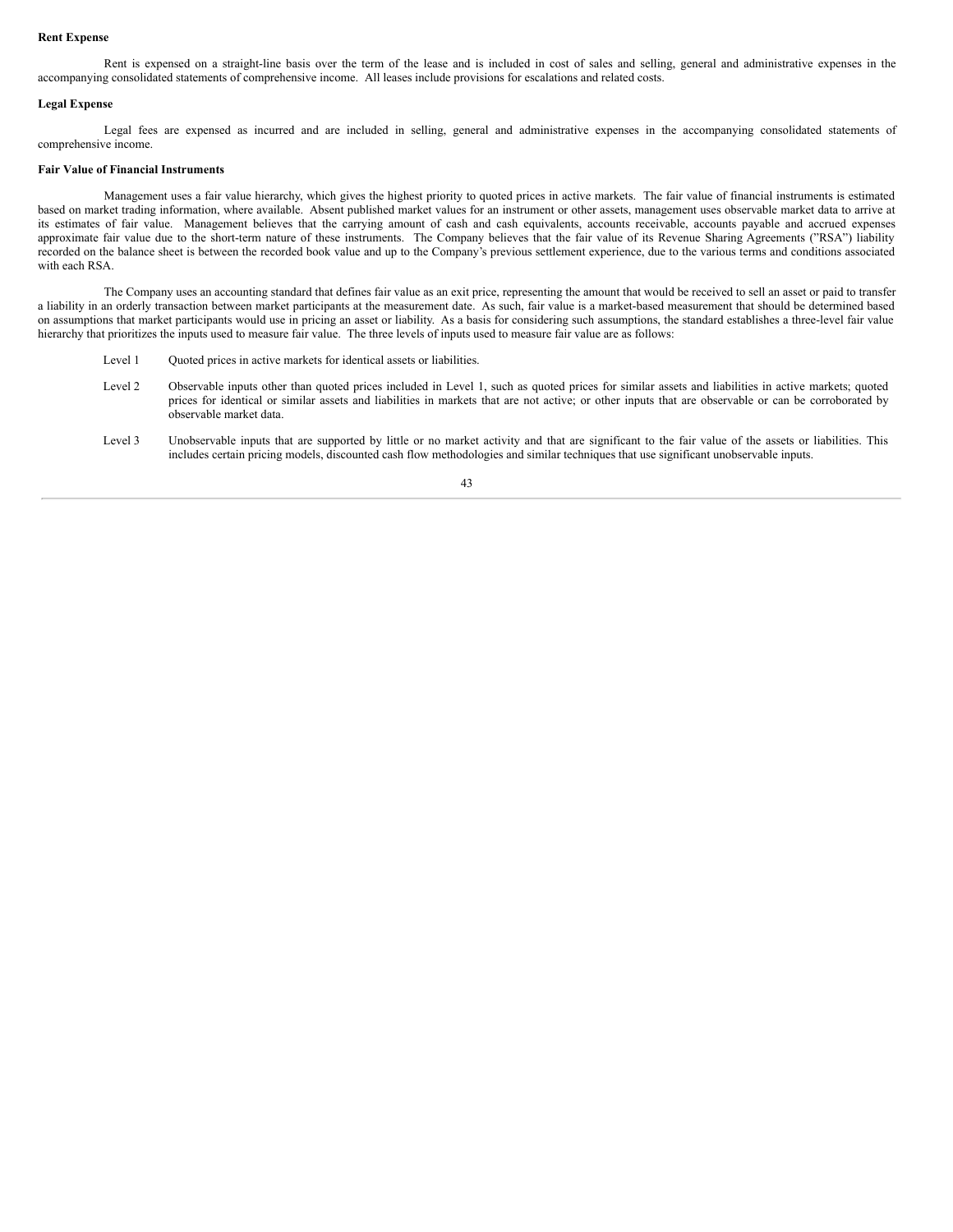**Rent Expense**

Rent is expensed on a straight-line basis over the term of the lease and is included in cost of sales and selling, general and administrative expenses in the accompanying consolidated statements of comprehensive income. All leases include provisions for escalations and related costs.

**Legal Expense**

Legal fees are expensed as incurred and are included in selling, general and administrative expenses in the accompanying consolidated statements of comprehensive income.

**Fair Value of Financial Instruments**

Management uses a fair value hierarchy, which gives the highest priority to quoted prices in active markets. The fair value of financial instruments is estimated based on market trading information, where available. Absent published market values for an instrument or other assets, management uses observable market data to arrive at its estimates of fair value. Management believes that the carrying amount of cash and cash equivalents, accounts receivable, accounts payable and accrued expenses approximate fair value due to the short-term nature of these instruments. The Company believes that the fair value of its Revenue Sharing Agreements ("RSA") liability recorded on the balance sheet is between the recorded book value and up to the Company's previous settlement experience, due to the various terms and conditions associated with each RSA.

The Company uses an accounting standard that defines fair value as an exit price, representing the amount that would be received to sell an asset or paid to transfer a liability in an orderly transaction between market participants at the measurement date. As such, fair value is a market-based measurement that should be determined based on assumptions that market participants would use in pricing an asset or liability. As a basis for considering such assumptions, the standard establishes a three-level fair value hierarchy that prioritizes the inputs used to measure fair value. The three levels of inputs used to measure fair value are as follows:

- Level 1 Quoted prices in active markets for identical assets or liabilities.
- Level 2 Observable inputs other than quoted prices included in Level 1, such as quoted prices for similar assets and liabilities in active markets; quoted prices for identical or similar assets and liabilities in markets that are not active; or other inputs that are observable or can be corroborated by observable market data.
- Level 3 Unobservable inputs that are supported by little or no market activity and that are significant to the fair value of the assets or liabilities. This includes certain pricing models, discounted cash flow methodologies and similar techniques that use significant unobservable inputs.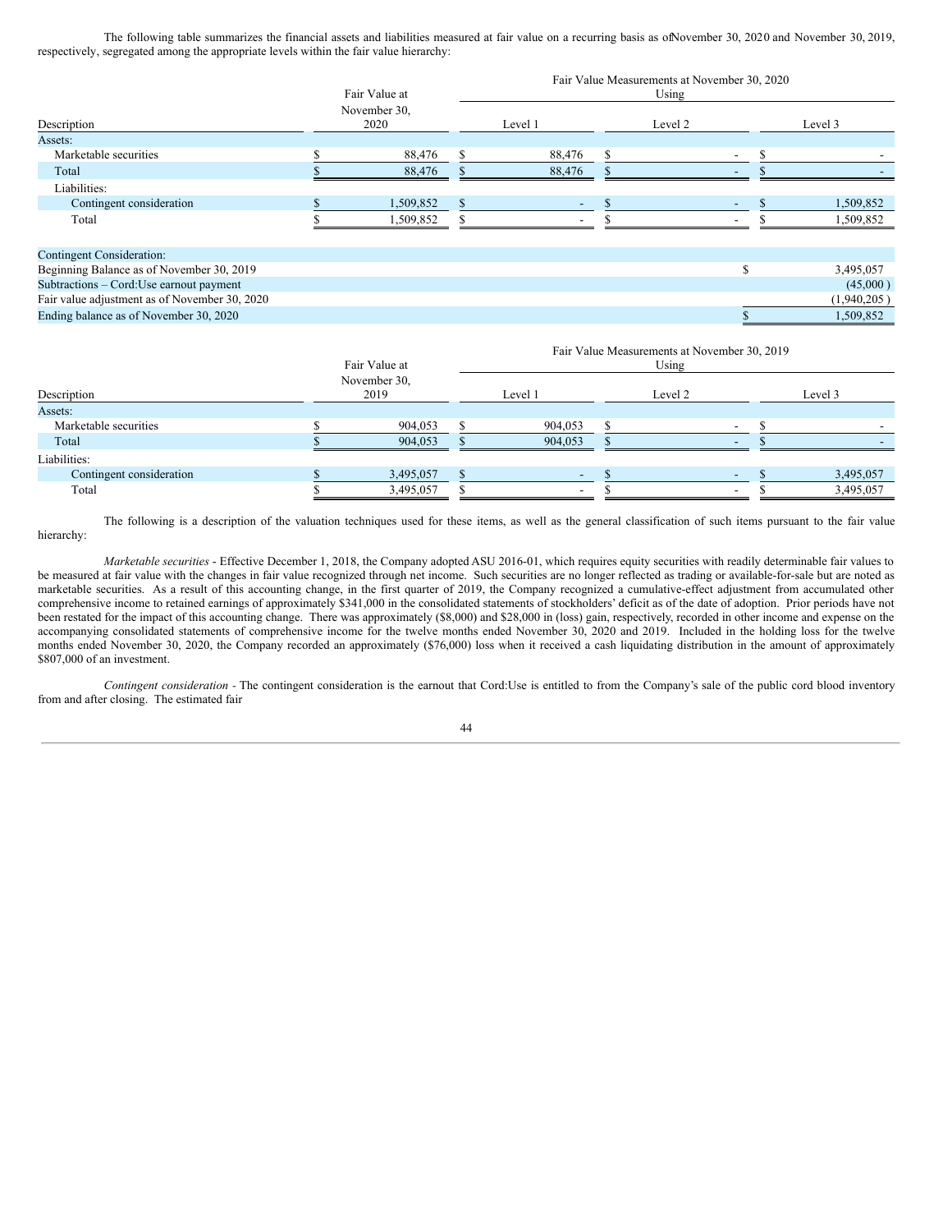The following table summarizes the financial assets and liabilities measured at fair value on a recurring basis as of November 30, 2020 and November 30, 2019, respectively, segregated among the appropriate levels within the fair value hierarchy:

| Description | Fair Value at November 30, 2020 | Fair Value Measurements at November 30, 2020 Using | | |
|---|---|---|---|---|
| | | Level 1 | Level 2 | Level 3 |
| Assets: | | | | |
| Marketable securities | $ 88,476 | $ 88,476 | $ - | $ - |
| Total | $ 88,476 | $ 88,476 | $ - | $ - |
| Liabilities: | | | | |
| Contingent consideration | $ 1,509,852 | $ - | $ - | $ 1,509,852 |
| Total | $ 1,509,852 | $ - | $ - | $ 1,509,852 |

| Contingent Consideration: | |
|---|---|
| Beginning Balance as of November 30, 2019 | $ 3,495,057 |
| Subtractions – Cord:Use earnout payment | (45,000 ) |
| Fair value adjustment as of November 30, 2020 | (1,940,205 ) |
| Ending balance as of November 30, 2020 | $ 1,509,852 |

| Description | Fair Value at November 30, 2019 | Fair Value Measurements at November 30, 2019 Using | | |
|---|---|---|---|---|
| | | Level 1 | Level 2 | Level 3 |
| Assets: | | | | |
| Marketable securities | $ 904,053 | $ 904,053 | $ - | $ - |
| Total | $ 904,053 | $ 904,053 | $ - | $ - |
| Liabilities: | | | | |
| Contingent consideration | $ 3,495,057 | $ - | $ - | $ 3,495,057 |
| Total | $ 3,495,057 | $ - | $ - | $ 3,495,057 |

The following is a description of the valuation techniques used for these items, as well as the general classification of such items pursuant to the fair value hierarchy:

*Marketable securities* - Effective December 1, 2018, the Company adopted ASU 2016-01, which requires equity securities with readily determinable fair values to be measured at fair value with the changes in fair value recognized through net income. Such securities are no longer reflected as trading or available-for-sale but are noted as marketable securities. As a result of this accounting change, in the first quarter of 2019, the Company recognized a cumulative-effect adjustment from accumulated other comprehensive income to retained earnings of approximately $341,000 in the consolidated statements of stockholders' deficit as of the date of adoption. Prior periods have not been restated for the impact of this accounting change. There was approximately ($8,000) and $28,000 in (loss) gain, respectively, recorded in other income and expense on the accompanying consolidated statements of comprehensive income for the twelve months ended November 30, 2020 and 2019. Included in the holding loss for the twelve months ended November 30, 2020, the Company recorded an approximately ($76,000) loss when it received a cash liquidating distribution in the amount of approximately $807,000 of an investment.

*Contingent consideration* - The contingent consideration is the earnout that Cord:Use is entitled to from the Company's sale of the public cord blood inventory from and after closing. The estimated fair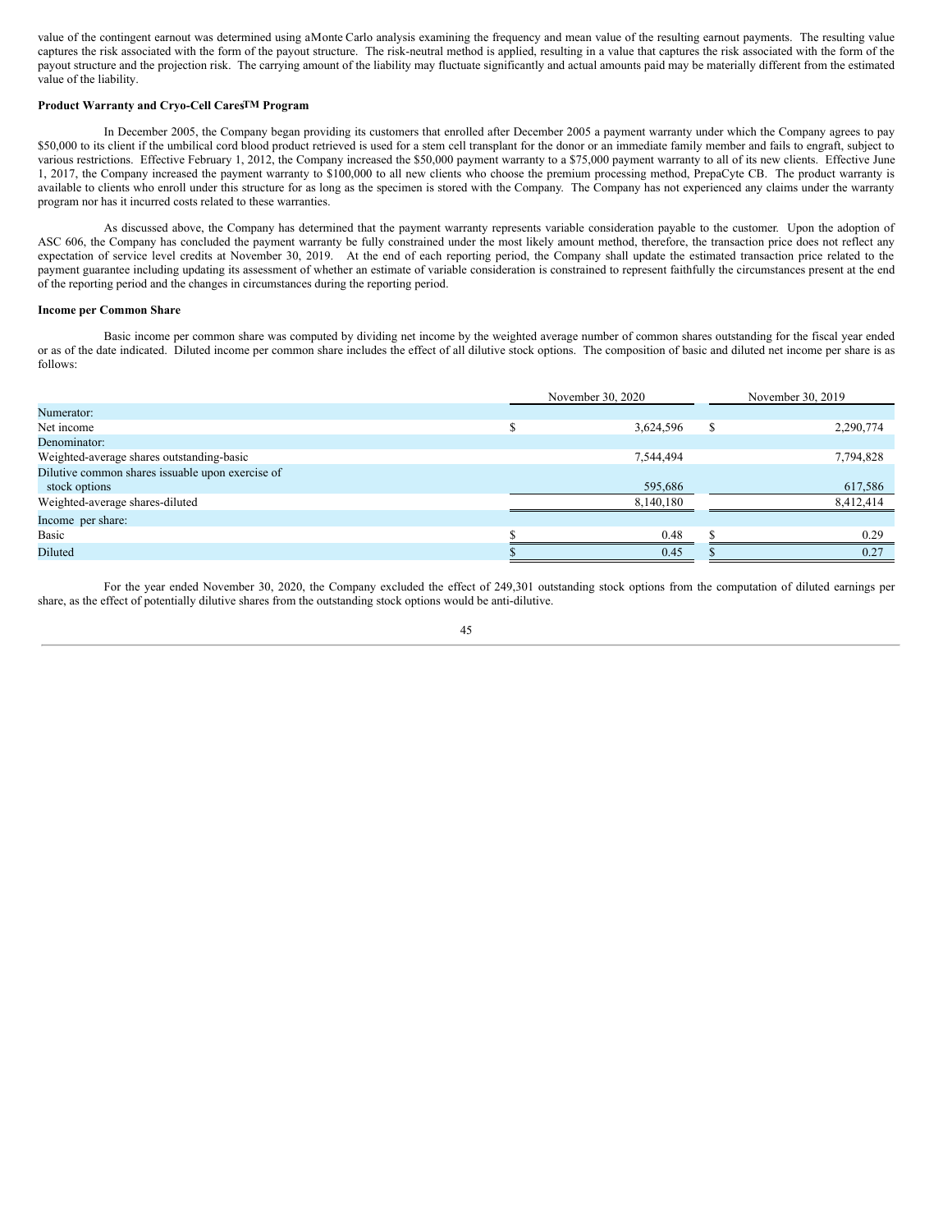value of the contingent earnout was determined using aMonte Carlo analysis examining the frequency and mean value of the resulting earnout payments. The resulting value captures the risk associated with the form of the payout structure. The risk-neutral method is applied, resulting in a value that captures the risk associated with the form of the payout structure and the projection risk. The carrying amount of the liability may fluctuate significantly and actual amounts paid may be materially different from the estimated value of the liability.

**Product Warranty and Cryo-Cell Cares™ Program**

In December 2005, the Company began providing its customers that enrolled after December 2005 a payment warranty under which the Company agrees to pay $50,000 to its client if the umbilical cord blood product retrieved is used for a stem cell transplant for the donor or an immediate family member and fails to engraft, subject to various restrictions. Effective February 1, 2012, the Company increased the $50,000 payment warranty to a $75,000 payment warranty to all of its new clients. Effective June 1, 2017, the Company increased the payment warranty to $100,000 to all new clients who choose the premium processing method, PrepaCyte CB. The product warranty is available to clients who enroll under this structure for as long as the specimen is stored with the Company. The Company has not experienced any claims under the warranty program nor has it incurred costs related to these warranties.

As discussed above, the Company has determined that the payment warranty represents variable consideration payable to the customer. Upon the adoption of ASC 606, the Company has concluded the payment warranty be fully constrained under the most likely amount method, therefore, the transaction price does not reflect any expectation of service level credits at November 30, 2019. At the end of each reporting period, the Company shall update the estimated transaction price related to the payment guarantee including updating its assessment of whether an estimate of variable consideration is constrained to represent faithfully the circumstances present at the end of the reporting period and the changes in circumstances during the reporting period.

**Income per Common Share**

Basic income per common share was computed by dividing net income by the weighted average number of common shares outstanding for the fiscal year ended or as of the date indicated. Diluted income per common share includes the effect of all dilutive stock options. The composition of basic and diluted net income per share is as follows:

| | November 30, 2020 | November 30, 2019 |
|---|---|---|
| Numerator: | | |
| Net income | $ 3,624,596 | $ 2,290,774 |
| Denominator: | | |
| Weighted-average shares outstanding-basic | 7,544,494 | 7,794,828 |
| Dilutive common shares issuable upon exercise of stock options | 595,686 | 617,586 |
| Weighted-average shares-diluted | 8,140,180 | 8,412,414 |
| Income per share: | | |
| Basic | $ 0.48 | $ 0.29 |
| Diluted | $ 0.45 | $ 0.27 |

For the year ended November 30, 2020, the Company excluded the effect of 249,301 outstanding stock options from the computation of diluted earnings per share, as the effect of potentially dilutive shares from the outstanding stock options would be anti-dilutive.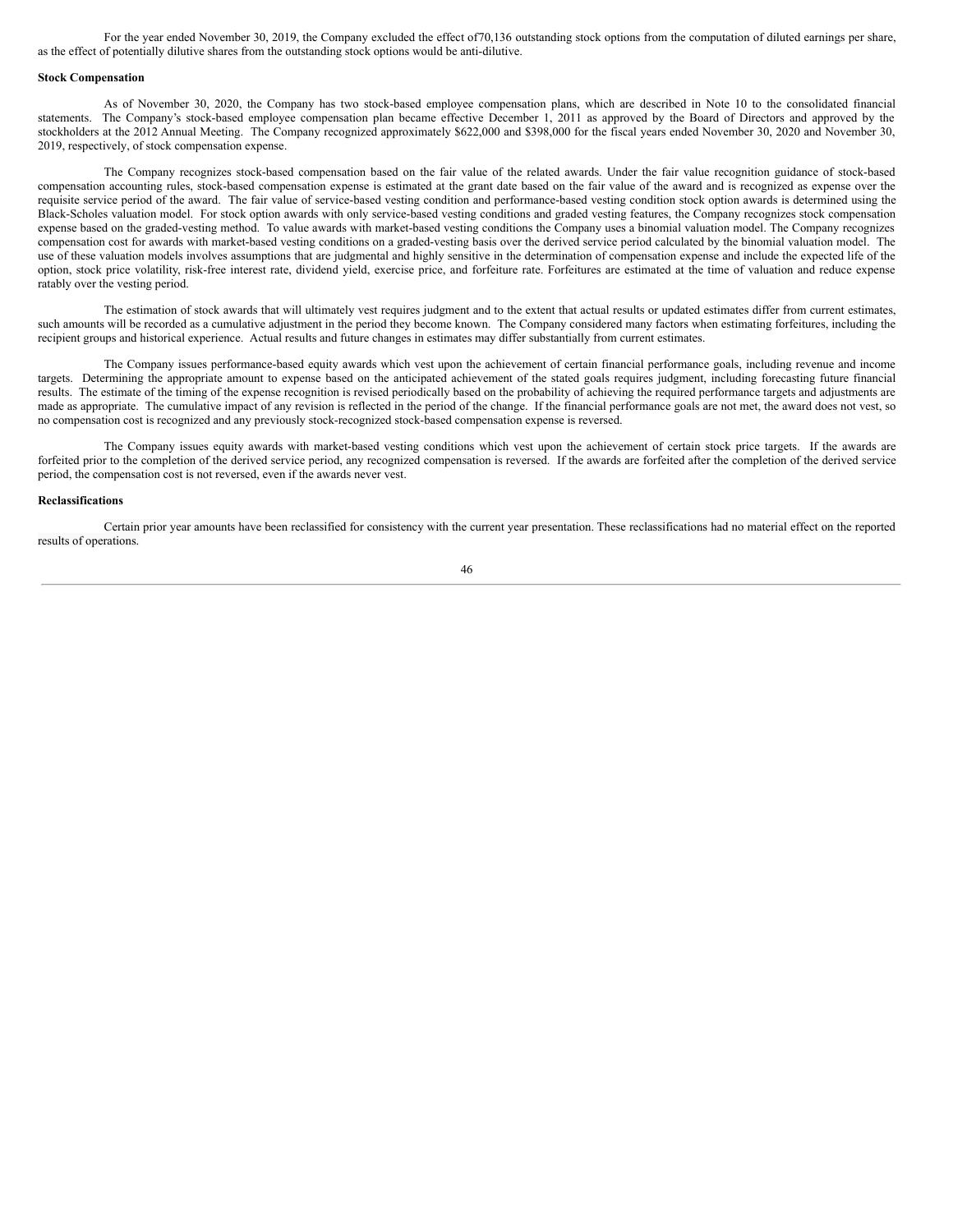For the year ended November 30, 2019, the Company excluded the effect of70,136 outstanding stock options from the computation of diluted earnings per share, as the effect of potentially dilutive shares from the outstanding stock options would be anti-dilutive.

**Stock Compensation**

As of November 30, 2020, the Company has two stock-based employee compensation plans, which are described in Note 10 to the consolidated financial statements. The Company's stock-based employee compensation plan became effective December 1, 2011 as approved by the Board of Directors and approved by the stockholders at the 2012 Annual Meeting. The Company recognized approximately $622,000 and $398,000 for the fiscal years ended November 30, 2020 and November 30, 2019, respectively, of stock compensation expense.

The Company recognizes stock-based compensation based on the fair value of the related awards. Under the fair value recognition guidance of stock-based compensation accounting rules, stock-based compensation expense is estimated at the grant date based on the fair value of the award and is recognized as expense over the requisite service period of the award. The fair value of service-based vesting condition and performance-based vesting condition stock option awards is determined using the Black-Scholes valuation model. For stock option awards with only service-based vesting conditions and graded vesting features, the Company recognizes stock compensation expense based on the graded-vesting method. To value awards with market-based vesting conditions the Company uses a binomial valuation model. The Company recognizes compensation cost for awards with market-based vesting conditions on a graded-vesting basis over the derived service period calculated by the binomial valuation model. The use of these valuation models involves assumptions that are judgmental and highly sensitive in the determination of compensation expense and include the expected life of the option, stock price volatility, risk-free interest rate, dividend yield, exercise price, and forfeiture rate. Forfeitures are estimated at the time of valuation and reduce expense ratably over the vesting period.

The estimation of stock awards that will ultimately vest requires judgment and to the extent that actual results or updated estimates differ from current estimates, such amounts will be recorded as a cumulative adjustment in the period they become known. The Company considered many factors when estimating forfeitures, including the recipient groups and historical experience. Actual results and future changes in estimates may differ substantially from current estimates.

The Company issues performance-based equity awards which vest upon the achievement of certain financial performance goals, including revenue and income targets. Determining the appropriate amount to expense based on the anticipated achievement of the stated goals requires judgment, including forecasting future financial results. The estimate of the timing of the expense recognition is revised periodically based on the probability of achieving the required performance targets and adjustments are made as appropriate. The cumulative impact of any revision is reflected in the period of the change. If the financial performance goals are not met, the award does not vest, so no compensation cost is recognized and any previously stock-recognized stock-based compensation expense is reversed.

The Company issues equity awards with market-based vesting conditions which vest upon the achievement of certain stock price targets. If the awards are forfeited prior to the completion of the derived service period, any recognized compensation is reversed. If the awards are forfeited after the completion of the derived service period, the compensation cost is not reversed, even if the awards never vest.

**Reclassifications**

Certain prior year amounts have been reclassified for consistency with the current year presentation. These reclassifications had no material effect on the reported results of operations.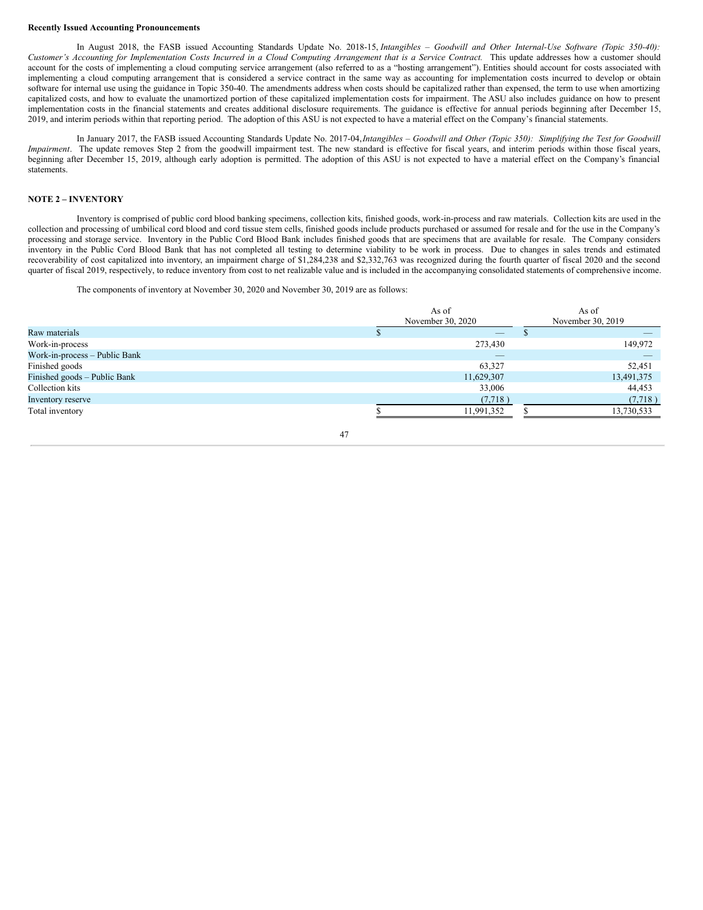**Recently Issued Accounting Pronouncements**

In August 2018, the FASB issued Accounting Standards Update No. 2018-15, *Intangibles – Goodwill and Other Internal-Use Software (Topic 350-40): Customer's Accounting for Implementation Costs Incurred in a Cloud Computing Arrangement that is a Service Contract.* This update addresses how a customer should account for the costs of implementing a cloud computing service arrangement (also referred to as a "hosting arrangement"). Entities should account for costs associated with implementing a cloud computing arrangement that is considered a service contract in the same way as accounting for implementation costs incurred to develop or obtain software for internal use using the guidance in Topic 350-40. The amendments address when costs should be capitalized rather than expensed, the term to use when amortizing capitalized costs, and how to evaluate the unamortized portion of these capitalized implementation costs for impairment. The ASU also includes guidance on how to present implementation costs in the financial statements and creates additional disclosure requirements. The guidance is effective for annual periods beginning after December 15, 2019, and interim periods within that reporting period. The adoption of this ASU is not expected to have a material effect on the Company's financial statements.

In January 2017, the FASB issued Accounting Standards Update No. 2017-04, *Intangibles – Goodwill and Other (Topic 350): Simplifying the Test for Goodwill Impairment*. The update removes Step 2 from the goodwill impairment test. The new standard is effective for fiscal years, and interim periods within those fiscal years, beginning after December 15, 2019, although early adoption is permitted. The adoption of this ASU is not expected to have a material effect on the Company's financial statements.

**NOTE 2 – INVENTORY**

Inventory is comprised of public cord blood banking specimens, collection kits, finished goods, work-in-process and raw materials. Collection kits are used in the collection and processing of umbilical cord blood and cord tissue stem cells, finished goods include products purchased or assumed for resale and for the use in the Company's processing and storage service. Inventory in the Public Cord Blood Bank includes finished goods that are specimens that are available for resale. The Company considers inventory in the Public Cord Blood Bank that has not completed all testing to determine viability to be work in process. Due to changes in sales trends and estimated recoverability of cost capitalized into inventory, an impairment charge of $1,284,238 and $2,332,763 was recognized during the fourth quarter of fiscal 2020 and the second quarter of fiscal 2019, respectively, to reduce inventory from cost to net realizable value and is included in the accompanying consolidated statements of comprehensive income.

The components of inventory at November 30, 2020 and November 30, 2019 are as follows:

| | As of November 30, 2020 | As of November 30, 2019 |
|---|---|---|
| Raw materials | $ — | $ — |
| Work-in-process | 273,430 | 149,972 |
| Work-in-process – Public Bank | — | — |
| Finished goods | 63,327 | 52,451 |
| Finished goods – Public Bank | 11,629,307 | 13,491,375 |
| Collection kits | 33,006 | 44,453 |
| Inventory reserve | (7,718 ) | (7,718 ) |
| Total inventory | $ 11,991,352 | $ 13,730,533 |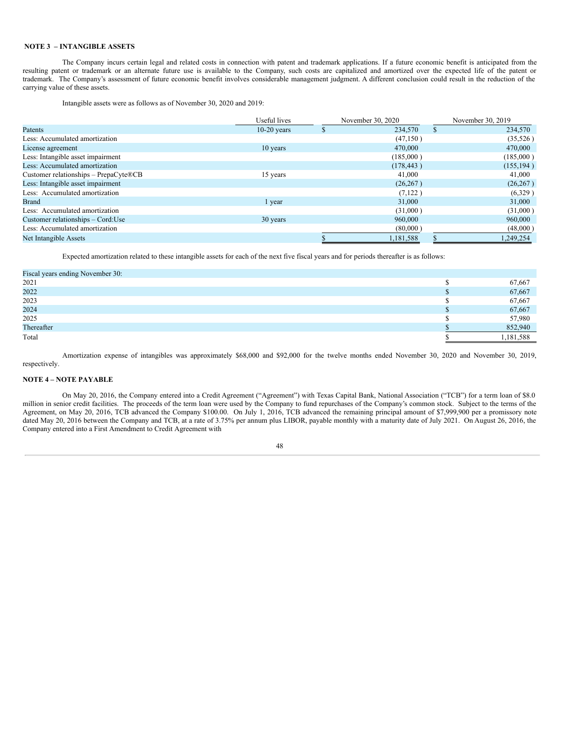**NOTE 3 – INTANGIBLE ASSETS**

The Company incurs certain legal and related costs in connection with patent and trademark applications. If a future economic benefit is anticipated from the resulting patent or trademark or an alternate future use is available to the Company, such costs are capitalized and amortized over the expected life of the patent or trademark. The Company's assessment of future economic benefit involves considerable management judgment. A different conclusion could result in the reduction of the carrying value of these assets.

Intangible assets were as follows as of November 30, 2020 and 2019:

| | Useful lives | November 30, 2020 | November 30, 2019 |
|---|---|---|---|
| Patents | 10-20 years | $ 234,570 | $ 234,570 |
| Less: Accumulated amortization | | (47,150 ) | (35,526 ) |
| License agreement | 10 years | 470,000 | 470,000 |
| Less: Intangible asset impairment | | (185,000 ) | (185,000 ) |
| Less: Accumulated amortization | | (178,443 ) | (155,194 ) |
| Customer relationships – PrepaCyte®CB | 15 years | 41,000 | 41,000 |
| Less: Intangible asset impairment | | (26,267 ) | (26,267 ) |
| Less: Accumulated amortization | | (7,122 ) | (6,329 ) |
| Brand | 1 year | 31,000 | 31,000 |
| Less: Accumulated amortization | | (31,000 ) | (31,000 ) |
| Customer relationships – Cord:Use | 30 years | 960,000 | 960,000 |
| Less: Accumulated amortization | | (80,000 ) | (48,000 ) |
| Net Intangible Assets | | $ 1,181,588 | $ 1,249,254 |

Expected amortization related to these intangible assets for each of the next five fiscal years and for periods thereafter is as follows:

| Fiscal years ending November 30: | |
|---|---|
| 2021 | $ 67,667 |
| 2022 | $ 67,667 |
| 2023 | $ 67,667 |
| 2024 | $ 67,667 |
| 2025 | $ 57,980 |
| Thereafter | $ 852,940 |
| Total | $ 1,181,588 |

Amortization expense of intangibles was approximately $68,000 and $92,000 for the twelve months ended November 30, 2020 and November 30, 2019, respectively.

**NOTE 4 – NOTE PAYABLE**

On May 20, 2016, the Company entered into a Credit Agreement ("Agreement") with Texas Capital Bank, National Association ("TCB") for a term loan of $8.0 million in senior credit facilities. The proceeds of the term loan were used by the Company to fund repurchases of the Company's common stock. Subject to the terms of the Agreement, on May 20, 2016, TCB advanced the Company $100.00. On July 1, 2016, TCB advanced the remaining principal amount of $7,999,900 per a promissory note dated May 20, 2016 between the Company and TCB, at a rate of 3.75% per annum plus LIBOR, payable monthly with a maturity date of July 2021. On August 26, 2016, the Company entered into a First Amendment to Credit Agreement with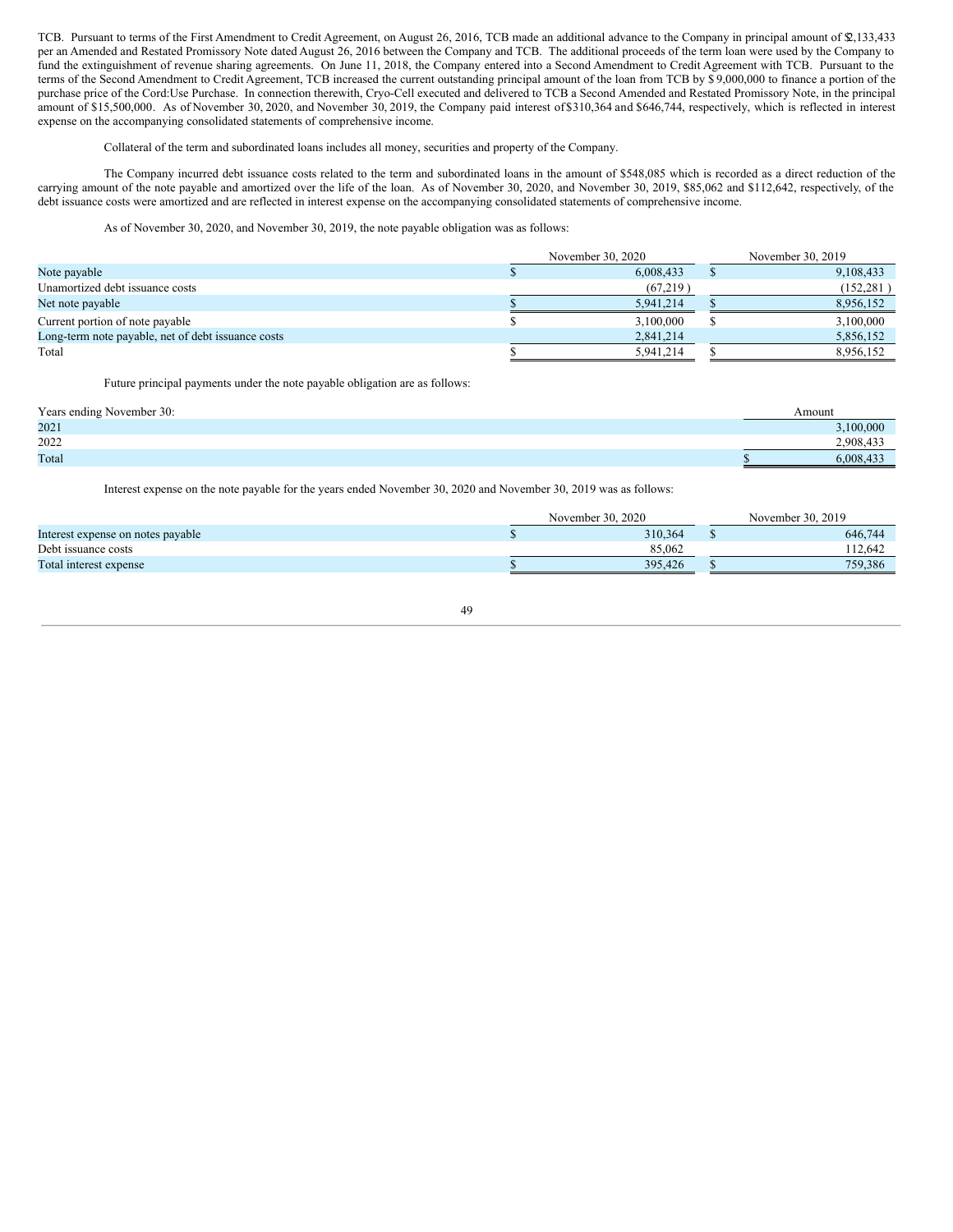TCB. Pursuant to terms of the First Amendment to Credit Agreement, on August 26, 2016, TCB made an additional advance to the Company in principal amount of $2,133,433 per an Amended and Restated Promissory Note dated August 26, 2016 between the Company and TCB. The additional proceeds of the term loan were used by the Company to fund the extinguishment of revenue sharing agreements. On June 11, 2018, the Company entered into a Second Amendment to Credit Agreement with TCB. Pursuant to the terms of the Second Amendment to Credit Agreement, TCB increased the current outstanding principal amount of the loan from TCB by $ 9,000,000 to finance a portion of the purchase price of the Cord:Use Purchase. In connection therewith, Cryo-Cell executed and delivered to TCB a Second Amended and Restated Promissory Note, in the principal amount of $15,500,000. As of November 30, 2020, and November 30, 2019, the Company paid interest of $310,364 and $646,744, respectively, which is reflected in interest expense on the accompanying consolidated statements of comprehensive income.

Collateral of the term and subordinated loans includes all money, securities and property of the Company.

The Company incurred debt issuance costs related to the term and subordinated loans in the amount of $548,085 which is recorded as a direct reduction of the carrying amount of the note payable and amortized over the life of the loan. As of November 30, 2020, and November 30, 2019, $85,062 and $112,642, respectively, of the debt issuance costs were amortized and are reflected in interest expense on the accompanying consolidated statements of comprehensive income.

As of November 30, 2020, and November 30, 2019, the note payable obligation was as follows:

| | November 30, 2020 | November 30, 2019 |
|---|---|---|
| Note payable | $ 6,008,433 | $ 9,108,433 |
| Unamortized debt issuance costs | (67,219) | (152,281) |
| Net note payable | $ 5,941,214 | $ 8,956,152 |
| Current portion of note payable | $ 3,100,000 | $ 3,100,000 |
| Long-term note payable, net of debt issuance costs | 2,841,214 | 5,856,152 |
| Total | $ 5,941,214 | $ 8,956,152 |

Future principal payments under the note payable obligation are as follows:

| Years ending November 30: | Amount |
|---|---|
| 2021 | 3,100,000 |
| 2022 | 2,908,433 |
| Total | $ 6,008,433 |

Interest expense on the note payable for the years ended November 30, 2020 and November 30, 2019 was as follows:

| | November 30, 2020 | November 30, 2019 |
|---|---|---|
| Interest expense on notes payable | $ 310,364 | $ 646,744 |
| Debt issuance costs | 85,062 | 112,642 |
| Total interest expense | $ 395,426 | $ 759,386 |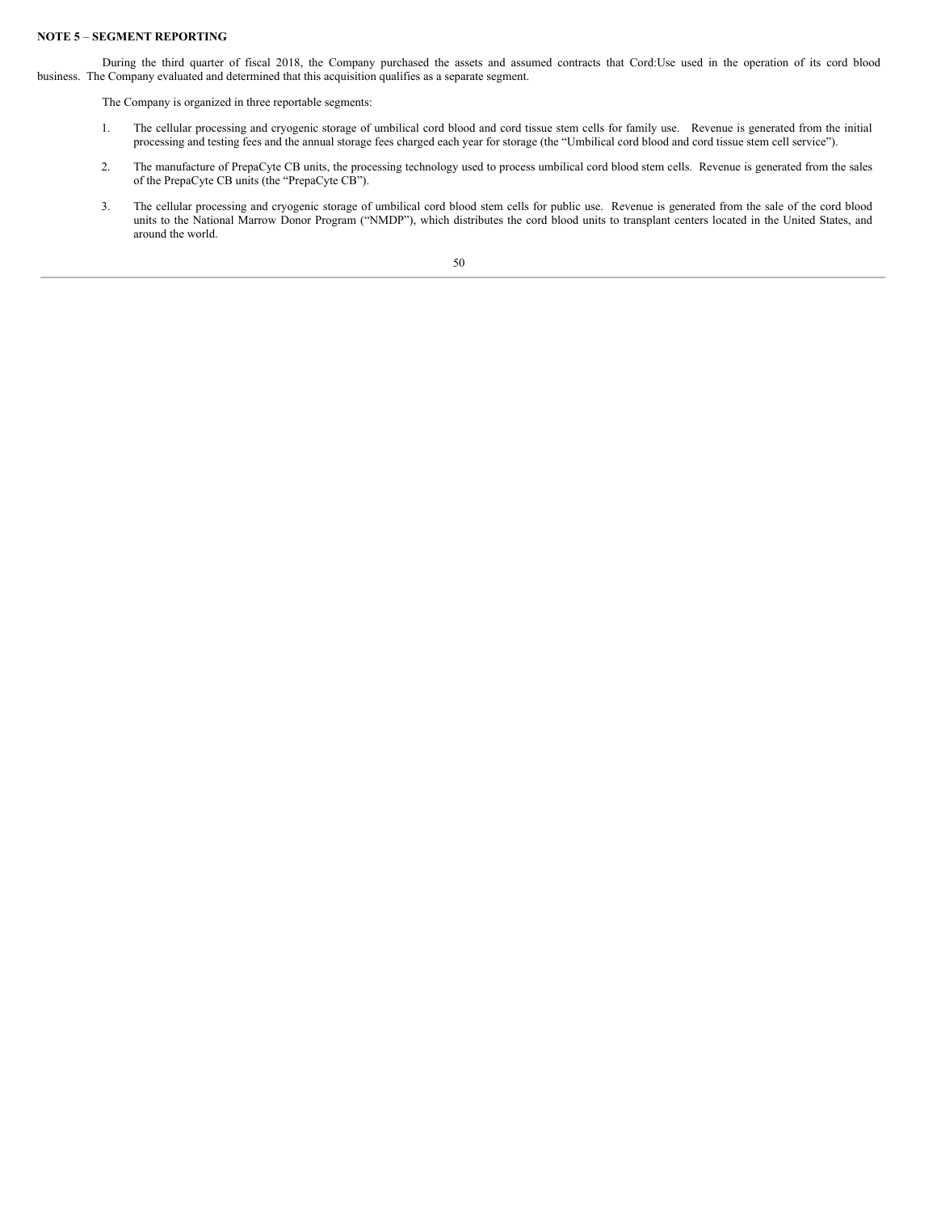**NOTE 5** – **SEGMENT REPORTING**

During the third quarter of fiscal 2018, the Company purchased the assets and assumed contracts that Cord:Use used in the operation of its cord blood business. The Company evaluated and determined that this acquisition qualifies as a separate segment.

The Company is organized in three reportable segments:

1. The cellular processing and cryogenic storage of umbilical cord blood and cord tissue stem cells for family use. Revenue is generated from the initial processing and testing fees and the annual storage fees charged each year for storage (the "Umbilical cord blood and cord tissue stem cell service").

2. The manufacture of PrepaCyte CB units, the processing technology used to process umbilical cord blood stem cells. Revenue is generated from the sales of the PrepaCyte CB units (the "PrepaCyte CB").

3. The cellular processing and cryogenic storage of umbilical cord blood stem cells for public use. Revenue is generated from the sale of the cord blood units to the National Marrow Donor Program ("NMDP"), which distributes the cord blood units to transplant centers located in the United States, and around the world.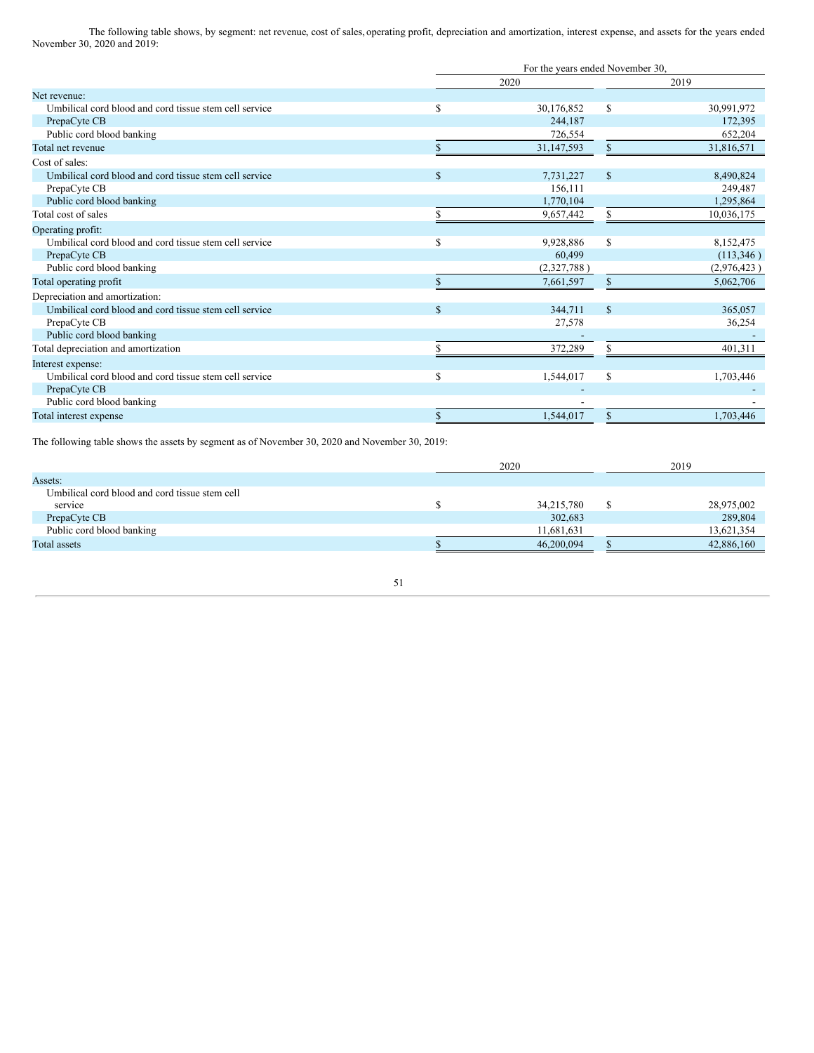The following table shows, by segment: net revenue, cost of sales, operating profit, depreciation and amortization, interest expense, and assets for the years ended November 30, 2020 and 2019:

| | For the years ended November 30, | |
|---|---|---|
| | 2020 | 2019 |
| Net revenue: | | |
| Umbilical cord blood and cord tissue stem cell service | $ 30,176,852 | $ 30,991,972 |
| PrepaCyte CB | 244,187 | 172,395 |
| Public cord blood banking | 726,554 | 652,204 |
| Total net revenue | $ 31,147,593 | $ 31,816,571 |
| Cost of sales: | | |
| Umbilical cord blood and cord tissue stem cell service | $ 7,731,227 | $ 8,490,824 |
| PrepaCyte CB | 156,111 | 249,487 |
| Public cord blood banking | 1,770,104 | 1,295,864 |
| Total cost of sales | $ 9,657,442 | $ 10,036,175 |
| Operating profit: | | |
| Umbilical cord blood and cord tissue stem cell service | $ 9,928,886 | $ 8,152,475 |
| PrepaCyte CB | 60,499 | (113,346 ) |
| Public cord blood banking | (2,327,788 ) | (2,976,423 ) |
| Total operating profit | $ 7,661,597 | $ 5,062,706 |
| Depreciation and amortization: | | |
| Umbilical cord blood and cord tissue stem cell service | $ 344,711 | $ 365,057 |
| PrepaCyte CB | 27,578 | 36,254 |
| Public cord blood banking | - | - |
| Total depreciation and amortization | $ 372,289 | $ 401,311 |
| Interest expense: | | |
| Umbilical cord blood and cord tissue stem cell service | $ 1,544,017 | $ 1,703,446 |
| PrepaCyte CB | - | - |
| Public cord blood banking | - | - |
| Total interest expense | $ 1,544,017 | $ 1,703,446 |

The following table shows the assets by segment as of November 30, 2020 and November 30, 2019:

| | 2020 | 2019 |
|---|---|---|
| Assets: | | |
| Umbilical cord blood and cord tissue stem cell service | $ 34,215,780 | $ 28,975,002 |
| PrepaCyte CB | 302,683 | 289,804 |
| Public cord blood banking | 11,681,631 | 13,621,354 |
| Total assets | $ 46,200,094 | $ 42,886,160 |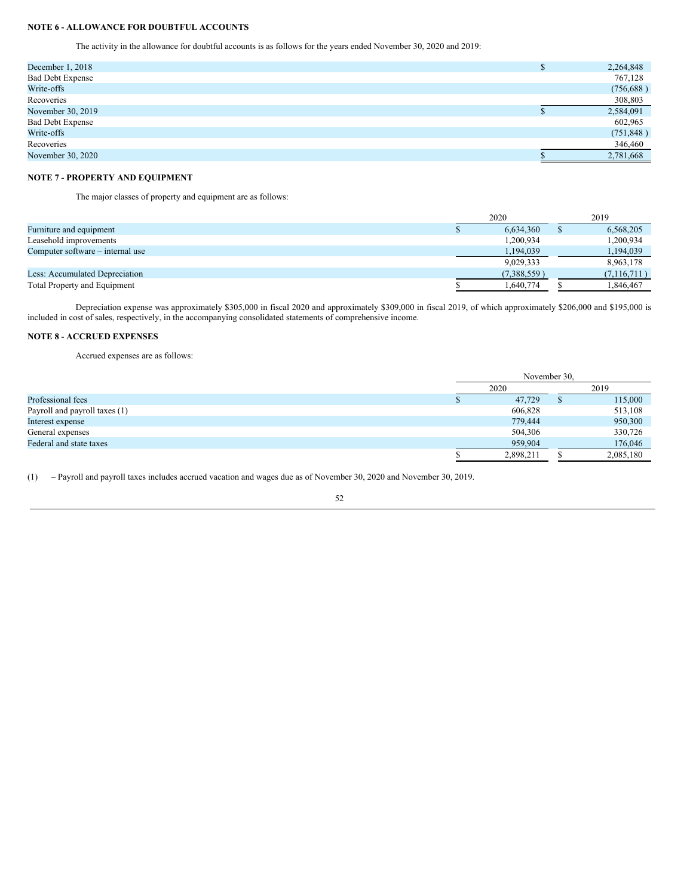**NOTE 6 - ALLOWANCE FOR DOUBTFUL ACCOUNTS**

The activity in the allowance for doubtful accounts is as follows for the years ended November 30, 2020 and 2019:

| | |
|---|---|
| December 1, 2018 | $ 2,264,848 |
| Bad Debt Expense | 767,128 |
| Write-offs | (756,688 ) |
| Recoveries | 308,803 |
| November 30, 2019 | $ 2,584,091 |
| Bad Debt Expense | 602,965 |
| Write-offs | (751,848 ) |
| Recoveries | 346,460 |
| November 30, 2020 | $ 2,781,668 |

**NOTE 7 - PROPERTY AND EQUIPMENT**

The major classes of property and equipment are as follows:

| | 2020 | 2019 |
|---|---|---|
| Furniture and equipment | $ 6,634,360 | $ 6,568,205 |
| Leasehold improvements | 1,200,934 | 1,200,934 |
| Computer software – internal use | 1,194,039 | 1,194,039 |
| | 9,029,333 | 8,963,178 |
| Less: Accumulated Depreciation | (7,388,559 ) | (7,116,711 ) |
| Total Property and Equipment | $ 1,640,774 | $ 1,846,467 |

Depreciation expense was approximately $305,000 in fiscal 2020 and approximately $309,000 in fiscal 2019, of which approximately $206,000 and $195,000 is included in cost of sales, respectively, in the accompanying consolidated statements of comprehensive income.

**NOTE 8 - ACCRUED EXPENSES**

Accrued expenses are as follows:

| | November 30, | |
|---|---|---|
| | 2020 | 2019 |
| Professional fees | $ 47,729 | $ 115,000 |
| Payroll and payroll taxes (1) | 606,828 | 513,108 |
| Interest expense | 779,444 | 950,300 |
| General expenses | 504,306 | 330,726 |
| Federal and state taxes | 959,904 | 176,046 |
| | $ 2,898,211 | $ 2,085,180 |

(1) – Payroll and payroll taxes includes accrued vacation and wages due as of November 30, 2020 and November 30, 2019.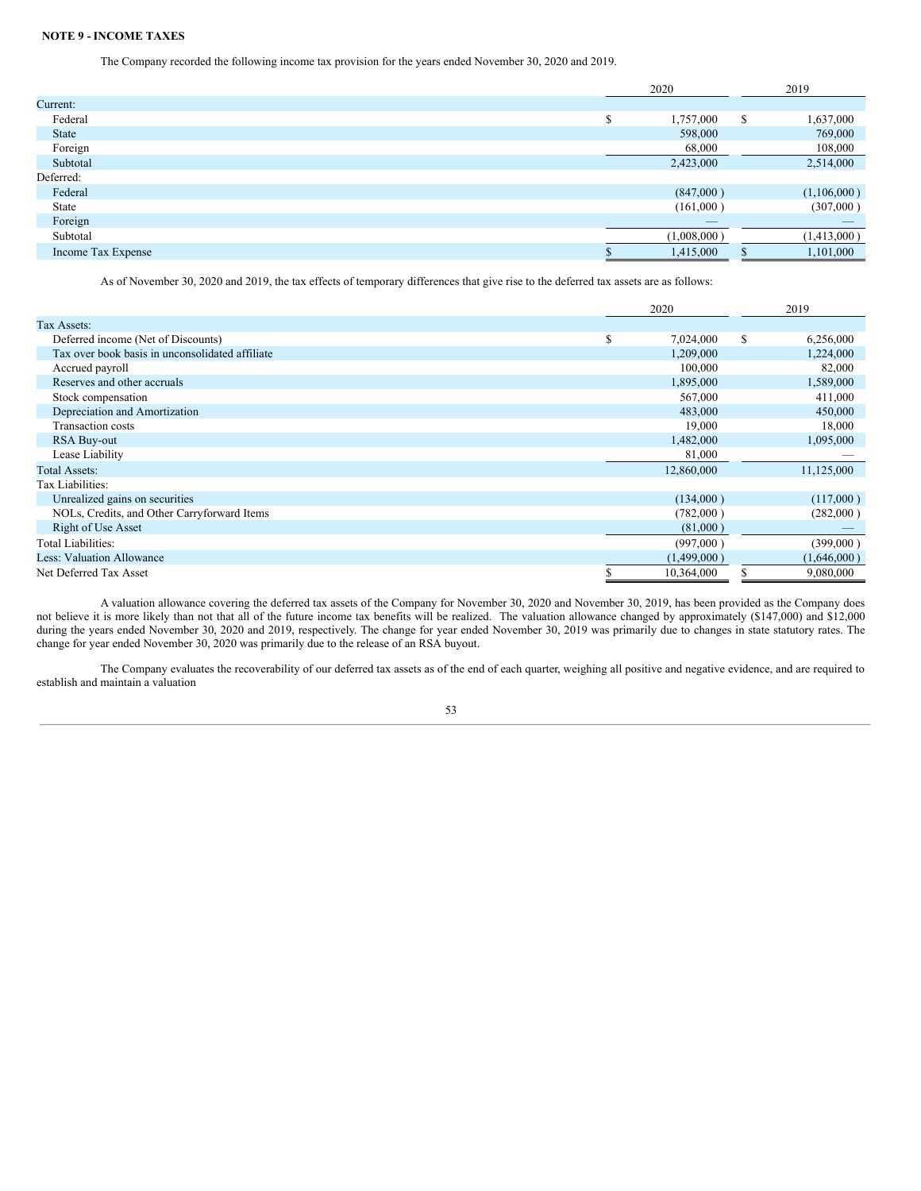**NOTE 9 - INCOME TAXES**

The Company recorded the following income tax provision for the years ended November 30, 2020 and 2019.

| | 2020 | 2019 |
|---|---|---|
| Current: | | |
| Federal | $ 1,757,000 | $ 1,637,000 |
| State | 598,000 | 769,000 |
| Foreign | 68,000 | 108,000 |
| Subtotal | 2,423,000 | 2,514,000 |
| Deferred: | | |
| Federal | (847,000 ) | (1,106,000 ) |
| State | (161,000 ) | (307,000 ) |
| Foreign | — | — |
| Subtotal | (1,008,000 ) | (1,413,000 ) |
| Income Tax Expense | $ 1,415,000 | $ 1,101,000 |

As of November 30, 2020 and 2019, the tax effects of temporary differences that give rise to the deferred tax assets are as follows:

| | 2020 | 2019 |
|---|---|---|
| Tax Assets: | | |
| Deferred income (Net of Discounts) | $ 7,024,000 | $ 6,256,000 |
| Tax over book basis in unconsolidated affiliate | 1,209,000 | 1,224,000 |
| Accrued payroll | 100,000 | 82,000 |
| Reserves and other accruals | 1,895,000 | 1,589,000 |
| Stock compensation | 567,000 | 411,000 |
| Depreciation and Amortization | 483,000 | 450,000 |
| Transaction costs | 19,000 | 18,000 |
| RSA Buy-out | 1,482,000 | 1,095,000 |
| Lease Liability | 81,000 | — |
| Total Assets: | 12,860,000 | 11,125,000 |
| Tax Liabilities: | | |
| Unrealized gains on securities | (134,000 ) | (117,000 ) |
| NOLs, Credits, and Other Carryforward Items | (782,000 ) | (282,000 ) |
| Right of Use Asset | (81,000 ) | — |
| Total Liabilities: | (997,000 ) | (399,000 ) |
| Less: Valuation Allowance | (1,499,000 ) | (1,646,000 ) |
| Net Deferred Tax Asset | $ 10,364,000 | $ 9,080,000 |

A valuation allowance covering the deferred tax assets of the Company for November 30, 2020 and November 30, 2019, has been provided as the Company does not believe it is more likely than not that all of the future income tax benefits will be realized. The valuation allowance changed by approximately ($147,000) and $12,000 during the years ended November 30, 2020 and 2019, respectively. The change for year ended November 30, 2019 was primarily due to changes in state statutory rates. The change for year ended November 30, 2020 was primarily due to the release of an RSA buyout.

The Company evaluates the recoverability of our deferred tax assets as of the end of each quarter, weighing all positive and negative evidence, and are required to establish and maintain a valuation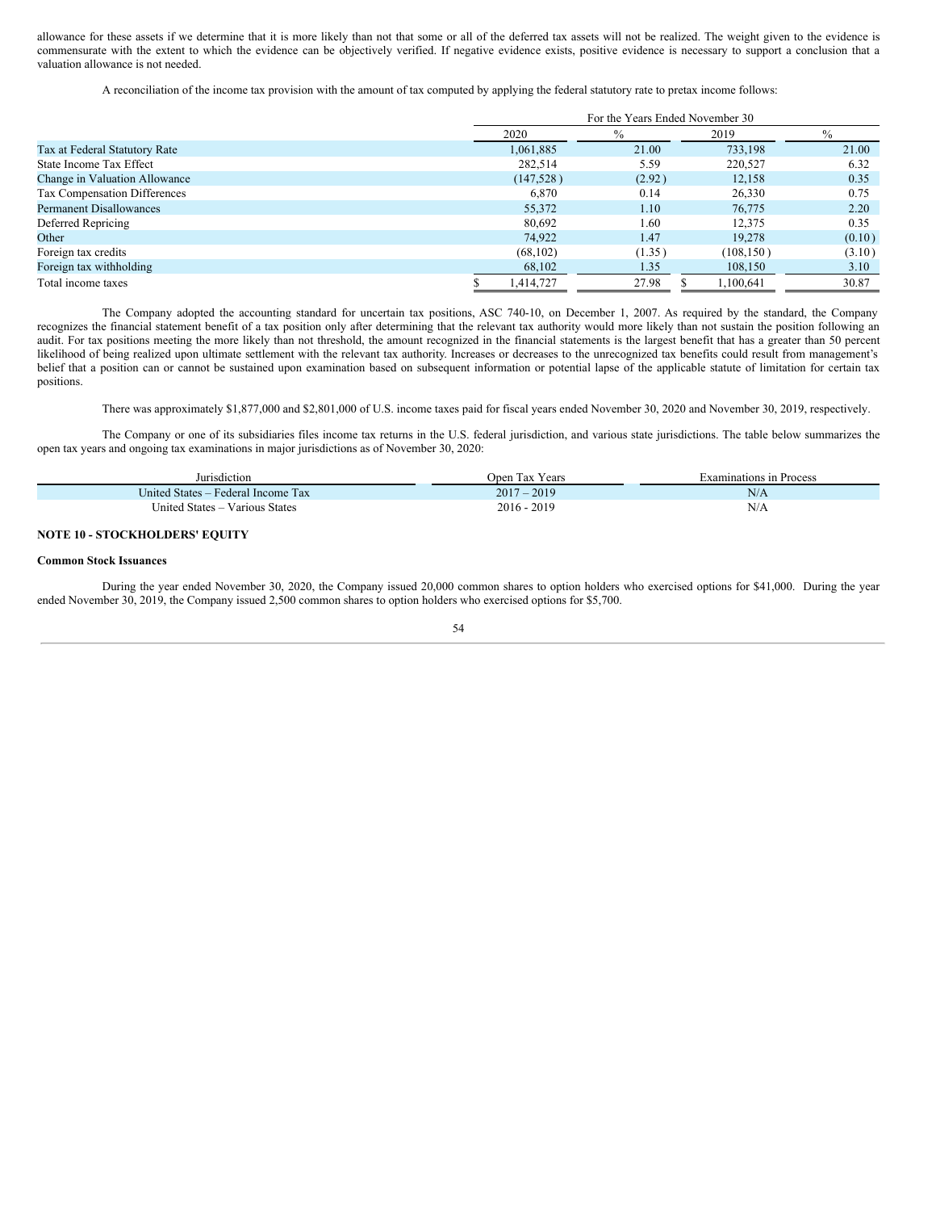allowance for these assets if we determine that it is more likely than not that some or all of the deferred tax assets will not be realized. The weight given to the evidence is commensurate with the extent to which the evidence can be objectively verified. If negative evidence exists, positive evidence is necessary to support a conclusion that a valuation allowance is not needed.

A reconciliation of the income tax provision with the amount of tax computed by applying the federal statutory rate to pretax income follows:

| | For the Years Ended November 30 | | | |
|---|---|---|---|---|
| | 2020 | % | 2019 | % |
| Tax at Federal Statutory Rate | 1,061,885 | 21.00 | 733,198 | 21.00 |
| State Income Tax Effect | 282,514 | 5.59 | 220,527 | 6.32 |
| Change in Valuation Allowance | (147,528) | (2.92) | 12,158 | 0.35 |
| Tax Compensation Differences | 6,870 | 0.14 | 26,330 | 0.75 |
| Permanent Disallowances | 55,372 | 1.10 | 76,775 | 2.20 |
| Deferred Repricing | 80,692 | 1.60 | 12,375 | 0.35 |
| Other | 74,922 | 1.47 | 19,278 | (0.10) |
| Foreign tax credits | (68,102) | (1.35) | (108,150) | (3.10) |
| Foreign tax withholding | 68,102 | 1.35 | 108,150 | 3.10 |
| Total income taxes | $ 1,414,727 | 27.98 | $ 1,100,641 | 30.87 |

The Company adopted the accounting standard for uncertain tax positions, ASC 740-10, on December 1, 2007. As required by the standard, the Company recognizes the financial statement benefit of a tax position only after determining that the relevant tax authority would more likely than not sustain the position following an audit. For tax positions meeting the more likely than not threshold, the amount recognized in the financial statements is the largest benefit that has a greater than 50 percent likelihood of being realized upon ultimate settlement with the relevant tax authority. Increases or decreases to the unrecognized tax benefits could result from management's belief that a position can or cannot be sustained upon examination based on subsequent information or potential lapse of the applicable statute of limitation for certain tax positions.

There was approximately $1,877,000 and $2,801,000 of U.S. income taxes paid for fiscal years ended November 30, 2020 and November 30, 2019, respectively.

The Company or one of its subsidiaries files income tax returns in the U.S. federal jurisdiction, and various state jurisdictions. The table below summarizes the open tax years and ongoing tax examinations in major jurisdictions as of November 30, 2020:

| Jurisdiction | Open Tax Years | Examinations in Process |
|---|---|---|
| United States – Federal Income Tax | 2017 – 2019 | N/A |
| United States – Various States | 2016 - 2019 | N/A |

**NOTE 10 - STOCKHOLDERS' EQUITY**

**Common Stock Issuances**

During the year ended November 30, 2020, the Company issued 20,000 common shares to option holders who exercised options for $41,000. During the year ended November 30, 2019, the Company issued 2,500 common shares to option holders who exercised options for $5,700.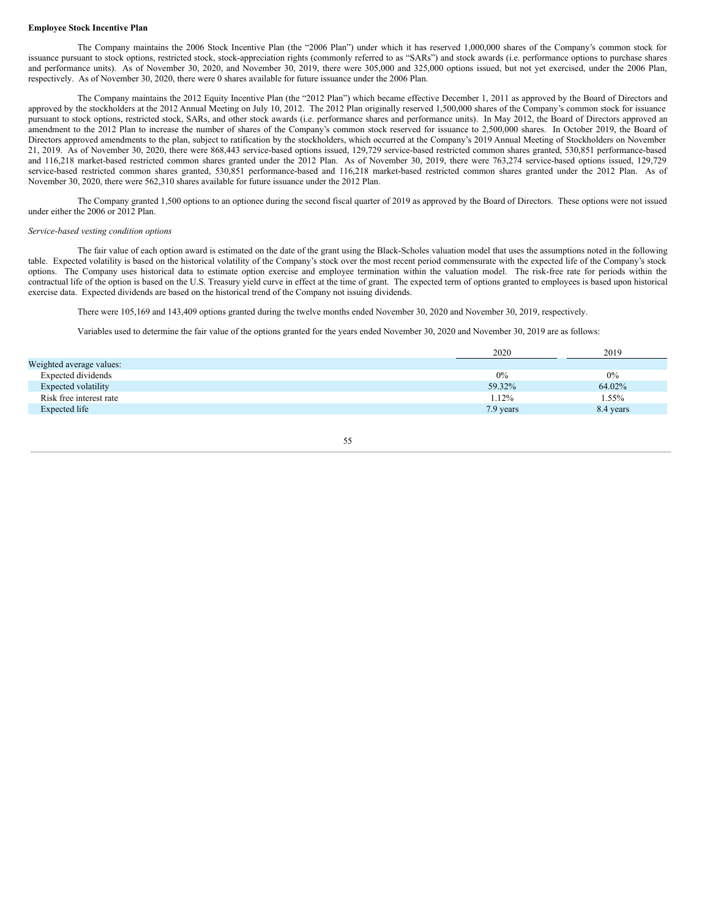**Employee Stock Incentive Plan**

The Company maintains the 2006 Stock Incentive Plan (the "2006 Plan") under which it has reserved 1,000,000 shares of the Company's common stock for issuance pursuant to stock options, restricted stock, stock-appreciation rights (commonly referred to as "SARs") and stock awards (i.e. performance options to purchase shares and performance units). As of November 30, 2020, and November 30, 2019, there were 305,000 and 325,000 options issued, but not yet exercised, under the 2006 Plan, respectively. As of November 30, 2020, there were 0 shares available for future issuance under the 2006 Plan.

The Company maintains the 2012 Equity Incentive Plan (the "2012 Plan") which became effective December 1, 2011 as approved by the Board of Directors and approved by the stockholders at the 2012 Annual Meeting on July 10, 2012. The 2012 Plan originally reserved 1,500,000 shares of the Company's common stock for issuance pursuant to stock options, restricted stock, SARs, and other stock awards (i.e. performance shares and performance units). In May 2012, the Board of Directors approved an amendment to the 2012 Plan to increase the number of shares of the Company's common stock reserved for issuance to 2,500,000 shares. In October 2019, the Board of Directors approved amendments to the plan, subject to ratification by the stockholders, which occurred at the Company's 2019 Annual Meeting of Stockholders on November 21, 2019. As of November 30, 2020, there were 868,443 service-based options issued, 129,729 service-based restricted common shares granted, 530,851 performance-based and 116,218 market-based restricted common shares granted under the 2012 Plan. As of November 30, 2019, there were 763,274 service-based options issued, 129,729 service-based restricted common shares granted, 530,851 performance-based and 116,218 market-based restricted common shares granted under the 2012 Plan. As of November 30, 2020, there were 562,310 shares available for future issuance under the 2012 Plan.

The Company granted 1,500 options to an optionee during the second fiscal quarter of 2019 as approved by the Board of Directors. These options were not issued under either the 2006 or 2012 Plan.

*Service-based vesting condition options*

The fair value of each option award is estimated on the date of the grant using the Black-Scholes valuation model that uses the assumptions noted in the following table. Expected volatility is based on the historical volatility of the Company's stock over the most recent period commensurate with the expected life of the Company's stock options. The Company uses historical data to estimate option exercise and employee termination within the valuation model. The risk-free rate for periods within the contractual life of the option is based on the U.S. Treasury yield curve in effect at the time of grant. The expected term of options granted to employees is based upon historical exercise data. Expected dividends are based on the historical trend of the Company not issuing dividends.

There were 105,169 and 143,409 options granted during the twelve months ended November 30, 2020 and November 30, 2019, respectively.

Variables used to determine the fair value of the options granted for the years ended November 30, 2020 and November 30, 2019 are as follows:

| | 2020 | 2019 |
|---|---|---|
| Weighted average values: | | |
| Expected dividends | 0% | 0% |
| Expected volatility | 59.32% | 64.02% |
| Risk free interest rate | 1.12% | 1.55% |
| Expected life | 7.9 years | 8.4 years |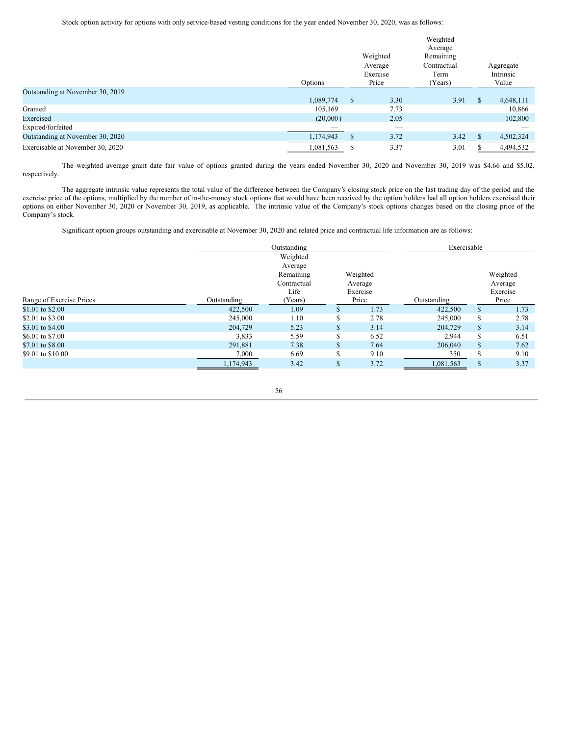Stock option activity for options with only service-based vesting conditions for the year ended November 30, 2020, was as follows:

| | Options | Weighted Average Exercise Price | Weighted Average Remaining Contractual Term (Years) | Aggregate Intrinsic Value |
|---|---|---|---|---|
| Outstanding at November 30, 2019 | 1,089,774 | $ 3.30 | 3.91 | $ 4,648,111 |
| Granted | 105,169 | 7.73 | | 10,866 |
| Exercised | (20,000) | 2.05 | | 102,800 |
| Expired/forfeited | — | — | | — |
| Outstanding at November 30, 2020 | 1,174,943 | $ 3.72 | 3.42 | $ 4,502,324 |
| Exercisable at November 30, 2020 | 1,081,563 | $ 3.37 | 3.01 | $ 4,494,532 |

The weighted average grant date fair value of options granted during the years ended November 30, 2020 and November 30, 2019 was $4.66 and $5.02, respectively.

The aggregate intrinsic value represents the total value of the difference between the Company's closing stock price on the last trading day of the period and the exercise price of the options, multiplied by the number of in-the-money stock options that would have been received by the option holders had all option holders exercised their options on either November 30, 2020 or November 30, 2019, as applicable. The intrinsic value of the Company's stock options changes based on the closing price of the Company's stock.

Significant option groups outstanding and exercisable at November 30, 2020 and related price and contractual life information are as follows:

| | Outstanding | | | Exercisable | |
|---|---|---|---|---|---|
| Range of Exercise Prices | Outstanding | Weighted Average Remaining Contractual Life (Years) | Weighted Average Exercise Price | Outstanding | Weighted Average Exercise Price |
| $1.01 to $2.00 | 422,500 | 1.09 | $ 1.73 | 422,500 | $ 1.73 |
| $2.01 to $3.00 | 245,000 | 1.10 | $ 2.78 | 245,000 | $ 2.78 |
| $3.01 to $4.00 | 204,729 | 5.23 | $ 3.14 | 204,729 | $ 3.14 |
| $6.01 to $7.00 | 3,833 | 5.59 | $ 6.52 | 2,944 | $ 6.51 |
| $7.01 to $8.00 | 291,881 | 7.38 | $ 7.64 | 206,040 | $ 7.62 |
| $9.01 to $10.00 | 7,000 | 6.69 | $ 9.10 | 350 | $ 9.10 |
| | 1,174,943 | 3.42 | $ 3.72 | 1,081,563 | $ 3.37 |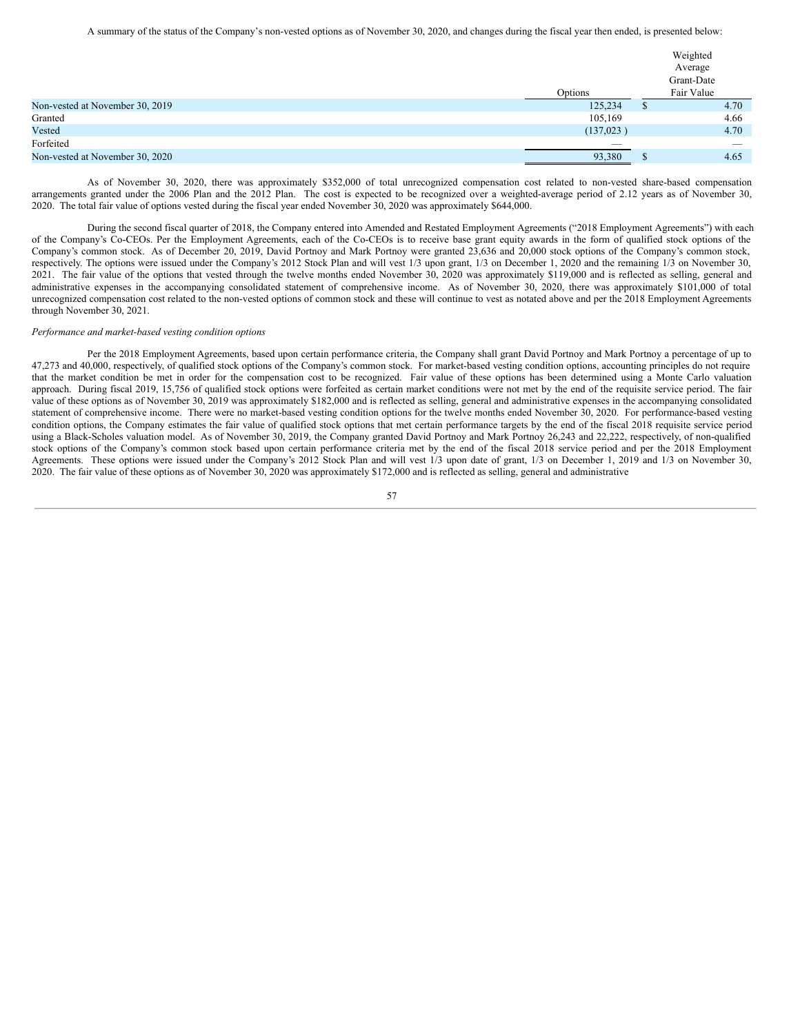A summary of the status of the Company's non-vested options as of November 30, 2020, and changes during the fiscal year then ended, is presented below:

| | Options | Weighted Average Grant-Date Fair Value |
|---|---|---|
| Non-vested at November 30, 2019 | 125,234 | $ 4.70 |
| Granted | 105,169 | 4.66 |
| Vested | (137,023 ) | 4.70 |
| Forfeited | — | — |
| Non-vested at November 30, 2020 | 93,380 | $ 4.65 |

As of November 30, 2020, there was approximately $352,000 of total unrecognized compensation cost related to non-vested share-based compensation arrangements granted under the 2006 Plan and the 2012 Plan. The cost is expected to be recognized over a weighted-average period of 2.12 years as of November 30, 2020. The total fair value of options vested during the fiscal year ended November 30, 2020 was approximately $644,000.

During the second fiscal quarter of 2018, the Company entered into Amended and Restated Employment Agreements ("2018 Employment Agreements") with each of the Company's Co-CEOs. Per the Employment Agreements, each of the Co-CEOs is to receive base grant equity awards in the form of qualified stock options of the Company's common stock. As of December 20, 2019, David Portnoy and Mark Portnoy were granted 23,636 and 20,000 stock options of the Company's common stock, respectively. The options were issued under the Company's 2012 Stock Plan and will vest 1/3 upon grant, 1/3 on December 1, 2020 and the remaining 1/3 on November 30, 2021. The fair value of the options that vested through the twelve months ended November 30, 2020 was approximately $119,000 and is reflected as selling, general and administrative expenses in the accompanying consolidated statement of comprehensive income. As of November 30, 2020, there was approximately $101,000 of total unrecognized compensation cost related to the non-vested options of common stock and these will continue to vest as notated above and per the 2018 Employment Agreements through November 30, 2021.

*Performance and market-based vesting condition options*

Per the 2018 Employment Agreements, based upon certain performance criteria, the Company shall grant David Portnoy and Mark Portnoy a percentage of up to 47,273 and 40,000, respectively, of qualified stock options of the Company's common stock. For market-based vesting condition options, accounting principles do not require that the market condition be met in order for the compensation cost to be recognized. Fair value of these options has been determined using a Monte Carlo valuation approach. During fiscal 2019, 15,756 of qualified stock options were forfeited as certain market conditions were not met by the end of the requisite service period. The fair value of these options as of November 30, 2019 was approximately $182,000 and is reflected as selling, general and administrative expenses in the accompanying consolidated statement of comprehensive income. There were no market-based vesting condition options for the twelve months ended November 30, 2020. For performance-based vesting condition options, the Company estimates the fair value of qualified stock options that met certain performance targets by the end of the fiscal 2018 requisite service period using a Black-Scholes valuation model. As of November 30, 2019, the Company granted David Portnoy and Mark Portnoy 26,243 and 22,222, respectively, of non-qualified stock options of the Company's common stock based upon certain performance criteria met by the end of the fiscal 2018 service period and per the 2018 Employment Agreements. These options were issued under the Company's 2012 Stock Plan and will vest 1/3 upon date of grant, 1/3 on December 1, 2019 and 1/3 on November 30, 2020. The fair value of these options as of November 30, 2020 was approximately $172,000 and is reflected as selling, general and administrative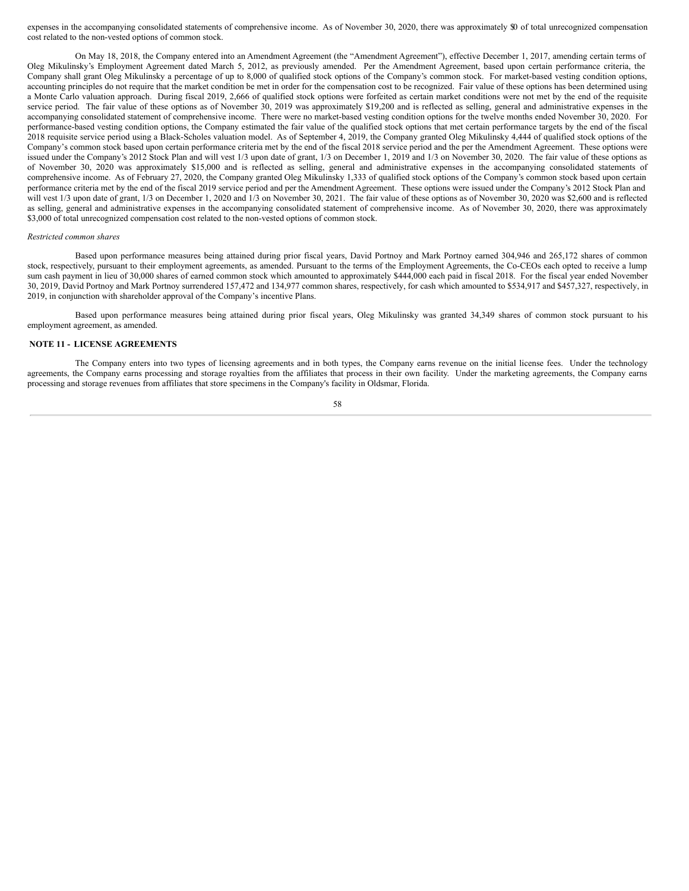expenses in the accompanying consolidated statements of comprehensive income. As of November 30, 2020, there was approximately $0 of total unrecognized compensation cost related to the non-vested options of common stock.

On May 18, 2018, the Company entered into an Amendment Agreement (the "Amendment Agreement"), effective December 1, 2017, amending certain terms of Oleg Mikulinsky's Employment Agreement dated March 5, 2012, as previously amended. Per the Amendment Agreement, based upon certain performance criteria, the Company shall grant Oleg Mikulinsky a percentage of up to 8,000 of qualified stock options of the Company's common stock. For market-based vesting condition options, accounting principles do not require that the market condition be met in order for the compensation cost to be recognized. Fair value of these options has been determined using a Monte Carlo valuation approach. During fiscal 2019, 2,666 of qualified stock options were forfeited as certain market conditions were not met by the end of the requisite service period. The fair value of these options as of November 30, 2019 was approximately $19,200 and is reflected as selling, general and administrative expenses in the accompanying consolidated statement of comprehensive income. There were no market-based vesting condition options for the twelve months ended November 30, 2020. For performance-based vesting condition options, the Company estimated the fair value of the qualified stock options that met certain performance targets by the end of the fiscal 2018 requisite service period using a Black-Scholes valuation model. As of September 4, 2019, the Company granted Oleg Mikulinsky 4,444 of qualified stock options of the Company's common stock based upon certain performance criteria met by the end of the fiscal 2018 service period and the per the Amendment Agreement. These options were issued under the Company's 2012 Stock Plan and will vest 1/3 upon date of grant, 1/3 on December 1, 2019 and 1/3 on November 30, 2020. The fair value of these options as of November 30, 2020 was approximately $15,000 and is reflected as selling, general and administrative expenses in the accompanying consolidated statements of comprehensive income. As of February 27, 2020, the Company granted Oleg Mikulinsky 1,333 of qualified stock options of the Company's common stock based upon certain performance criteria met by the end of the fiscal 2019 service period and per the Amendment Agreement. These options were issued under the Company's 2012 Stock Plan and will vest 1/3 upon date of grant, 1/3 on December 1, 2020 and 1/3 on November 30, 2021. The fair value of these options as of November 30, 2020 was $2,600 and is reflected as selling, general and administrative expenses in the accompanying consolidated statement of comprehensive income. As of November 30, 2020, there was approximately $3,000 of total unrecognized compensation cost related to the non-vested options of common stock.

*Restricted common shares*

Based upon performance measures being attained during prior fiscal years, David Portnoy and Mark Portnoy earned 304,946 and 265,172 shares of common stock, respectively, pursuant to their employment agreements, as amended. Pursuant to the terms of the Employment Agreements, the Co-CEOs each opted to receive a lump sum cash payment in lieu of 30,000 shares of earned common stock which amounted to approximately $444,000 each paid in fiscal 2018. For the fiscal year ended November 30, 2019, David Portnoy and Mark Portnoy surrendered 157,472 and 134,977 common shares, respectively, for cash which amounted to $534,917 and $457,327, respectively, in 2019, in conjunction with shareholder approval of the Company's incentive Plans.

Based upon performance measures being attained during prior fiscal years, Oleg Mikulinsky was granted 34,349 shares of common stock pursuant to his employment agreement, as amended.

## NOTE 11 - LICENSE AGREEMENTS

The Company enters into two types of licensing agreements and in both types, the Company earns revenue on the initial license fees. Under the technology agreements, the Company earns processing and storage royalties from the affiliates that process in their own facility. Under the marketing agreements, the Company earns processing and storage revenues from affiliates that store specimens in the Company's facility in Oldsmar, Florida.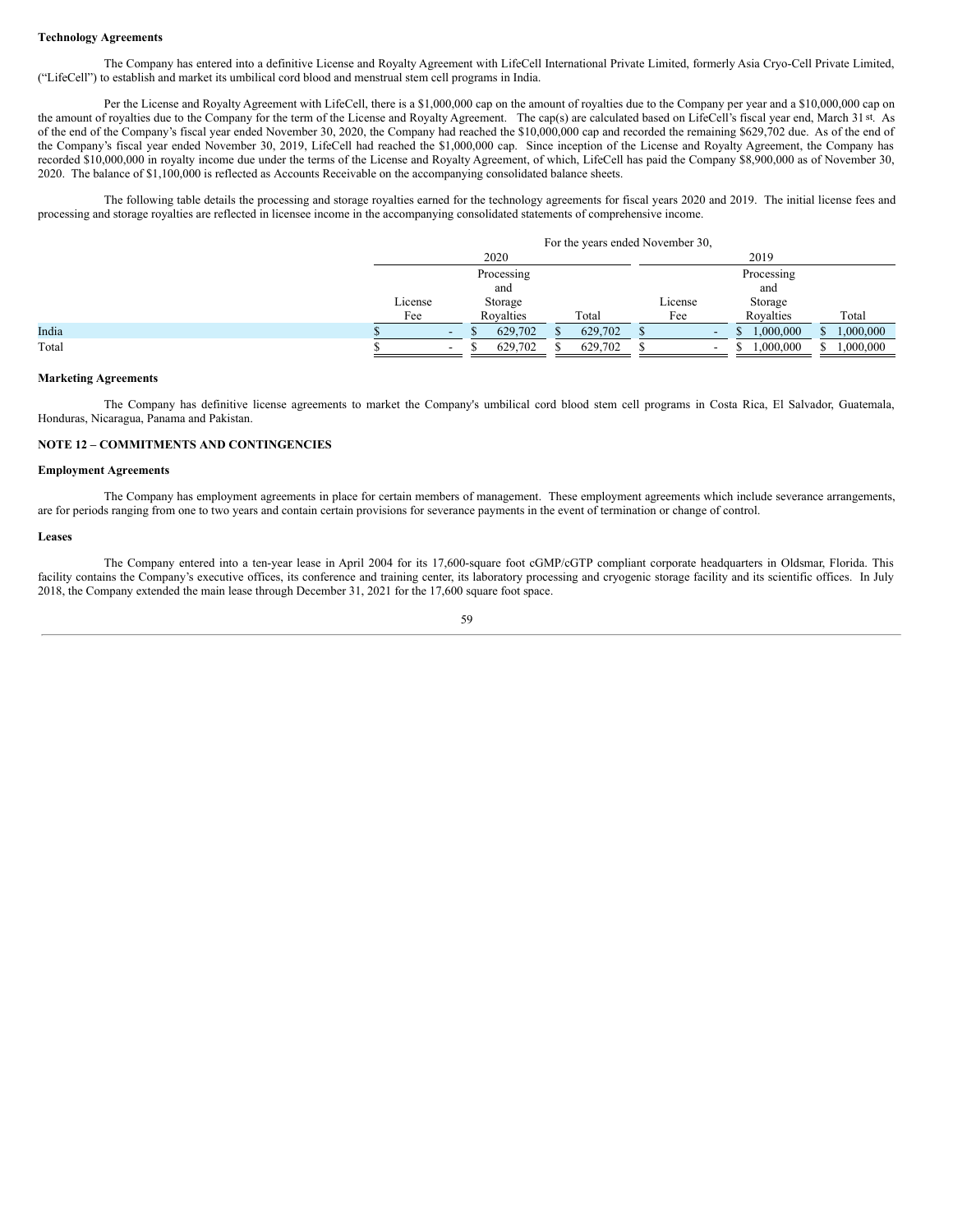**Technology Agreements**

The Company has entered into a definitive License and Royalty Agreement with LifeCell International Private Limited, formerly Asia Cryo-Cell Private Limited, (“LifeCell”) to establish and market its umbilical cord blood and menstrual stem cell programs in India.

Per the License and Royalty Agreement with LifeCell, there is a $1,000,000 cap on the amount of royalties due to the Company per year and a $10,000,000 cap on the amount of royalties due to the Company for the term of the License and Royalty Agreement. The cap(s) are calculated based on LifeCell’s fiscal year end, March 31st. As of the end of the Company’s fiscal year ended November 30, 2020, the Company had reached the $10,000,000 cap and recorded the remaining $629,702 due. As of the end of the Company’s fiscal year ended November 30, 2019, LifeCell had reached the $1,000,000 cap. Since inception of the License and Royalty Agreement, the Company has recorded $10,000,000 in royalty income due under the terms of the License and Royalty Agreement, of which, LifeCell has paid the Company $8,900,000 as of November 30, 2020. The balance of $1,100,000 is reflected as Accounts Receivable on the accompanying consolidated balance sheets.

The following table details the processing and storage royalties earned for the technology agreements for fiscal years 2020 and 2019. The initial license fees and processing and storage royalties are reflected in licensee income in the accompanying consolidated statements of comprehensive income.

| | For the years ended November 30, | | | | | |
|---|---|---|---|---|---|---|
| | 2020 | | | 2019 | | |
| | License Fee | Processing and Storage Royalties | Total | License Fee | Processing and Storage Royalties | Total |
| India | $ - | $ 629,702 | $ 629,702 | $ - | $ 1,000,000 | $ 1,000,000 |
| Total | $ - | $ 629,702 | $ 629,702 | $ - | $ 1,000,000 | $ 1,000,000 |

**Marketing Agreements**

The Company has definitive license agreements to market the Company's umbilical cord blood stem cell programs in Costa Rica, El Salvador, Guatemala, Honduras, Nicaragua, Panama and Pakistan.

**NOTE 12 – COMMITMENTS AND CONTINGENCIES**

**Employment Agreements**

The Company has employment agreements in place for certain members of management. These employment agreements which include severance arrangements, are for periods ranging from one to two years and contain certain provisions for severance payments in the event of termination or change of control.

**Leases**

The Company entered into a ten-year lease in April 2004 for its 17,600-square foot cGMP/cGTP compliant corporate headquarters in Oldsmar, Florida. This facility contains the Company’s executive offices, its conference and training center, its laboratory processing and cryogenic storage facility and its scientific offices. In July 2018, the Company extended the main lease through December 31, 2021 for the 17,600 square foot space.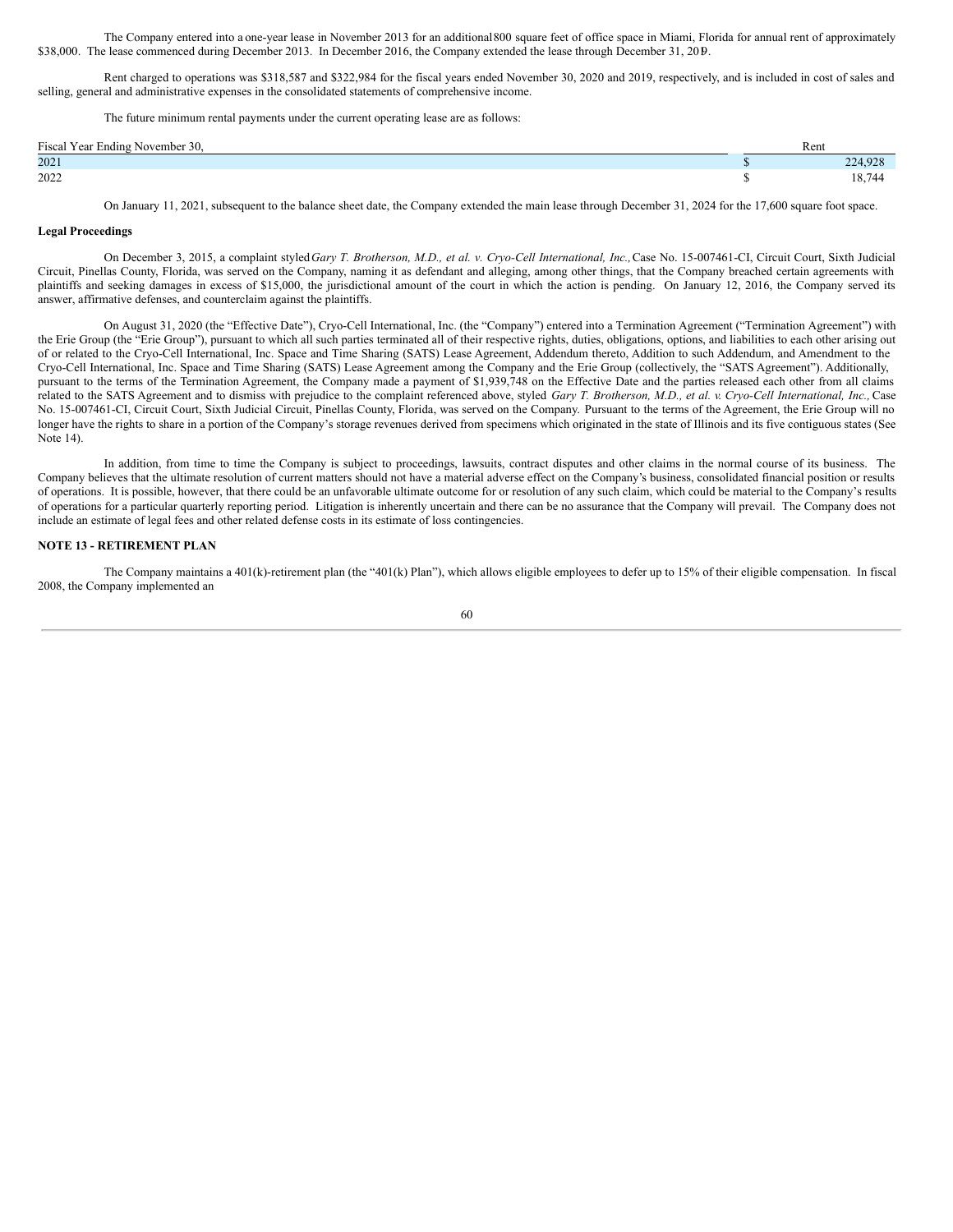The Company entered into a one-year lease in November 2013 for an additional 800 square feet of office space in Miami, Florida for annual rent of approximately $38,000. The lease commenced during December 2013. In December 2016, the Company extended the lease through December 31, 2019.

Rent charged to operations was $318,587 and $322,984 for the fiscal years ended November 30, 2020 and 2019, respectively, and is included in cost of sales and selling, general and administrative expenses in the consolidated statements of comprehensive income.

The future minimum rental payments under the current operating lease are as follows:

| Fiscal Year Ending November 30, | | Rent |
|---|---|---|
| 2021 | $ | 224,928 |
| 2022 | $ | 18,744 |

On January 11, 2021, subsequent to the balance sheet date, the Company extended the main lease through December 31, 2024 for the 17,600 square foot space.

**Legal Proceedings**

On December 3, 2015, a complaint styled *Gary T. Brotherson, M.D., et al. v. Cryo-Cell International, Inc.,* Case No. 15-007461-CI, Circuit Court, Sixth Judicial Circuit, Pinellas County, Florida, was served on the Company, naming it as defendant and alleging, among other things, that the Company breached certain agreements with plaintiffs and seeking damages in excess of $15,000, the jurisdictional amount of the court in which the action is pending. On January 12, 2016, the Company served its answer, affirmative defenses, and counterclaim against the plaintiffs.

On August 31, 2020 (the "Effective Date"), Cryo-Cell International, Inc. (the "Company") entered into a Termination Agreement ("Termination Agreement") with the Erie Group (the "Erie Group"), pursuant to which all such parties terminated all of their respective rights, duties, obligations, options, and liabilities to each other arising out of or related to the Cryo-Cell International, Inc. Space and Time Sharing (SATS) Lease Agreement, Addendum thereto, Addition to such Addendum, and Amendment to the Cryo-Cell International, Inc. Space and Time Sharing (SATS) Lease Agreement among the Company and the Erie Group (collectively, the "SATS Agreement"). Additionally, pursuant to the terms of the Termination Agreement, the Company made a payment of $1,939,748 on the Effective Date and the parties released each other from all claims related to the SATS Agreement and to dismiss with prejudice to the complaint referenced above, styled *Gary T. Brotherson, M.D., et al. v. Cryo-Cell International, Inc.,* Case No. 15-007461-CI, Circuit Court, Sixth Judicial Circuit, Pinellas County, Florida, was served on the Company. Pursuant to the terms of the Agreement, the Erie Group will no longer have the rights to share in a portion of the Company's storage revenues derived from specimens which originated in the state of Illinois and its five contiguous states (See Note 14).

In addition, from time to time the Company is subject to proceedings, lawsuits, contract disputes and other claims in the normal course of its business. The Company believes that the ultimate resolution of current matters should not have a material adverse effect on the Company's business, consolidated financial position or results of operations. It is possible, however, that there could be an unfavorable ultimate outcome for or resolution of any such claim, which could be material to the Company's results of operations for a particular quarterly reporting period. Litigation is inherently uncertain and there can be no assurance that the Company will prevail. The Company does not include an estimate of legal fees and other related defense costs in its estimate of loss contingencies.

**NOTE 13 - RETIREMENT PLAN**

The Company maintains a 401(k)-retirement plan (the "401(k) Plan"), which allows eligible employees to defer up to 15% of their eligible compensation. In fiscal 2008, the Company implemented an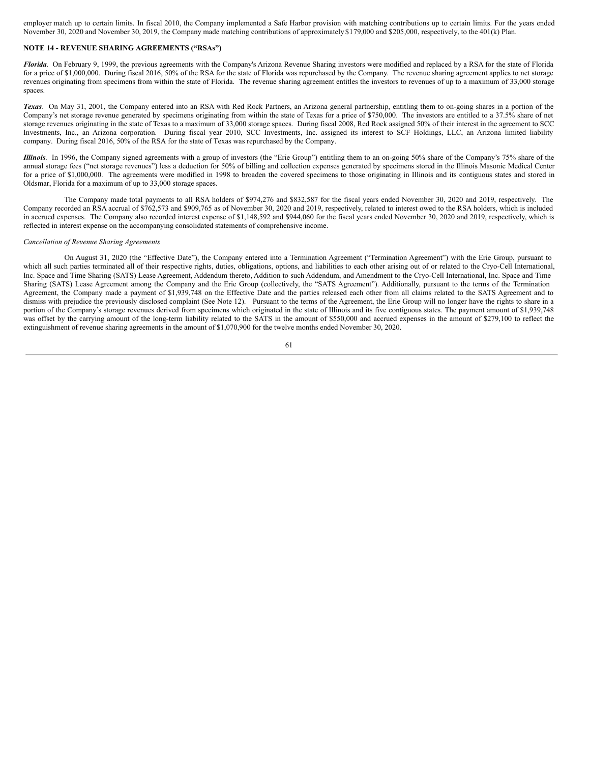employer match up to certain limits. In fiscal 2010, the Company implemented a Safe Harbor provision with matching contributions up to certain limits. For the years ended November 30, 2020 and November 30, 2019, the Company made matching contributions of approximately $179,000 and $205,000, respectively, to the 401(k) Plan.

**NOTE 14 - REVENUE SHARING AGREEMENTS ("RSAs")**

***Florida***. On February 9, 1999, the previous agreements with the Company's Arizona Revenue Sharing investors were modified and replaced by a RSA for the state of Florida for a price of $1,000,000. During fiscal 2016, 50% of the RSA for the state of Florida was repurchased by the Company. The revenue sharing agreement applies to net storage revenues originating from specimens from within the state of Florida. The revenue sharing agreement entitles the investors to revenues of up to a maximum of 33,000 storage spaces.

***Texas***. On May 31, 2001, the Company entered into an RSA with Red Rock Partners, an Arizona general partnership, entitling them to on-going shares in a portion of the Company's net storage revenue generated by specimens originating from within the state of Texas for a price of $750,000. The investors are entitled to a 37.5% share of net storage revenues originating in the state of Texas to a maximum of 33,000 storage spaces. During fiscal 2008, Red Rock assigned 50% of their interest in the agreement to SCC Investments, Inc., an Arizona corporation. During fiscal year 2010, SCC Investments, Inc. assigned its interest to SCF Holdings, LLC, an Arizona limited liability company. During fiscal 2016, 50% of the RSA for the state of Texas was repurchased by the Company.

***Illinois***. In 1996, the Company signed agreements with a group of investors (the "Erie Group") entitling them to an on-going 50% share of the Company's 75% share of the annual storage fees ("net storage revenues") less a deduction for 50% of billing and collection expenses generated by specimens stored in the Illinois Masonic Medical Center for a price of $1,000,000. The agreements were modified in 1998 to broaden the covered specimens to those originating in Illinois and its contiguous states and stored in Oldsmar, Florida for a maximum of up to 33,000 storage spaces.

The Company made total payments to all RSA holders of $974,276 and $832,587 for the fiscal years ended November 30, 2020 and 2019, respectively. The Company recorded an RSA accrual of $762,573 and $909,765 as of November 30, 2020 and 2019, respectively, related to interest owed to the RSA holders, which is included in accrued expenses. The Company also recorded interest expense of $1,148,592 and $944,060 for the fiscal years ended November 30, 2020 and 2019, respectively, which is reflected in interest expense on the accompanying consolidated statements of comprehensive income.

*Cancellation of Revenue Sharing Agreements*

On August 31, 2020 (the "Effective Date"), the Company entered into a Termination Agreement ("Termination Agreement") with the Erie Group, pursuant to which all such parties terminated all of their respective rights, duties, obligations, options, and liabilities to each other arising out of or related to the Cryo-Cell International, Inc. Space and Time Sharing (SATS) Lease Agreement, Addendum thereto, Addition to such Addendum, and Amendment to the Cryo-Cell International, Inc. Space and Time Sharing (SATS) Lease Agreement among the Company and the Erie Group (collectively, the "SATS Agreement"). Additionally, pursuant to the terms of the Termination Agreement, the Company made a payment of $1,939,748 on the Effective Date and the parties released each other from all claims related to the SATS Agreement and to dismiss with prejudice the previously disclosed complaint (See Note 12). Pursuant to the terms of the Agreement, the Erie Group will no longer have the rights to share in a portion of the Company's storage revenues derived from specimens which originated in the state of Illinois and its five contiguous states. The payment amount of $1,939,748 was offset by the carrying amount of the long-term liability related to the SATS in the amount of $550,000 and accrued expenses in the amount of $279,100 to reflect the extinguishment of revenue sharing agreements in the amount of $1,070,900 for the twelve months ended November 30, 2020.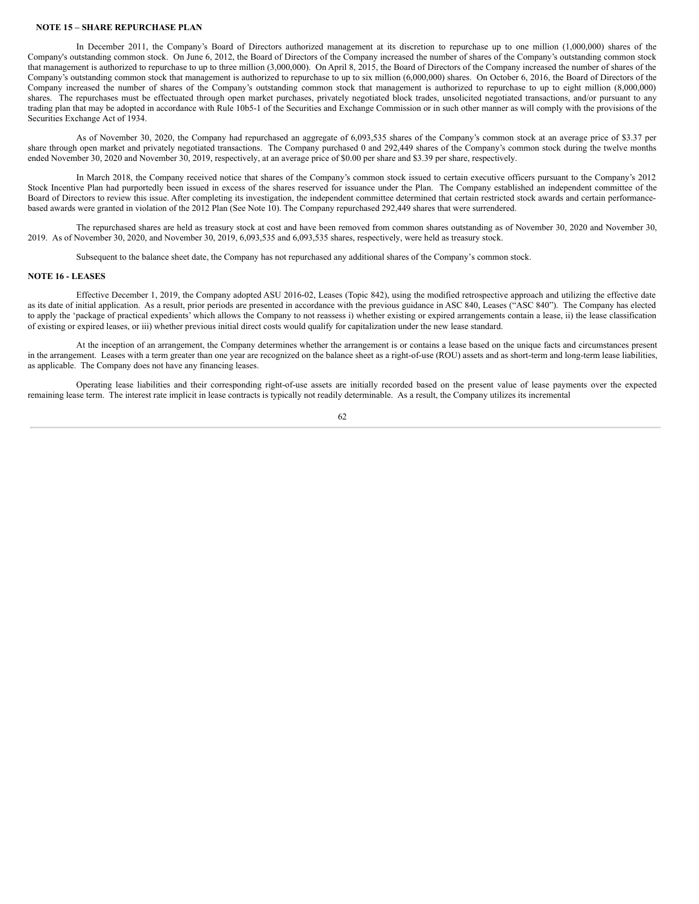**NOTE 15 – SHARE REPURCHASE PLAN**

In December 2011, the Company's Board of Directors authorized management at its discretion to repurchase up to one million (1,000,000) shares of the Company's outstanding common stock. On June 6, 2012, the Board of Directors of the Company increased the number of shares of the Company's outstanding common stock that management is authorized to repurchase to up to three million (3,000,000). On April 8, 2015, the Board of Directors of the Company increased the number of shares of the Company's outstanding common stock that management is authorized to repurchase to up to six million (6,000,000) shares. On October 6, 2016, the Board of Directors of the Company increased the number of shares of the Company's outstanding common stock that management is authorized to repurchase to up to eight million (8,000,000) shares. The repurchases must be effectuated through open market purchases, privately negotiated block trades, unsolicited negotiated transactions, and/or pursuant to any trading plan that may be adopted in accordance with Rule 10b5-1 of the Securities and Exchange Commission or in such other manner as will comply with the provisions of the Securities Exchange Act of 1934.

As of November 30, 2020, the Company had repurchased an aggregate of 6,093,535 shares of the Company's common stock at an average price of $3.37 per share through open market and privately negotiated transactions. The Company purchased 0 and 292,449 shares of the Company's common stock during the twelve months ended November 30, 2020 and November 30, 2019, respectively, at an average price of $0.00 per share and $3.39 per share, respectively.

In March 2018, the Company received notice that shares of the Company's common stock issued to certain executive officers pursuant to the Company's 2012 Stock Incentive Plan had purportedly been issued in excess of the shares reserved for issuance under the Plan. The Company established an independent committee of the Board of Directors to review this issue. After completing its investigation, the independent committee determined that certain restricted stock awards and certain performance-based awards were granted in violation of the 2012 Plan (See Note 10). The Company repurchased 292,449 shares that were surrendered.

The repurchased shares are held as treasury stock at cost and have been removed from common shares outstanding as of November 30, 2020 and November 30, 2019. As of November 30, 2020, and November 30, 2019, 6,093,535 and 6,093,535 shares, respectively, were held as treasury stock.

Subsequent to the balance sheet date, the Company has not repurchased any additional shares of the Company's common stock.

**NOTE 16 - LEASES**

Effective December 1, 2019, the Company adopted ASU 2016-02, Leases (Topic 842), using the modified retrospective approach and utilizing the effective date as its date of initial application. As a result, prior periods are presented in accordance with the previous guidance in ASC 840, Leases ("ASC 840"). The Company has elected to apply the 'package of practical expedients' which allows the Company to not reassess i) whether existing or expired arrangements contain a lease, ii) the lease classification of existing or expired leases, or iii) whether previous initial direct costs would qualify for capitalization under the new lease standard.

At the inception of an arrangement, the Company determines whether the arrangement is or contains a lease based on the unique facts and circumstances present in the arrangement. Leases with a term greater than one year are recognized on the balance sheet as a right-of-use (ROU) assets and as short-term and long-term lease liabilities, as applicable. The Company does not have any financing leases.

Operating lease liabilities and their corresponding right-of-use assets are initially recorded based on the present value of lease payments over the expected remaining lease term. The interest rate implicit in lease contracts is typically not readily determinable. As a result, the Company utilizes its incremental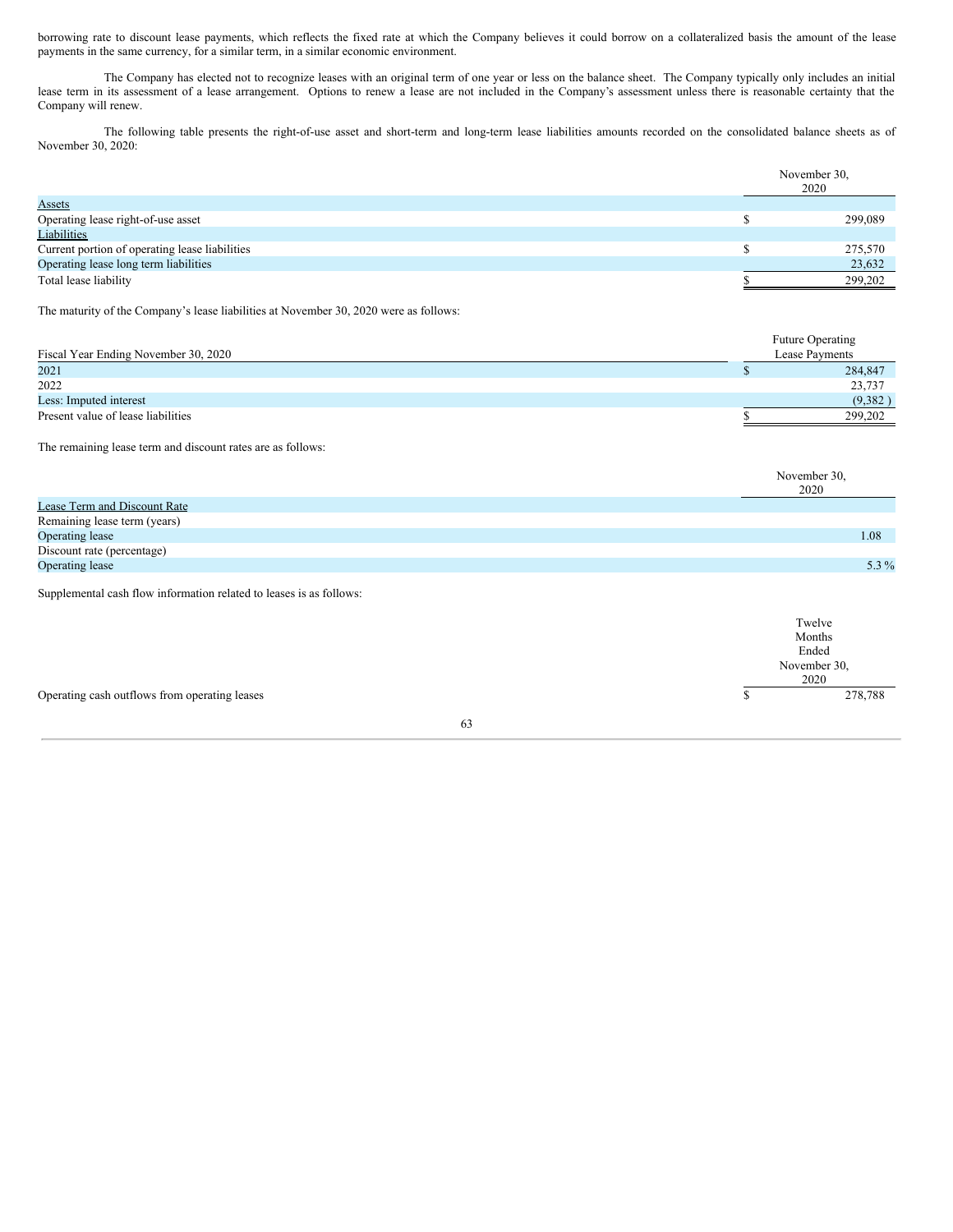borrowing rate to discount lease payments, which reflects the fixed rate at which the Company believes it could borrow on a collateralized basis the amount of the lease payments in the same currency, for a similar term, in a similar economic environment.

The Company has elected not to recognize leases with an original term of one year or less on the balance sheet. The Company typically only includes an initial lease term in its assessment of a lease arrangement. Options to renew a lease are not included in the Company's assessment unless there is reasonable certainty that the Company will renew.

The following table presents the right-of-use asset and short-term and long-term lease liabilities amounts recorded on the consolidated balance sheets as of November 30, 2020:

| | November 30, 2020 |
|---|---|
| Assets | |
| Operating lease right-of-use asset | $ 299,089 |
| Liabilities | |
| Current portion of operating lease liabilities | $ 275,570 |
| Operating lease long term liabilities | 23,632 |
| Total lease liability | $ 299,202 |

The maturity of the Company's lease liabilities at November 30, 2020 were as follows:

| Fiscal Year Ending November 30, 2020 | Future Operating Lease Payments |
|---|---|
| 2021 | $ 284,847 |
| 2022 | 23,737 |
| Less: Imputed interest | (9,382 ) |
| Present value of lease liabilities | $ 299,202 |

The remaining lease term and discount rates are as follows:

| | November 30, 2020 |
|---|---|
| Lease Term and Discount Rate | |
| Remaining lease term (years) | |
| Operating lease | 1.08 |
| Discount rate (percentage) | |
| Operating lease | 5.3 % |

Supplemental cash flow information related to leases is as follows:

| | Twelve Months Ended November 30, 2020 |
|---|---|
| Operating cash outflows from operating leases | $ 278,788 |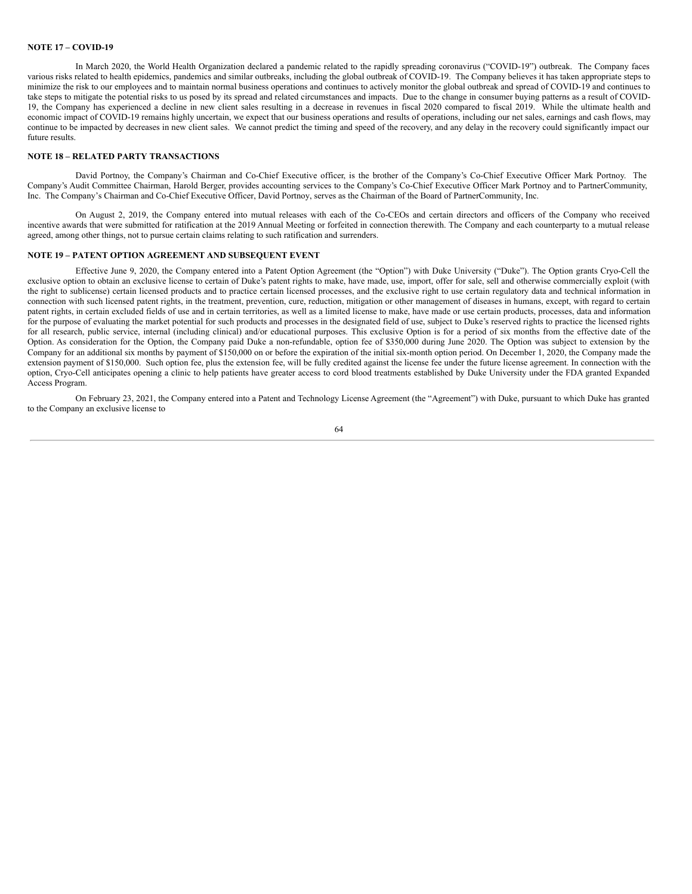**NOTE 17 – COVID-19**

In March 2020, the World Health Organization declared a pandemic related to the rapidly spreading coronavirus ("COVID-19") outbreak. The Company faces various risks related to health epidemics, pandemics and similar outbreaks, including the global outbreak of COVID-19. The Company believes it has taken appropriate steps to minimize the risk to our employees and to maintain normal business operations and continues to actively monitor the global outbreak and spread of COVID-19 and continues to take steps to mitigate the potential risks to us posed by its spread and related circumstances and impacts. Due to the change in consumer buying patterns as a result of COVID-19, the Company has experienced a decline in new client sales resulting in a decrease in revenues in fiscal 2020 compared to fiscal 2019. While the ultimate health and economic impact of COVID-19 remains highly uncertain, we expect that our business operations and results of operations, including our net sales, earnings and cash flows, may continue to be impacted by decreases in new client sales. We cannot predict the timing and speed of the recovery, and any delay in the recovery could significantly impact our future results.

**NOTE 18 – RELATED PARTY TRANSACTIONS**

David Portnoy, the Company's Chairman and Co-Chief Executive officer, is the brother of the Company's Co-Chief Executive Officer Mark Portnoy. The Company's Audit Committee Chairman, Harold Berger, provides accounting services to the Company's Co-Chief Executive Officer Mark Portnoy and to PartnerCommunity, Inc. The Company's Chairman and Co-Chief Executive Officer, David Portnoy, serves as the Chairman of the Board of PartnerCommunity, Inc.

On August 2, 2019, the Company entered into mutual releases with each of the Co-CEOs and certain directors and officers of the Company who received incentive awards that were submitted for ratification at the 2019 Annual Meeting or forfeited in connection therewith. The Company and each counterparty to a mutual release agreed, among other things, not to pursue certain claims relating to such ratification and surrenders.

**NOTE 19 – PATENT OPTION AGREEMENT AND SUBSEQUENT EVENT**

Effective June 9, 2020, the Company entered into a Patent Option Agreement (the "Option") with Duke University ("Duke"). The Option grants Cryo-Cell the exclusive option to obtain an exclusive license to certain of Duke's patent rights to make, have made, use, import, offer for sale, sell and otherwise commercially exploit (with the right to sublicense) certain licensed products and to practice certain licensed processes, and the exclusive right to use certain regulatory data and technical information in connection with such licensed patent rights, in the treatment, prevention, cure, reduction, mitigation or other management of diseases in humans, except, with regard to certain patent rights, in certain excluded fields of use and in certain territories, as well as a limited license to make, have made or use certain products, processes, data and information for the purpose of evaluating the market potential for such products and processes in the designated field of use, subject to Duke's reserved rights to practice the licensed rights for all research, public service, internal (including clinical) and/or educational purposes. This exclusive Option is for a period of six months from the effective date of the Option. As consideration for the Option, the Company paid Duke a non-refundable, option fee of $350,000 during June 2020. The Option was subject to extension by the Company for an additional six months by payment of $150,000 on or before the expiration of the initial six-month option period. On December 1, 2020, the Company made the extension payment of $150,000. Such option fee, plus the extension fee, will be fully credited against the license fee under the future license agreement. In connection with the option, Cryo-Cell anticipates opening a clinic to help patients have greater access to cord blood treatments established by Duke University under the FDA granted Expanded Access Program.

On February 23, 2021, the Company entered into a Patent and Technology License Agreement (the "Agreement") with Duke, pursuant to which Duke has granted to the Company an exclusive license to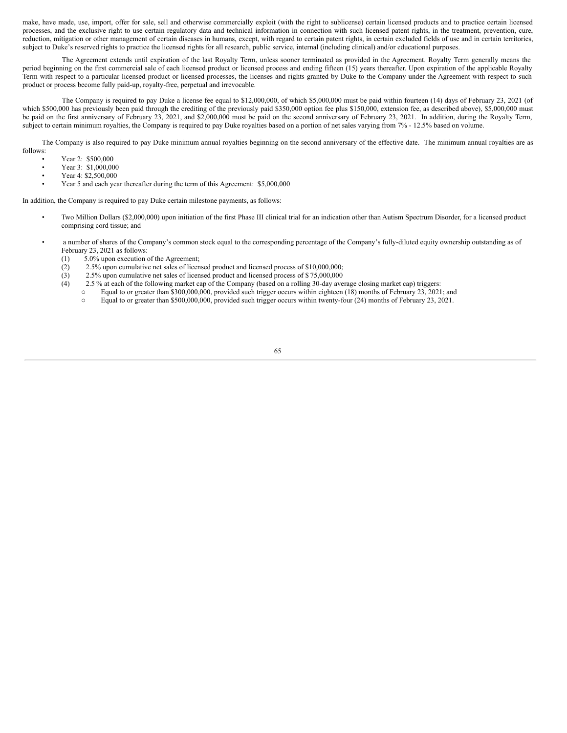make, have made, use, import, offer for sale, sell and otherwise commercially exploit (with the right to sublicense) certain licensed products and to practice certain licensed processes, and the exclusive right to use certain regulatory data and technical information in connection with such licensed patent rights, in the treatment, prevention, cure, reduction, mitigation or other management of certain diseases in humans, except, with regard to certain patent rights, in certain excluded fields of use and in certain territories, subject to Duke's reserved rights to practice the licensed rights for all research, public service, internal (including clinical) and/or educational purposes.

The Agreement extends until expiration of the last Royalty Term, unless sooner terminated as provided in the Agreement. Royalty Term generally means the period beginning on the first commercial sale of each licensed product or licensed process and ending fifteen (15) years thereafter. Upon expiration of the applicable Royalty Term with respect to a particular licensed product or licensed processes, the licenses and rights granted by Duke to the Company under the Agreement with respect to such product or process become fully paid-up, royalty-free, perpetual and irrevocable.

The Company is required to pay Duke a license fee equal to $12,000,000, of which $5,000,000 must be paid within fourteen (14) days of February 23, 2021 (of which $500,000 has previously been paid through the crediting of the previously paid $350,000 option fee plus $150,000, extension fee, as described above), $5,000,000 must be paid on the first anniversary of February 23, 2021, and $2,000,000 must be paid on the second anniversary of February 23, 2021. In addition, during the Royalty Term, subject to certain minimum royalties, the Company is required to pay Duke royalties based on a portion of net sales varying from 7% - 12.5% based on volume.

The Company is also required to pay Duke minimum annual royalties beginning on the second anniversary of the effective date. The minimum annual royalties are as follows:

- Year 2: $500,000
- Year 3: $1,000,000
- Year 4: $2,500,000
- Year 5 and each year thereafter during the term of this Agreement: $5,000,000

In addition, the Company is required to pay Duke certain milestone payments, as follows:

- Two Million Dollars ($2,000,000) upon initiation of the first Phase III clinical trial for an indication other than Autism Spectrum Disorder, for a licensed product comprising cord tissue; and
- a number of shares of the Company's common stock equal to the corresponding percentage of the Company's fully-diluted equity ownership outstanding as of February 23, 2021 as follows:
  (1) 5.0% upon execution of the Agreement;
  (2) 2.5% upon cumulative net sales of licensed product and licensed process of $10,000,000;
  (3) 2.5% upon cumulative net sales of licensed product and licensed process of $ 75,000,000
  (4) 2.5 % at each of the following market cap of the Company (based on a rolling 30-day average closing market cap) triggers:
    - Equal to or greater than $300,000,000, provided such trigger occurs within eighteen (18) months of February 23, 2021; and
    - Equal to or greater than $500,000,000, provided such trigger occurs within twenty-four (24) months of February 23, 2021.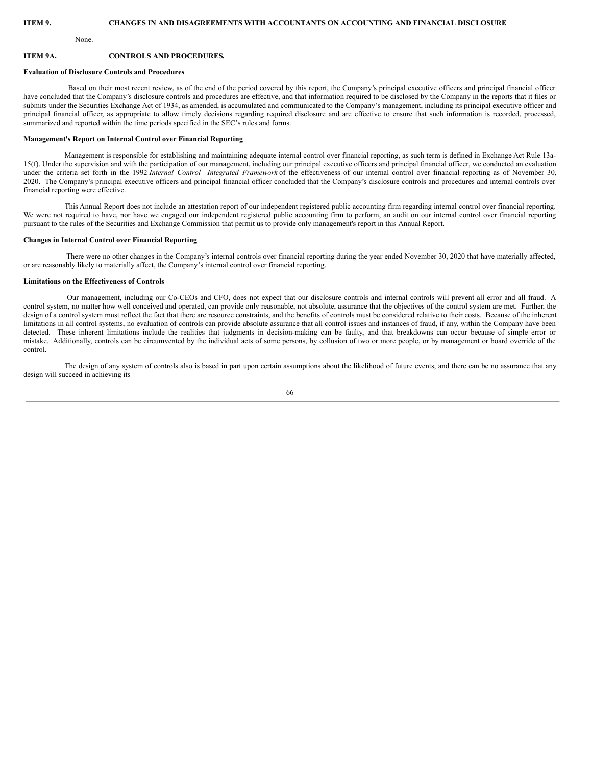## ITEM 9. CHANGES IN AND DISAGREEMENTS WITH ACCOUNTANTS ON ACCOUNTING AND FINANCIAL DISCLOSURE

None.

## ITEM 9A. CONTROLS AND PROCEDURES.

**Evaluation of Disclosure Controls and Procedures**

Based on their most recent review, as of the end of the period covered by this report, the Company's principal executive officers and principal financial officer have concluded that the Company's disclosure controls and procedures are effective, and that information required to be disclosed by the Company in the reports that it files or submits under the Securities Exchange Act of 1934, as amended, is accumulated and communicated to the Company's management, including its principal executive officer and principal financial officer, as appropriate to allow timely decisions regarding required disclosure and are effective to ensure that such information is recorded, processed, summarized and reported within the time periods specified in the SEC's rules and forms.

**Management's Report on Internal Control over Financial Reporting**

Management is responsible for establishing and maintaining adequate internal control over financial reporting, as such term is defined in Exchange Act Rule 13a-15(f). Under the supervision and with the participation of our management, including our principal executive officers and principal financial officer, we conducted an evaluation under the criteria set forth in the 1992 *Internal Control—Integrated Framework* of the effectiveness of our internal control over financial reporting as of November 30, 2020. The Company's principal executive officers and principal financial officer concluded that the Company's disclosure controls and procedures and internal controls over financial reporting were effective.

This Annual Report does not include an attestation report of our independent registered public accounting firm regarding internal control over financial reporting. We were not required to have, nor have we engaged our independent registered public accounting firm to perform, an audit on our internal control over financial reporting pursuant to the rules of the Securities and Exchange Commission that permit us to provide only management's report in this Annual Report.

**Changes in Internal Control over Financial Reporting**

There were no other changes in the Company's internal controls over financial reporting during the year ended November 30, 2020 that have materially affected, or are reasonably likely to materially affect, the Company's internal control over financial reporting.

**Limitations on the Effectiveness of Controls**

Our management, including our Co-CEOs and CFO, does not expect that our disclosure controls and internal controls will prevent all error and all fraud. A control system, no matter how well conceived and operated, can provide only reasonable, not absolute, assurance that the objectives of the control system are met. Further, the design of a control system must reflect the fact that there are resource constraints, and the benefits of controls must be considered relative to their costs. Because of the inherent limitations in all control systems, no evaluation of controls can provide absolute assurance that all control issues and instances of fraud, if any, within the Company have been detected. These inherent limitations include the realities that judgments in decision-making can be faulty, and that breakdowns can occur because of simple error or mistake. Additionally, controls can be circumvented by the individual acts of some persons, by collusion of two or more people, or by management or board override of the control.

The design of any system of controls also is based in part upon certain assumptions about the likelihood of future events, and there can be no assurance that any design will succeed in achieving its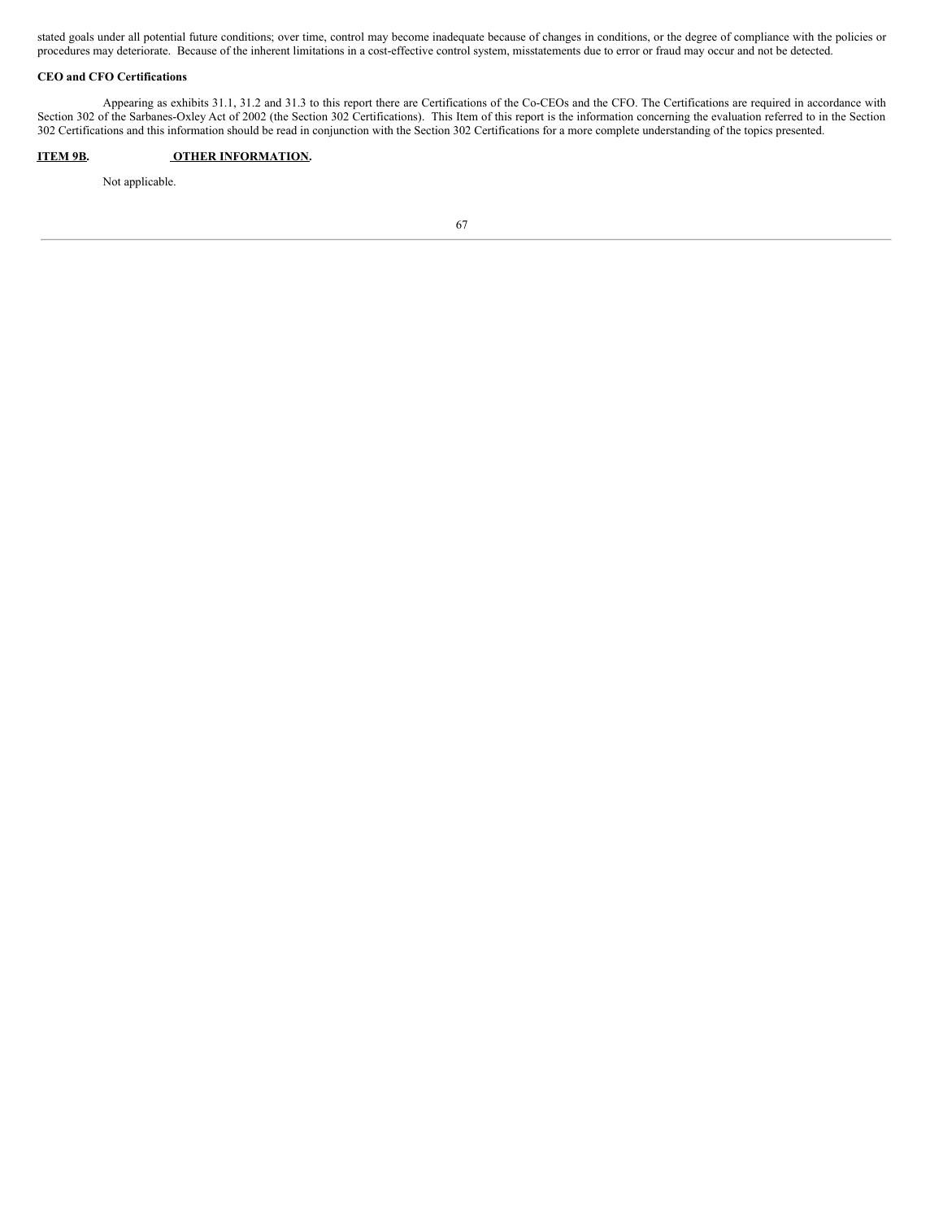stated goals under all potential future conditions; over time, control may become inadequate because of changes in conditions, or the degree of compliance with the policies or procedures may deteriorate. Because of the inherent limitations in a cost-effective control system, misstatements due to error or fraud may occur and not be detected.

**CEO and CFO Certifications**

Appearing as exhibits 31.1, 31.2 and 31.3 to this report there are Certifications of the Co-CEOs and the CFO. The Certifications are required in accordance with Section 302 of the Sarbanes-Oxley Act of 2002 (the Section 302 Certifications). This Item of this report is the information concerning the evaluation referred to in the Section 302 Certifications and this information should be read in conjunction with the Section 302 Certifications for a more complete understanding of the topics presented.

## ITEM 9B. OTHER INFORMATION.

Not applicable.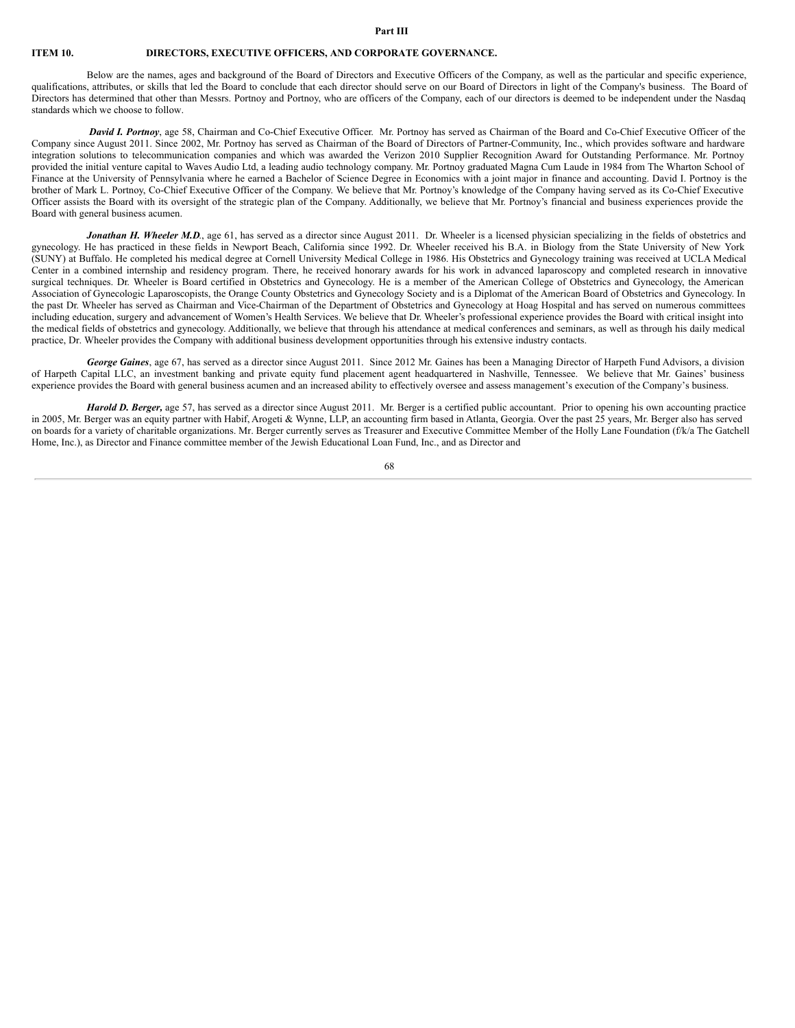## Part III

## ITEM 10. DIRECTORS, EXECUTIVE OFFICERS, AND CORPORATE GOVERNANCE.

Below are the names, ages and background of the Board of Directors and Executive Officers of the Company, as well as the particular and specific experience, qualifications, attributes, or skills that led the Board to conclude that each director should serve on our Board of Directors in light of the Company's business. The Board of Directors has determined that other than Messrs. Portnoy and Portnoy, who are officers of the Company, each of our directors is deemed to be independent under the Nasdaq standards which we choose to follow.

***David I. Portnoy***, age 58, Chairman and Co-Chief Executive Officer. Mr. Portnoy has served as Chairman of the Board and Co-Chief Executive Officer of the Company since August 2011. Since 2002, Mr. Portnoy has served as Chairman of the Board of Directors of Partner-Community, Inc., which provides software and hardware integration solutions to telecommunication companies and which was awarded the Verizon 2010 Supplier Recognition Award for Outstanding Performance. Mr. Portnoy provided the initial venture capital to Waves Audio Ltd, a leading audio technology company. Mr. Portnoy graduated Magna Cum Laude in 1984 from The Wharton School of Finance at the University of Pennsylvania where he earned a Bachelor of Science Degree in Economics with a joint major in finance and accounting. David I. Portnoy is the brother of Mark L. Portnoy, Co-Chief Executive Officer of the Company. We believe that Mr. Portnoy's knowledge of the Company having served as its Co-Chief Executive Officer assists the Board with its oversight of the strategic plan of the Company. Additionally, we believe that Mr. Portnoy's financial and business experiences provide the Board with general business acumen.

***Jonathan H. Wheeler M.D.***, age 61, has served as a director since August 2011. Dr. Wheeler is a licensed physician specializing in the fields of obstetrics and gynecology. He has practiced in these fields in Newport Beach, California since 1992. Dr. Wheeler received his B.A. in Biology from the State University of New York (SUNY) at Buffalo. He completed his medical degree at Cornell University Medical College in 1986. His Obstetrics and Gynecology training was received at UCLA Medical Center in a combined internship and residency program. There, he received honorary awards for his work in advanced laparoscopy and completed research in innovative surgical techniques. Dr. Wheeler is Board certified in Obstetrics and Gynecology. He is a member of the American College of Obstetrics and Gynecology, the American Association of Gynecologic Laparoscopists, the Orange County Obstetrics and Gynecology Society and is a Diplomat of the American Board of Obstetrics and Gynecology. In the past Dr. Wheeler has served as Chairman and Vice-Chairman of the Department of Obstetrics and Gynecology at Hoag Hospital and has served on numerous committees including education, surgery and advancement of Women's Health Services. We believe that Dr. Wheeler's professional experience provides the Board with critical insight into the medical fields of obstetrics and gynecology. Additionally, we believe that through his attendance at medical conferences and seminars, as well as through his daily medical practice, Dr. Wheeler provides the Company with additional business development opportunities through his extensive industry contacts.

***George Gaines***, age 67, has served as a director since August 2011. Since 2012 Mr. Gaines has been a Managing Director of Harpeth Fund Advisors, a division of Harpeth Capital LLC, an investment banking and private equity fund placement agent headquartered in Nashville, Tennessee. We believe that Mr. Gaines' business experience provides the Board with general business acumen and an increased ability to effectively oversee and assess management's execution of the Company's business.

***Harold D. Berger,*** age 57, has served as a director since August 2011. Mr. Berger is a certified public accountant. Prior to opening his own accounting practice in 2005, Mr. Berger was an equity partner with Habif, Arogeti & Wynne, LLP, an accounting firm based in Atlanta, Georgia. Over the past 25 years, Mr. Berger also has served on boards for a variety of charitable organizations. Mr. Berger currently serves as Treasurer and Executive Committee Member of the Holly Lane Foundation (f/k/a The Gatchell Home, Inc.), as Director and Finance committee member of the Jewish Educational Loan Fund, Inc., and as Director and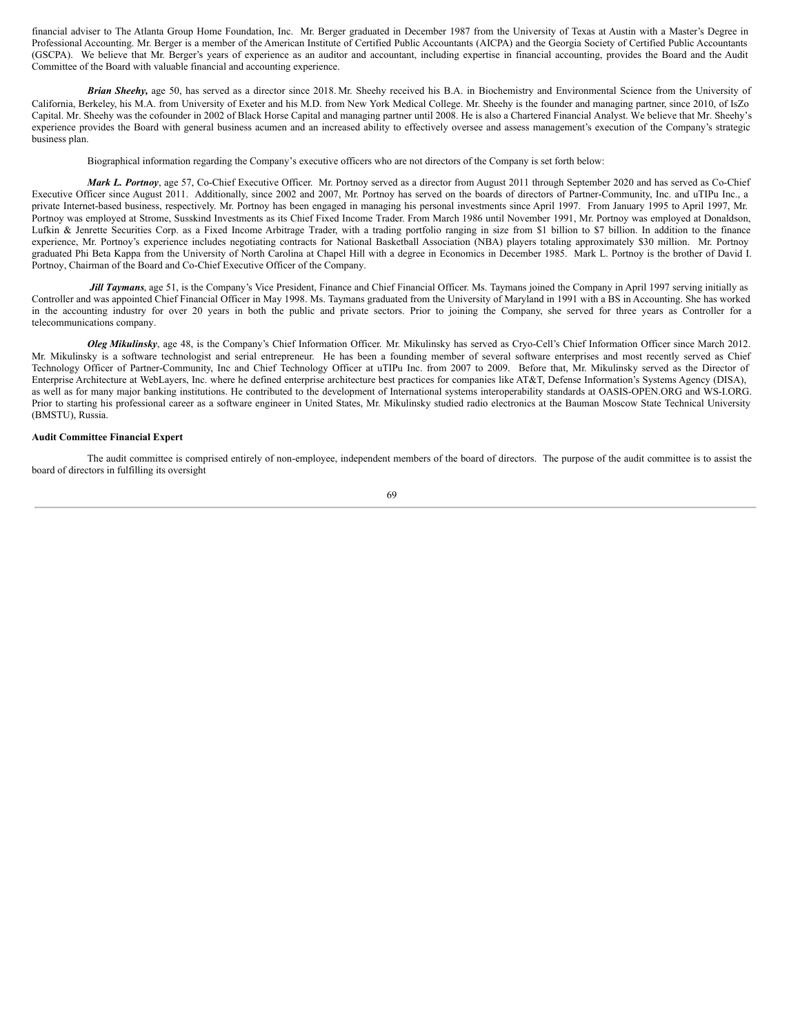financial adviser to The Atlanta Group Home Foundation, Inc. Mr. Berger graduated in December 1987 from the University of Texas at Austin with a Master's Degree in Professional Accounting. Mr. Berger is a member of the American Institute of Certified Public Accountants (AICPA) and the Georgia Society of Certified Public Accountants (GSCPA). We believe that Mr. Berger's years of experience as an auditor and accountant, including expertise in financial accounting, provides the Board and the Audit Committee of the Board with valuable financial and accounting experience.

***Brian Sheehy,*** age 50, has served as a director since 2018. Mr. Sheehy received his B.A. in Biochemistry and Environmental Science from the University of California, Berkeley, his M.A. from University of Exeter and his M.D. from New York Medical College. Mr. Sheehy is the founder and managing partner, since 2010, of IsZo Capital. Mr. Sheehy was the cofounder in 2002 of Black Horse Capital and managing partner until 2008. He is also a Chartered Financial Analyst. We believe that Mr. Sheehy's experience provides the Board with general business acumen and an increased ability to effectively oversee and assess management's execution of the Company's strategic business plan.

Biographical information regarding the Company's executive officers who are not directors of the Company is set forth below:

***Mark L. Portnoy***, age 57, Co-Chief Executive Officer. Mr. Portnoy served as a director from August 2011 through September 2020 and has served as Co-Chief Executive Officer since August 2011. Additionally, since 2002 and 2007, Mr. Portnoy has served on the boards of directors of Partner-Community, Inc. and uTIPu Inc., a private Internet-based business, respectively. Mr. Portnoy has been engaged in managing his personal investments since April 1997. From January 1995 to April 1997, Mr. Portnoy was employed at Strome, Susskind Investments as its Chief Fixed Income Trader. From March 1986 until November 1991, Mr. Portnoy was employed at Donaldson, Lufkin & Jenrette Securities Corp. as a Fixed Income Arbitrage Trader, with a trading portfolio ranging in size from $1 billion to $7 billion. In addition to the finance experience, Mr. Portnoy's experience includes negotiating contracts for National Basketball Association (NBA) players totaling approximately $30 million. Mr. Portnoy graduated Phi Beta Kappa from the University of North Carolina at Chapel Hill with a degree in Economics in December 1985. Mark L. Portnoy is the brother of David I. Portnoy, Chairman of the Board and Co-Chief Executive Officer of the Company.

***Jill Taymans***, age 51, is the Company's Vice President, Finance and Chief Financial Officer. Ms. Taymans joined the Company in April 1997 serving initially as Controller and was appointed Chief Financial Officer in May 1998. Ms. Taymans graduated from the University of Maryland in 1991 with a BS in Accounting. She has worked in the accounting industry for over 20 years in both the public and private sectors. Prior to joining the Company, she served for three years as Controller for a telecommunications company.

***Oleg Mikulinsky***, age 48, is the Company's Chief Information Officer. Mr. Mikulinsky has served as Cryo-Cell's Chief Information Officer since March 2012. Mr. Mikulinsky is a software technologist and serial entrepreneur. He has been a founding member of several software enterprises and most recently served as Chief Technology Officer of Partner-Community, Inc and Chief Technology Officer at uTIPu Inc. from 2007 to 2009. Before that, Mr. Mikulinsky served as the Director of Enterprise Architecture at WebLayers, Inc. where he defined enterprise architecture best practices for companies like AT&T, Defense Information's Systems Agency (DISA), as well as for many major banking institutions. He contributed to the development of International systems interoperability standards at OASIS-OPEN.ORG and WS-I.ORG. Prior to starting his professional career as a software engineer in United States, Mr. Mikulinsky studied radio electronics at the Bauman Moscow State Technical University (BMSTU), Russia.

**Audit Committee Financial Expert**

The audit committee is comprised entirely of non-employee, independent members of the board of directors. The purpose of the audit committee is to assist the board of directors in fulfilling its oversight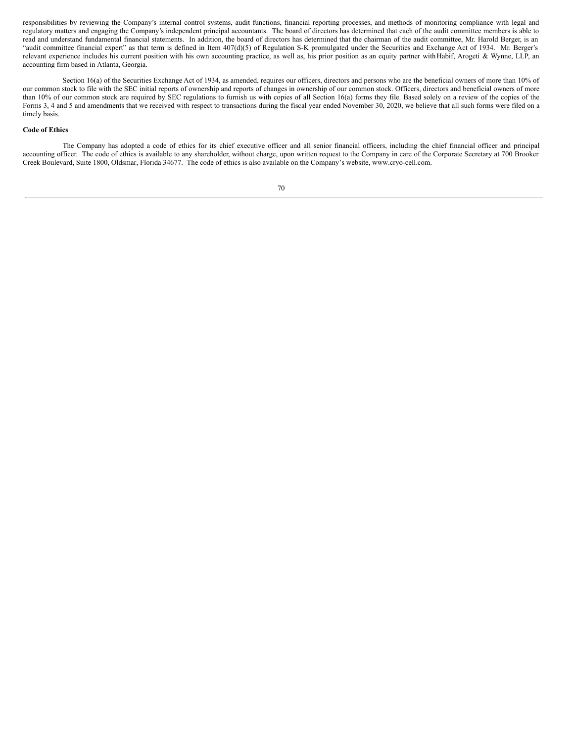responsibilities by reviewing the Company's internal control systems, audit functions, financial reporting processes, and methods of monitoring compliance with legal and regulatory matters and engaging the Company's independent principal accountants. The board of directors has determined that each of the audit committee members is able to read and understand fundamental financial statements. In addition, the board of directors has determined that the chairman of the audit committee, Mr. Harold Berger, is an "audit committee financial expert" as that term is defined in Item 407(d)(5) of Regulation S-K promulgated under the Securities and Exchange Act of 1934. Mr. Berger's relevant experience includes his current position with his own accounting practice, as well as, his prior position as an equity partner with Habif, Arogeti & Wynne, LLP, an accounting firm based in Atlanta, Georgia.

Section 16(a) of the Securities Exchange Act of 1934, as amended, requires our officers, directors and persons who are the beneficial owners of more than 10% of our common stock to file with the SEC initial reports of ownership and reports of changes in ownership of our common stock. Officers, directors and beneficial owners of more than 10% of our common stock are required by SEC regulations to furnish us with copies of all Section 16(a) forms they file. Based solely on a review of the copies of the Forms 3, 4 and 5 and amendments that we received with respect to transactions during the fiscal year ended November 30, 2020, we believe that all such forms were filed on a timely basis.

**Code of Ethics**

The Company has adopted a code of ethics for its chief executive officer and all senior financial officers, including the chief financial officer and principal accounting officer. The code of ethics is available to any shareholder, without charge, upon written request to the Company in care of the Corporate Secretary at 700 Brooker Creek Boulevard, Suite 1800, Oldsmar, Florida 34677. The code of ethics is also available on the Company's website, www.cryo-cell.com.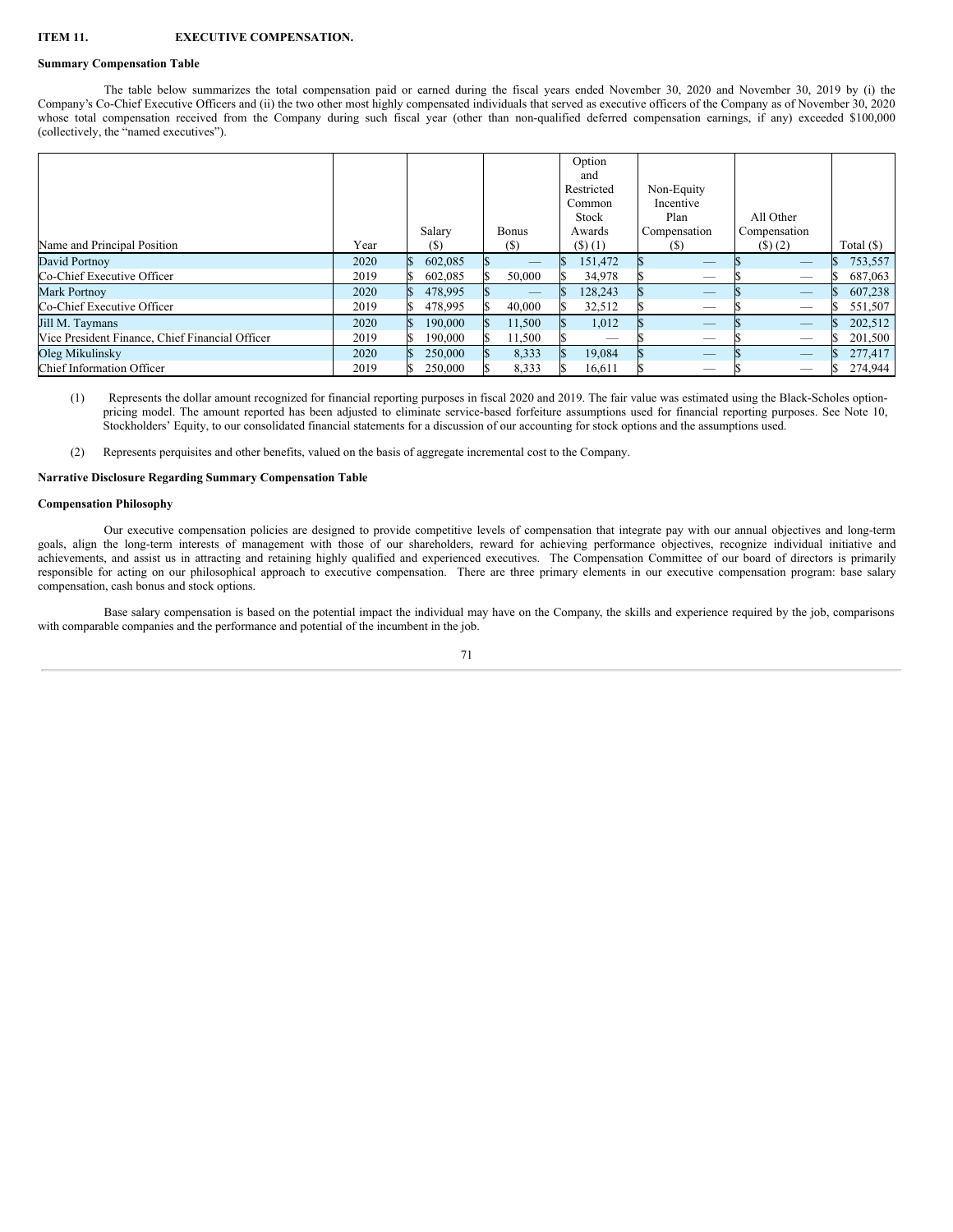**ITEM 11. EXECUTIVE COMPENSATION.**

**Summary Compensation Table**

The table below summarizes the total compensation paid or earned during the fiscal years ended November 30, 2020 and November 30, 2019 by (i) the Company's Co-Chief Executive Officers and (ii) the two other most highly compensated individuals that served as executive officers of the Company as of November 30, 2020 whose total compensation received from the Company during such fiscal year (other than non-qualified deferred compensation earnings, if any) exceeded $100,000 (collectively, the "named executives").

| Name and Principal Position | Year | Salary ($) | Bonus ($) | Option and Restricted Common Stock Awards ($) (1) | Non-Equity Incentive Plan Compensation ($) | All Other Compensation ($) (2) | Total ($) |
|---|---|---|---|---|---|---|---|
| David Portnoy | 2020 | $ 602,085 | $ — | $ 151,472 | $ — | $ — | $ 753,557 |
| Co-Chief Executive Officer | 2019 | $ 602,085 | $ 50,000 | $ 34,978 | $ — | $ — | $ 687,063 |
| Mark Portnoy | 2020 | $ 478,995 | $ — | $ 128,243 | $ — | $ — | $ 607,238 |
| Co-Chief Executive Officer | 2019 | $ 478,995 | $ 40,000 | $ 32,512 | $ — | $ — | $ 551,507 |
| Jill M. Taymans | 2020 | $ 190,000 | $ 11,500 | $ 1,012 | $ — | $ — | $ 202,512 |
| Vice President Finance, Chief Financial Officer | 2019 | $ 190,000 | $ 11,500 | $ — | $ — | $ — | $ 201,500 |
| Oleg Mikulinsky | 2020 | $ 250,000 | $ 8,333 | $ 19,084 | $ — | $ — | $ 277,417 |
| Chief Information Officer | 2019 | $ 250,000 | $ 8,333 | $ 16,611 | $ — | $ — | $ 274,944 |

(1) Represents the dollar amount recognized for financial reporting purposes in fiscal 2020 and 2019. The fair value was estimated using the Black-Scholes option-pricing model. The amount reported has been adjusted to eliminate service-based forfeiture assumptions used for financial reporting purposes. See Note 10, Stockholders' Equity, to our consolidated financial statements for a discussion of our accounting for stock options and the assumptions used.

(2) Represents perquisites and other benefits, valued on the basis of aggregate incremental cost to the Company.

**Narrative Disclosure Regarding Summary Compensation Table**

**Compensation Philosophy**

Our executive compensation policies are designed to provide competitive levels of compensation that integrate pay with our annual objectives and long-term goals, align the long-term interests of management with those of our shareholders, reward for achieving performance objectives, recognize individual initiative and achievements, and assist us in attracting and retaining highly qualified and experienced executives. The Compensation Committee of our board of directors is primarily responsible for acting on our philosophical approach to executive compensation. There are three primary elements in our executive compensation program: base salary compensation, cash bonus and stock options.

Base salary compensation is based on the potential impact the individual may have on the Company, the skills and experience required by the job, comparisons with comparable companies and the performance and potential of the incumbent in the job.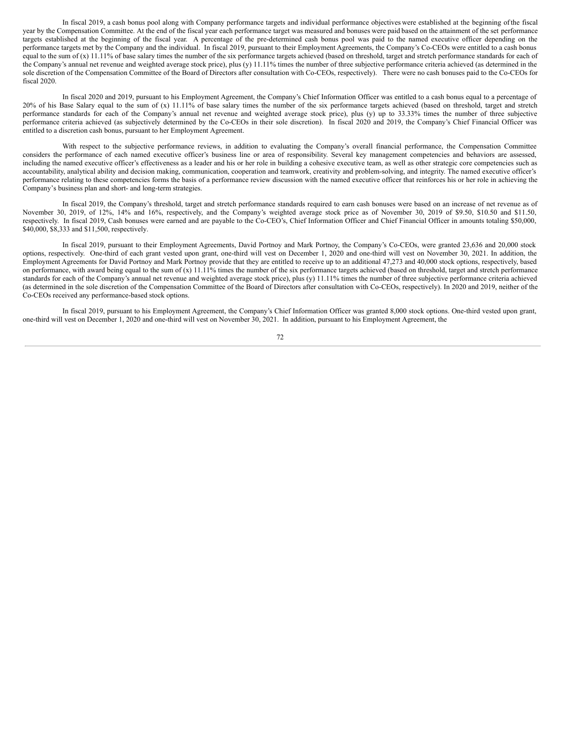In fiscal 2019, a cash bonus pool along with Company performance targets and individual performance objectives were established at the beginning of the fiscal year by the Compensation Committee. At the end of the fiscal year each performance target was measured and bonuses were paid based on the attainment of the set performance targets established at the beginning of the fiscal year. A percentage of the pre-determined cash bonus pool was paid to the named executive officer depending on the performance targets met by the Company and the individual. In fiscal 2019, pursuant to their Employment Agreements, the Company's Co-CEOs were entitled to a cash bonus equal to the sum of (x) 11.11% of base salary times the number of the six performance targets achieved (based on threshold, target and stretch performance standards for each of the Company's annual net revenue and weighted average stock price), plus (y) 11.11% times the number of three subjective performance criteria achieved (as determined in the sole discretion of the Compensation Committee of the Board of Directors after consultation with Co-CEOs, respectively). There were no cash bonuses paid to the Co-CEOs for fiscal 2020.

In fiscal 2020 and 2019, pursuant to his Employment Agreement, the Company's Chief Information Officer was entitled to a cash bonus equal to a percentage of 20% of his Base Salary equal to the sum of (x) 11.11% of base salary times the number of the six performance targets achieved (based on threshold, target and stretch performance standards for each of the Company's annual net revenue and weighted average stock price), plus (y) up to 33.33% times the number of three subjective performance criteria achieved (as subjectively determined by the Co-CEOs in their sole discretion). In fiscal 2020 and 2019, the Company's Chief Financial Officer was entitled to a discretion cash bonus, pursuant to her Employment Agreement.

With respect to the subjective performance reviews, in addition to evaluating the Company's overall financial performance, the Compensation Committee considers the performance of each named executive officer's business line or area of responsibility. Several key management competencies and behaviors are assessed, including the named executive officer's effectiveness as a leader and his or her role in building a cohesive executive team, as well as other strategic core competencies such as accountability, analytical ability and decision making, communication, cooperation and teamwork, creativity and problem-solving, and integrity. The named executive officer's performance relating to these competencies forms the basis of a performance review discussion with the named executive officer that reinforces his or her role in achieving the Company's business plan and short- and long-term strategies.

In fiscal 2019, the Company's threshold, target and stretch performance standards required to earn cash bonuses were based on an increase of net revenue as of November 30, 2019, of 12%, 14% and 16%, respectively, and the Company's weighted average stock price as of November 30, 2019 of $9.50, $10.50 and $11.50, respectively. In fiscal 2019, Cash bonuses were earned and are payable to the Co-CEO's, Chief Information Officer and Chief Financial Officer in amounts totaling $50,000, $40,000, $8,333 and $11,500, respectively.

In fiscal 2019, pursuant to their Employment Agreements, David Portnoy and Mark Portnoy, the Company's Co-CEOs, were granted 23,636 and 20,000 stock options, respectively. One-third of each grant vested upon grant, one-third will vest on December 1, 2020 and one-third will vest on November 30, 2021. In addition, the Employment Agreements for David Portnoy and Mark Portnoy provide that they are entitled to receive up to an additional 47,273 and 40,000 stock options, respectively, based on performance, with award being equal to the sum of (x) 11.11% times the number of the six performance targets achieved (based on threshold, target and stretch performance standards for each of the Company's annual net revenue and weighted average stock price), plus (y) 11.11% times the number of three subjective performance criteria achieved (as determined in the sole discretion of the Compensation Committee of the Board of Directors after consultation with Co-CEOs, respectively). In 2020 and 2019, neither of the Co-CEOs received any performance-based stock options.

In fiscal 2019, pursuant to his Employment Agreement, the Company's Chief Information Officer was granted 8,000 stock options. One-third vested upon grant, one-third will vest on December 1, 2020 and one-third will vest on November 30, 2021. In addition, pursuant to his Employment Agreement, the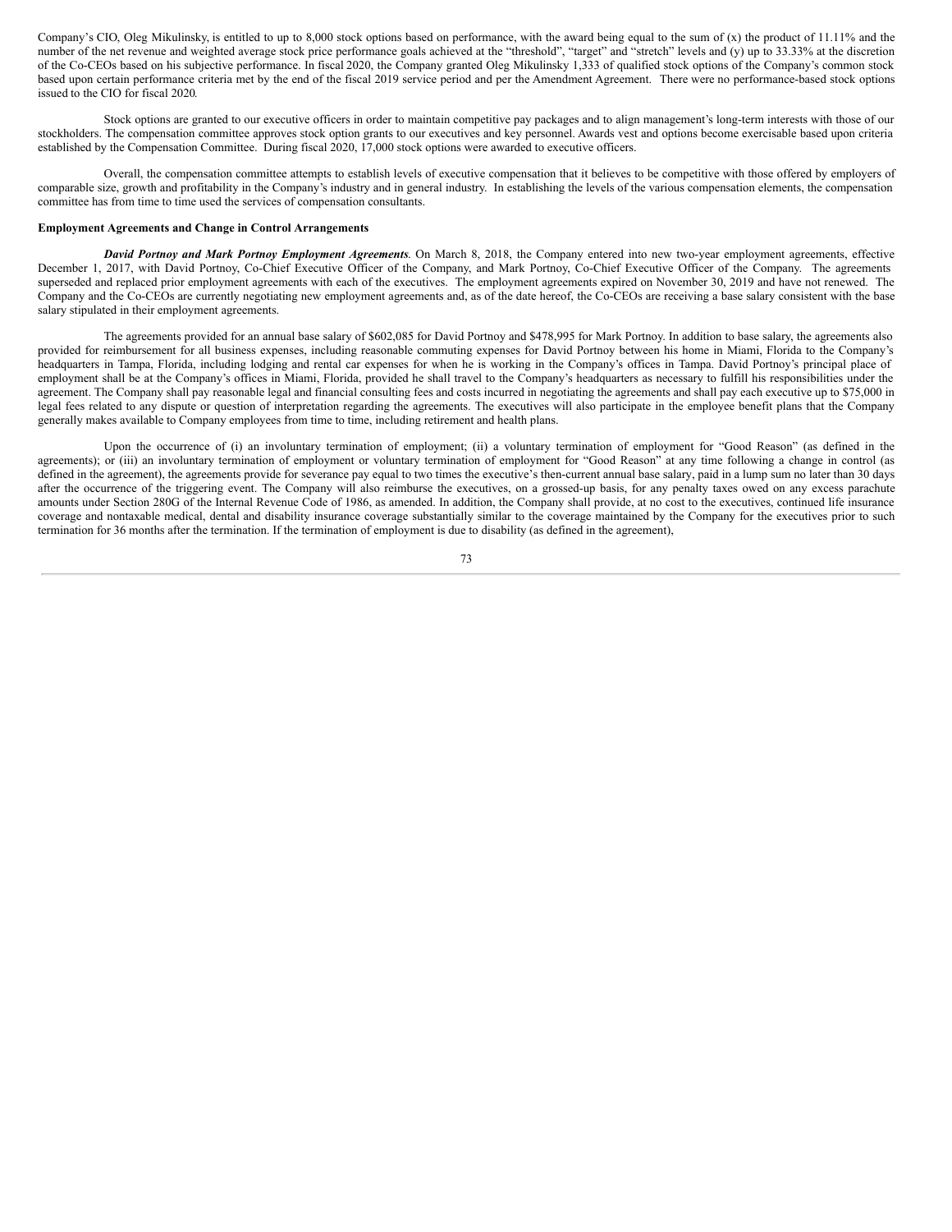Company's CIO, Oleg Mikulinsky, is entitled to up to 8,000 stock options based on performance, with the award being equal to the sum of (x) the product of 11.11% and the number of the net revenue and weighted average stock price performance goals achieved at the "threshold", "target" and "stretch" levels and (y) up to 33.33% at the discretion of the Co-CEOs based on his subjective performance. In fiscal 2020, the Company granted Oleg Mikulinsky 1,333 of qualified stock options of the Company's common stock based upon certain performance criteria met by the end of the fiscal 2019 service period and per the Amendment Agreement. There were no performance-based stock options issued to the CIO for fiscal 2020.

Stock options are granted to our executive officers in order to maintain competitive pay packages and to align management's long-term interests with those of our stockholders. The compensation committee approves stock option grants to our executives and key personnel. Awards vest and options become exercisable based upon criteria established by the Compensation Committee. During fiscal 2020, 17,000 stock options were awarded to executive officers.

Overall, the compensation committee attempts to establish levels of executive compensation that it believes to be competitive with those offered by employers of comparable size, growth and profitability in the Company's industry and in general industry. In establishing the levels of the various compensation elements, the compensation committee has from time to time used the services of compensation consultants.

**Employment Agreements and Change in Control Arrangements**

***David Portnoy and Mark Portnoy Employment Agreements***. On March 8, 2018, the Company entered into new two-year employment agreements, effective December 1, 2017, with David Portnoy, Co-Chief Executive Officer of the Company, and Mark Portnoy, Co-Chief Executive Officer of the Company. The agreements superseded and replaced prior employment agreements with each of the executives. The employment agreements expired on November 30, 2019 and have not renewed. The Company and the Co-CEOs are currently negotiating new employment agreements and, as of the date hereof, the Co-CEOs are receiving a base salary consistent with the base salary stipulated in their employment agreements.

The agreements provided for an annual base salary of $602,085 for David Portnoy and $478,995 for Mark Portnoy. In addition to base salary, the agreements also provided for reimbursement for all business expenses, including reasonable commuting expenses for David Portnoy between his home in Miami, Florida to the Company's headquarters in Tampa, Florida, including lodging and rental car expenses for when he is working in the Company's offices in Tampa. David Portnoy's principal place of employment shall be at the Company's offices in Miami, Florida, provided he shall travel to the Company's headquarters as necessary to fulfill his responsibilities under the agreement. The Company shall pay reasonable legal and financial consulting fees and costs incurred in negotiating the agreements and shall pay each executive up to $75,000 in legal fees related to any dispute or question of interpretation regarding the agreements. The executives will also participate in the employee benefit plans that the Company generally makes available to Company employees from time to time, including retirement and health plans.

Upon the occurrence of (i) an involuntary termination of employment; (ii) a voluntary termination of employment for "Good Reason" (as defined in the agreements); or (iii) an involuntary termination of employment or voluntary termination of employment for "Good Reason" at any time following a change in control (as defined in the agreement), the agreements provide for severance pay equal to two times the executive's then-current annual base salary, paid in a lump sum no later than 30 days after the occurrence of the triggering event. The Company will also reimburse the executives, on a grossed-up basis, for any penalty taxes owed on any excess parachute amounts under Section 280G of the Internal Revenue Code of 1986, as amended. In addition, the Company shall provide, at no cost to the executives, continued life insurance coverage and nontaxable medical, dental and disability insurance coverage substantially similar to the coverage maintained by the Company for the executives prior to such termination for 36 months after the termination. If the termination of employment is due to disability (as defined in the agreement),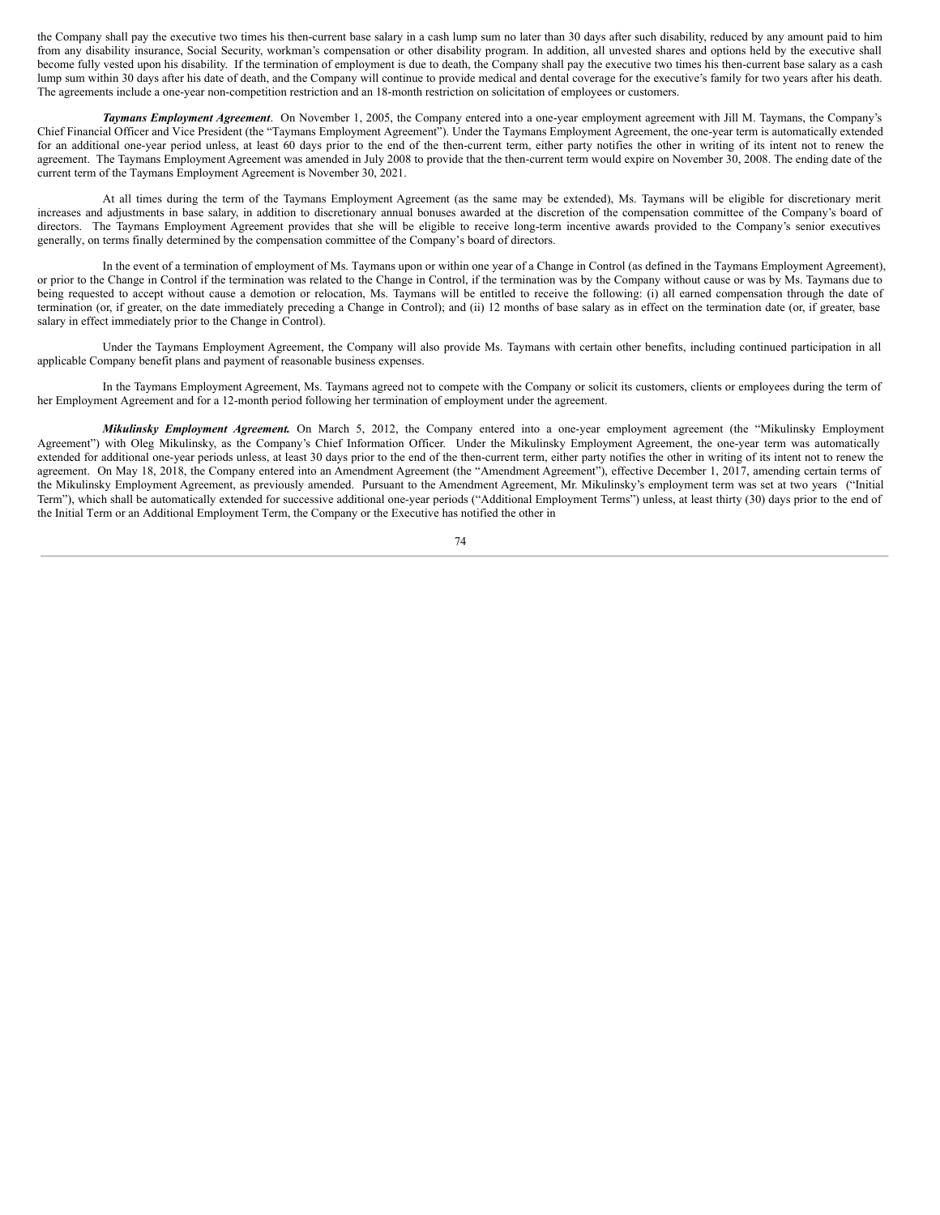the Company shall pay the executive two times his then-current base salary in a cash lump sum no later than 30 days after such disability, reduced by any amount paid to him from any disability insurance, Social Security, workman's compensation or other disability program. In addition, all unvested shares and options held by the executive shall become fully vested upon his disability. If the termination of employment is due to death, the Company shall pay the executive two times his then-current base salary as a cash lump sum within 30 days after his date of death, and the Company will continue to provide medical and dental coverage for the executive's family for two years after his death. The agreements include a one-year non-competition restriction and an 18-month restriction on solicitation of employees or customers.

***Taymans Employment Agreement***. On November 1, 2005, the Company entered into a one-year employment agreement with Jill M. Taymans, the Company's Chief Financial Officer and Vice President (the "Taymans Employment Agreement"). Under the Taymans Employment Agreement, the one-year term is automatically extended for an additional one-year period unless, at least 60 days prior to the end of the then-current term, either party notifies the other in writing of its intent not to renew the agreement. The Taymans Employment Agreement was amended in July 2008 to provide that the then-current term would expire on November 30, 2008. The ending date of the current term of the Taymans Employment Agreement is November 30, 2021.

At all times during the term of the Taymans Employment Agreement (as the same may be extended), Ms. Taymans will be eligible for discretionary merit increases and adjustments in base salary, in addition to discretionary annual bonuses awarded at the discretion of the compensation committee of the Company's board of directors. The Taymans Employment Agreement provides that she will be eligible to receive long-term incentive awards provided to the Company's senior executives generally, on terms finally determined by the compensation committee of the Company's board of directors.

In the event of a termination of employment of Ms. Taymans upon or within one year of a Change in Control (as defined in the Taymans Employment Agreement), or prior to the Change in Control if the termination was related to the Change in Control, if the termination was by the Company without cause or was by Ms. Taymans due to being requested to accept without cause a demotion or relocation, Ms. Taymans will be entitled to receive the following: (i) all earned compensation through the date of termination (or, if greater, on the date immediately preceding a Change in Control); and (ii) 12 months of base salary as in effect on the termination date (or, if greater, base salary in effect immediately prior to the Change in Control).

Under the Taymans Employment Agreement, the Company will also provide Ms. Taymans with certain other benefits, including continued participation in all applicable Company benefit plans and payment of reasonable business expenses.

In the Taymans Employment Agreement, Ms. Taymans agreed not to compete with the Company or solicit its customers, clients or employees during the term of her Employment Agreement and for a 12-month period following her termination of employment under the agreement.

***Mikulinsky Employment Agreement.*** On March 5, 2012, the Company entered into a one-year employment agreement (the "Mikulinsky Employment Agreement") with Oleg Mikulinsky, as the Company's Chief Information Officer. Under the Mikulinsky Employment Agreement, the one-year term was automatically extended for additional one-year periods unless, at least 30 days prior to the end of the then-current term, either party notifies the other in writing of its intent not to renew the agreement. On May 18, 2018, the Company entered into an Amendment Agreement (the "Amendment Agreement"), effective December 1, 2017, amending certain terms of the Mikulinsky Employment Agreement, as previously amended. Pursuant to the Amendment Agreement, Mr. Mikulinsky's employment term was set at two years ("Initial Term"), which shall be automatically extended for successive additional one-year periods ("Additional Employment Terms") unless, at least thirty (30) days prior to the end of the Initial Term or an Additional Employment Term, the Company or the Executive has notified the other in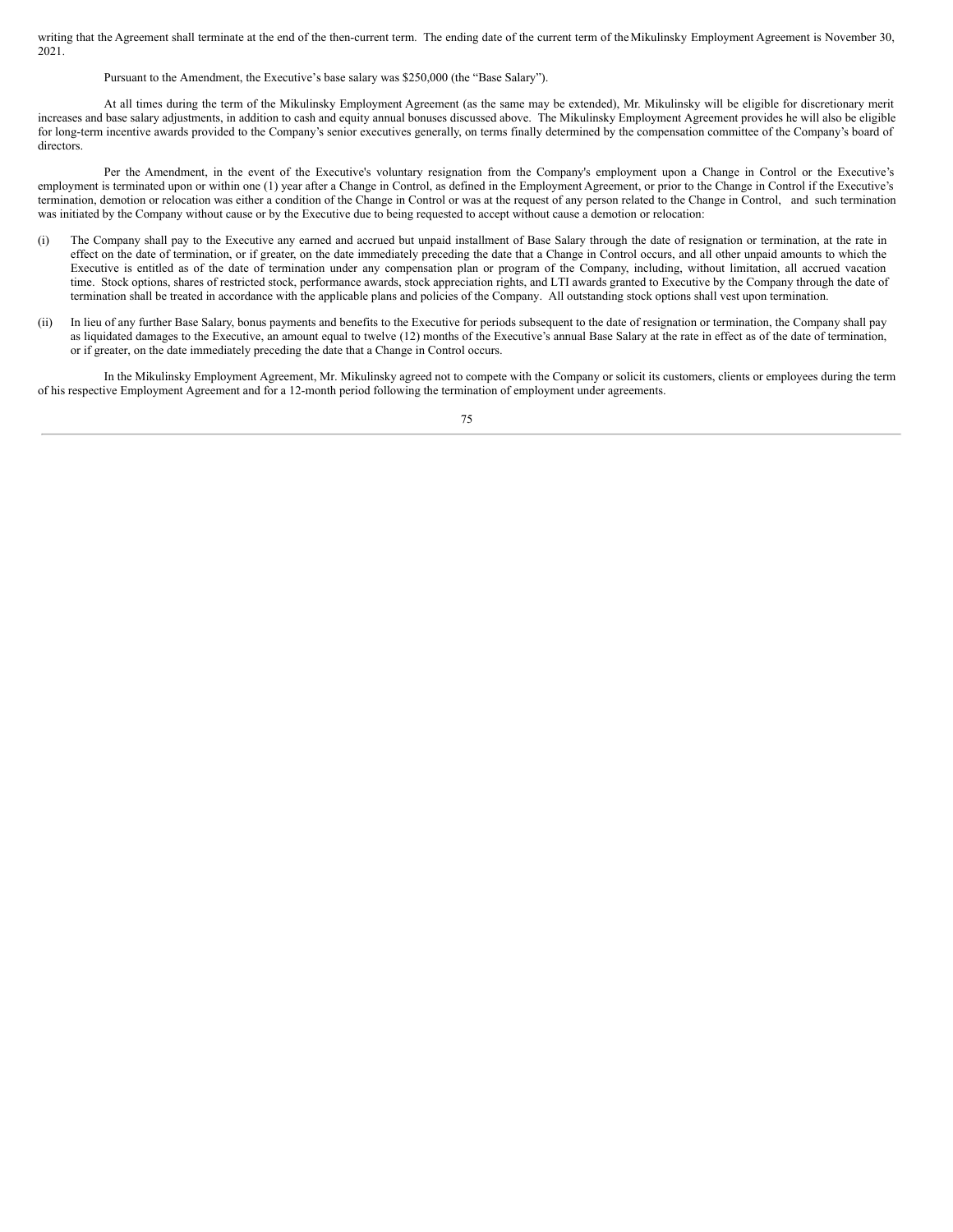writing that the Agreement shall terminate at the end of the then-current term. The ending date of the current term of the Mikulinsky Employment Agreement is November 30, 2021.

Pursuant to the Amendment, the Executive's base salary was $250,000 (the "Base Salary").

At all times during the term of the Mikulinsky Employment Agreement (as the same may be extended), Mr. Mikulinsky will be eligible for discretionary merit increases and base salary adjustments, in addition to cash and equity annual bonuses discussed above. The Mikulinsky Employment Agreement provides he will also be eligible for long-term incentive awards provided to the Company's senior executives generally, on terms finally determined by the compensation committee of the Company's board of directors.

Per the Amendment, in the event of the Executive's voluntary resignation from the Company's employment upon a Change in Control or the Executive's employment is terminated upon or within one (1) year after a Change in Control, as defined in the Employment Agreement, or prior to the Change in Control if the Executive's termination, demotion or relocation was either a condition of the Change in Control or was at the request of any person related to the Change in Control, and such termination was initiated by the Company without cause or by the Executive due to being requested to accept without cause a demotion or relocation:

(i) The Company shall pay to the Executive any earned and accrued but unpaid installment of Base Salary through the date of resignation or termination, at the rate in effect on the date of termination, or if greater, on the date immediately preceding the date that a Change in Control occurs, and all other unpaid amounts to which the Executive is entitled as of the date of termination under any compensation plan or program of the Company, including, without limitation, all accrued vacation time. Stock options, shares of restricted stock, performance awards, stock appreciation rights, and LTI awards granted to Executive by the Company through the date of termination shall be treated in accordance with the applicable plans and policies of the Company. All outstanding stock options shall vest upon termination.

(ii) In lieu of any further Base Salary, bonus payments and benefits to the Executive for periods subsequent to the date of resignation or termination, the Company shall pay as liquidated damages to the Executive, an amount equal to twelve (12) months of the Executive's annual Base Salary at the rate in effect as of the date of termination, or if greater, on the date immediately preceding the date that a Change in Control occurs.

In the Mikulinsky Employment Agreement, Mr. Mikulinsky agreed not to compete with the Company or solicit its customers, clients or employees during the term of his respective Employment Agreement and for a 12-month period following the termination of employment under agreements.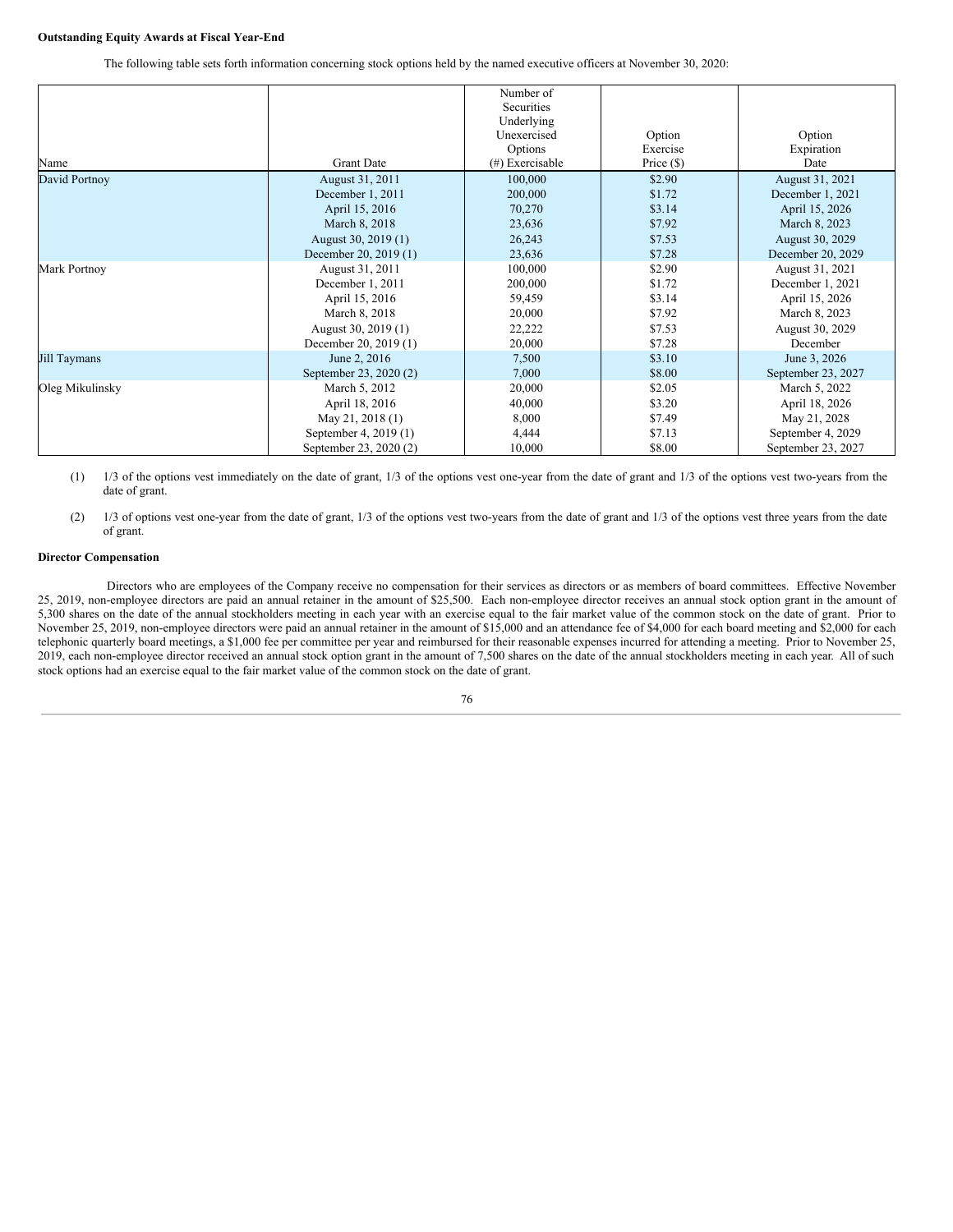**Outstanding Equity Awards at Fiscal Year-End**

The following table sets forth information concerning stock options held by the named executive officers at November 30, 2020:

| Name | Grant Date | Number of Securities Underlying Unexercised Options (#) Exercisable | Option Exercise Price ($) | Option Expiration Date |
|---|---|---|---|---|
| David Portnoy | August 31, 2011 | 100,000 | $2.90 | August 31, 2021 |
| | December 1, 2011 | 200,000 | $1.72 | December 1, 2021 |
| | April 15, 2016 | 70,270 | $3.14 | April 15, 2026 |
| | March 8, 2018 | 23,636 | $7.92 | March 8, 2023 |
| | August 30, 2019 (1) | 26,243 | $7.53 | August 30, 2029 |
| | December 20, 2019 (1) | 23,636 | $7.28 | December 20, 2029 |
| Mark Portnoy | August 31, 2011 | 100,000 | $2.90 | August 31, 2021 |
| | December 1, 2011 | 200,000 | $1.72 | December 1, 2021 |
| | April 15, 2016 | 59,459 | $3.14 | April 15, 2026 |
| | March 8, 2018 | 20,000 | $7.92 | March 8, 2023 |
| | August 30, 2019 (1) | 22,222 | $7.53 | August 30, 2029 |
| | December 20, 2019 (1) | 20,000 | $7.28 | December |
| Jill Taymans | June 2, 2016 | 7,500 | $3.10 | June 3, 2026 |
| | September 23, 2020 (2) | 7,000 | $8.00 | September 23, 2027 |
| Oleg Mikulinsky | March 5, 2012 | 20,000 | $2.05 | March 5, 2022 |
| | April 18, 2016 | 40,000 | $3.20 | April 18, 2026 |
| | May 21, 2018 (1) | 8,000 | $7.49 | May 21, 2028 |
| | September 4, 2019 (1) | 4,444 | $7.13 | September 4, 2029 |
| | September 23, 2020 (2) | 10,000 | $8.00 | September 23, 2027 |

(1) 1/3 of the options vest immediately on the date of grant, 1/3 of the options vest one-year from the date of grant and 1/3 of the options vest two-years from the date of grant.

(2) 1/3 of options vest one-year from the date of grant, 1/3 of the options vest two-years from the date of grant and 1/3 of the options vest three years from the date of grant.

**Director Compensation**

Directors who are employees of the Company receive no compensation for their services as directors or as members of board committees. Effective November 25, 2019, non-employee directors are paid an annual retainer in the amount of $25,500. Each non-employee director receives an annual stock option grant in the amount of 5,300 shares on the date of the annual stockholders meeting in each year with an exercise equal to the fair market value of the common stock on the date of grant. Prior to November 25, 2019, non-employee directors were paid an annual retainer in the amount of $15,000 and an attendance fee of $4,000 for each board meeting and $2,000 for each telephonic quarterly board meetings, a $1,000 fee per committee per year and reimbursed for their reasonable expenses incurred for attending a meeting. Prior to November 25, 2019, each non-employee director received an annual stock option grant in the amount of 7,500 shares on the date of the annual stockholders meeting in each year. All of such stock options had an exercise equal to the fair market value of the common stock on the date of grant.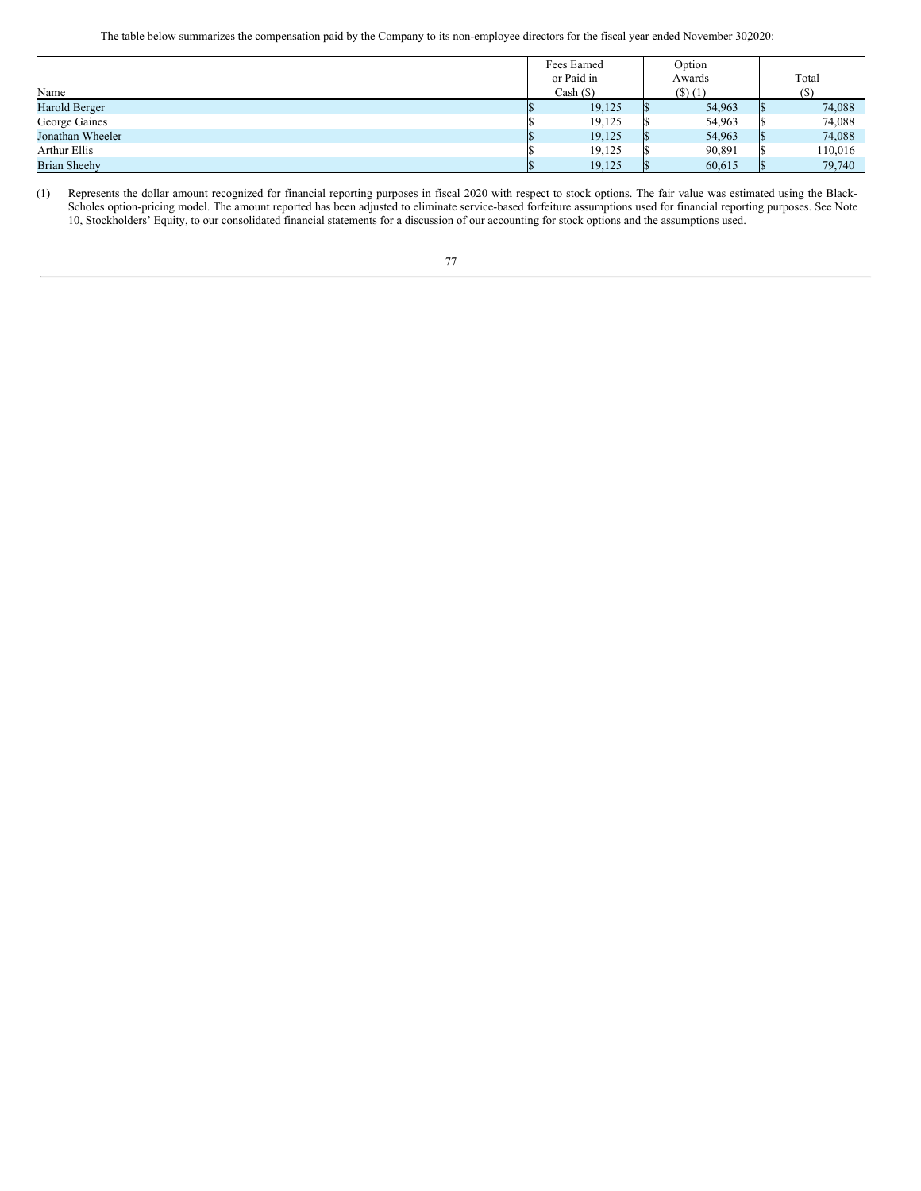The table below summarizes the compensation paid by the Company to its non-employee directors for the fiscal year ended November 302020:

| Name | Fees Earned or Paid in Cash ($) | Option Awards ($) (1) | Total ($) |
|---|---|---|---|
| Harold Berger | $ 19,125 | $ 54,963 | $ 74,088 |
| George Gaines | $ 19,125 | $ 54,963 | $ 74,088 |
| Jonathan Wheeler | $ 19,125 | $ 54,963 | $ 74,088 |
| Arthur Ellis | $ 19,125 | $ 90,891 | $ 110,016 |
| Brian Sheehy | $ 19,125 | $ 60,615 | $ 79,740 |

(1) Represents the dollar amount recognized for financial reporting purposes in fiscal 2020 with respect to stock options. The fair value was estimated using the Black-Scholes option-pricing model. The amount reported has been adjusted to eliminate service-based forfeiture assumptions used for financial reporting purposes. See Note 10, Stockholders' Equity, to our consolidated financial statements for a discussion of our accounting for stock options and the assumptions used.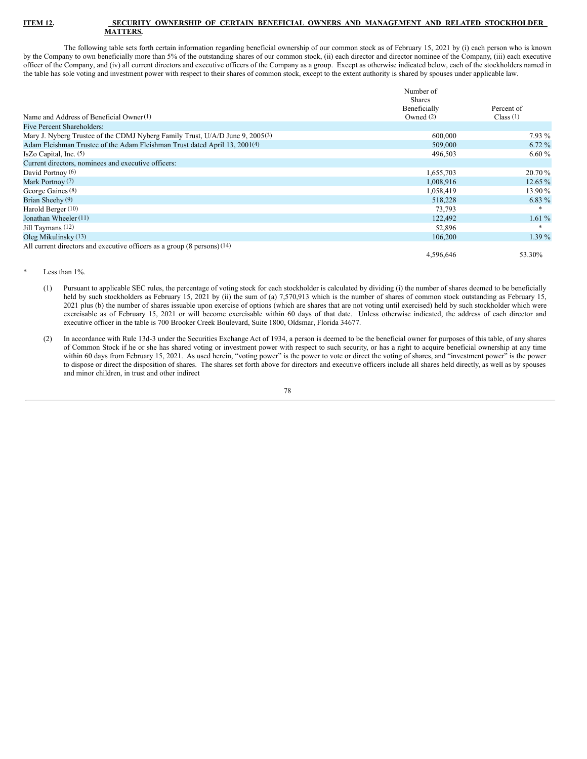**ITEM 12. SECURITY OWNERSHIP OF CERTAIN BENEFICIAL OWNERS AND MANAGEMENT AND RELATED STOCKHOLDER MATTERS.**

The following table sets forth certain information regarding beneficial ownership of our common stock as of February 15, 2021 by (i) each person who is known by the Company to own beneficially more than 5% of the outstanding shares of our common stock, (ii) each director and director nominee of the Company, (iii) each executive officer of the Company, and (iv) all current directors and executive officers of the Company as a group. Except as otherwise indicated below, each of the stockholders named in the table has sole voting and investment power with respect to their shares of common stock, except to the extent authority is shared by spouses under applicable law.

| Name and Address of Beneficial Owner(1) | Number of Shares Beneficially Owned (2) | Percent of Class (1) |
|---|---|---|
| Five Percent Shareholders: | | |
| Mary J. Nyberg Trustee of the CDMJ Nyberg Family Trust, U/A/D June 9, 2005(3) | 600,000 | 7.93 % |
| Adam Fleishman Trustee of the Adam Fleishman Trust dated April 13, 2001(4) | 509,000 | 6.72 % |
| IsZo Capital, Inc. (5) | 496,503 | 6.60 % |
| Current directors, nominees and executive officers: | | |
| David Portnoy (6) | 1,655,703 | 20.70 % |
| Mark Portnoy (7) | 1,008,916 | 12.65 % |
| George Gaines (8) | 1,058,419 | 13.90 % |
| Brian Sheehy (9) | 518,228 | 6.83 % |
| Harold Berger (10) | 73,793 | * |
| Jonathan Wheeler (11) | 122,492 | 1.61 % |
| Jill Taymans (12) | 52,896 | * |
| Oleg Mikulinsky (13) | 106,200 | 1.39 % |
| All current directors and executive officers as a group (8 persons) (14) | 4,596,646 | 53.30% |

\* Less than 1%.

(1) Pursuant to applicable SEC rules, the percentage of voting stock for each stockholder is calculated by dividing (i) the number of shares deemed to be beneficially held by such stockholders as February 15, 2021 by (ii) the sum of (a) 7,570,913 which is the number of shares of common stock outstanding as February 15, 2021 plus (b) the number of shares issuable upon exercise of options (which are shares that are not voting until exercised) held by such stockholder which were exercisable as of February 15, 2021 or will become exercisable within 60 days of that date. Unless otherwise indicated, the address of each director and executive officer in the table is 700 Brooker Creek Boulevard, Suite 1800, Oldsmar, Florida 34677.

(2) In accordance with Rule 13d-3 under the Securities Exchange Act of 1934, a person is deemed to be the beneficial owner for purposes of this table, of any shares of Common Stock if he or she has shared voting or investment power with respect to such security, or has a right to acquire beneficial ownership at any time within 60 days from February 15, 2021. As used herein, "voting power" is the power to vote or direct the voting of shares, and "investment power" is the power to dispose or direct the disposition of shares. The shares set forth above for directors and executive officers include all shares held directly, as well as by spouses and minor children, in trust and other indirect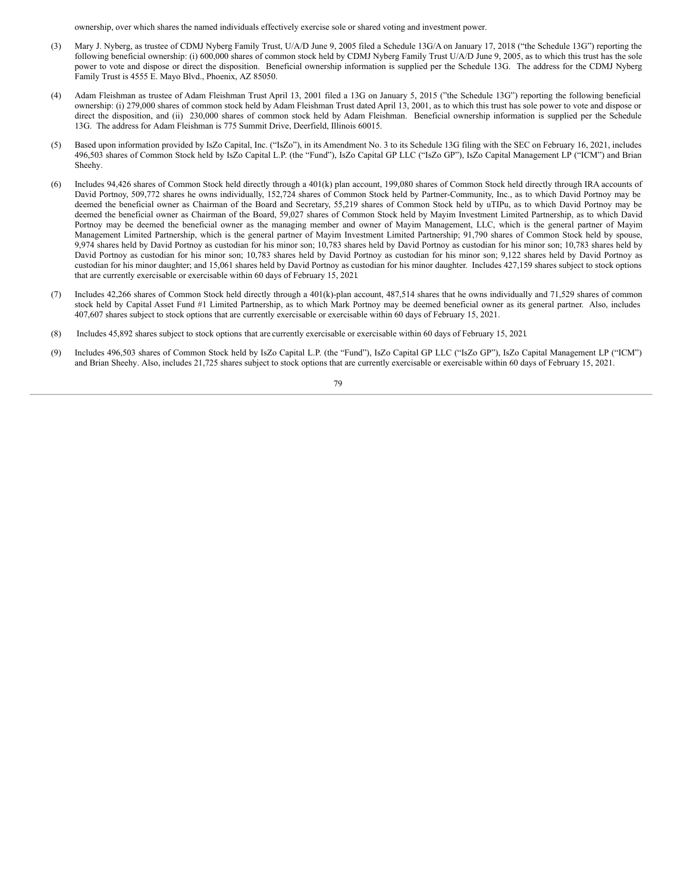ownership, over which shares the named individuals effectively exercise sole or shared voting and investment power.

(3) Mary J. Nyberg, as trustee of CDMJ Nyberg Family Trust, U/A/D June 9, 2005 filed a Schedule 13G/A on January 17, 2018 ("the Schedule 13G") reporting the following beneficial ownership: (i) 600,000 shares of common stock held by CDMJ Nyberg Family Trust U/A/D June 9, 2005, as to which this trust has the sole power to vote and dispose or direct the disposition. Beneficial ownership information is supplied per the Schedule 13G. The address for the CDMJ Nyberg Family Trust is 4555 E. Mayo Blvd., Phoenix, AZ 85050.

(4) Adam Fleishman as trustee of Adam Fleishman Trust April 13, 2001 filed a 13G on January 5, 2015 ("the Schedule 13G") reporting the following beneficial ownership: (i) 279,000 shares of common stock held by Adam Fleishman Trust dated April 13, 2001, as to which this trust has sole power to vote and dispose or direct the disposition, and (ii) 230,000 shares of common stock held by Adam Fleishman. Beneficial ownership information is supplied per the Schedule 13G. The address for Adam Fleishman is 775 Summit Drive, Deerfield, Illinois 60015.

(5) Based upon information provided by IsZo Capital, Inc. ("IsZo"), in its Amendment No. 3 to its Schedule 13G filing with the SEC on February 16, 2021, includes 496,503 shares of Common Stock held by IsZo Capital L.P. (the "Fund"), IsZo Capital GP LLC ("IsZo GP"), IsZo Capital Management LP ("ICM") and Brian Sheehy.

(6) Includes 94,426 shares of Common Stock held directly through a 401(k) plan account, 199,080 shares of Common Stock held directly through IRA accounts of David Portnoy, 509,772 shares he owns individually, 152,724 shares of Common Stock held by Partner-Community, Inc., as to which David Portnoy may be deemed the beneficial owner as Chairman of the Board and Secretary, 55,219 shares of Common Stock held by uTIPu, as to which David Portnoy may be deemed the beneficial owner as Chairman of the Board, 59,027 shares of Common Stock held by Mayim Investment Limited Partnership, as to which David Portnoy may be deemed the beneficial owner as the managing member and owner of Mayim Management, LLC, which is the general partner of Mayim Management Limited Partnership, which is the general partner of Mayim Investment Limited Partnership; 91,790 shares of Common Stock held by spouse, 9,974 shares held by David Portnoy as custodian for his minor son; 10,783 shares held by David Portnoy as custodian for his minor son; 10,783 shares held by David Portnoy as custodian for his minor son; 10,783 shares held by David Portnoy as custodian for his minor son; 9,122 shares held by David Portnoy as custodian for his minor daughter; and 15,061 shares held by David Portnoy as custodian for his minor daughter. Includes 427,159 shares subject to stock options that are currently exercisable or exercisable within 60 days of February 15, 2021.

(7) Includes 42,266 shares of Common Stock held directly through a 401(k)-plan account, 487,514 shares that he owns individually and 71,529 shares of common stock held by Capital Asset Fund #1 Limited Partnership, as to which Mark Portnoy may be deemed beneficial owner as its general partner. Also, includes 407,607 shares subject to stock options that are currently exercisable or exercisable within 60 days of February 15, 2021.

(8) Includes 45,892 shares subject to stock options that are currently exercisable or exercisable within 60 days of February 15, 2021.

(9) Includes 496,503 shares of Common Stock held by IsZo Capital L.P. (the "Fund"), IsZo Capital GP LLC ("IsZo GP"), IsZo Capital Management LP ("ICM") and Brian Sheehy. Also, includes 21,725 shares subject to stock options that are currently exercisable or exercisable within 60 days of February 15, 2021.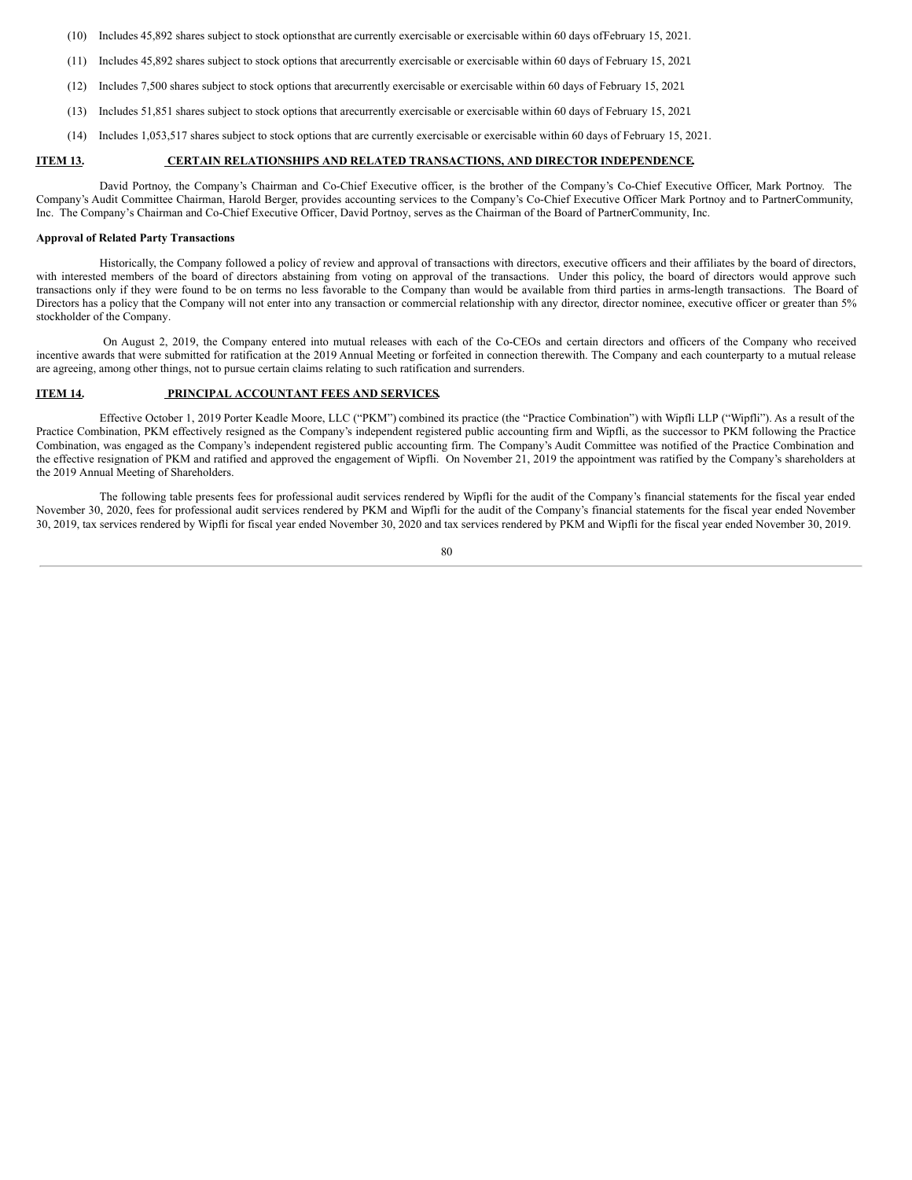(10) Includes 45,892 shares subject to stock options that are currently exercisable or exercisable within 60 days of February 15, 2021.

(11) Includes 45,892 shares subject to stock options that are currently exercisable or exercisable within 60 days of February 15, 2021.

(12) Includes 7,500 shares subject to stock options that are currently exercisable or exercisable within 60 days of February 15, 2021.

(13) Includes 51,851 shares subject to stock options that are currently exercisable or exercisable within 60 days of February 15, 2021.

(14) Includes 1,053,517 shares subject to stock options that are currently exercisable or exercisable within 60 days of February 15, 2021.

## ITEM 13. CERTAIN RELATIONSHIPS AND RELATED TRANSACTIONS, AND DIRECTOR INDEPENDENCE.

David Portnoy, the Company's Chairman and Co-Chief Executive officer, is the brother of the Company's Co-Chief Executive Officer, Mark Portnoy. The Company's Audit Committee Chairman, Harold Berger, provides accounting services to the Company's Co-Chief Executive Officer Mark Portnoy and to PartnerCommunity, Inc. The Company's Chairman and Co-Chief Executive Officer, David Portnoy, serves as the Chairman of the Board of PartnerCommunity, Inc.

**Approval of Related Party Transactions**

Historically, the Company followed a policy of review and approval of transactions with directors, executive officers and their affiliates by the board of directors, with interested members of the board of directors abstaining from voting on approval of the transactions. Under this policy, the board of directors would approve such transactions only if they were found to be on terms no less favorable to the Company than would be available from third parties in arms-length transactions. The Board of Directors has a policy that the Company will not enter into any transaction or commercial relationship with any director, director nominee, executive officer or greater than 5% stockholder of the Company.

On August 2, 2019, the Company entered into mutual releases with each of the Co-CEOs and certain directors and officers of the Company who received incentive awards that were submitted for ratification at the 2019 Annual Meeting or forfeited in connection therewith. The Company and each counterparty to a mutual release are agreeing, among other things, not to pursue certain claims relating to such ratification and surrenders.

## ITEM 14. PRINCIPAL ACCOUNTANT FEES AND SERVICES.

Effective October 1, 2019 Porter Keadle Moore, LLC ("PKM") combined its practice (the "Practice Combination") with Wipfli LLP ("Wipfli"). As a result of the Practice Combination, PKM effectively resigned as the Company's independent registered public accounting firm and Wipfli, as the successor to PKM following the Practice Combination, was engaged as the Company's independent registered public accounting firm. The Company's Audit Committee was notified of the Practice Combination and the effective resignation of PKM and ratified and approved the engagement of Wipfli. On November 21, 2019 the appointment was ratified by the Company's shareholders at the 2019 Annual Meeting of Shareholders.

The following table presents fees for professional audit services rendered by Wipfli for the audit of the Company's financial statements for the fiscal year ended November 30, 2020, fees for professional audit services rendered by PKM and Wipfli for the audit of the Company's financial statements for the fiscal year ended November 30, 2019, tax services rendered by Wipfli for fiscal year ended November 30, 2020 and tax services rendered by PKM and Wipfli for the fiscal year ended November 30, 2019.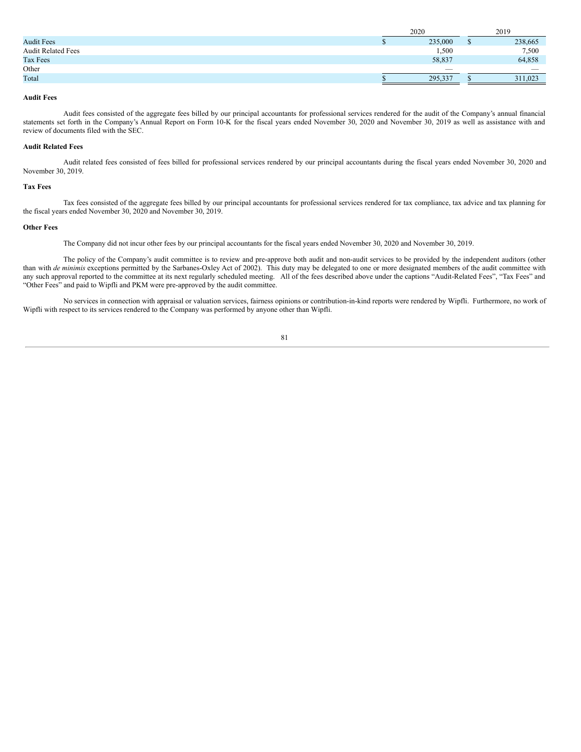| | 2020 | 2019 |
|---|---|---|
| Audit Fees | $ 235,000 | $ 238,665 |
| Audit Related Fees | 1,500 | 7,500 |
| Tax Fees | 58,837 | 64,858 |
| Other | — | — |
| Total | $ 295,337 | $ 311,023 |

**Audit Fees**

Audit fees consisted of the aggregate fees billed by our principal accountants for professional services rendered for the audit of the Company's annual financial statements set forth in the Company's Annual Report on Form 10-K for the fiscal years ended November 30, 2020 and November 30, 2019 as well as assistance with and review of documents filed with the SEC.

**Audit Related Fees**

Audit related fees consisted of fees billed for professional services rendered by our principal accountants during the fiscal years ended November 30, 2020 and November 30, 2019.

**Tax Fees**

Tax fees consisted of the aggregate fees billed by our principal accountants for professional services rendered for tax compliance, tax advice and tax planning for the fiscal years ended November 30, 2020 and November 30, 2019.

**Other Fees**

The Company did not incur other fees by our principal accountants for the fiscal years ended November 30, 2020 and November 30, 2019.

The policy of the Company's audit committee is to review and pre-approve both audit and non-audit services to be provided by the independent auditors (other than with *de minimis* exceptions permitted by the Sarbanes-Oxley Act of 2002). This duty may be delegated to one or more designated members of the audit committee with any such approval reported to the committee at its next regularly scheduled meeting. All of the fees described above under the captions "Audit-Related Fees", "Tax Fees" and "Other Fees" and paid to Wipfli and PKM were pre-approved by the audit committee.

No services in connection with appraisal or valuation services, fairness opinions or contribution-in-kind reports were rendered by Wipfli. Furthermore, no work of Wipfli with respect to its services rendered to the Company was performed by anyone other than Wipfli.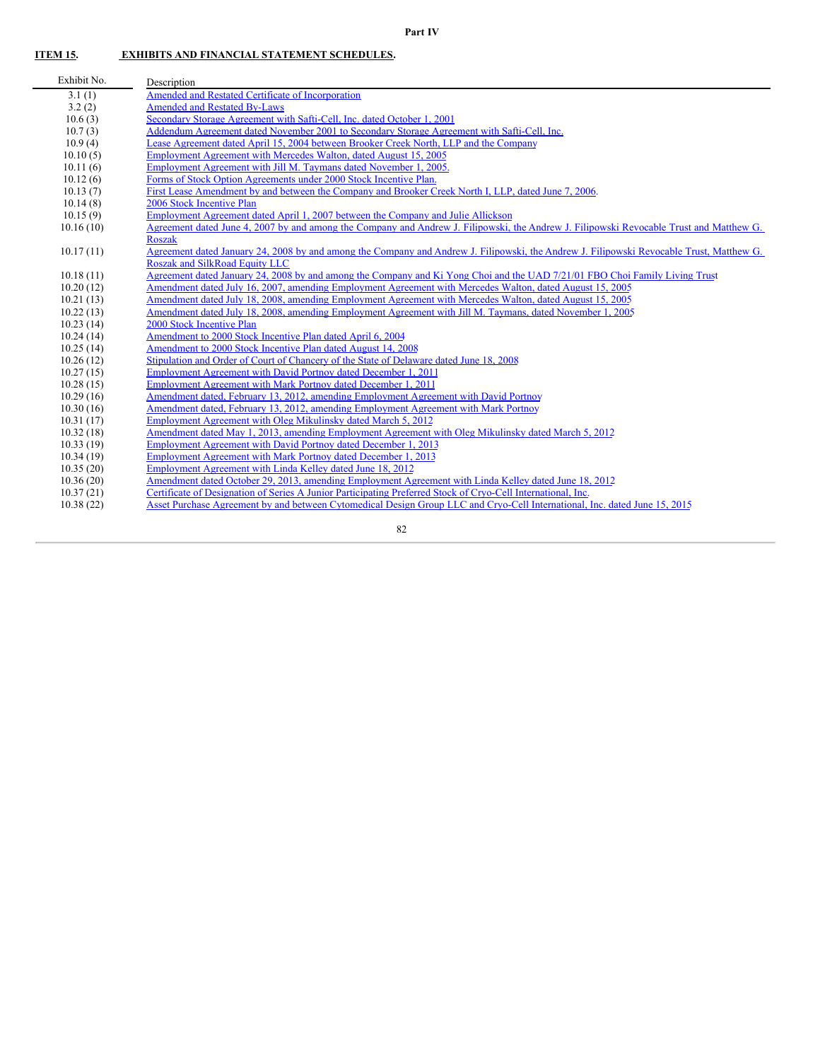# Part IV

## ITEM 15. EXHIBITS AND FINANCIAL STATEMENT SCHEDULES.

| Exhibit No. | Description |
|---|---|
| 3.1 (1) | Amended and Restated Certificate of Incorporation |
| 3.2 (2) | Amended and Restated By-Laws |
| 10.6 (3) | Secondary Storage Agreement with Safti-Cell, Inc. dated October 1, 2001 |
| 10.7 (3) | Addendum Agreement dated November 2001 to Secondary Storage Agreement with Safti-Cell, Inc. |
| 10.9 (4) | Lease Agreement dated April 15, 2004 between Brooker Creek North, LLP and the Company |
| 10.10 (5) | Employment Agreement with Mercedes Walton, dated August 15, 2005 |
| 10.11 (6) | Employment Agreement with Jill M. Taymans dated November 1, 2005. |
| 10.12 (6) | Forms of Stock Option Agreements under 2000 Stock Incentive Plan. |
| 10.13 (7) | First Lease Amendment by and between the Company and Brooker Creek North I, LLP, dated June 7, 2006. |
| 10.14 (8) | 2006 Stock Incentive Plan |
| 10.15 (9) | Employment Agreement dated April 1, 2007 between the Company and Julie Allickson |
| 10.16 (10) | Agreement dated June 4, 2007 by and among the Company and Andrew J. Filipowski, the Andrew J. Filipowski Revocable Trust and Matthew G. Roszak |
| 10.17 (11) | Agreement dated January 24, 2008 by and among the Company and Andrew J. Filipowski, the Andrew J. Filipowski Revocable Trust, Matthew G. Roszak and SilkRoad Equity LLC |
| 10.18 (11) | Agreement dated January 24, 2008 by and among the Company and Ki Yong Choi and the UAD 7/21/01 FBO Choi Family Living Trust |
| 10.20 (12) | Amendment dated July 16, 2007, amending Employment Agreement with Mercedes Walton, dated August 15, 2005 |
| 10.21 (13) | Amendment dated July 18, 2008, amending Employment Agreement with Mercedes Walton, dated August 15, 2005 |
| 10.22 (13) | Amendment dated July 18, 2008, amending Employment Agreement with Jill M. Taymans, dated November 1, 2005 |
| 10.23 (14) | 2000 Stock Incentive Plan |
| 10.24 (14) | Amendment to 2000 Stock Incentive Plan dated April 6, 2004 |
| 10.25 (14) | Amendment to 2000 Stock Incentive Plan dated August 14, 2008 |
| 10.26 (12) | Stipulation and Order of Court of Chancery of the State of Delaware dated June 18, 2008 |
| 10.27 (15) | Employment Agreement with David Portnoy dated December 1, 2011 |
| 10.28 (15) | Employment Agreement with Mark Portnoy dated December 1, 2011 |
| 10.29 (16) | Amendment dated, February 13, 2012, amending Employment Agreement with David Portnoy |
| 10.30 (16) | Amendment dated, February 13, 2012, amending Employment Agreement with Mark Portnoy |
| 10.31 (17) | Employment Agreement with Oleg Mikulinsky dated March 5, 2012 |
| 10.32 (18) | Amendment dated May 1, 2013, amending Employment Agreement with Oleg Mikulinsky dated March 5, 2012 |
| 10.33 (19) | Employment Agreement with David Portnoy dated December 1, 2013 |
| 10.34 (19) | Employment Agreement with Mark Portnoy dated December 1, 2013 |
| 10.35 (20) | Employment Agreement with Linda Kelley dated June 18, 2012 |
| 10.36 (20) | Amendment dated October 29, 2013, amending Employment Agreement with Linda Kelley dated June 18, 2012 |
| 10.37 (21) | Certificate of Designation of Series A Junior Participating Preferred Stock of Cryo-Cell International, Inc. |
| 10.38 (22) | Asset Purchase Agreement by and between Cytomedical Design Group LLC and Cryo-Cell International, Inc. dated June 15, 2015 |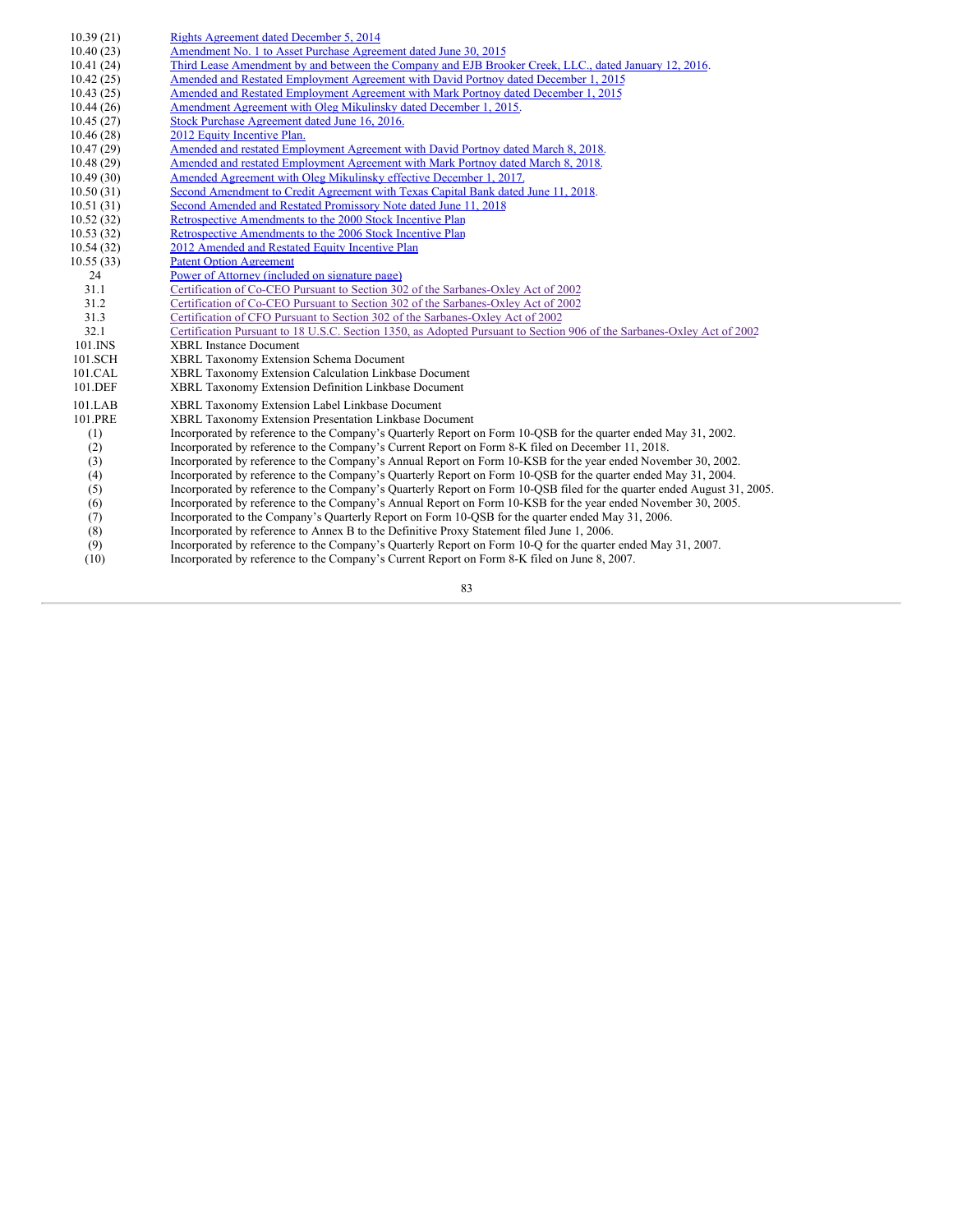| | |
|---|---|
| 10.39 (21) | Rights Agreement dated December 5, 2014 |
| 10.40 (23) | Amendment No. 1 to Asset Purchase Agreement dated June 30, 2015 |
| 10.41 (24) | Third Lease Amendment by and between the Company and EJB Brooker Creek, LLC., dated January 12, 2016. |
| 10.42 (25) | Amended and Restated Employment Agreement with David Portnoy dated December 1, 2015 |
| 10.43 (25) | Amended and Restated Employment Agreement with Mark Portnoy dated December 1, 2015 |
| 10.44 (26) | Amendment Agreement with Oleg Mikulinsky dated December 1, 2015. |
| 10.45 (27) | Stock Purchase Agreement dated June 16, 2016. |
| 10.46 (28) | 2012 Equity Incentive Plan. |
| 10.47 (29) | Amended and restated Employment Agreement with David Portnoy dated March 8, 2018. |
| 10.48 (29) | Amended and restated Employment Agreement with Mark Portnoy dated March 8, 2018. |
| 10.49 (30) | Amended Agreement with Oleg Mikulinsky effective December 1, 2017. |
| 10.50 (31) | Second Amendment to Credit Agreement with Texas Capital Bank dated June 11, 2018. |
| 10.51 (31) | Second Amended and Restated Promissory Note dated June 11, 2018 |
| 10.52 (32) | Retrospective Amendments to the 2000 Stock Incentive Plan |
| 10.53 (32) | Retrospective Amendments to the 2006 Stock Incentive Plan |
| 10.54 (32) | 2012 Amended and Restated Equity Incentive Plan |
| 10.55 (33) | Patent Option Agreement |
| 24 | Power of Attorney (included on signature page) |
| 31.1 | Certification of Co-CEO Pursuant to Section 302 of the Sarbanes-Oxley Act of 2002 |
| 31.2 | Certification of Co-CEO Pursuant to Section 302 of the Sarbanes-Oxley Act of 2002 |
| 31.3 | Certification of CFO Pursuant to Section 302 of the Sarbanes-Oxley Act of 2002 |
| 32.1 | Certification Pursuant to 18 U.S.C. Section 1350, as Adopted Pursuant to Section 906 of the Sarbanes-Oxley Act of 2002 |
| 101.INS | XBRL Instance Document |
| 101.SCH | XBRL Taxonomy Extension Schema Document |
| 101.CAL | XBRL Taxonomy Extension Calculation Linkbase Document |
| 101.DEF | XBRL Taxonomy Extension Definition Linkbase Document |
| 101.LAB | XBRL Taxonomy Extension Label Linkbase Document |
| 101.PRE | XBRL Taxonomy Extension Presentation Linkbase Document |
| (1) | Incorporated by reference to the Company's Quarterly Report on Form 10-QSB for the quarter ended May 31, 2002. |
| (2) | Incorporated by reference to the Company's Current Report on Form 8-K filed on December 11, 2018. |
| (3) | Incorporated by reference to the Company's Annual Report on Form 10-KSB for the year ended November 30, 2002. |
| (4) | Incorporated by reference to the Company's Quarterly Report on Form 10-QSB for the quarter ended May 31, 2004. |
| (5) | Incorporated by reference to the Company's Quarterly Report on Form 10-QSB filed for the quarter ended August 31, 2005. |
| (6) | Incorporated by reference to the Company's Annual Report on Form 10-KSB for the year ended November 30, 2005. |
| (7) | Incorporated to the Company's Quarterly Report on Form 10-QSB for the quarter ended May 31, 2006. |
| (8) | Incorporated by reference to Annex B to the Definitive Proxy Statement filed June 1, 2006. |
| (9) | Incorporated by reference to the Company's Quarterly Report on Form 10-Q for the quarter ended May 31, 2007. |
| (10) | Incorporated by reference to the Company's Current Report on Form 8-K filed on June 8, 2007. |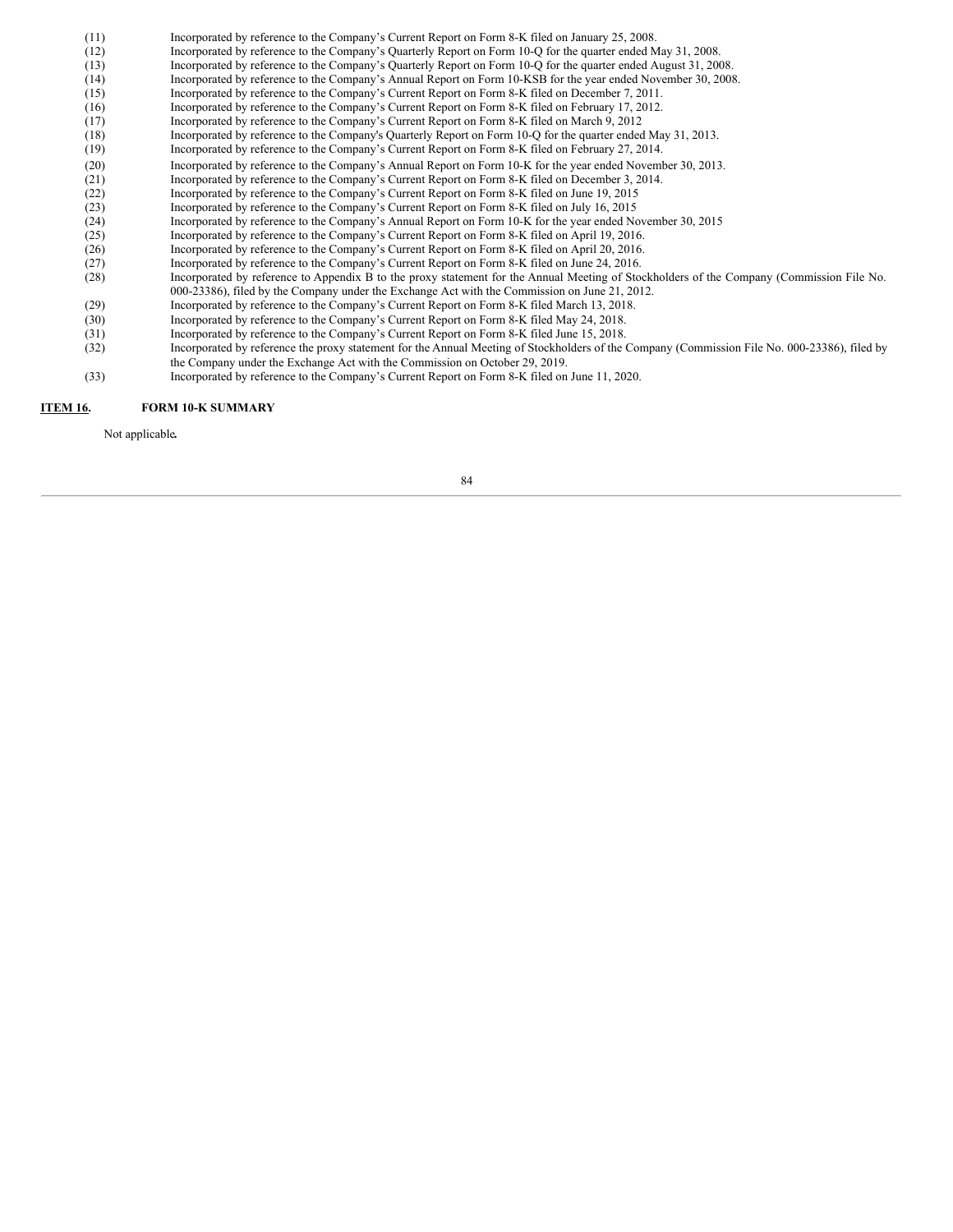(11) Incorporated by reference to the Company's Current Report on Form 8-K filed on January 25, 2008.
(12) Incorporated by reference to the Company's Quarterly Report on Form 10-Q for the quarter ended May 31, 2008.
(13) Incorporated by reference to the Company's Quarterly Report on Form 10-Q for the quarter ended August 31, 2008.
(14) Incorporated by reference to the Company's Annual Report on Form 10-KSB for the year ended November 30, 2008.
(15) Incorporated by reference to the Company's Current Report on Form 8-K filed on December 7, 2011.
(16) Incorporated by reference to the Company's Current Report on Form 8-K filed on February 17, 2012.
(17) Incorporated by reference to the Company's Current Report on Form 8-K filed on March 9, 2012
(18) Incorporated by reference to the Company's Quarterly Report on Form 10-Q for the quarter ended May 31, 2013.
(19) Incorporated by reference to the Company's Current Report on Form 8-K filed on February 27, 2014.
(20) Incorporated by reference to the Company's Annual Report on Form 10-K for the year ended November 30, 2013.
(21) Incorporated by reference to the Company's Current Report on Form 8-K filed on December 3, 2014.
(22) Incorporated by reference to the Company's Current Report on Form 8-K filed on June 19, 2015
(23) Incorporated by reference to the Company's Current Report on Form 8-K filed on July 16, 2015
(24) Incorporated by reference to the Company's Annual Report on Form 10-K for the year ended November 30, 2015
(25) Incorporated by reference to the Company's Current Report on Form 8-K filed on April 19, 2016.
(26) Incorporated by reference to the Company's Current Report on Form 8-K filed on April 20, 2016.
(27) Incorporated by reference to the Company's Current Report on Form 8-K filed on June 24, 2016.
(28) Incorporated by reference to Appendix B to the proxy statement for the Annual Meeting of Stockholders of the Company (Commission File No. 000-23386), filed by the Company under the Exchange Act with the Commission on June 21, 2012.
(29) Incorporated by reference to the Company's Current Report on Form 8-K filed March 13, 2018.
(30) Incorporated by reference to the Company's Current Report on Form 8-K filed May 24, 2018.
(31) Incorporated by reference to the Company's Current Report on Form 8-K filed June 15, 2018.
(32) Incorporated by reference the proxy statement for the Annual Meeting of Stockholders of the Company (Commission File No. 000-23386), filed by the Company under the Exchange Act with the Commission on October 29, 2019.
(33) Incorporated by reference to the Company's Current Report on Form 8-K filed on June 11, 2020.

## ITEM 16. FORM 10-K SUMMARY

Not applicable**.**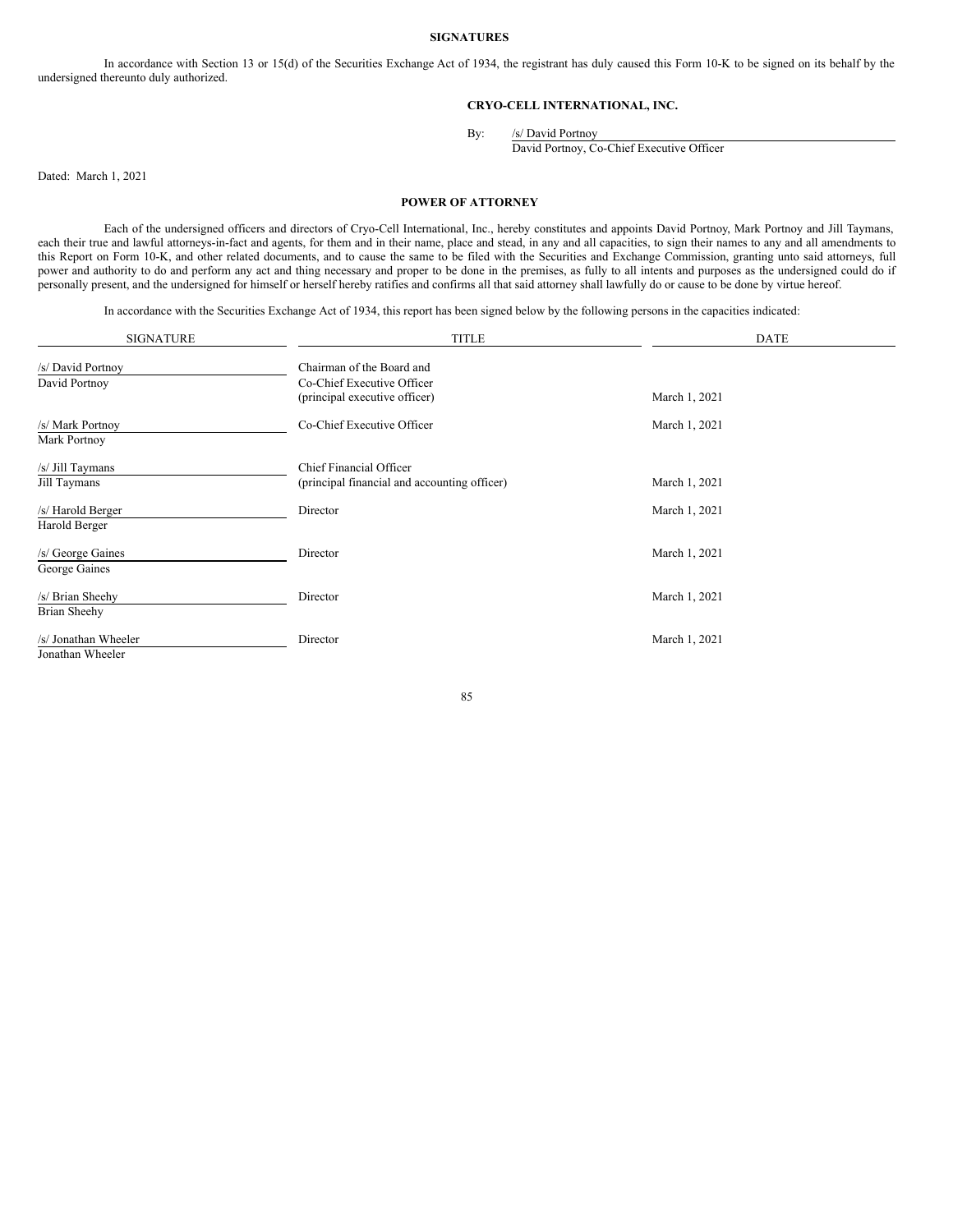## SIGNATURES

In accordance with Section 13 or 15(d) of the Securities Exchange Act of 1934, the registrant has duly caused this Form 10-K to be signed on its behalf by the undersigned thereunto duly authorized.

**CRYO-CELL INTERNATIONAL, INC.**

By: /s/ David Portnoy
David Portnoy, Co-Chief Executive Officer

Dated: March 1, 2021

## POWER OF ATTORNEY

Each of the undersigned officers and directors of Cryo-Cell International, Inc., hereby constitutes and appoints David Portnoy, Mark Portnoy and Jill Taymans, each their true and lawful attorneys-in-fact and agents, for them and in their name, place and stead, in any and all capacities, to sign their names to any and all amendments to this Report on Form 10-K, and other related documents, and to cause the same to be filed with the Securities and Exchange Commission, granting unto said attorneys, full power and authority to do and perform any act and thing necessary and proper to be done in the premises, as fully to all intents and purposes as the undersigned could do if personally present, and the undersigned for himself or herself hereby ratifies and confirms all that said attorney shall lawfully do or cause to be done by virtue hereof.

In accordance with the Securities Exchange Act of 1934, this report has been signed below by the following persons in the capacities indicated:

| SIGNATURE | TITLE | DATE |
|---|---|---|
| /s/ David Portnoy<br>David Portnoy | Chairman of the Board and<br>Co-Chief Executive Officer<br>(principal executive officer) | March 1, 2021 |
| /s/ Mark Portnoy<br>Mark Portnoy | Co-Chief Executive Officer | March 1, 2021 |
| /s/ Jill Taymans<br>Jill Taymans | Chief Financial Officer<br>(principal financial and accounting officer) | March 1, 2021 |
| /s/ Harold Berger<br>Harold Berger | Director | March 1, 2021 |
| /s/ George Gaines<br>George Gaines | Director | March 1, 2021 |
| /s/ Brian Sheehy<br>Brian Sheehy | Director | March 1, 2021 |
| /s/ Jonathan Wheeler<br>Jonathan Wheeler | Director | March 1, 2021 |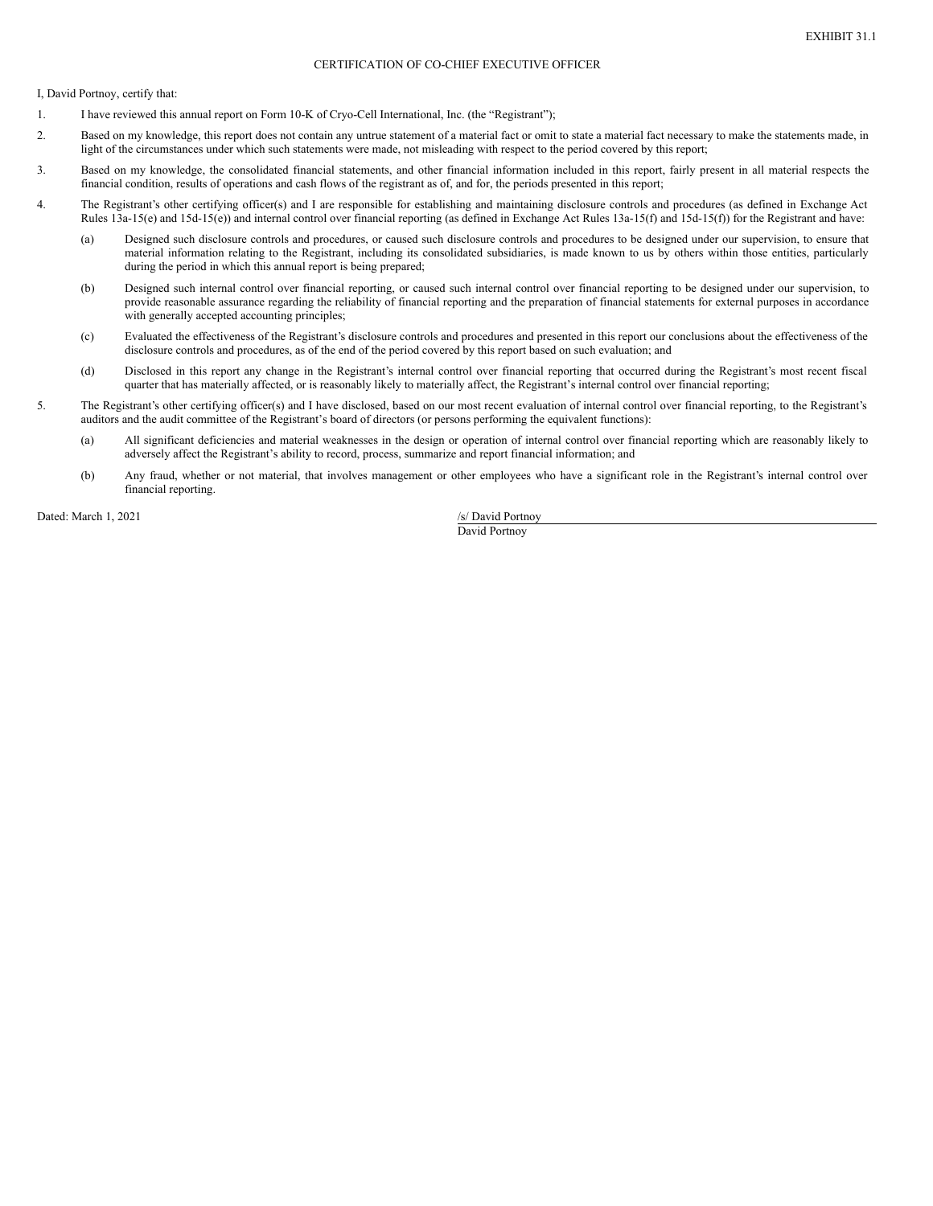EXHIBIT 31.1

CERTIFICATION OF CO-CHIEF EXECUTIVE OFFICER

I, David Portnoy, certify that:

1. I have reviewed this annual report on Form 10-K of Cryo-Cell International, Inc. (the "Registrant");

2. Based on my knowledge, this report does not contain any untrue statement of a material fact or omit to state a material fact necessary to make the statements made, in light of the circumstances under which such statements were made, not misleading with respect to the period covered by this report;

3. Based on my knowledge, the consolidated financial statements, and other financial information included in this report, fairly present in all material respects the financial condition, results of operations and cash flows of the registrant as of, and for, the periods presented in this report;

4. The Registrant's other certifying officer(s) and I are responsible for establishing and maintaining disclosure controls and procedures (as defined in Exchange Act Rules 13a-15(e) and 15d-15(e)) and internal control over financial reporting (as defined in Exchange Act Rules 13a-15(f) and 15d-15(f)) for the Registrant and have:

   (a) Designed such disclosure controls and procedures, or caused such disclosure controls and procedures to be designed under our supervision, to ensure that material information relating to the Registrant, including its consolidated subsidiaries, is made known to us by others within those entities, particularly during the period in which this annual report is being prepared;

   (b) Designed such internal control over financial reporting, or caused such internal control over financial reporting to be designed under our supervision, to provide reasonable assurance regarding the reliability of financial reporting and the preparation of financial statements for external purposes in accordance with generally accepted accounting principles;

   (c) Evaluated the effectiveness of the Registrant's disclosure controls and procedures and presented in this report our conclusions about the effectiveness of the disclosure controls and procedures, as of the end of the period covered by this report based on such evaluation; and

   (d) Disclosed in this report any change in the Registrant's internal control over financial reporting that occurred during the Registrant's most recent fiscal quarter that has materially affected, or is reasonably likely to materially affect, the Registrant's internal control over financial reporting;

5. The Registrant's other certifying officer(s) and I have disclosed, based on our most recent evaluation of internal control over financial reporting, to the Registrant's auditors and the audit committee of the Registrant's board of directors (or persons performing the equivalent functions):

   (a) All significant deficiencies and material weaknesses in the design or operation of internal control over financial reporting which are reasonably likely to adversely affect the Registrant's ability to record, process, summarize and report financial information; and

   (b) Any fraud, whether or not material, that involves management or other employees who have a significant role in the Registrant's internal control over financial reporting.

Dated: March 1, 2021

/s/ David Portnoy
David Portnoy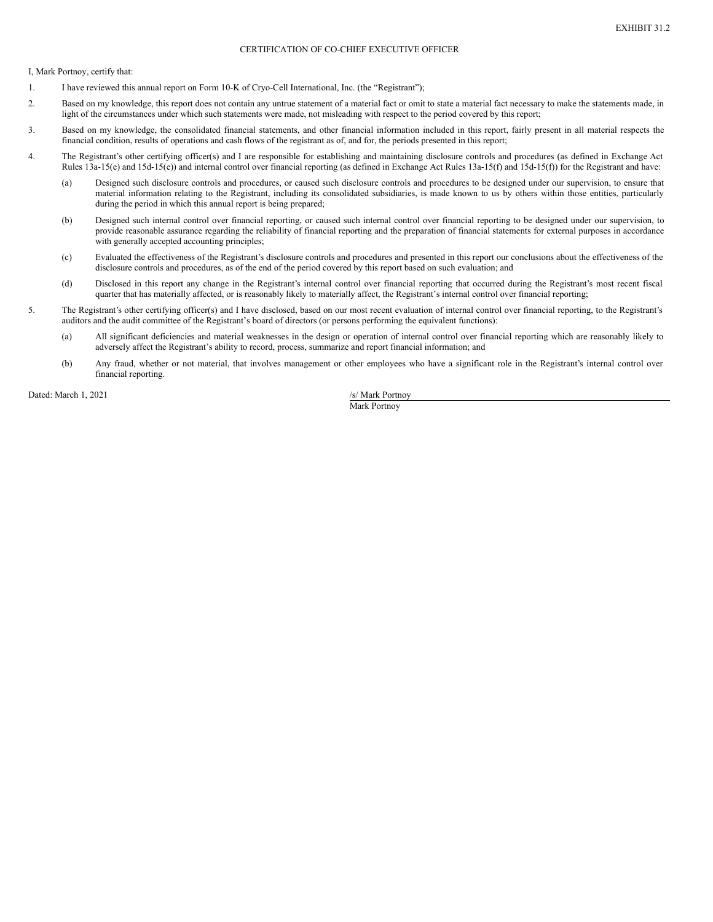EXHIBIT 31.2

# CERTIFICATION OF CO-CHIEF EXECUTIVE OFFICER

I, Mark Portnoy, certify that:

1. I have reviewed this annual report on Form 10-K of Cryo-Cell International, Inc. (the "Registrant");

2. Based on my knowledge, this report does not contain any untrue statement of a material fact or omit to state a material fact necessary to make the statements made, in light of the circumstances under which such statements were made, not misleading with respect to the period covered by this report;

3. Based on my knowledge, the consolidated financial statements, and other financial information included in this report, fairly present in all material respects the financial condition, results of operations and cash flows of the registrant as of, and for, the periods presented in this report;

4. The Registrant's other certifying officer(s) and I are responsible for establishing and maintaining disclosure controls and procedures (as defined in Exchange Act Rules 13a-15(e) and 15d-15(e)) and internal control over financial reporting (as defined in Exchange Act Rules 13a-15(f) and 15d-15(f)) for the Registrant and have:

   (a) Designed such disclosure controls and procedures, or caused such disclosure controls and procedures to be designed under our supervision, to ensure that material information relating to the Registrant, including its consolidated subsidiaries, is made known to us by others within those entities, particularly during the period in which this annual report is being prepared;

   (b) Designed such internal control over financial reporting, or caused such internal control over financial reporting to be designed under our supervision, to provide reasonable assurance regarding the reliability of financial reporting and the preparation of financial statements for external purposes in accordance with generally accepted accounting principles;

   (c) Evaluated the effectiveness of the Registrant's disclosure controls and procedures and presented in this report our conclusions about the effectiveness of the disclosure controls and procedures, as of the end of the period covered by this report based on such evaluation; and

   (d) Disclosed in this report any change in the Registrant's internal control over financial reporting that occurred during the Registrant's most recent fiscal quarter that has materially affected, or is reasonably likely to materially affect, the Registrant's internal control over financial reporting;

5. The Registrant's other certifying officer(s) and I have disclosed, based on our most recent evaluation of internal control over financial reporting, to the Registrant's auditors and the audit committee of the Registrant's board of directors (or persons performing the equivalent functions):

   (a) All significant deficiencies and material weaknesses in the design or operation of internal control over financial reporting which are reasonably likely to adversely affect the Registrant's ability to record, process, summarize and report financial information; and

   (b) Any fraud, whether or not material, that involves management or other employees who have a significant role in the Registrant's internal control over financial reporting.

Dated: March 1, 2021

/s/ Mark Portnoy

Mark Portnoy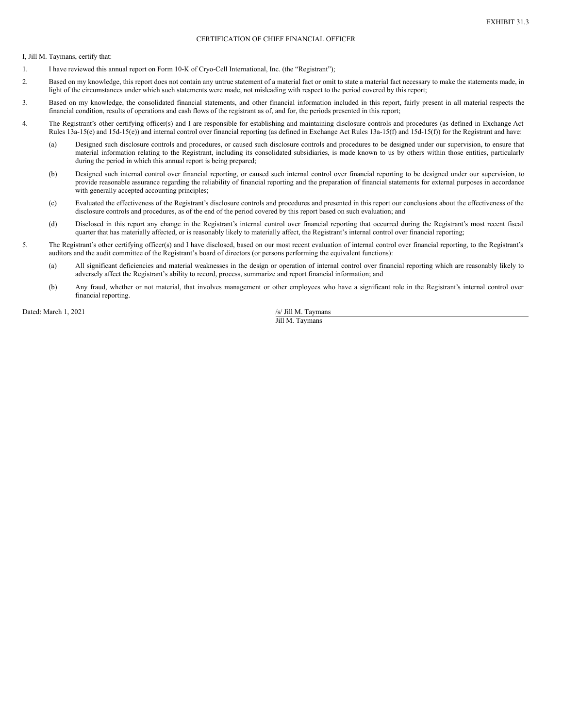EXHIBIT 31.3

# CERTIFICATION OF CHIEF FINANCIAL OFFICER

I, Jill M. Taymans, certify that:

1. I have reviewed this annual report on Form 10-K of Cryo-Cell International, Inc. (the "Registrant");

2. Based on my knowledge, this report does not contain any untrue statement of a material fact or omit to state a material fact necessary to make the statements made, in light of the circumstances under which such statements were made, not misleading with respect to the period covered by this report;

3. Based on my knowledge, the consolidated financial statements, and other financial information included in this report, fairly present in all material respects the financial condition, results of operations and cash flows of the registrant as of, and for, the periods presented in this report;

4. The Registrant's other certifying officer(s) and I are responsible for establishing and maintaining disclosure controls and procedures (as defined in Exchange Act Rules 13a-15(e) and 15d-15(e)) and internal control over financial reporting (as defined in Exchange Act Rules 13a-15(f) and 15d-15(f)) for the Registrant and have:

   (a) Designed such disclosure controls and procedures, or caused such disclosure controls and procedures to be designed under our supervision, to ensure that material information relating to the Registrant, including its consolidated subsidiaries, is made known to us by others within those entities, particularly during the period in which this annual report is being prepared;

   (b) Designed such internal control over financial reporting, or caused such internal control over financial reporting to be designed under our supervision, to provide reasonable assurance regarding the reliability of financial reporting and the preparation of financial statements for external purposes in accordance with generally accepted accounting principles;

   (c) Evaluated the effectiveness of the Registrant's disclosure controls and procedures and presented in this report our conclusions about the effectiveness of the disclosure controls and procedures, as of the end of the period covered by this report based on such evaluation; and

   (d) Disclosed in this report any change in the Registrant's internal control over financial reporting that occurred during the Registrant's most recent fiscal quarter that has materially affected, or is reasonably likely to materially affect, the Registrant's internal control over financial reporting;

5. The Registrant's other certifying officer(s) and I have disclosed, based on our most recent evaluation of internal control over financial reporting, to the Registrant's auditors and the audit committee of the Registrant's board of directors (or persons performing the equivalent functions):

   (a) All significant deficiencies and material weaknesses in the design or operation of internal control over financial reporting which are reasonably likely to adversely affect the Registrant's ability to record, process, summarize and report financial information; and

   (b) Any fraud, whether or not material, that involves management or other employees who have a significant role in the Registrant's internal control over financial reporting.

Dated: March 1, 2021

/s/ Jill M. Taymans

Jill M. Taymans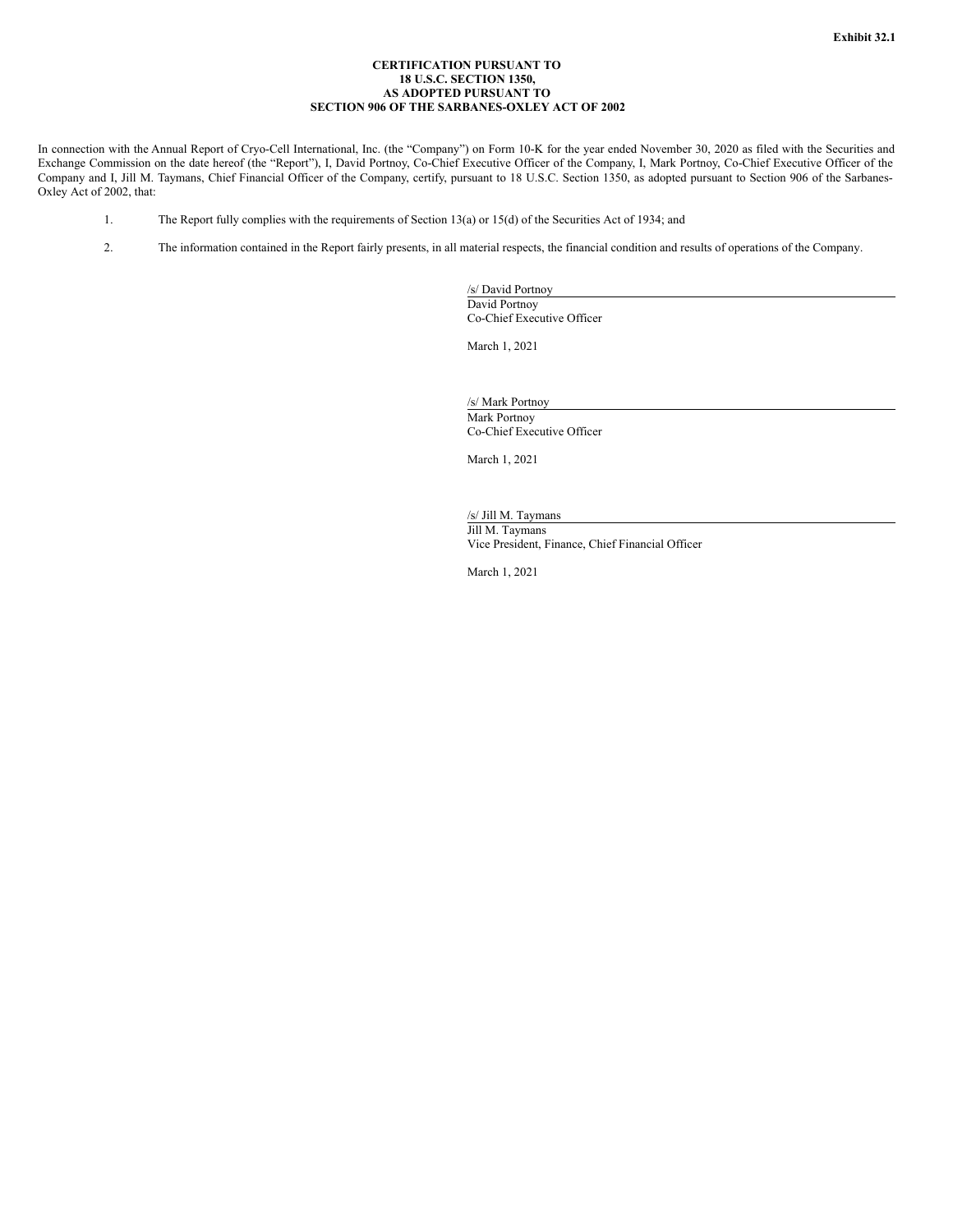**Exhibit 32.1**

**CERTIFICATION PURSUANT TO 18 U.S.C. SECTION 1350, AS ADOPTED PURSUANT TO SECTION 906 OF THE SARBANES-OXLEY ACT OF 2002**

In connection with the Annual Report of Cryo-Cell International, Inc. (the "Company") on Form 10-K for the year ended November 30, 2020 as filed with the Securities and Exchange Commission on the date hereof (the "Report"), I, David Portnoy, Co-Chief Executive Officer of the Company, I, Mark Portnoy, Co-Chief Executive Officer of the Company and I, Jill M. Taymans, Chief Financial Officer of the Company, certify, pursuant to 18 U.S.C. Section 1350, as adopted pursuant to Section 906 of the Sarbanes-Oxley Act of 2002, that:

1. The Report fully complies with the requirements of Section 13(a) or 15(d) of the Securities Act of 1934; and

2. The information contained in the Report fairly presents, in all material respects, the financial condition and results of operations of the Company.

/s/ David Portnoy
David Portnoy
Co-Chief Executive Officer

March 1, 2021

/s/ Mark Portnoy
Mark Portnoy
Co-Chief Executive Officer

March 1, 2021

/s/ Jill M. Taymans
Jill M. Taymans
Vice President, Finance, Chief Financial Officer

March 1, 2021